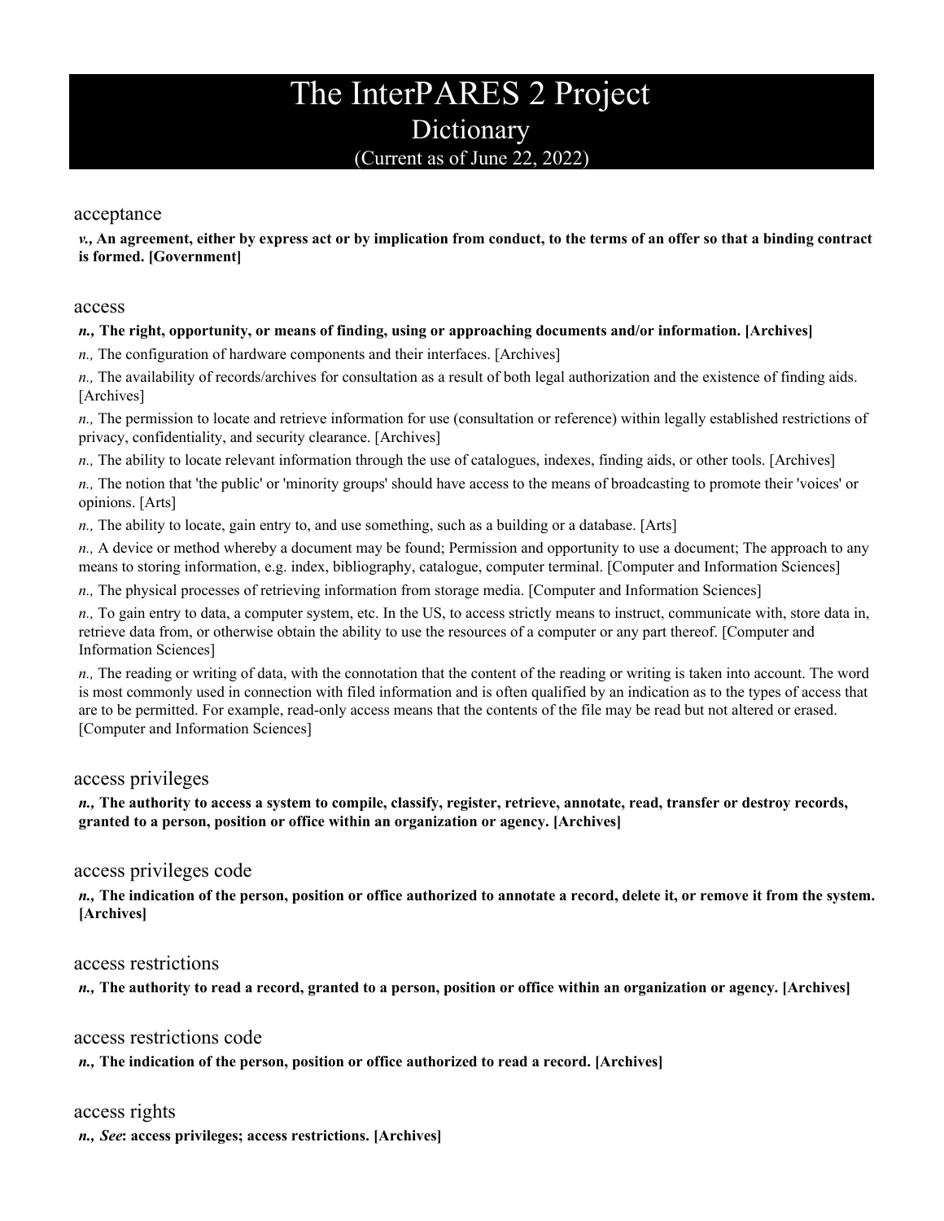# The InterPARES 2 Project

## Dictionary

(Current as of June 22, 2022)

### acceptance

***v.*, An agreement, either by express act or by implication from conduct, to the terms of an offer so that a binding contract is formed. [Government]**

### access

***n.*, The right, opportunity, or means of finding, using or approaching documents and/or information. [Archives]**

*n.,* The configuration of hardware components and their interfaces. [Archives]

*n.,* The availability of records/archives for consultation as a result of both legal authorization and the existence of finding aids. [Archives]

*n.,* The permission to locate and retrieve information for use (consultation or reference) within legally established restrictions of privacy, confidentiality, and security clearance. [Archives]

*n.,* The ability to locate relevant information through the use of catalogues, indexes, finding aids, or other tools. [Archives]

*n.,* The notion that 'the public' or 'minority groups' should have access to the means of broadcasting to promote their 'voices' or opinions. [Arts]

*n.,* The ability to locate, gain entry to, and use something, such as a building or a database. [Arts]

*n.,* A device or method whereby a document may be found; Permission and opportunity to use a document; The approach to any means to storing information, e.g. index, bibliography, catalogue, computer terminal. [Computer and Information Sciences]

*n.,* The physical processes of retrieving information from storage media. [Computer and Information Sciences]

*n.,* To gain entry to data, a computer system, etc. In the US, to access strictly means to instruct, communicate with, store data in, retrieve data from, or otherwise obtain the ability to use the resources of a computer or any part thereof. [Computer and Information Sciences]

*n.,* The reading or writing of data, with the connotation that the content of the reading or writing is taken into account. The word is most commonly used in connection with filed information and is often qualified by an indication as to the types of access that are to be permitted. For example, read-only access means that the contents of the file may be read but not altered or erased. [Computer and Information Sciences]

### access privileges

***n.*, The authority to access a system to compile, classify, register, retrieve, annotate, read, transfer or destroy records, granted to a person, position or office within an organization or agency. [Archives]**

### access privileges code

***n.*, The indication of the person, position or office authorized to annotate a record, delete it, or remove it from the system. [Archives]**

### access restrictions

***n.*, The authority to read a record, granted to a person, position or office within an organization or agency. [Archives]**

### access restrictions code

***n.*, The indication of the person, position or office authorized to read a record. [Archives]**

### access rights

***n.*, *See*: access privileges; access restrictions. [Archives]**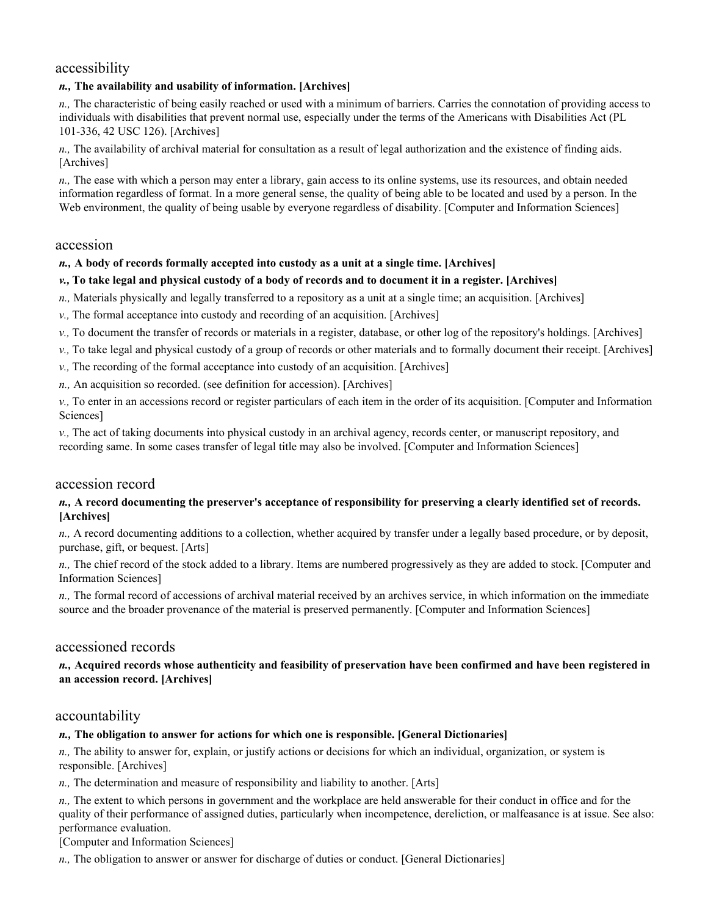## accessibility

***n.*, The availability and usability of information. [Archives]**

*n.,* The characteristic of being easily reached or used with a minimum of barriers. Carries the connotation of providing access to individuals with disabilities that prevent normal use, especially under the terms of the Americans with Disabilities Act (PL 101-336, 42 USC 126). [Archives]

*n.,* The availability of archival material for consultation as a result of legal authorization and the existence of finding aids. [Archives]

*n.,* The ease with which a person may enter a library, gain access to its online systems, use its resources, and obtain needed information regardless of format. In a more general sense, the quality of being able to be located and used by a person. In the Web environment, the quality of being usable by everyone regardless of disability. [Computer and Information Sciences]

## accession

***n.*, A body of records formally accepted into custody as a unit at a single time. [Archives]**

***v.*, To take legal and physical custody of a body of records and to document it in a register. [Archives]**

*n.,* Materials physically and legally transferred to a repository as a unit at a single time; an acquisition. [Archives]

*v.,* The formal acceptance into custody and recording of an acquisition. [Archives]

*v.,* To document the transfer of records or materials in a register, database, or other log of the repository's holdings. [Archives]

*v.,* To take legal and physical custody of a group of records or other materials and to formally document their receipt. [Archives]

*v.,* The recording of the formal acceptance into custody of an acquisition. [Archives]

*n.,* An acquisition so recorded. (see definition for accession). [Archives]

*v.,* To enter in an accessions record or register particulars of each item in the order of its acquisition. [Computer and Information Sciences]

*v.,* The act of taking documents into physical custody in an archival agency, records center, or manuscript repository, and recording same. In some cases transfer of legal title may also be involved. [Computer and Information Sciences]

## accession record

***n.*, A record documenting the preserver's acceptance of responsibility for preserving a clearly identified set of records. [Archives]**

*n.,* A record documenting additions to a collection, whether acquired by transfer under a legally based procedure, or by deposit, purchase, gift, or bequest. [Arts]

*n.,* The chief record of the stock added to a library. Items are numbered progressively as they are added to stock. [Computer and Information Sciences]

*n.,* The formal record of accessions of archival material received by an archives service, in which information on the immediate source and the broader provenance of the material is preserved permanently. [Computer and Information Sciences]

## accessioned records

***n.*, Acquired records whose authenticity and feasibility of preservation have been confirmed and have been registered in an accession record. [Archives]**

## accountability

***n.*, The obligation to answer for actions for which one is responsible. [General Dictionaries]**

*n.,* The ability to answer for, explain, or justify actions or decisions for which an individual, organization, or system is responsible. [Archives]

*n.,* The determination and measure of responsibility and liability to another. [Arts]

*n.,* The extent to which persons in government and the workplace are held answerable for their conduct in office and for the quality of their performance of assigned duties, particularly when incompetence, dereliction, or malfeasance is at issue. See also: performance evaluation.
[Computer and Information Sciences]

*n.,* The obligation to answer or answer for discharge of duties or conduct. [General Dictionaries]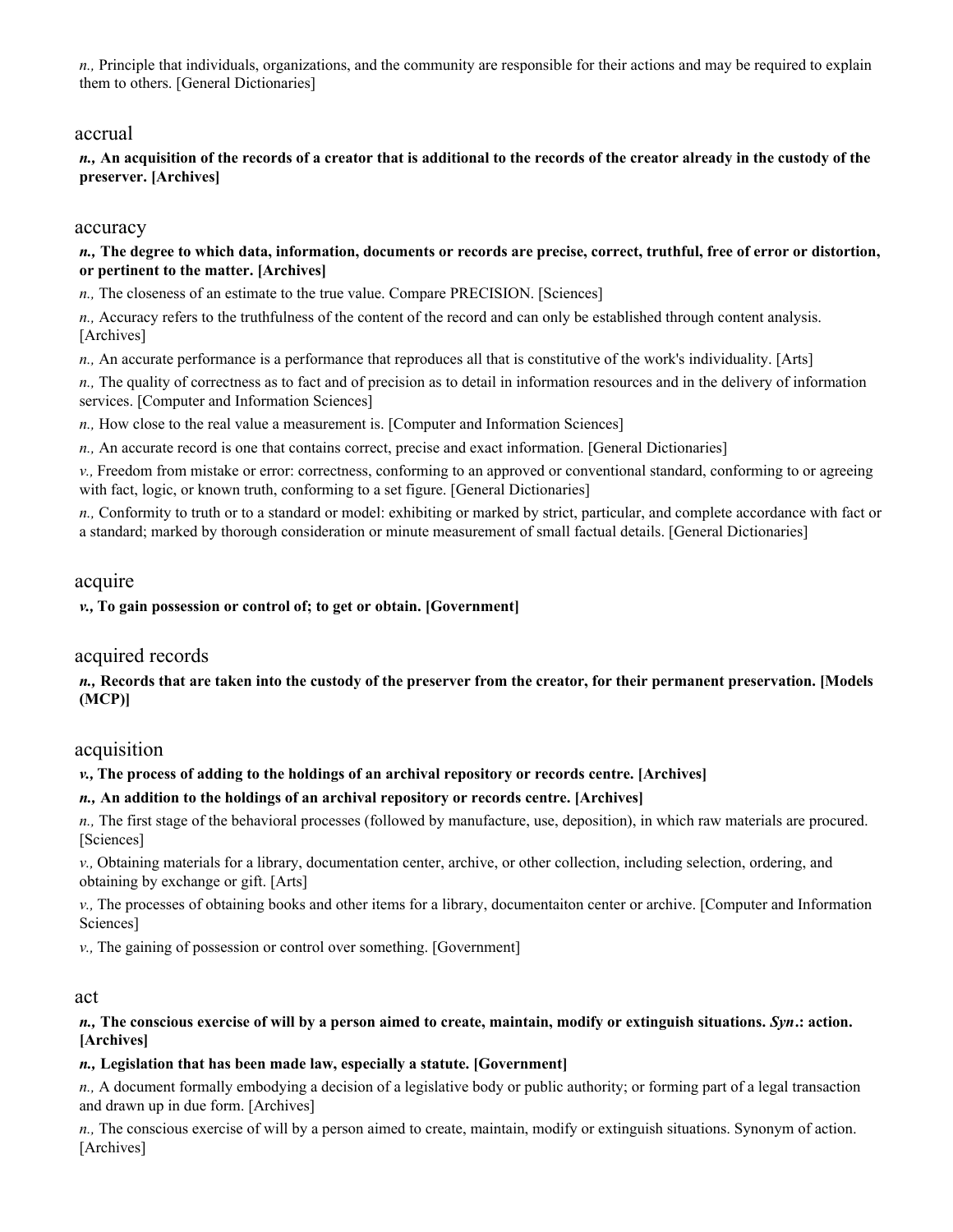*n.,* Principle that individuals, organizations, and the community are responsible for their actions and may be required to explain them to others. [General Dictionaries]

## accrual

***n.,* An acquisition of the records of a creator that is additional to the records of the creator already in the custody of the preserver. [Archives]**

## accuracy

***n.,* The degree to which data, information, documents or records are precise, correct, truthful, free of error or distortion, or pertinent to the matter. [Archives]**

*n.,* The closeness of an estimate to the true value. Compare PRECISION. [Sciences]

*n.,* Accuracy refers to the truthfulness of the content of the record and can only be established through content analysis. [Archives]

*n.,* An accurate performance is a performance that reproduces all that is constitutive of the work's individuality. [Arts]

*n.,* The quality of correctness as to fact and of precision as to detail in information resources and in the delivery of information services. [Computer and Information Sciences]

*n.,* How close to the real value a measurement is. [Computer and Information Sciences]

*n.,* An accurate record is one that contains correct, precise and exact information. [General Dictionaries]

*v.,* Freedom from mistake or error: correctness, conforming to an approved or conventional standard, conforming to or agreeing with fact, logic, or known truth, conforming to a set figure. [General Dictionaries]

*n.,* Conformity to truth or to a standard or model: exhibiting or marked by strict, particular, and complete accordance with fact or a standard; marked by thorough consideration or minute measurement of small factual details. [General Dictionaries]

## acquire

***v.,* To gain possession or control of; to get or obtain. [Government]**

## acquired records

***n.,* Records that are taken into the custody of the preserver from the creator, for their permanent preservation. [Models (MCP)]**

## acquisition

***v.,* The process of adding to the holdings of an archival repository or records centre. [Archives]**

***n.,* An addition to the holdings of an archival repository or records centre. [Archives]**

*n.,* The first stage of the behavioral processes (followed by manufacture, use, deposition), in which raw materials are procured. [Sciences]

*v.,* Obtaining materials for a library, documentation center, archive, or other collection, including selection, ordering, and obtaining by exchange or gift. [Arts]

*v.,* The processes of obtaining books and other items for a library, documentaiton center or archive. [Computer and Information Sciences]

*v.,* The gaining of possession or control over something. [Government]

## act

***n.,* The conscious exercise of will by a person aimed to create, maintain, modify or extinguish situations. *Syn*.: action. [Archives]**

***n.,* Legislation that has been made law, especially a statute. [Government]**

*n.,* A document formally embodying a decision of a legislative body or public authority; or forming part of a legal transaction and drawn up in due form. [Archives]

*n.,* The conscious exercise of will by a person aimed to create, maintain, modify or extinguish situations. Synonym of action. [Archives]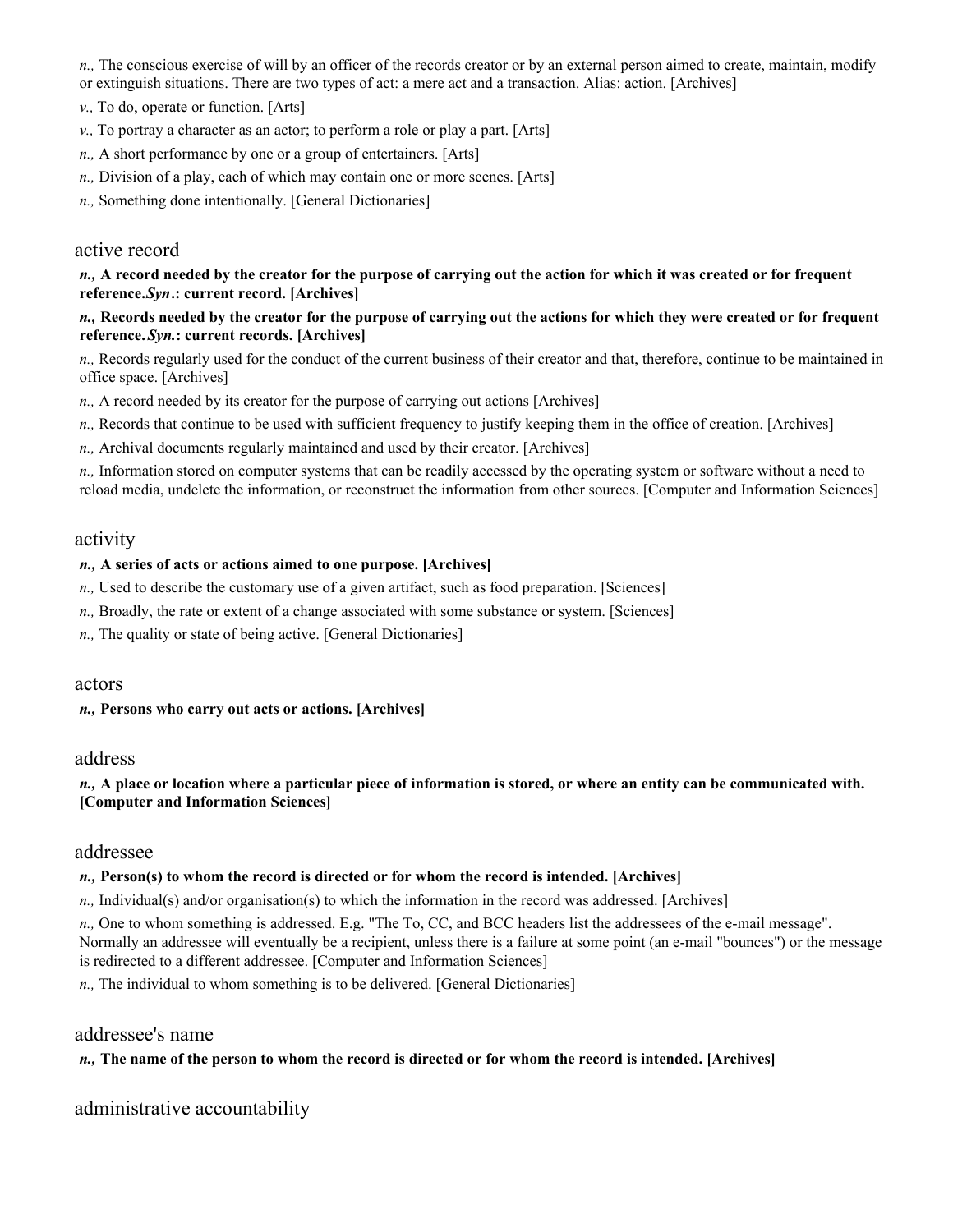*n.,* The conscious exercise of will by an officer of the records creator or by an external person aimed to create, maintain, modify or extinguish situations. There are two types of act: a mere act and a transaction. Alias: action. [Archives]

*v.,* To do, operate or function. [Arts]

*v.,* To portray a character as an actor; to perform a role or play a part. [Arts]

*n.,* A short performance by one or a group of entertainers. [Arts]

*n.,* Division of a play, each of which may contain one or more scenes. [Arts]

*n.,* Something done intentionally. [General Dictionaries]

## active record

***n.,* A record needed by the creator for the purpose of carrying out the action for which it was created or for frequent reference.*Syn*.: current record. [Archives]**

***n.,* Records needed by the creator for the purpose of carrying out the actions for which they were created or for frequent reference.*Syn.*: current records. [Archives]**

*n.,* Records regularly used for the conduct of the current business of their creator and that, therefore, continue to be maintained in office space. [Archives]

*n.,* A record needed by its creator for the purpose of carrying out actions [Archives]

*n.,* Records that continue to be used with sufficient frequency to justify keeping them in the office of creation. [Archives]

*n.,* Archival documents regularly maintained and used by their creator. [Archives]

*n.,* Information stored on computer systems that can be readily accessed by the operating system or software without a need to reload media, undelete the information, or reconstruct the information from other sources. [Computer and Information Sciences]

## activity

***n.,* A series of acts or actions aimed to one purpose. [Archives]**

*n.,* Used to describe the customary use of a given artifact, such as food preparation. [Sciences]

*n.,* Broadly, the rate or extent of a change associated with some substance or system. [Sciences]

*n.,* The quality or state of being active. [General Dictionaries]

## actors

***n.,* Persons who carry out acts or actions. [Archives]**

## address

***n.,* A place or location where a particular piece of information is stored, or where an entity can be communicated with. [Computer and Information Sciences]**

## addressee

***n.,* Person(s) to whom the record is directed or for whom the record is intended. [Archives]**

*n.,* Individual(s) and/or organisation(s) to which the information in the record was addressed. [Archives]

*n.,* One to whom something is addressed. E.g. "The To, CC, and BCC headers list the addressees of the e-mail message". Normally an addressee will eventually be a recipient, unless there is a failure at some point (an e-mail "bounces") or the message is redirected to a different addressee. [Computer and Information Sciences]

*n.,* The individual to whom something is to be delivered. [General Dictionaries]

## addressee's name

***n.,* The name of the person to whom the record is directed or for whom the record is intended. [Archives]**

## administrative accountability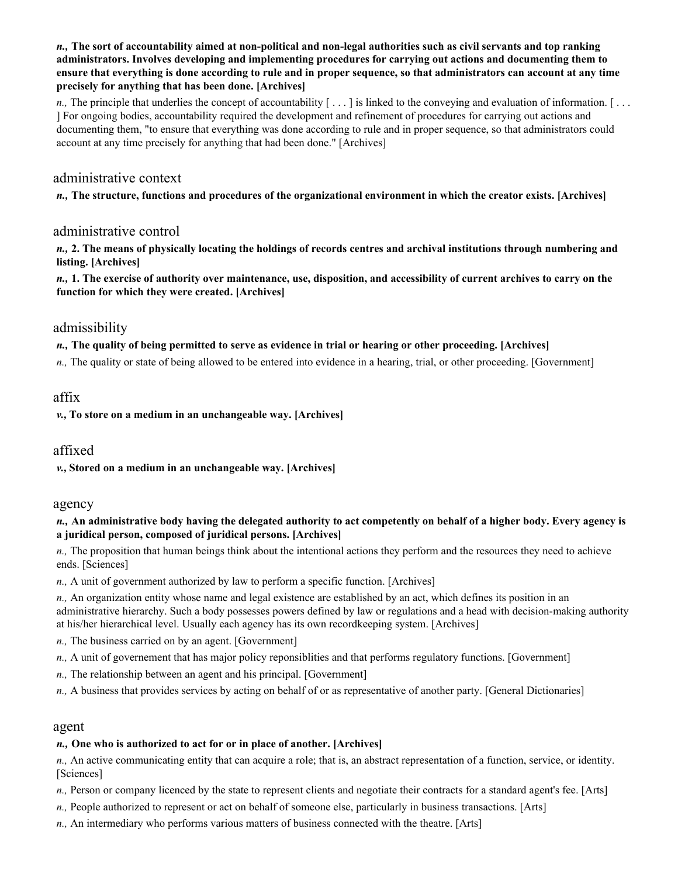***n.*, The sort of accountability aimed at non-political and non-legal authorities such as civil servants and top ranking administrators. Involves developing and implementing procedures for carrying out actions and documenting them to ensure that everything is done according to rule and in proper sequence, so that administrators can account at any time precisely for anything that has been done. [Archives]**

*n.,* The principle that underlies the concept of accountability [ . . . ] is linked to the conveying and evaluation of information. [ . . . ] For ongoing bodies, accountability required the development and refinement of procedures for carrying out actions and documenting them, "to ensure that everything was done according to rule and in proper sequence, so that administrators could account at any time precisely for anything that had been done." [Archives]

## administrative context

***n.*, The structure, functions and procedures of the organizational environment in which the creator exists. [Archives]**

## administrative control

***n.*, 2. The means of physically locating the holdings of records centres and archival institutions through numbering and listing. [Archives]**

***n.*, 1. The exercise of authority over maintenance, use, disposition, and accessibility of current archives to carry on the function for which they were created. [Archives]**

## admissibility

***n.*, The quality of being permitted to serve as evidence in trial or hearing or other proceeding. [Archives]**

*n.,* The quality or state of being allowed to be entered into evidence in a hearing, trial, or other proceeding. [Government]

## affix

***v.*, To store on a medium in an unchangeable way. [Archives]**

## affixed

***v.*, Stored on a medium in an unchangeable way. [Archives]**

## agency

***n.*, An administrative body having the delegated authority to act competently on behalf of a higher body. Every agency is a juridical person, composed of juridical persons. [Archives]**

*n.,* The proposition that human beings think about the intentional actions they perform and the resources they need to achieve ends. [Sciences]

*n.,* A unit of government authorized by law to perform a specific function. [Archives]

*n.,* An organization entity whose name and legal existence are established by an act, which defines its position in an administrative hierarchy. Such a body possesses powers defined by law or regulations and a head with decision-making authority at his/her hierarchical level. Usually each agency has its own recordkeeping system. [Archives]

*n.,* The business carried on by an agent. [Government]

*n.,* A unit of governement that has major policy reponsiblities and that performs regulatory functions. [Government]

*n.,* The relationship between an agent and his principal. [Government]

*n.,* A business that provides services by acting on behalf of or as representative of another party. [General Dictionaries]

## agent

***n.*, One who is authorized to act for or in place of another. [Archives]**

*n.,* An active communicating entity that can acquire a role; that is, an abstract representation of a function, service, or identity. [Sciences]

*n.,* Person or company licenced by the state to represent clients and negotiate their contracts for a standard agent's fee. [Arts]

*n.,* People authorized to represent or act on behalf of someone else, particularly in business transactions. [Arts]

*n.,* An intermediary who performs various matters of business connected with the theatre. [Arts]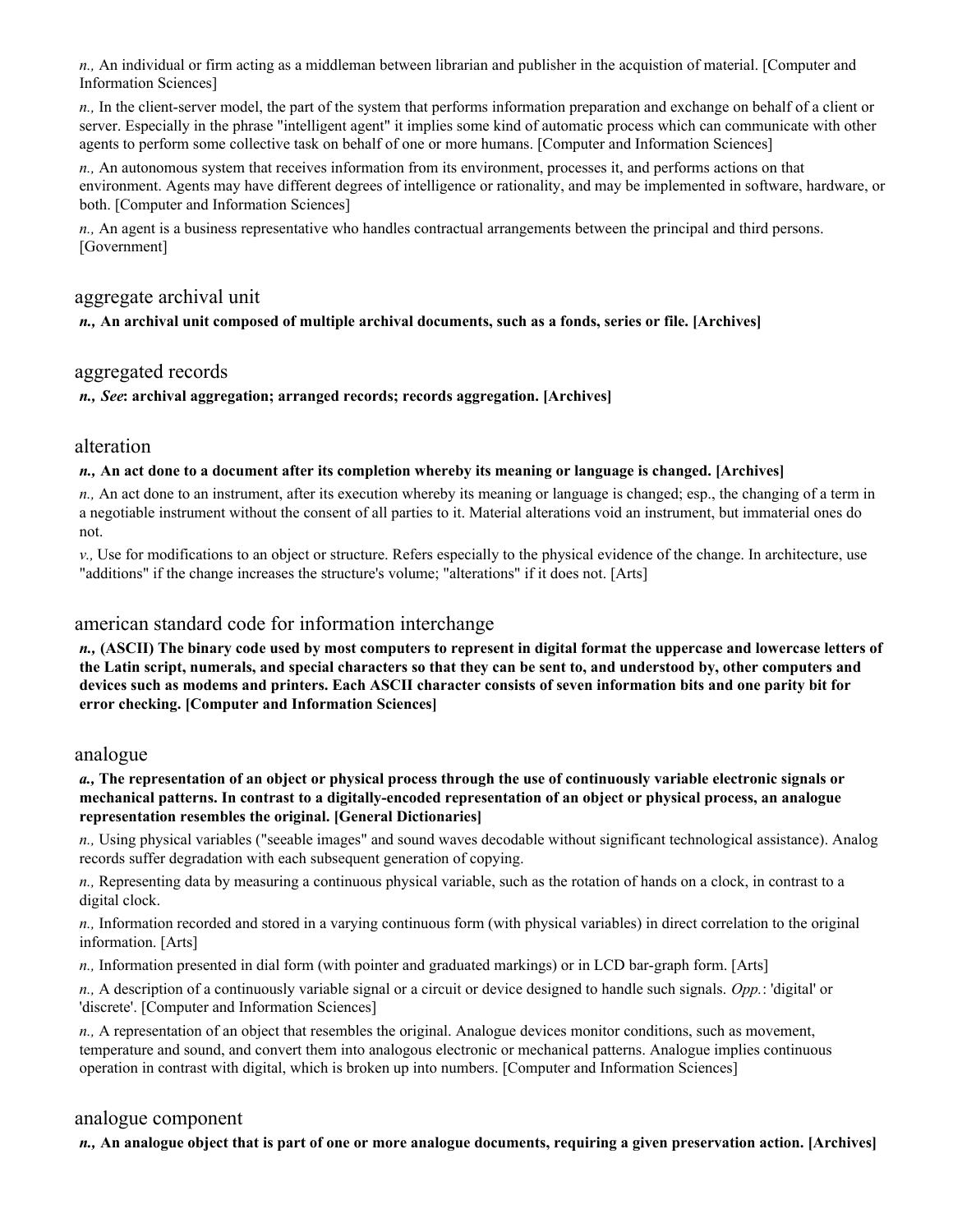*n.,* An individual or firm acting as a middleman between librarian and publisher in the acquistion of material. [Computer and Information Sciences]

*n.,* In the client-server model, the part of the system that performs information preparation and exchange on behalf of a client or server. Especially in the phrase "intelligent agent" it implies some kind of automatic process which can communicate with other agents to perform some collective task on behalf of one or more humans. [Computer and Information Sciences]

*n.,* An autonomous system that receives information from its environment, processes it, and performs actions on that environment. Agents may have different degrees of intelligence or rationality, and may be implemented in software, hardware, or both. [Computer and Information Sciences]

*n.,* An agent is a business representative who handles contractual arrangements between the principal and third persons. [Government]

## aggregate archival unit

***n.,* An archival unit composed of multiple archival documents, such as a fonds, series or file. [Archives]**

## aggregated records

***n., See*: archival aggregation; arranged records; records aggregation. [Archives]**

## alteration

***n.,* An act done to a document after its completion whereby its meaning or language is changed. [Archives]**

*n.,* An act done to an instrument, after its execution whereby its meaning or language is changed; esp., the changing of a term in a negotiable instrument without the consent of all parties to it. Material alterations void an instrument, but immaterial ones do not.

*v.,* Use for modifications to an object or structure. Refers especially to the physical evidence of the change. In architecture, use "additions" if the change increases the structure's volume; "alterations" if it does not. [Arts]

## american standard code for information interchange

***n.,* (ASCII) The binary code used by most computers to represent in digital format the uppercase and lowercase letters of the Latin script, numerals, and special characters so that they can be sent to, and understood by, other computers and devices such as modems and printers. Each ASCII character consists of seven information bits and one parity bit for error checking. [Computer and Information Sciences]**

## analogue

***a.,* The representation of an object or physical process through the use of continuously variable electronic signals or mechanical patterns. In contrast to a digitally-encoded representation of an object or physical process, an analogue representation resembles the original. [General Dictionaries]**

*n.,* Using physical variables ("seeable images" and sound waves decodable without significant technological assistance). Analog records suffer degradation with each subsequent generation of copying.

*n.,* Representing data by measuring a continuous physical variable, such as the rotation of hands on a clock, in contrast to a digital clock.

*n.,* Information recorded and stored in a varying continuous form (with physical variables) in direct correlation to the original information. [Arts]

*n.,* Information presented in dial form (with pointer and graduated markings) or in LCD bar-graph form. [Arts]

*n.,* A description of a continuously variable signal or a circuit or device designed to handle such signals. *Opp.*: 'digital' or 'discrete'. [Computer and Information Sciences]

*n.,* A representation of an object that resembles the original. Analogue devices monitor conditions, such as movement, temperature and sound, and convert them into analogous electronic or mechanical patterns. Analogue implies continuous operation in contrast with digital, which is broken up into numbers. [Computer and Information Sciences]

## analogue component

***n.,* An analogue object that is part of one or more analogue documents, requiring a given preservation action. [Archives]**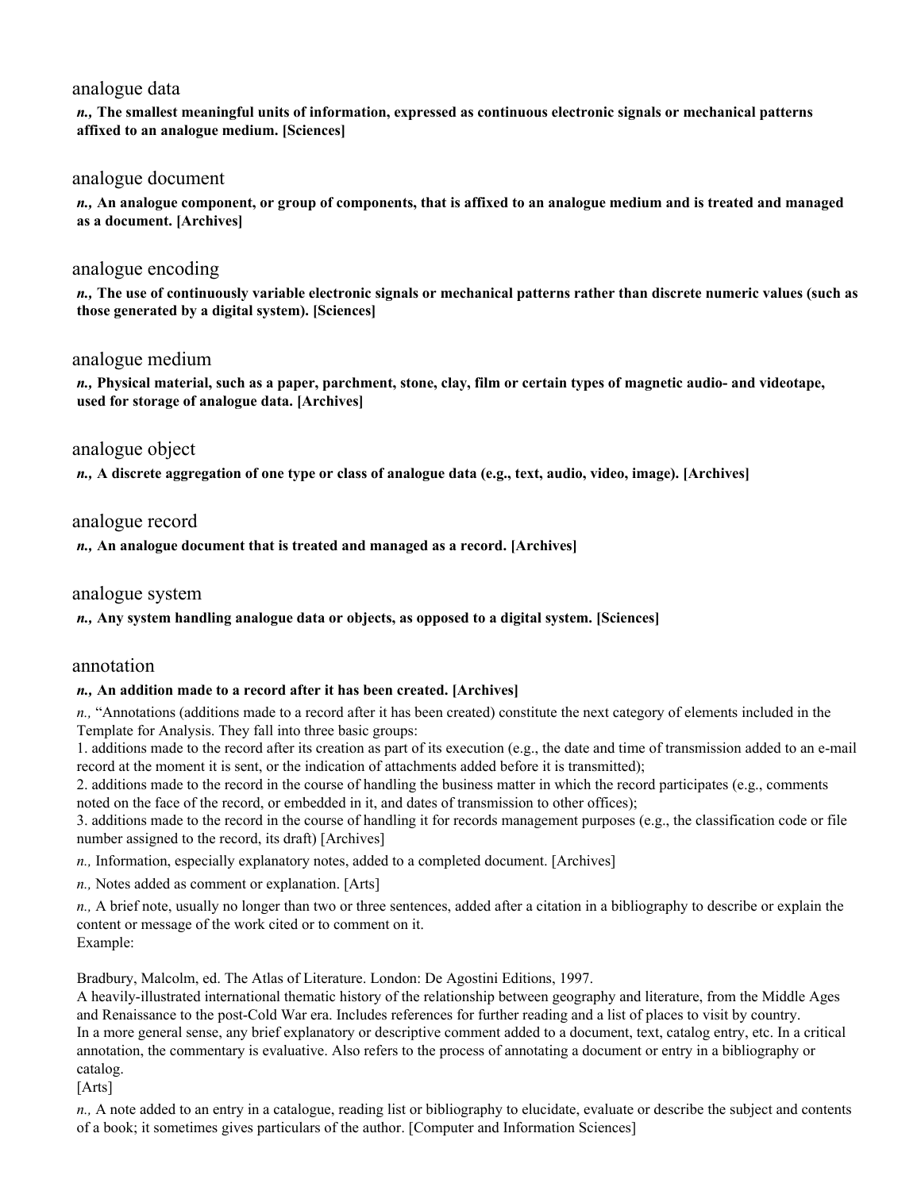## analogue data

***n.*, The smallest meaningful units of information, expressed as continuous electronic signals or mechanical patterns affixed to an analogue medium. [Sciences]**

## analogue document

***n.*, An analogue component, or group of components, that is affixed to an analogue medium and is treated and managed as a document. [Archives]**

## analogue encoding

***n.*, The use of continuously variable electronic signals or mechanical patterns rather than discrete numeric values (such as those generated by a digital system). [Sciences]**

## analogue medium

***n.*, Physical material, such as a paper, parchment, stone, clay, film or certain types of magnetic audio- and videotape, used for storage of analogue data. [Archives]**

## analogue object

***n.*, A discrete aggregation of one type or class of analogue data (e.g., text, audio, video, image). [Archives]**

## analogue record

***n.*, An analogue document that is treated and managed as a record. [Archives]**

## analogue system

***n.*, Any system handling analogue data or objects, as opposed to a digital system. [Sciences]**

## annotation

***n.*, An addition made to a record after it has been created. [Archives]**

*n.,* "Annotations (additions made to a record after it has been created) constitute the next category of elements included in the Template for Analysis. They fall into three basic groups:
1. additions made to the record after its creation as part of its execution (e.g., the date and time of transmission added to an e-mail record at the moment it is sent, or the indication of attachments added before it is transmitted);
2. additions made to the record in the course of handling the business matter in which the record participates (e.g., comments noted on the face of the record, or embedded in it, and dates of transmission to other offices);
3. additions made to the record in the course of handling it for records management purposes (e.g., the classification code or file number assigned to the record, its draft) [Archives]

*n.,* Information, especially explanatory notes, added to a completed document. [Archives]

*n.,* Notes added as comment or explanation. [Arts]

*n.,* A brief note, usually no longer than two or three sentences, added after a citation in a bibliography to describe or explain the content or message of the work cited or to comment on it.
Example:

Bradbury, Malcolm, ed. The Atlas of Literature. London: De Agostini Editions, 1997.
A heavily-illustrated international thematic history of the relationship between geography and literature, from the Middle Ages and Renaissance to the post-Cold War era. Includes references for further reading and a list of places to visit by country.
In a more general sense, any brief explanatory or descriptive comment added to a document, text, catalog entry, etc. In a critical annotation, the commentary is evaluative. Also refers to the process of annotating a document or entry in a bibliography or catalog.
[Arts]

*n.,* A note added to an entry in a catalogue, reading list or bibliography to elucidate, evaluate or describe the subject and contents of a book; it sometimes gives particulars of the author. [Computer and Information Sciences]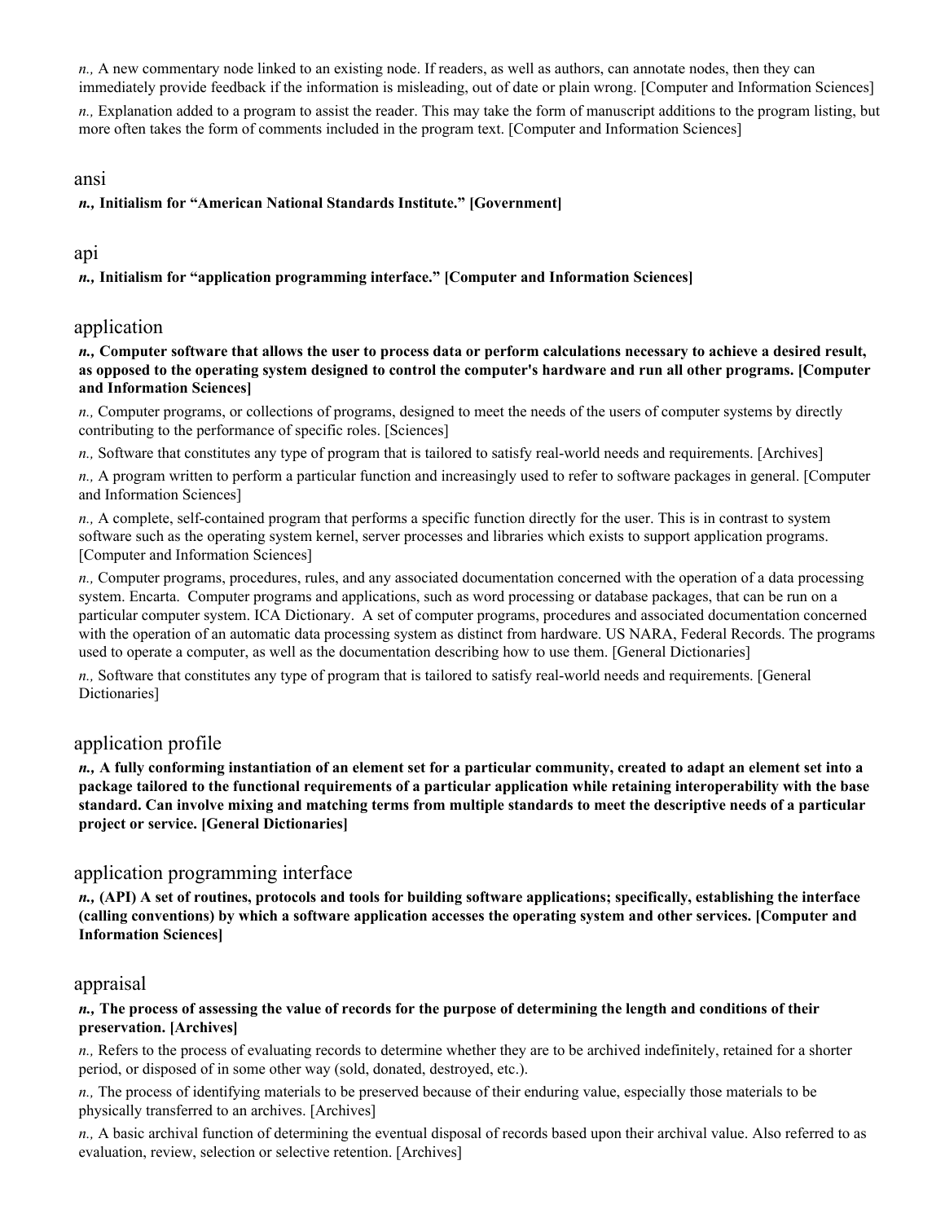*n.,* A new commentary node linked to an existing node. If readers, as well as authors, can annotate nodes, then they can immediately provide feedback if the information is misleading, out of date or plain wrong. [Computer and Information Sciences]

*n.,* Explanation added to a program to assist the reader. This may take the form of manuscript additions to the program listing, but more often takes the form of comments included in the program text. [Computer and Information Sciences]

## ansi

***n.,* Initialism for "American National Standards Institute." [Government]**

## api

***n.,* Initialism for "application programming interface." [Computer and Information Sciences]**

## application

***n.,* Computer software that allows the user to process data or perform calculations necessary to achieve a desired result, as opposed to the operating system designed to control the computer's hardware and run all other programs. [Computer and Information Sciences]**

*n.,* Computer programs, or collections of programs, designed to meet the needs of the users of computer systems by directly contributing to the performance of specific roles. [Sciences]

*n.,* Software that constitutes any type of program that is tailored to satisfy real-world needs and requirements. [Archives]

*n.,* A program written to perform a particular function and increasingly used to refer to software packages in general. [Computer and Information Sciences]

*n.,* A complete, self-contained program that performs a specific function directly for the user. This is in contrast to system software such as the operating system kernel, server processes and libraries which exists to support application programs. [Computer and Information Sciences]

*n.,* Computer programs, procedures, rules, and any associated documentation concerned with the operation of a data processing system. Encarta. Computer programs and applications, such as word processing or database packages, that can be run on a particular computer system. ICA Dictionary. A set of computer programs, procedures and associated documentation concerned with the operation of an automatic data processing system as distinct from hardware. US NARA, Federal Records. The programs used to operate a computer, as well as the documentation describing how to use them. [General Dictionaries]

*n.,* Software that constitutes any type of program that is tailored to satisfy real-world needs and requirements. [General Dictionaries]

## application profile

***n.,* A fully conforming instantiation of an element set for a particular community, created to adapt an element set into a package tailored to the functional requirements of a particular application while retaining interoperability with the base standard. Can involve mixing and matching terms from multiple standards to meet the descriptive needs of a particular project or service. [General Dictionaries]**

## application programming interface

***n.,* (API) A set of routines, protocols and tools for building software applications; specifically, establishing the interface (calling conventions) by which a software application accesses the operating system and other services. [Computer and Information Sciences]**

## appraisal

***n.,* The process of assessing the value of records for the purpose of determining the length and conditions of their preservation. [Archives]**

*n.,* Refers to the process of evaluating records to determine whether they are to be archived indefinitely, retained for a shorter period, or disposed of in some other way (sold, donated, destroyed, etc.).

*n.,* The process of identifying materials to be preserved because of their enduring value, especially those materials to be physically transferred to an archives. [Archives]

*n.,* A basic archival function of determining the eventual disposal of records based upon their archival value. Also referred to as evaluation, review, selection or selective retention. [Archives]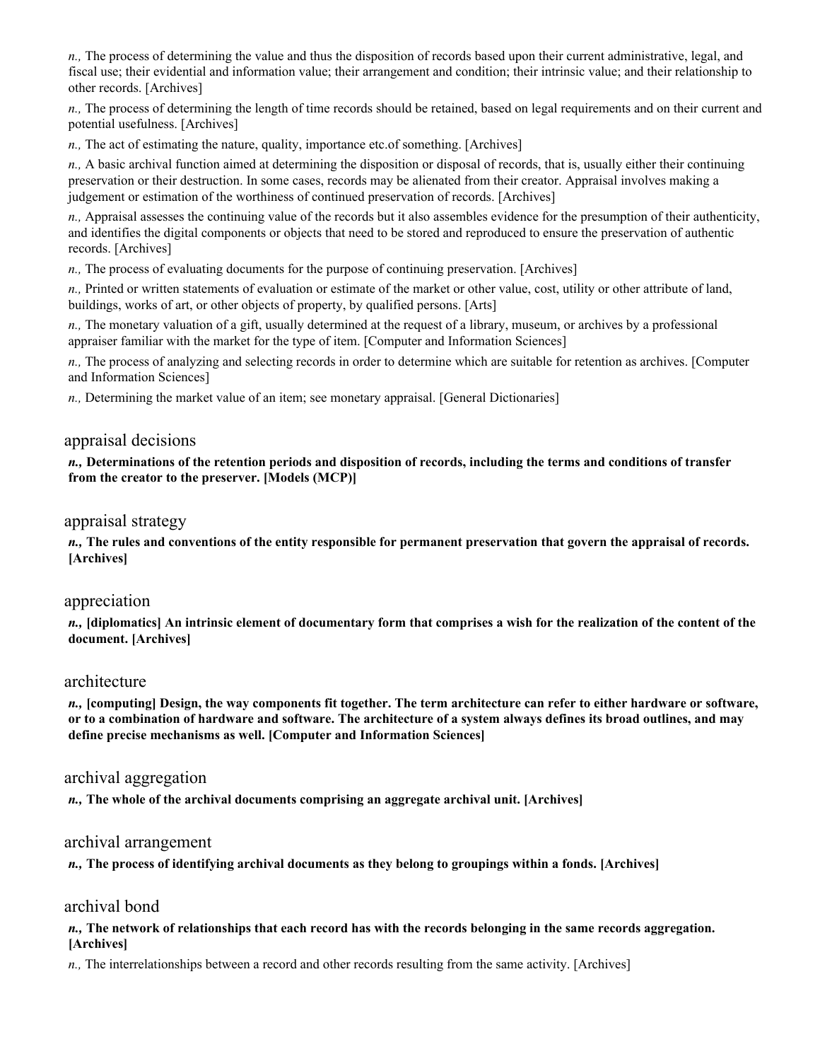*n.,* The process of determining the value and thus the disposition of records based upon their current administrative, legal, and fiscal use; their evidential and information value; their arrangement and condition; their intrinsic value; and their relationship to other records. [Archives]

*n.,* The process of determining the length of time records should be retained, based on legal requirements and on their current and potential usefulness. [Archives]

*n.,* The act of estimating the nature, quality, importance etc.of something. [Archives]

*n.,* A basic archival function aimed at determining the disposition or disposal of records, that is, usually either their continuing preservation or their destruction. In some cases, records may be alienated from their creator. Appraisal involves making a judgement or estimation of the worthiness of continued preservation of records. [Archives]

*n.,* Appraisal assesses the continuing value of the records but it also assembles evidence for the presumption of their authenticity, and identifies the digital components or objects that need to be stored and reproduced to ensure the preservation of authentic records. [Archives]

*n.,* The process of evaluating documents for the purpose of continuing preservation. [Archives]

*n.,* Printed or written statements of evaluation or estimate of the market or other value, cost, utility or other attribute of land, buildings, works of art, or other objects of property, by qualified persons. [Arts]

*n.,* The monetary valuation of a gift, usually determined at the request of a library, museum, or archives by a professional appraiser familiar with the market for the type of item. [Computer and Information Sciences]

*n.,* The process of analyzing and selecting records in order to determine which are suitable for retention as archives. [Computer and Information Sciences]

*n.,* Determining the market value of an item; see monetary appraisal. [General Dictionaries]

## appraisal decisions

***n.,* Determinations of the retention periods and disposition of records, including the terms and conditions of transfer from the creator to the preserver. [Models (MCP)]**

## appraisal strategy

***n.,* The rules and conventions of the entity responsible for permanent preservation that govern the appraisal of records. [Archives]**

## appreciation

***n.,* [diplomatics] An intrinsic element of documentary form that comprises a wish for the realization of the content of the document. [Archives]**

## architecture

***n.,* [computing] Design, the way components fit together. The term architecture can refer to either hardware or software, or to a combination of hardware and software. The architecture of a system always defines its broad outlines, and may define precise mechanisms as well. [Computer and Information Sciences]**

## archival aggregation

***n.,* The whole of the archival documents comprising an aggregate archival unit. [Archives]**

## archival arrangement

***n.,* The process of identifying archival documents as they belong to groupings within a fonds. [Archives]**

## archival bond

***n.,* The network of relationships that each record has with the records belonging in the same records aggregation. [Archives]**

*n.,* The interrelationships between a record and other records resulting from the same activity. [Archives]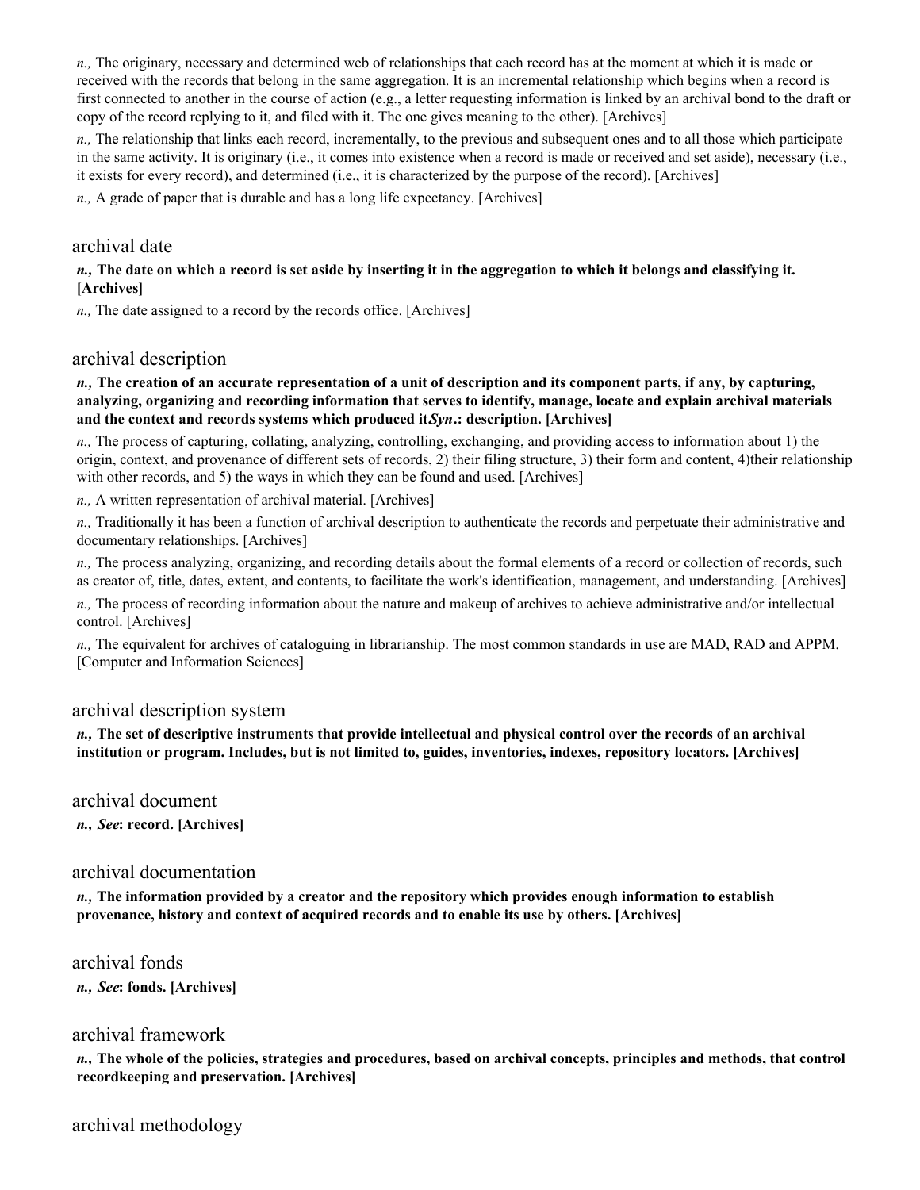*n.,* The originary, necessary and determined web of relationships that each record has at the moment at which it is made or received with the records that belong in the same aggregation. It is an incremental relationship which begins when a record is first connected to another in the course of action (e.g., a letter requesting information is linked by an archival bond to the draft or copy of the record replying to it, and filed with it. The one gives meaning to the other). [Archives]

*n.,* The relationship that links each record, incrementally, to the previous and subsequent ones and to all those which participate in the same activity. It is originary (i.e., it comes into existence when a record is made or received and set aside), necessary (i.e., it exists for every record), and determined (i.e., it is characterized by the purpose of the record). [Archives]

*n.,* A grade of paper that is durable and has a long life expectancy. [Archives]

## archival date

***n.,* The date on which a record is set aside by inserting it in the aggregation to which it belongs and classifying it. [Archives]**

*n.,* The date assigned to a record by the records office. [Archives]

## archival description

***n.,* The creation of an accurate representation of a unit of description and its component parts, if any, by capturing, analyzing, organizing and recording information that serves to identify, manage, locate and explain archival materials and the context and records systems which produced it*Syn*.: description. [Archives]**

*n.,* The process of capturing, collating, analyzing, controlling, exchanging, and providing access to information about 1) the origin, context, and provenance of different sets of records, 2) their filing structure, 3) their form and content, 4)their relationship with other records, and 5) the ways in which they can be found and used. [Archives]

*n.,* A written representation of archival material. [Archives]

*n.,* Traditionally it has been a function of archival description to authenticate the records and perpetuate their administrative and documentary relationships. [Archives]

*n.,* The process analyzing, organizing, and recording details about the formal elements of a record or collection of records, such as creator of, title, dates, extent, and contents, to facilitate the work's identification, management, and understanding. [Archives]

*n.,* The process of recording information about the nature and makeup of archives to achieve administrative and/or intellectual control. [Archives]

*n.,* The equivalent for archives of cataloguing in librarianship. The most common standards in use are MAD, RAD and APPM. [Computer and Information Sciences]

## archival description system

***n.,* The set of descriptive instruments that provide intellectual and physical control over the records of an archival institution or program. Includes, but is not limited to, guides, inventories, indexes, repository locators. [Archives]**

## archival document

***n.,* *See*: record. [Archives]**

## archival documentation

***n.,* The information provided by a creator and the repository which provides enough information to establish provenance, history and context of acquired records and to enable its use by others. [Archives]**

## archival fonds

***n.,* *See*: fonds. [Archives]**

## archival framework

***n.,* The whole of the policies, strategies and procedures, based on archival concepts, principles and methods, that control recordkeeping and preservation. [Archives]**

## archival methodology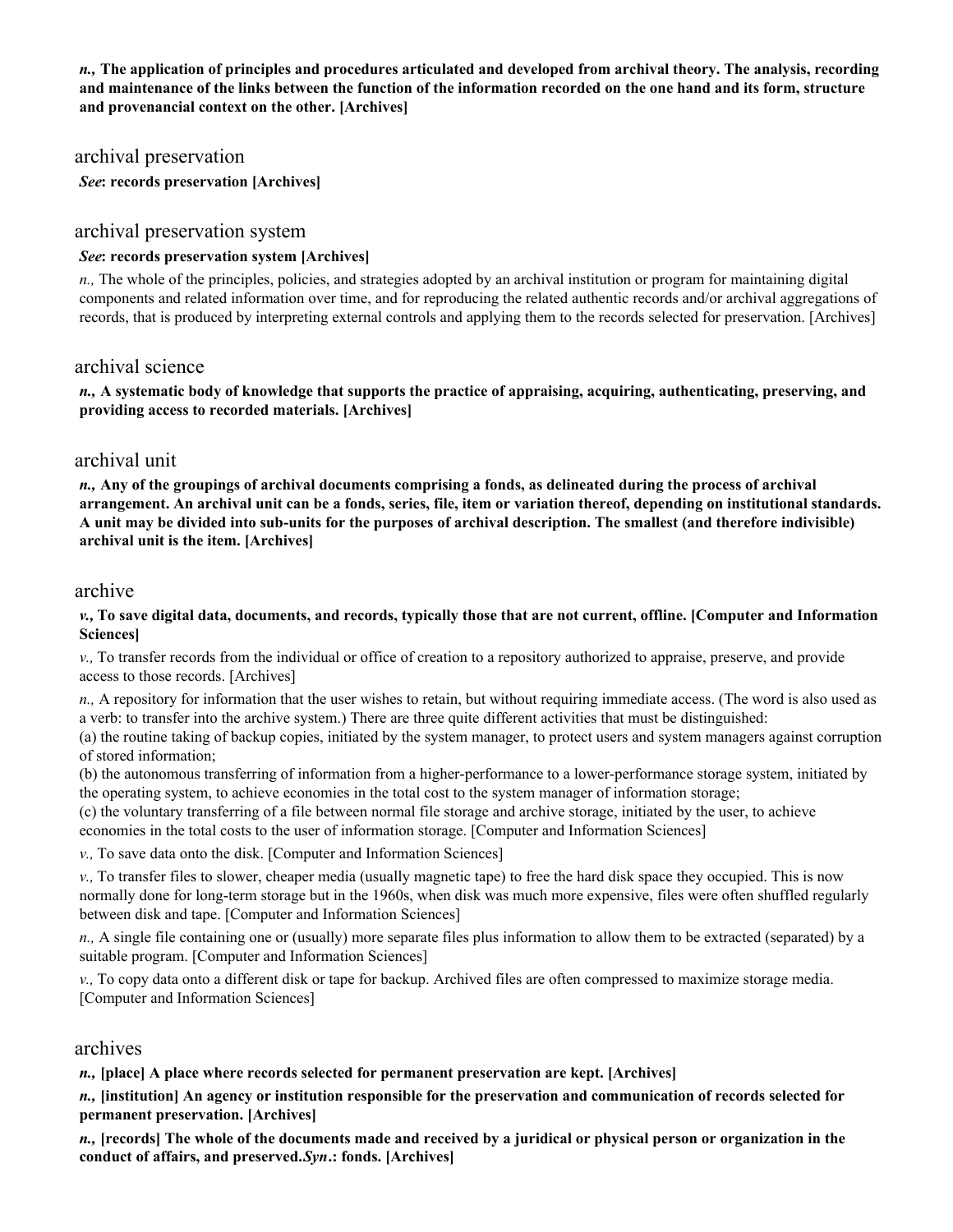***n.,* The application of principles and procedures articulated and developed from archival theory. The analysis, recording and maintenance of the links between the function of the information recorded on the one hand and its form, structure and provenancial context on the other. [Archives]**

### archival preservation

***See*: records preservation [Archives]**

### archival preservation system

***See*: records preservation system [Archives]**

*n.,* The whole of the principles, policies, and strategies adopted by an archival institution or program for maintaining digital components and related information over time, and for reproducing the related authentic records and/or archival aggregations of records, that is produced by interpreting external controls and applying them to the records selected for preservation. [Archives]

### archival science

***n.,* A systematic body of knowledge that supports the practice of appraising, acquiring, authenticating, preserving, and providing access to recorded materials. [Archives]**

### archival unit

***n.,* Any of the groupings of archival documents comprising a fonds, as delineated during the process of archival arrangement. An archival unit can be a fonds, series, file, item or variation thereof, depending on institutional standards. A unit may be divided into sub-units for the purposes of archival description. The smallest (and therefore indivisible) archival unit is the item. [Archives]**

### archive

***v.,* To save digital data, documents, and records, typically those that are not current, offline. [Computer and Information Sciences]**

*v.,* To transfer records from the individual or office of creation to a repository authorized to appraise, preserve, and provide access to those records. [Archives]

*n.,* A repository for information that the user wishes to retain, but without requiring immediate access. (The word is also used as a verb: to transfer into the archive system.) There are three quite different activities that must be distinguished:
(a) the routine taking of backup copies, initiated by the system manager, to protect users and system managers against corruption of stored information;
(b) the autonomous transferring of information from a higher-performance to a lower-performance storage system, initiated by the operating system, to achieve economies in the total cost to the system manager of information storage;
(c) the voluntary transferring of a file between normal file storage and archive storage, initiated by the user, to achieve economies in the total costs to the user of information storage. [Computer and Information Sciences]

*v.,* To save data onto the disk. [Computer and Information Sciences]

*v.,* To transfer files to slower, cheaper media (usually magnetic tape) to free the hard disk space they occupied. This is now normally done for long-term storage but in the 1960s, when disk was much more expensive, files were often shuffled regularly between disk and tape. [Computer and Information Sciences]

*n.,* A single file containing one or (usually) more separate files plus information to allow them to be extracted (separated) by a suitable program. [Computer and Information Sciences]

*v.,* To copy data onto a different disk or tape for backup. Archived files are often compressed to maximize storage media. [Computer and Information Sciences]

### archives

***n.,* [place] A place where records selected for permanent preservation are kept. [Archives]**

***n.,* [institution] An agency or institution responsible for the preservation and communication of records selected for permanent preservation. [Archives]**

***n.,* [records] The whole of the documents made and received by a juridical or physical person or organization in the conduct of affairs, and preserved.*Syn*.: fonds. [Archives]**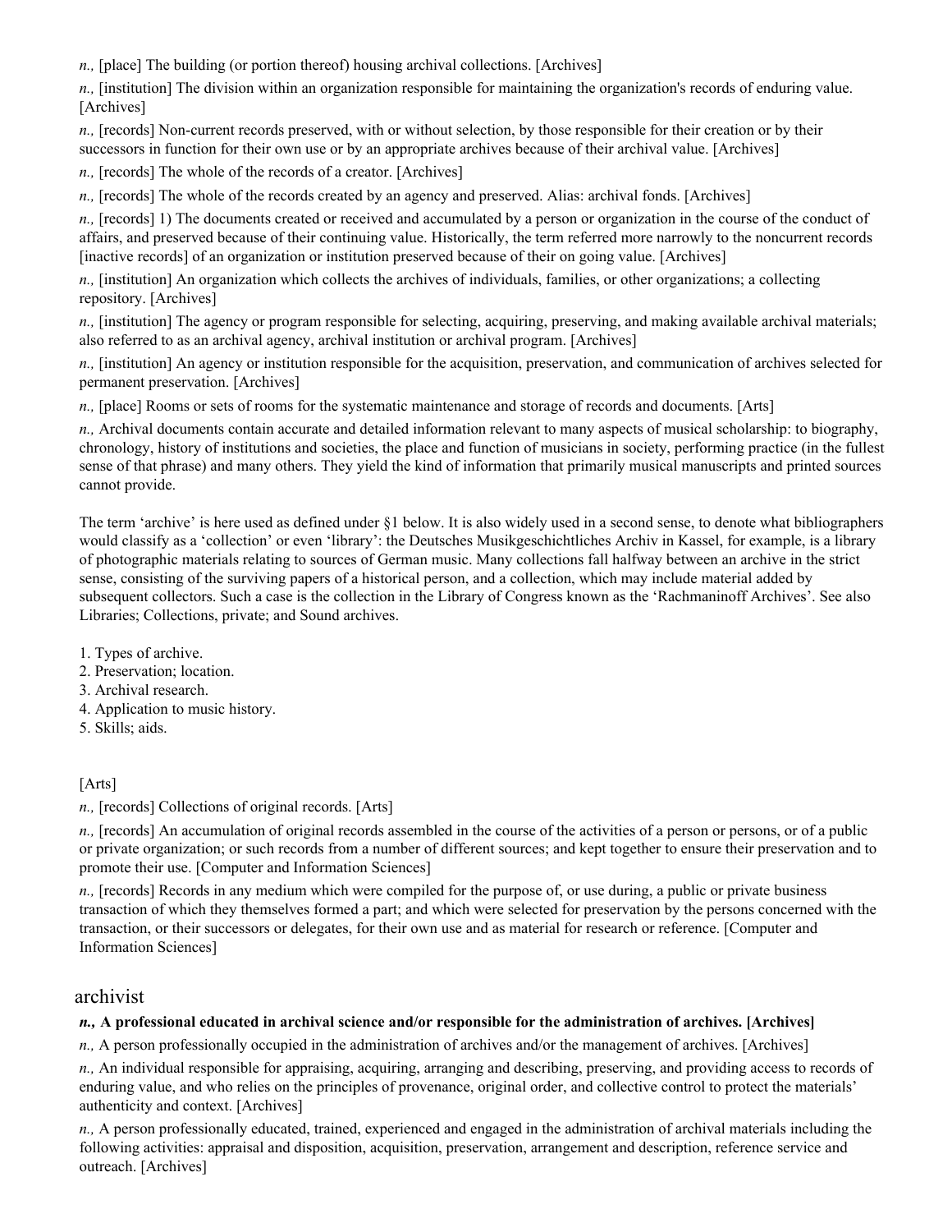*n.,* [place] The building (or portion thereof) housing archival collections. [Archives]

*n.,* [institution] The division within an organization responsible for maintaining the organization's records of enduring value. [Archives]

*n.,* [records] Non-current records preserved, with or without selection, by those responsible for their creation or by their successors in function for their own use or by an appropriate archives because of their archival value. [Archives]

*n.,* [records] The whole of the records of a creator. [Archives]

*n.,* [records] The whole of the records created by an agency and preserved. Alias: archival fonds. [Archives]

*n.,* [records] 1) The documents created or received and accumulated by a person or organization in the course of the conduct of affairs, and preserved because of their continuing value. Historically, the term referred more narrowly to the noncurrent records [inactive records] of an organization or institution preserved because of their on going value. [Archives]

*n.,* [institution] An organization which collects the archives of individuals, families, or other organizations; a collecting repository. [Archives]

*n.,* [institution] The agency or program responsible for selecting, acquiring, preserving, and making available archival materials; also referred to as an archival agency, archival institution or archival program. [Archives]

*n.,* [institution] An agency or institution responsible for the acquisition, preservation, and communication of archives selected for permanent preservation. [Archives]

*n.,* [place] Rooms or sets of rooms for the systematic maintenance and storage of records and documents. [Arts]

*n.,* Archival documents contain accurate and detailed information relevant to many aspects of musical scholarship: to biography, chronology, history of institutions and societies, the place and function of musicians in society, performing practice (in the fullest sense of that phrase) and many others. They yield the kind of information that primarily musical manuscripts and printed sources cannot provide.

The term 'archive' is here used as defined under §1 below. It is also widely used in a second sense, to denote what bibliographers would classify as a 'collection' or even 'library': the Deutsches Musikgeschichtliches Archiv in Kassel, for example, is a library of photographic materials relating to sources of German music. Many collections fall halfway between an archive in the strict sense, consisting of the surviving papers of a historical person, and a collection, which may include material added by subsequent collectors. Such a case is the collection in the Library of Congress known as the 'Rachmaninoff Archives'. See also Libraries; Collections, private; and Sound archives.

1. Types of archive.
2. Preservation; location.
3. Archival research.
4. Application to music history.
5. Skills; aids.

[Arts]

*n.,* [records] Collections of original records. [Arts]

*n.,* [records] An accumulation of original records assembled in the course of the activities of a person or persons, or of a public or private organization; or such records from a number of different sources; and kept together to ensure their preservation and to promote their use. [Computer and Information Sciences]

*n.,* [records] Records in any medium which were compiled for the purpose of, or use during, a public or private business transaction of which they themselves formed a part; and which were selected for preservation by the persons concerned with the transaction, or their successors or delegates, for their own use and as material for research or reference. [Computer and Information Sciences]

## archivist

***n.,* A professional educated in archival science and/or responsible for the administration of archives. [Archives]**

*n.,* A person professionally occupied in the administration of archives and/or the management of archives. [Archives]

*n.,* An individual responsible for appraising, acquiring, arranging and describing, preserving, and providing access to records of enduring value, and who relies on the principles of provenance, original order, and collective control to protect the materials' authenticity and context. [Archives]

*n.,* A person professionally educated, trained, experienced and engaged in the administration of archival materials including the following activities: appraisal and disposition, acquisition, preservation, arrangement and description, reference service and outreach. [Archives]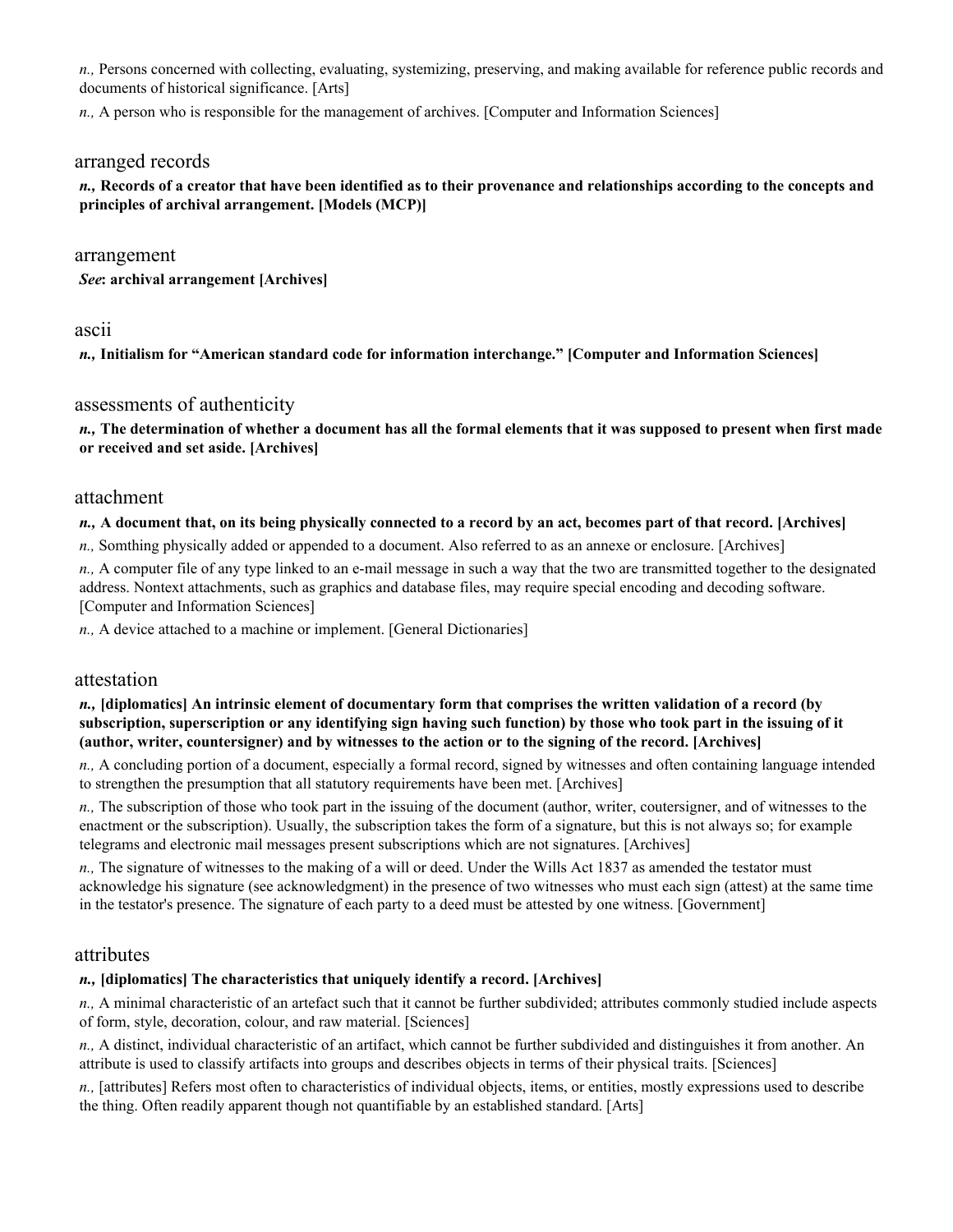*n.,* Persons concerned with collecting, evaluating, systemizing, preserving, and making available for reference public records and documents of historical significance. [Arts]

*n.,* A person who is responsible for the management of archives. [Computer and Information Sciences]

## arranged records

***n.,* Records of a creator that have been identified as to their provenance and relationships according to the concepts and principles of archival arrangement. [Models (MCP)]**

## arrangement

***See*: archival arrangement [Archives]**

## ascii

***n.,* Initialism for "American standard code for information interchange." [Computer and Information Sciences]**

## assessments of authenticity

***n.,* The determination of whether a document has all the formal elements that it was supposed to present when first made or received and set aside. [Archives]**

## attachment

***n.,* A document that, on its being physically connected to a record by an act, becomes part of that record. [Archives]**

*n.,* Somthing physically added or appended to a document. Also referred to as an annexe or enclosure. [Archives]

*n.,* A computer file of any type linked to an e-mail message in such a way that the two are transmitted together to the designated address. Nontext attachments, such as graphics and database files, may require special encoding and decoding software. [Computer and Information Sciences]

*n.,* A device attached to a machine or implement. [General Dictionaries]

## attestation

***n.,* [diplomatics] An intrinsic element of documentary form that comprises the written validation of a record (by subscription, superscription or any identifying sign having such function) by those who took part in the issuing of it (author, writer, countersigner) and by witnesses to the action or to the signing of the record. [Archives]**

*n.,* A concluding portion of a document, especially a formal record, signed by witnesses and often containing language intended to strengthen the presumption that all statutory requirements have been met. [Archives]

*n.,* The subscription of those who took part in the issuing of the document (author, writer, coutersigner, and of witnesses to the enactment or the subscription). Usually, the subscription takes the form of a signature, but this is not always so; for example telegrams and electronic mail messages present subscriptions which are not signatures. [Archives]

*n.,* The signature of witnesses to the making of a will or deed. Under the Wills Act 1837 as amended the testator must acknowledge his signature (see acknowledgment) in the presence of two witnesses who must each sign (attest) at the same time in the testator's presence. The signature of each party to a deed must be attested by one witness. [Government]

## attributes

***n.,* [diplomatics] The characteristics that uniquely identify a record. [Archives]**

*n.,* A minimal characteristic of an artefact such that it cannot be further subdivided; attributes commonly studied include aspects of form, style, decoration, colour, and raw material. [Sciences]

*n.,* A distinct, individual characteristic of an artifact, which cannot be further subdivided and distinguishes it from another. An attribute is used to classify artifacts into groups and describes objects in terms of their physical traits. [Sciences]

*n.,* [attributes] Refers most often to characteristics of individual objects, items, or entities, mostly expressions used to describe the thing. Often readily apparent though not quantifiable by an established standard. [Arts]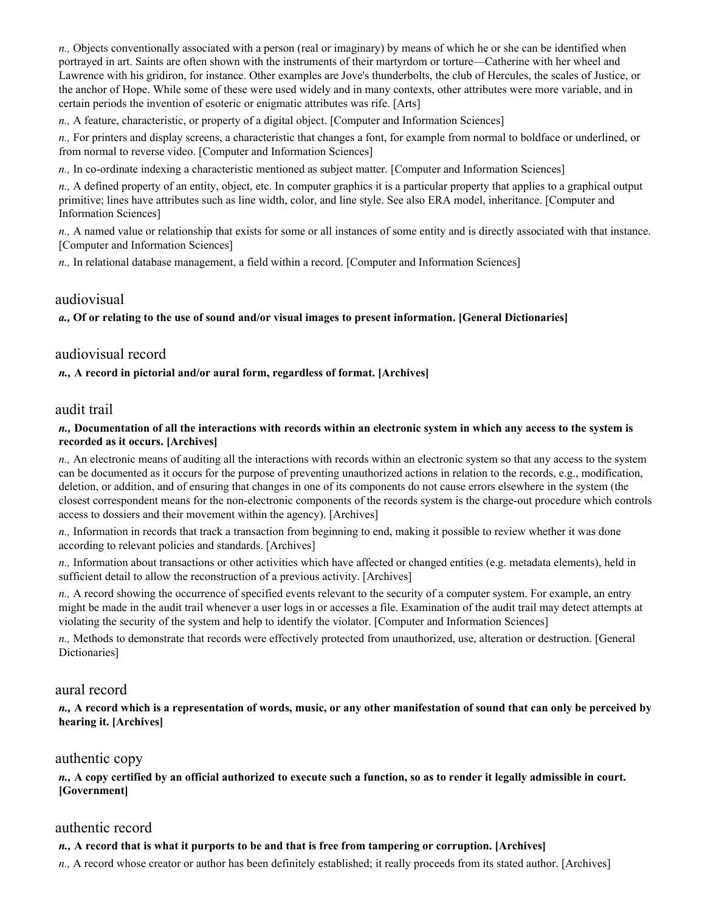*n.,* Objects conventionally associated with a person (real or imaginary) by means of which he or she can be identified when portrayed in art. Saints are often shown with the instruments of their martyrdom or torture—Catherine with her wheel and Lawrence with his gridiron, for instance. Other examples are Jove's thunderbolts, the club of Hercules, the scales of Justice, or the anchor of Hope. While some of these were used widely and in many contexts, other attributes were more variable, and in certain periods the invention of esoteric or enigmatic attributes was rife. [Arts]

*n.,* A feature, characteristic, or property of a digital object. [Computer and Information Sciences]

*n.,* For printers and display screens, a characteristic that changes a font, for example from normal to boldface or underlined, or from normal to reverse video. [Computer and Information Sciences]

*n.,* In co-ordinate indexing a characteristic mentioned as subject matter. [Computer and Information Sciences]

*n.,* A defined property of an entity, object, etc. In computer graphics it is a particular property that applies to a graphical output primitive; lines have attributes such as line width, color, and line style. See also ERA model, inheritance. [Computer and Information Sciences]

*n.,* A named value or relationship that exists for some or all instances of some entity and is directly associated with that instance. [Computer and Information Sciences]

*n.,* In relational database management, a field within a record. [Computer and Information Sciences]

## audiovisual

***a.,* Of or relating to the use of sound and/or visual images to present information. [General Dictionaries]**

## audiovisual record

***n.,* A record in pictorial and/or aural form, regardless of format. [Archives]**

## audit trail

***n.,* Documentation of all the interactions with records within an electronic system in which any access to the system is recorded as it occurs. [Archives]**

*n.,* An electronic means of auditing all the interactions with records within an electronic system so that any access to the system can be documented as it occurs for the purpose of preventing unauthorized actions in relation to the records, e.g., modification, deletion, or addition, and of ensuring that changes in one of its components do not cause errors elsewhere in the system (the closest correspondent means for the non-electronic components of the records system is the charge-out procedure which controls access to dossiers and their movement within the agency). [Archives]

*n.,* Information in records that track a transaction from beginning to end, making it possible to review whether it was done according to relevant policies and standards. [Archives]

*n.,* Information about transactions or other activities which have affected or changed entities (e.g. metadata elements), held in sufficient detail to allow the reconstruction of a previous activity. [Archives]

*n.,* A record showing the occurrence of specified events relevant to the security of a computer system. For example, an entry might be made in the audit trail whenever a user logs in or accesses a file. Examination of the audit trail may detect attempts at violating the security of the system and help to identify the violator. [Computer and Information Sciences]

*n.,* Methods to demonstrate that records were effectively protected from unauthorized, use, alteration or destruction. [General Dictionaries]

## aural record

***n.,* A record which is a representation of words, music, or any other manifestation of sound that can only be perceived by hearing it. [Archives]**

## authentic copy

***n.,* A copy certified by an official authorized to execute such a function, so as to render it legally admissible in court. [Government]**

## authentic record

***n.,* A record that is what it purports to be and that is free from tampering or corruption. [Archives]**

*n.,* A record whose creator or author has been definitely established; it really proceeds from its stated author. [Archives]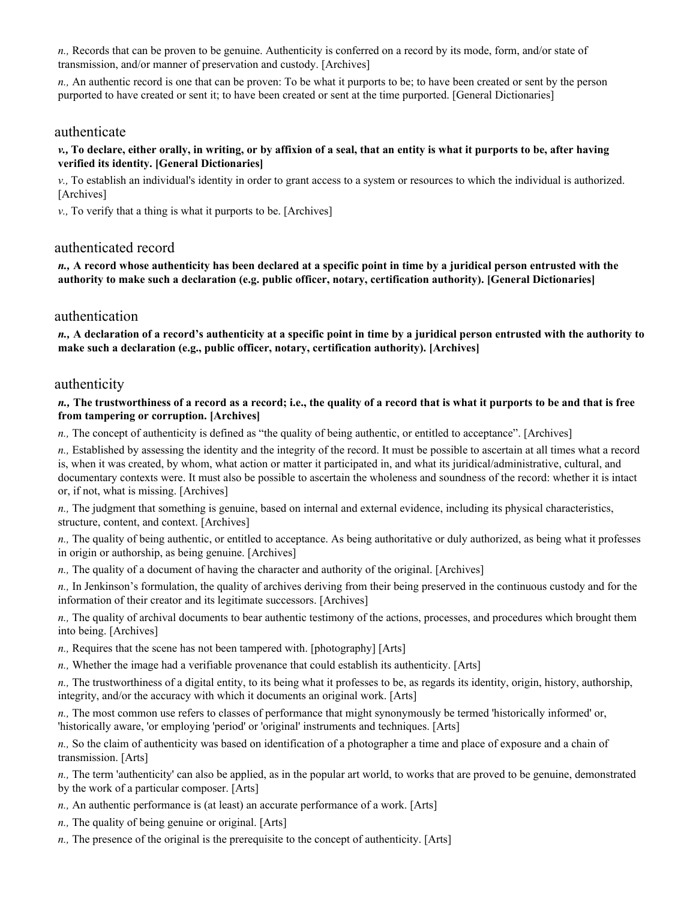*n.,* Records that can be proven to be genuine. Authenticity is conferred on a record by its mode, form, and/or state of transmission, and/or manner of preservation and custody. [Archives]

*n.,* An authentic record is one that can be proven: To be what it purports to be; to have been created or sent by the person purported to have created or sent it; to have been created or sent at the time purported. [General Dictionaries]

## authenticate

***v.,* To declare, either orally, in writing, or by affixion of a seal, that an entity is what it purports to be, after having verified its identity. [General Dictionaries]**

*v.,* To establish an individual's identity in order to grant access to a system or resources to which the individual is authorized. [Archives]

*v.,* To verify that a thing is what it purports to be. [Archives]

## authenticated record

***n.,* A record whose authenticity has been declared at a specific point in time by a juridical person entrusted with the authority to make such a declaration (e.g. public officer, notary, certification authority). [General Dictionaries]**

## authentication

***n.,* A declaration of a record's authenticity at a specific point in time by a juridical person entrusted with the authority to make such a declaration (e.g., public officer, notary, certification authority). [Archives]**

## authenticity

***n.,* The trustworthiness of a record as a record; i.e., the quality of a record that is what it purports to be and that is free from tampering or corruption. [Archives]**

*n.,* The concept of authenticity is defined as "the quality of being authentic, or entitled to acceptance". [Archives]

*n.,* Established by assessing the identity and the integrity of the record. It must be possible to ascertain at all times what a record is, when it was created, by whom, what action or matter it participated in, and what its juridical/administrative, cultural, and documentary contexts were. It must also be possible to ascertain the wholeness and soundness of the record: whether it is intact or, if not, what is missing. [Archives]

*n.,* The judgment that something is genuine, based on internal and external evidence, including its physical characteristics, structure, content, and context. [Archives]

*n.,* The quality of being authentic, or entitled to acceptance. As being authoritative or duly authorized, as being what it professes in origin or authorship, as being genuine. [Archives]

*n.,* The quality of a document of having the character and authority of the original. [Archives]

*n.,* In Jenkinson's formulation, the quality of archives deriving from their being preserved in the continuous custody and for the information of their creator and its legitimate successors. [Archives]

*n.,* The quality of archival documents to bear authentic testimony of the actions, processes, and procedures which brought them into being. [Archives]

*n.,* Requires that the scene has not been tampered with. [photography] [Arts]

*n.,* Whether the image had a verifiable provenance that could establish its authenticity. [Arts]

*n.,* The trustworthiness of a digital entity, to its being what it professes to be, as regards its identity, origin, history, authorship, integrity, and/or the accuracy with which it documents an original work. [Arts]

*n.,* The most common use refers to classes of performance that might synonymously be termed 'historically informed' or, 'historically aware, 'or employing 'period' or 'original' instruments and techniques. [Arts]

*n.,* So the claim of authenticity was based on identification of a photographer a time and place of exposure and a chain of transmission. [Arts]

*n.,* The term 'authenticity' can also be applied, as in the popular art world, to works that are proved to be genuine, demonstrated by the work of a particular composer. [Arts]

*n.,* An authentic performance is (at least) an accurate performance of a work. [Arts]

*n.,* The quality of being genuine or original. [Arts]

*n.,* The presence of the original is the prerequisite to the concept of authenticity. [Arts]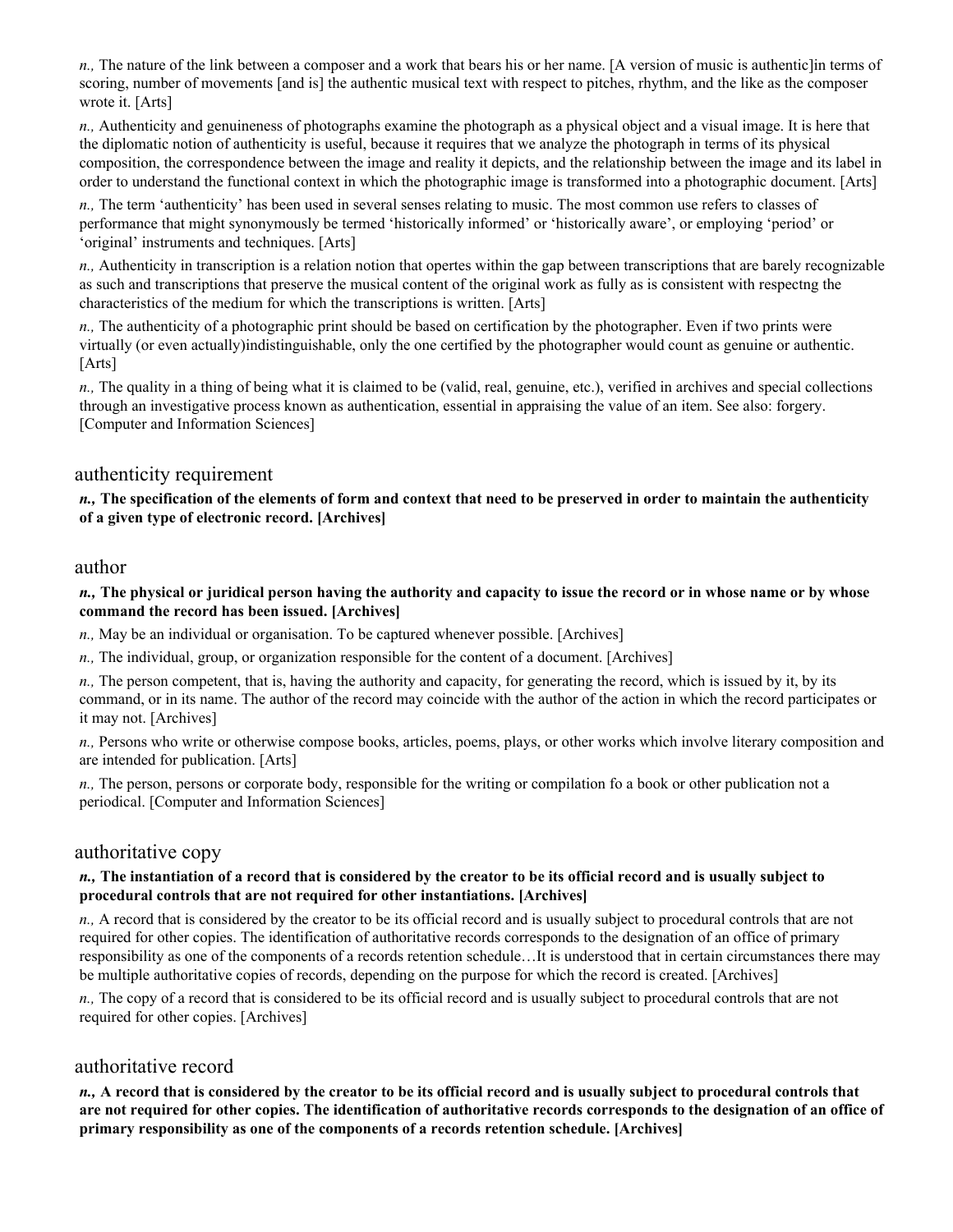*n.,* The nature of the link between a composer and a work that bears his or her name. [A version of music is authentic]in terms of scoring, number of movements [and is] the authentic musical text with respect to pitches, rhythm, and the like as the composer wrote it. [Arts]

*n.,* Authenticity and genuineness of photographs examine the photograph as a physical object and a visual image. It is here that the diplomatic notion of authenticity is useful, because it requires that we analyze the photograph in terms of its physical composition, the correspondence between the image and reality it depicts, and the relationship between the image and its label in order to understand the functional context in which the photographic image is transformed into a photographic document. [Arts]

*n.,* The term 'authenticity' has been used in several senses relating to music. The most common use refers to classes of performance that might synonymously be termed 'historically informed' or 'historically aware', or employing 'period' or 'original' instruments and techniques. [Arts]

*n.,* Authenticity in transcription is a relation notion that opertes within the gap between transcriptions that are barely recognizable as such and transcriptions that preserve the musical content of the original work as fully as is consistent with respectng the characteristics of the medium for which the transcriptions is written. [Arts]

*n.,* The authenticity of a photographic print should be based on certification by the photographer. Even if two prints were virtually (or even actually)indistinguishable, only the one certified by the photographer would count as genuine or authentic. [Arts]

*n.,* The quality in a thing of being what it is claimed to be (valid, real, genuine, etc.), verified in archives and special collections through an investigative process known as authentication, essential in appraising the value of an item. See also: forgery. [Computer and Information Sciences]

## authenticity requirement

***n.,* The specification of the elements of form and context that need to be preserved in order to maintain the authenticity of a given type of electronic record. [Archives]**

## author

***n.,* The physical or juridical person having the authority and capacity to issue the record or in whose name or by whose command the record has been issued. [Archives]**

*n.,* May be an individual or organisation. To be captured whenever possible. [Archives]

*n.,* The individual, group, or organization responsible for the content of a document. [Archives]

*n.,* The person competent, that is, having the authority and capacity, for generating the record, which is issued by it, by its command, or in its name. The author of the record may coincide with the author of the action in which the record participates or it may not. [Archives]

*n.,* Persons who write or otherwise compose books, articles, poems, plays, or other works which involve literary composition and are intended for publication. [Arts]

*n.,* The person, persons or corporate body, responsible for the writing or compilation fo a book or other publication not a periodical. [Computer and Information Sciences]

## authoritative copy

***n.,* The instantiation of a record that is considered by the creator to be its official record and is usually subject to procedural controls that are not required for other instantiations. [Archives]**

*n.,* A record that is considered by the creator to be its official record and is usually subject to procedural controls that are not required for other copies. The identification of authoritative records corresponds to the designation of an office of primary responsibility as one of the components of a records retention schedule…It is understood that in certain circumstances there may be multiple authoritative copies of records, depending on the purpose for which the record is created. [Archives]

*n.,* The copy of a record that is considered to be its official record and is usually subject to procedural controls that are not required for other copies. [Archives]

## authoritative record

***n.,* A record that is considered by the creator to be its official record and is usually subject to procedural controls that are not required for other copies. The identification of authoritative records corresponds to the designation of an office of primary responsibility as one of the components of a records retention schedule. [Archives]**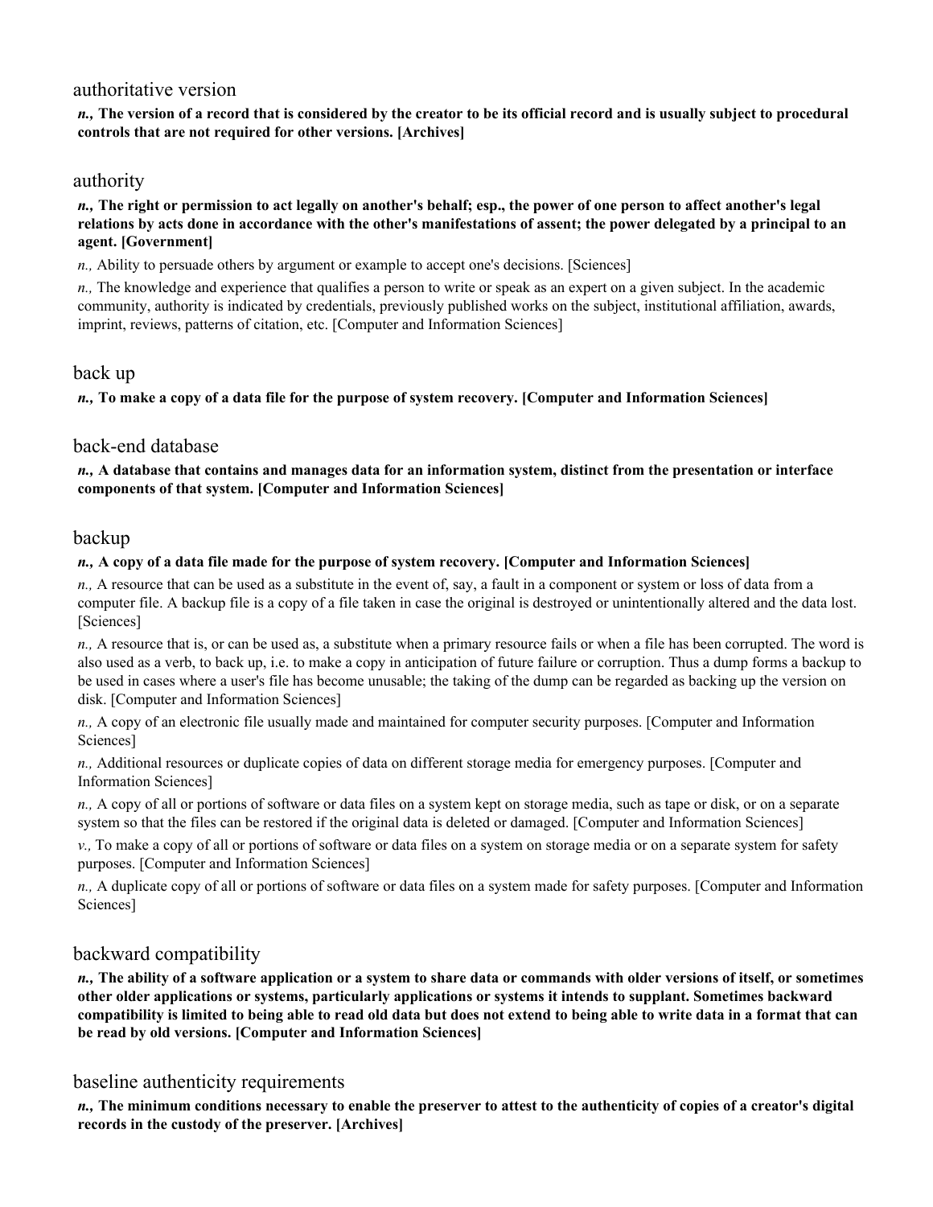## authoritative version

***n.*, The version of a record that is considered by the creator to be its official record and is usually subject to procedural controls that are not required for other versions. [Archives]**

## authority

***n.*, The right or permission to act legally on another's behalf; esp., the power of one person to affect another's legal relations by acts done in accordance with the other's manifestations of assent; the power delegated by a principal to an agent. [Government]**

*n.,* Ability to persuade others by argument or example to accept one's decisions. [Sciences]

*n.,* The knowledge and experience that qualifies a person to write or speak as an expert on a given subject. In the academic community, authority is indicated by credentials, previously published works on the subject, institutional affiliation, awards, imprint, reviews, patterns of citation, etc. [Computer and Information Sciences]

## back up

***n.*, To make a copy of a data file for the purpose of system recovery. [Computer and Information Sciences]**

## back-end database

***n.*, A database that contains and manages data for an information system, distinct from the presentation or interface components of that system. [Computer and Information Sciences]**

## backup

***n.*, A copy of a data file made for the purpose of system recovery. [Computer and Information Sciences]**

*n.,* A resource that can be used as a substitute in the event of, say, a fault in a component or system or loss of data from a computer file. A backup file is a copy of a file taken in case the original is destroyed or unintentionally altered and the data lost. [Sciences]

*n.,* A resource that is, or can be used as, a substitute when a primary resource fails or when a file has been corrupted. The word is also used as a verb, to back up, i.e. to make a copy in anticipation of future failure or corruption. Thus a dump forms a backup to be used in cases where a user's file has become unusable; the taking of the dump can be regarded as backing up the version on disk. [Computer and Information Sciences]

*n.,* A copy of an electronic file usually made and maintained for computer security purposes. [Computer and Information Sciences]

*n.,* Additional resources or duplicate copies of data on different storage media for emergency purposes. [Computer and Information Sciences]

*n.,* A copy of all or portions of software or data files on a system kept on storage media, such as tape or disk, or on a separate system so that the files can be restored if the original data is deleted or damaged. [Computer and Information Sciences]

*v.,* To make a copy of all or portions of software or data files on a system on storage media or on a separate system for safety purposes. [Computer and Information Sciences]

*n.,* A duplicate copy of all or portions of software or data files on a system made for safety purposes. [Computer and Information Sciences]

## backward compatibility

***n.*, The ability of a software application or a system to share data or commands with older versions of itself, or sometimes other older applications or systems, particularly applications or systems it intends to supplant. Sometimes backward compatibility is limited to being able to read old data but does not extend to being able to write data in a format that can be read by old versions. [Computer and Information Sciences]**

## baseline authenticity requirements

***n.*, The minimum conditions necessary to enable the preserver to attest to the authenticity of copies of a creator's digital records in the custody of the preserver. [Archives]**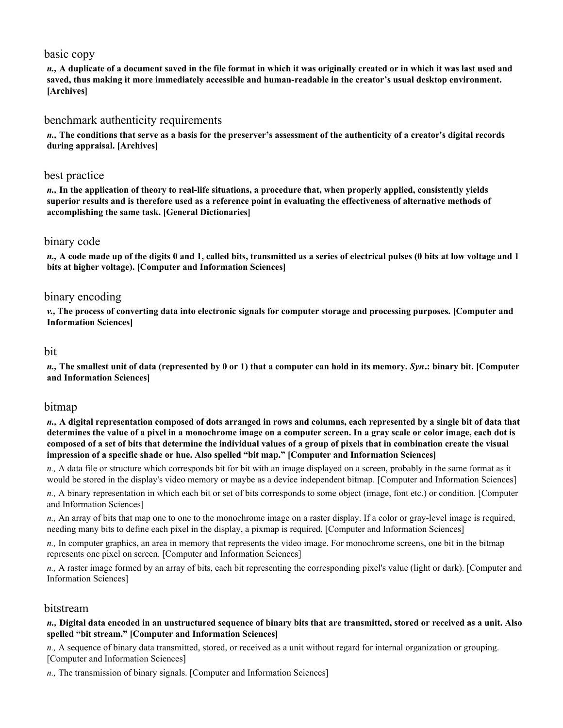## basic copy

***n.,* A duplicate of a document saved in the file format in which it was originally created or in which it was last used and saved, thus making it more immediately accessible and human-readable in the creator's usual desktop environment. [Archives]**

## benchmark authenticity requirements

***n.,* The conditions that serve as a basis for the preserver's assessment of the authenticity of a creator's digital records during appraisal. [Archives]**

## best practice

***n.,* In the application of theory to real-life situations, a procedure that, when properly applied, consistently yields superior results and is therefore used as a reference point in evaluating the effectiveness of alternative methods of accomplishing the same task. [General Dictionaries]**

## binary code

***n.,* A code made up of the digits 0 and 1, called bits, transmitted as a series of electrical pulses (0 bits at low voltage and 1 bits at higher voltage). [Computer and Information Sciences]**

## binary encoding

***v.,* The process of converting data into electronic signals for computer storage and processing purposes. [Computer and Information Sciences]**

## bit

***n.,* The smallest unit of data (represented by 0 or 1) that a computer can hold in its memory. *Syn*.: binary bit. [Computer and Information Sciences]**

## bitmap

***n.,* A digital representation composed of dots arranged in rows and columns, each represented by a single bit of data that determines the value of a pixel in a monochrome image on a computer screen. In a gray scale or color image, each dot is composed of a set of bits that determine the individual values of a group of pixels that in combination create the visual impression of a specific shade or hue. Also spelled "bit map." [Computer and Information Sciences]**

*n.,* A data file or structure which corresponds bit for bit with an image displayed on a screen, probably in the same format as it would be stored in the display's video memory or maybe as a device independent bitmap. [Computer and Information Sciences]

*n.,* A binary representation in which each bit or set of bits corresponds to some object (image, font etc.) or condition. [Computer and Information Sciences]

*n.,* An array of bits that map one to one to the monochrome image on a raster display. If a color or gray-level image is required, needing many bits to define each pixel in the display, a pixmap is required. [Computer and Information Sciences]

*n.,* In computer graphics, an area in memory that represents the video image. For monochrome screens, one bit in the bitmap represents one pixel on screen. [Computer and Information Sciences]

*n.,* A raster image formed by an array of bits, each bit representing the corresponding pixel's value (light or dark). [Computer and Information Sciences]

## bitstream

***n.,* Digital data encoded in an unstructured sequence of binary bits that are transmitted, stored or received as a unit. Also spelled "bit stream." [Computer and Information Sciences]**

*n.,* A sequence of binary data transmitted, stored, or received as a unit without regard for internal organization or grouping. [Computer and Information Sciences]

*n.,* The transmission of binary signals. [Computer and Information Sciences]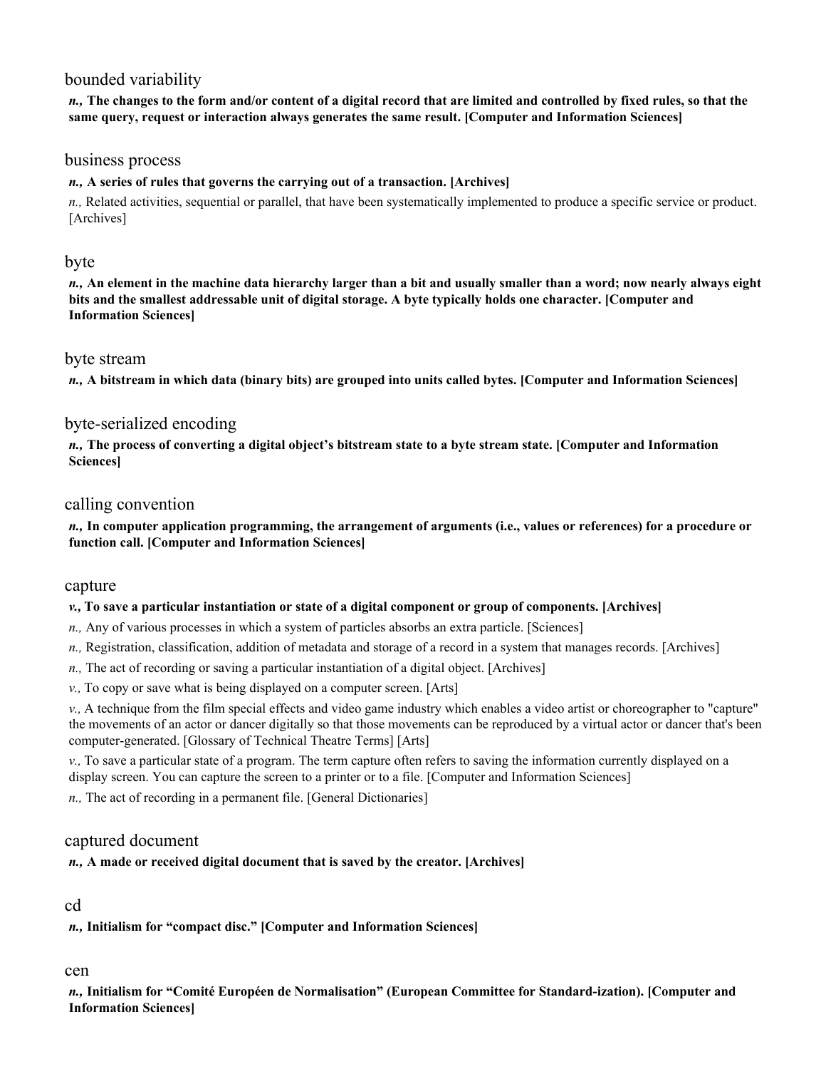## bounded variability

***n.,*** **The changes to the form and/or content of a digital record that are limited and controlled by fixed rules, so that the same query, request or interaction always generates the same result. [Computer and Information Sciences]**

## business process

***n.,*** **A series of rules that governs the carrying out of a transaction. [Archives]**

*n.,* Related activities, sequential or parallel, that have been systematically implemented to produce a specific service or product. [Archives]

## byte

***n.,*** **An element in the machine data hierarchy larger than a bit and usually smaller than a word; now nearly always eight bits and the smallest addressable unit of digital storage. A byte typically holds one character. [Computer and Information Sciences]**

## byte stream

***n.,*** **A bitstream in which data (binary bits) are grouped into units called bytes. [Computer and Information Sciences]**

## byte-serialized encoding

***n.,*** **The process of converting a digital object's bitstream state to a byte stream state. [Computer and Information Sciences]**

## calling convention

***n.,*** **In computer application programming, the arrangement of arguments (i.e., values or references) for a procedure or function call. [Computer and Information Sciences]**

## capture

***v.,*** **To save a particular instantiation or state of a digital component or group of components. [Archives]**

*n.,* Any of various processes in which a system of particles absorbs an extra particle. [Sciences]

*n.,* Registration, classification, addition of metadata and storage of a record in a system that manages records. [Archives]

*n.,* The act of recording or saving a particular instantiation of a digital object. [Archives]

*v.,* To copy or save what is being displayed on a computer screen. [Arts]

*v.,* A technique from the film special effects and video game industry which enables a video artist or choreographer to "capture" the movements of an actor or dancer digitally so that those movements can be reproduced by a virtual actor or dancer that's been computer-generated. [Glossary of Technical Theatre Terms] [Arts]

*v.,* To save a particular state of a program. The term capture often refers to saving the information currently displayed on a display screen. You can capture the screen to a printer or to a file. [Computer and Information Sciences]

*n.,* The act of recording in a permanent file. [General Dictionaries]

## captured document

***n.,*** **A made or received digital document that is saved by the creator. [Archives]**

## cd

***n.,*** **Initialism for "compact disc." [Computer and Information Sciences]**

## cen

***n.,*** **Initialism for "Comité Européen de Normalisation" (European Committee for Standard-ization). [Computer and Information Sciences]**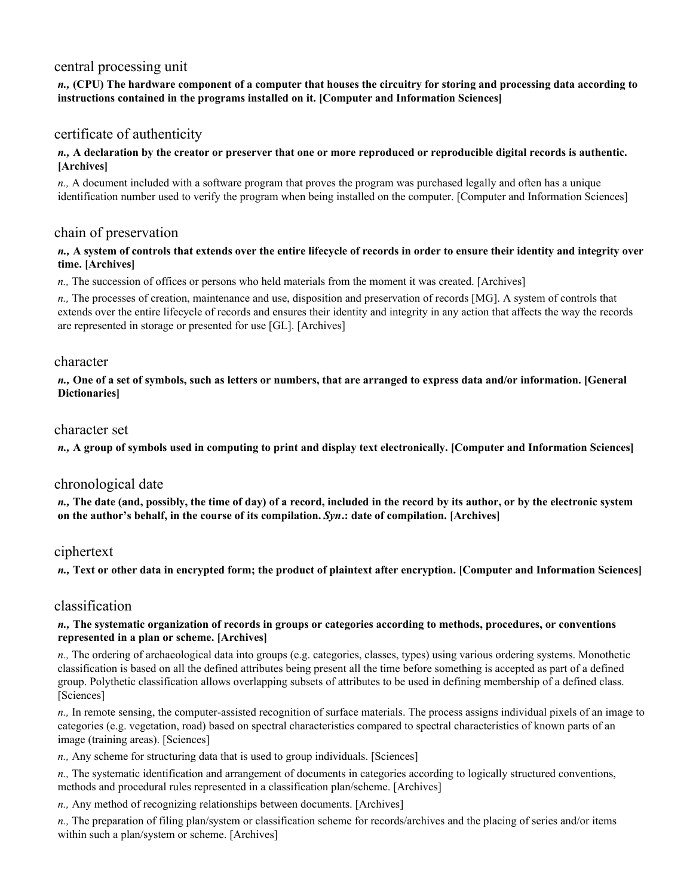### central processing unit

***n.,* (CPU) The hardware component of a computer that houses the circuitry for storing and processing data according to instructions contained in the programs installed on it. [Computer and Information Sciences]**

### certificate of authenticity

***n.,* A declaration by the creator or preserver that one or more reproduced or reproducible digital records is authentic. [Archives]**

*n.,* A document included with a software program that proves the program was purchased legally and often has a unique identification number used to verify the program when being installed on the computer. [Computer and Information Sciences]

### chain of preservation

***n.,* A system of controls that extends over the entire lifecycle of records in order to ensure their identity and integrity over time. [Archives]**

*n.,* The succession of offices or persons who held materials from the moment it was created. [Archives]

*n.,* The processes of creation, maintenance and use, disposition and preservation of records [MG]. A system of controls that extends over the entire lifecycle of records and ensures their identity and integrity in any action that affects the way the records are represented in storage or presented for use [GL]. [Archives]

### character

***n.,* One of a set of symbols, such as letters or numbers, that are arranged to express data and/or information. [General Dictionaries]**

### character set

***n.,* A group of symbols used in computing to print and display text electronically. [Computer and Information Sciences]**

### chronological date

***n.,* The date (and, possibly, the time of day) of a record, included in the record by its author, or by the electronic system on the author's behalf, in the course of its compilation. *Syn*.: date of compilation. [Archives]**

### ciphertext

***n.,* Text or other data in encrypted form; the product of plaintext after encryption. [Computer and Information Sciences]**

### classification

***n.,* The systematic organization of records in groups or categories according to methods, procedures, or conventions represented in a plan or scheme. [Archives]**

*n.,* The ordering of archaeological data into groups (e.g. categories, classes, types) using various ordering systems. Monothetic classification is based on all the defined attributes being present all the time before something is accepted as part of a defined group. Polythetic classification allows overlapping subsets of attributes to be used in defining membership of a defined class. [Sciences]

*n.,* In remote sensing, the computer-assisted recognition of surface materials. The process assigns individual pixels of an image to categories (e.g. vegetation, road) based on spectral characteristics compared to spectral characteristics of known parts of an image (training areas). [Sciences]

*n.,* Any scheme for structuring data that is used to group individuals. [Sciences]

*n.,* The systematic identification and arrangement of documents in categories according to logically structured conventions, methods and procedural rules represented in a classification plan/scheme. [Archives]

*n.,* Any method of recognizing relationships between documents. [Archives]

*n.,* The preparation of filing plan/system or classification scheme for records/archives and the placing of series and/or items within such a plan/system or scheme. [Archives]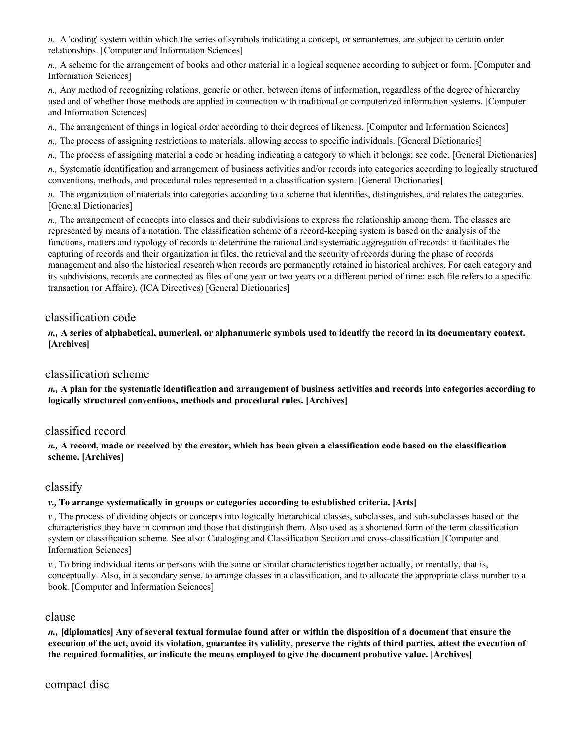*n.,* A 'coding' system within which the series of symbols indicating a concept, or semantemes, are subject to certain order relationships. [Computer and Information Sciences]

*n.,* A scheme for the arrangement of books and other material in a logical sequence according to subject or form. [Computer and Information Sciences]

*n.,* Any method of recognizing relations, generic or other, between items of information, regardless of the degree of hierarchy used and of whether those methods are applied in connection with traditional or computerized information systems. [Computer and Information Sciences]

*n.,* The arrangement of things in logical order according to their degrees of likeness. [Computer and Information Sciences]

*n.,* The process of assigning restrictions to materials, allowing access to specific individuals. [General Dictionaries]

*n.,* The process of assigning material a code or heading indicating a category to which it belongs; see code. [General Dictionaries]

*n.,* Systematic identification and arrangement of business activities and/or records into categories according to logically structured conventions, methods, and procedural rules represented in a classification system. [General Dictionaries]

*n.,* The organization of materials into categories according to a scheme that identifies, distinguishes, and relates the categories. [General Dictionaries]

*n.,* The arrangement of concepts into classes and their subdivisions to express the relationship among them. The classes are represented by means of a notation. The classification scheme of a record-keeping system is based on the analysis of the functions, matters and typology of records to determine the rational and systematic aggregation of records: it facilitates the capturing of records and their organization in files, the retrieval and the security of records during the phase of records management and also the historical research when records are permanently retained in historical archives. For each category and its subdivisions, records are connected as files of one year or two years or a different period of time: each file refers to a specific transaction (or Affaire). (ICA Directives) [General Dictionaries]

## classification code

***n.,* A series of alphabetical, numerical, or alphanumeric symbols used to identify the record in its documentary context. [Archives]**

## classification scheme

***n.,* A plan for the systematic identification and arrangement of business activities and records into categories according to logically structured conventions, methods and procedural rules. [Archives]**

## classified record

***n.,* A record, made or received by the creator, which has been given a classification code based on the classification scheme. [Archives]**

## classify

***v.,* To arrange systematically in groups or categories according to established criteria. [Arts]**

*v.,* The process of dividing objects or concepts into logically hierarchical classes, subclasses, and sub-subclasses based on the characteristics they have in common and those that distinguish them. Also used as a shortened form of the term classification system or classification scheme. See also: Cataloging and Classification Section and cross-classification [Computer and Information Sciences]

*v.,* To bring individual items or persons with the same or similar characteristics together actually, or mentally, that is, conceptually. Also, in a secondary sense, to arrange classes in a classification, and to allocate the appropriate class number to a book. [Computer and Information Sciences]

## clause

***n.,* [diplomatics] Any of several textual formulae found after or within the disposition of a document that ensure the execution of the act, avoid its violation, guarantee its validity, preserve the rights of third parties, attest the execution of the required formalities, or indicate the means employed to give the document probative value. [Archives]**

## compact disc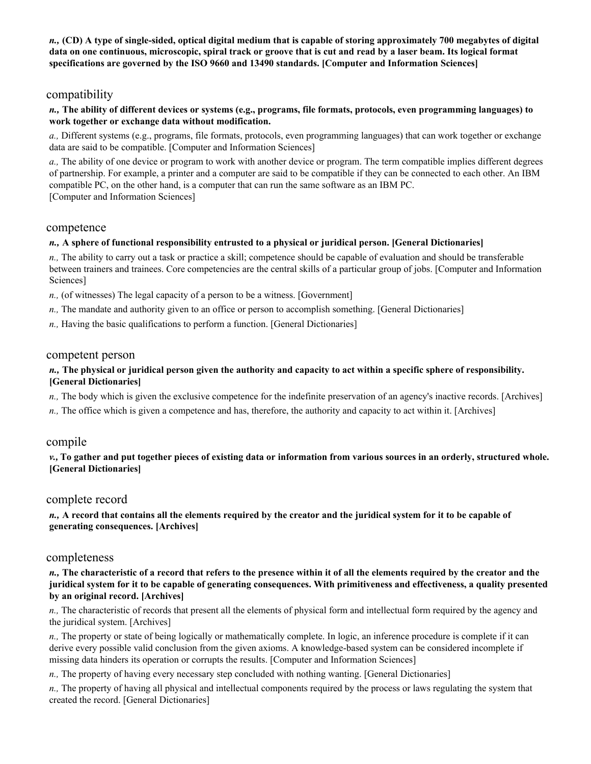***n.*, (CD) A type of single-sided, optical digital medium that is capable of storing approximately 700 megabytes of digital data on one continuous, microscopic, spiral track or groove that is cut and read by a laser beam. Its logical format specifications are governed by the ISO 9660 and 13490 standards. [Computer and Information Sciences]**

## compatibility

***n.*, The ability of different devices or systems (e.g., programs, file formats, protocols, even programming languages) to work together or exchange data without modification.**

*a.,* Different systems (e.g., programs, file formats, protocols, even programming languages) that can work together or exchange data are said to be compatible. [Computer and Information Sciences]

*a.,* The ability of one device or program to work with another device or program. The term compatible implies different degrees of partnership. For example, a printer and a computer are said to be compatible if they can be connected to each other. An IBM compatible PC, on the other hand, is a computer that can run the same software as an IBM PC. [Computer and Information Sciences]

## competence

***n.*, A sphere of functional responsibility entrusted to a physical or juridical person. [General Dictionaries]**

*n.,* The ability to carry out a task or practice a skill; competence should be capable of evaluation and should be transferable between trainers and trainees. Core competencies are the central skills of a particular group of jobs. [Computer and Information Sciences]

*n.,* (of witnesses) The legal capacity of a person to be a witness. [Government]

*n.,* The mandate and authority given to an office or person to accomplish something. [General Dictionaries]

*n.,* Having the basic qualifications to perform a function. [General Dictionaries]

## competent person

***n.*, The physical or juridical person given the authority and capacity to act within a specific sphere of responsibility. [General Dictionaries]**

*n.,* The body which is given the exclusive competence for the indefinite preservation of an agency's inactive records. [Archives]

*n.,* The office which is given a competence and has, therefore, the authority and capacity to act within it. [Archives]

## compile

***v.*, To gather and put together pieces of existing data or information from various sources in an orderly, structured whole. [General Dictionaries]**

## complete record

***n.*, A record that contains all the elements required by the creator and the juridical system for it to be capable of generating consequences. [Archives]**

## completeness

***n.*, The characteristic of a record that refers to the presence within it of all the elements required by the creator and the juridical system for it to be capable of generating consequences. With primitiveness and effectiveness, a quality presented by an original record. [Archives]**

*n.,* The characteristic of records that present all the elements of physical form and intellectual form required by the agency and the juridical system. [Archives]

*n.,* The property or state of being logically or mathematically complete. In logic, an inference procedure is complete if it can derive every possible valid conclusion from the given axioms. A knowledge-based system can be considered incomplete if missing data hinders its operation or corrupts the results. [Computer and Information Sciences]

*n.,* The property of having every necessary step concluded with nothing wanting. [General Dictionaries]

*n.,* The property of having all physical and intellectual components required by the process or laws regulating the system that created the record. [General Dictionaries]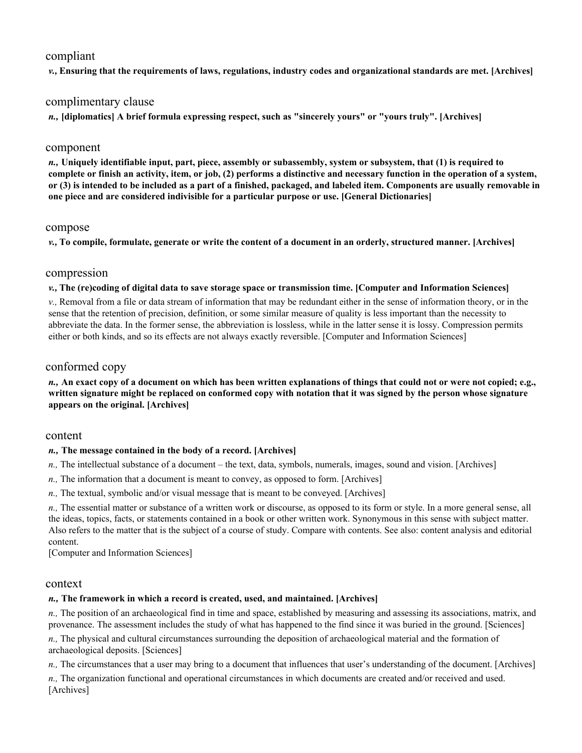## compliant

***v.,* Ensuring that the requirements of laws, regulations, industry codes and organizational standards are met. [Archives]**

## complimentary clause

***n.,* [diplomatics] A brief formula expressing respect, such as "sincerely yours" or "yours truly". [Archives]**

## component

***n.,* Uniquely identifiable input, part, piece, assembly or subassembly, system or subsystem, that (1) is required to complete or finish an activity, item, or job, (2) performs a distinctive and necessary function in the operation of a system, or (3) is intended to be included as a part of a finished, packaged, and labeled item. Components are usually removable in one piece and are considered indivisible for a particular purpose or use. [General Dictionaries]**

## compose

***v.,* To compile, formulate, generate or write the content of a document in an orderly, structured manner. [Archives]**

## compression

***v.,* The (re)coding of digital data to save storage space or transmission time. [Computer and Information Sciences]**

*v.,* Removal from a file or data stream of information that may be redundant either in the sense of information theory, or in the sense that the retention of precision, definition, or some similar measure of quality is less important than the necessity to abbreviate the data. In the former sense, the abbreviation is lossless, while in the latter sense it is lossy. Compression permits either or both kinds, and so its effects are not always exactly reversible. [Computer and Information Sciences]

## conformed copy

***n.,* An exact copy of a document on which has been written explanations of things that could not or were not copied; e.g., written signature might be replaced on conformed copy with notation that it was signed by the person whose signature appears on the original. [Archives]**

## content

***n.,* The message contained in the body of a record. [Archives]**

*n.,* The intellectual substance of a document – the text, data, symbols, numerals, images, sound and vision. [Archives]

*n.,* The information that a document is meant to convey, as opposed to form. [Archives]

*n.,* The textual, symbolic and/or visual message that is meant to be conveyed. [Archives]

*n.,* The essential matter or substance of a written work or discourse, as opposed to its form or style. In a more general sense, all the ideas, topics, facts, or statements contained in a book or other written work. Synonymous in this sense with subject matter. Also refers to the matter that is the subject of a course of study. Compare with contents. See also: content analysis and editorial content.
[Computer and Information Sciences]

## context

***n.,* The framework in which a record is created, used, and maintained. [Archives]**

*n.,* The position of an archaeological find in time and space, established by measuring and assessing its associations, matrix, and provenance. The assessment includes the study of what has happened to the find since it was buried in the ground. [Sciences]

*n.,* The physical and cultural circumstances surrounding the deposition of archaeological material and the formation of archaeological deposits. [Sciences]

*n.,* The circumstances that a user may bring to a document that influences that user's understanding of the document. [Archives]

*n.,* The organization functional and operational circumstances in which documents are created and/or received and used. [Archives]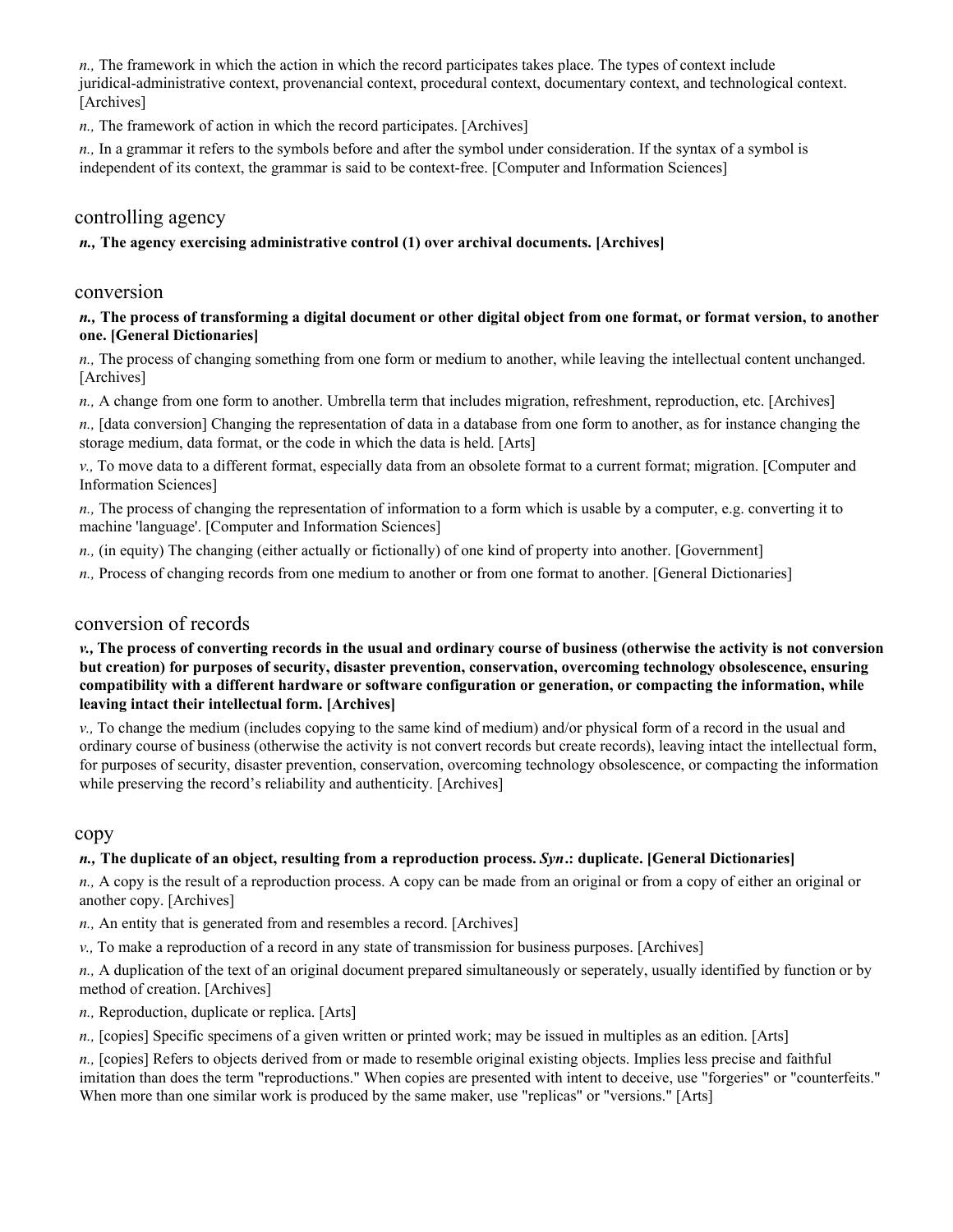*n.,* The framework in which the action in which the record participates takes place. The types of context include juridical-administrative context, provenancial context, procedural context, documentary context, and technological context. [Archives]

*n.,* The framework of action in which the record participates. [Archives]

*n.,* In a grammar it refers to the symbols before and after the symbol under consideration. If the syntax of a symbol is independent of its context, the grammar is said to be context-free. [Computer and Information Sciences]

## controlling agency

***n.,* The agency exercising administrative control (1) over archival documents. [Archives]**

## conversion

***n.,* The process of transforming a digital document or other digital object from one format, or format version, to another one. [General Dictionaries]**

*n.,* The process of changing something from one form or medium to another, while leaving the intellectual content unchanged. [Archives]

*n.,* A change from one form to another. Umbrella term that includes migration, refreshment, reproduction, etc. [Archives]

*n.,* [data conversion] Changing the representation of data in a database from one form to another, as for instance changing the storage medium, data format, or the code in which the data is held. [Arts]

*v.,* To move data to a different format, especially data from an obsolete format to a current format; migration. [Computer and Information Sciences]

*n.,* The process of changing the representation of information to a form which is usable by a computer, e.g. converting it to machine 'language'. [Computer and Information Sciences]

*n.,* (in equity) The changing (either actually or fictionally) of one kind of property into another. [Government]

*n.,* Process of changing records from one medium to another or from one format to another. [General Dictionaries]

## conversion of records

***v.,* The process of converting records in the usual and ordinary course of business (otherwise the activity is not conversion but creation) for purposes of security, disaster prevention, conservation, overcoming technology obsolescence, ensuring compatibility with a different hardware or software configuration or generation, or compacting the information, while leaving intact their intellectual form. [Archives]**

*v.,* To change the medium (includes copying to the same kind of medium) and/or physical form of a record in the usual and ordinary course of business (otherwise the activity is not convert records but create records), leaving intact the intellectual form, for purposes of security, disaster prevention, conservation, overcoming technology obsolescence, or compacting the information while preserving the record's reliability and authenticity. [Archives]

## copy

***n.,* The duplicate of an object, resulting from a reproduction process. *Syn*.: duplicate. [General Dictionaries]**

*n.,* A copy is the result of a reproduction process. A copy can be made from an original or from a copy of either an original or another copy. [Archives]

*n.,* An entity that is generated from and resembles a record. [Archives]

*v.,* To make a reproduction of a record in any state of transmission for business purposes. [Archives]

*n.,* A duplication of the text of an original document prepared simultaneously or seperately, usually identified by function or by method of creation. [Archives]

*n.,* Reproduction, duplicate or replica. [Arts]

*n.,* [copies] Specific specimens of a given written or printed work; may be issued in multiples as an edition. [Arts]

*n.,* [copies] Refers to objects derived from or made to resemble original existing objects. Implies less precise and faithful imitation than does the term "reproductions." When copies are presented with intent to deceive, use "forgeries" or "counterfeits." When more than one similar work is produced by the same maker, use "replicas" or "versions." [Arts]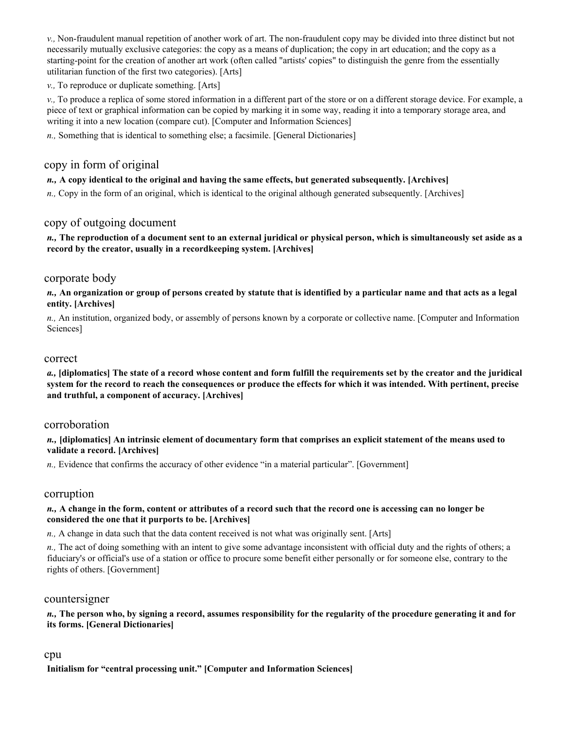*v.,* Non-fraudulent manual repetition of another work of art. The non-fraudulent copy may be divided into three distinct but not necessarily mutually exclusive categories: the copy as a means of duplication; the copy in art education; and the copy as a starting-point for the creation of another art work (often called "artists' copies" to distinguish the genre from the essentially utilitarian function of the first two categories). [Arts]

*v.,* To reproduce or duplicate something. [Arts]

*v.,* To produce a replica of some stored information in a different part of the store or on a different storage device. For example, a piece of text or graphical information can be copied by marking it in some way, reading it into a temporary storage area, and writing it into a new location (compare cut). [Computer and Information Sciences]

*n.,* Something that is identical to something else; a facsimile. [General Dictionaries]

## copy in form of original

***n.,* A copy identical to the original and having the same effects, but generated subsequently. [Archives]**

*n.,* Copy in the form of an original, which is identical to the original although generated subsequently. [Archives]

## copy of outgoing document

***n.,* The reproduction of a document sent to an external juridical or physical person, which is simultaneously set aside as a record by the creator, usually in a recordkeeping system. [Archives]**

## corporate body

***n.,* An organization or group of persons created by statute that is identified by a particular name and that acts as a legal entity. [Archives]**

*n.,* An institution, organized body, or assembly of persons known by a corporate or collective name. [Computer and Information Sciences]

## correct

***a.,* [diplomatics] The state of a record whose content and form fulfill the requirements set by the creator and the juridical system for the record to reach the consequences or produce the effects for which it was intended. With pertinent, precise and truthful, a component of accuracy. [Archives]**

## corroboration

***n.,* [diplomatics] An intrinsic element of documentary form that comprises an explicit statement of the means used to validate a record. [Archives]**

*n.,* Evidence that confirms the accuracy of other evidence "in a material particular". [Government]

## corruption

***n.,* A change in the form, content or attributes of a record such that the record one is accessing can no longer be considered the one that it purports to be. [Archives]**

*n.,* A change in data such that the data content received is not what was originally sent. [Arts]

*n.,* The act of doing something with an intent to give some advantage inconsistent with official duty and the rights of others; a fiduciary's or official's use of a station or office to procure some benefit either personally or for someone else, contrary to the rights of others. [Government]

## countersigner

***n.,* The person who, by signing a record, assumes responsibility for the regularity of the procedure generating it and for its forms. [General Dictionaries]**

## cpu

**Initialism for "central processing unit." [Computer and Information Sciences]**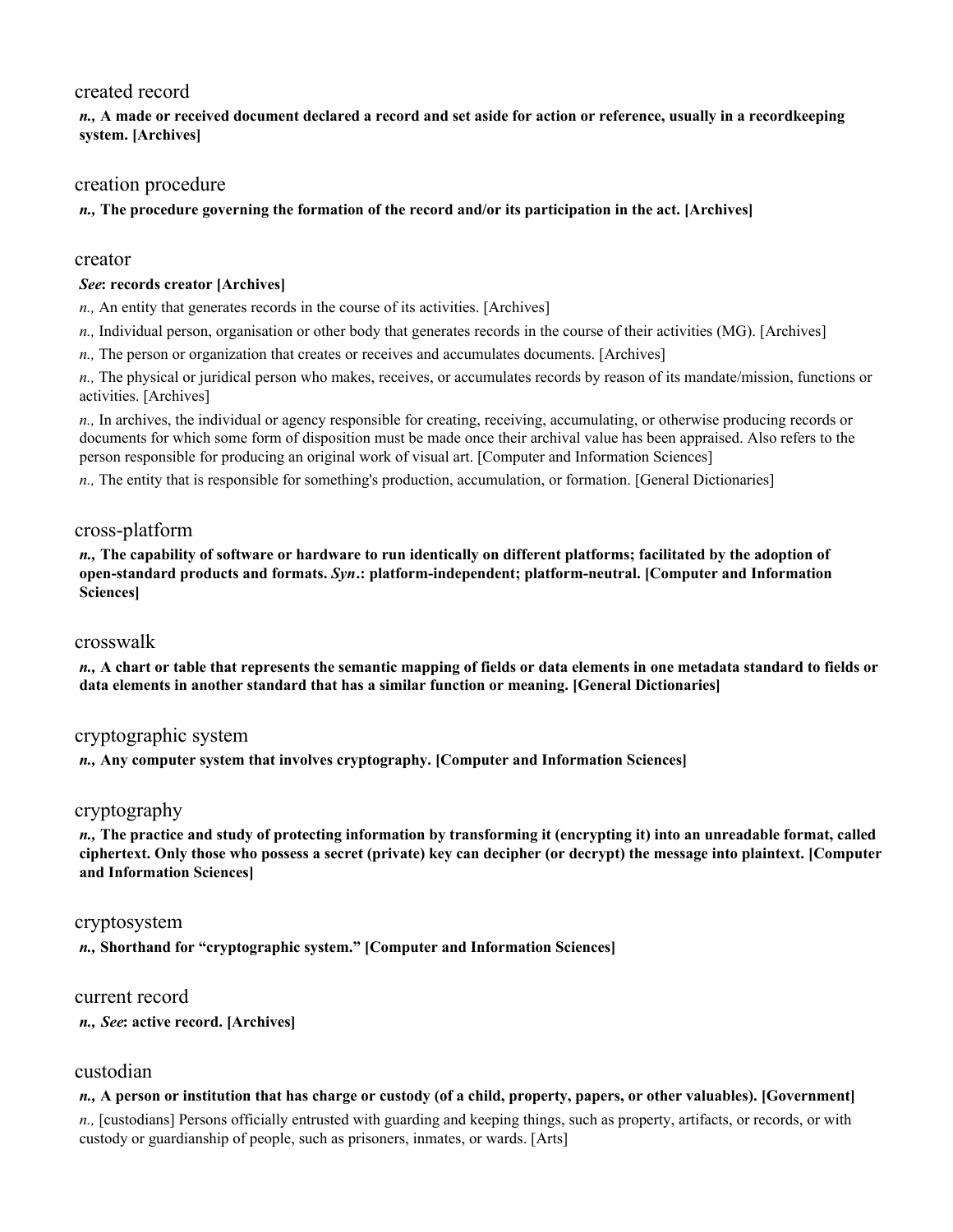## created record

***n.*, A made or received document declared a record and set aside for action or reference, usually in a recordkeeping system. [Archives]**

## creation procedure

***n.*, The procedure governing the formation of the record and/or its participation in the act. [Archives]**

## creator

***See*: records creator [Archives]**

*n.,* An entity that generates records in the course of its activities. [Archives]

*n.,* Individual person, organisation or other body that generates records in the course of their activities (MG). [Archives]

*n.,* The person or organization that creates or receives and accumulates documents. [Archives]

*n.,* The physical or juridical person who makes, receives, or accumulates records by reason of its mandate/mission, functions or activities. [Archives]

*n.,* In archives, the individual or agency responsible for creating, receiving, accumulating, or otherwise producing records or documents for which some form of disposition must be made once their archival value has been appraised. Also refers to the person responsible for producing an original work of visual art. [Computer and Information Sciences]

*n.,* The entity that is responsible for something's production, accumulation, or formation. [General Dictionaries]

## cross-platform

***n.*, The capability of software or hardware to run identically on different platforms; facilitated by the adoption of open-standard products and formats. *Syn*.: platform-independent; platform-neutral. [Computer and Information Sciences]**

## crosswalk

***n.*, A chart or table that represents the semantic mapping of fields or data elements in one metadata standard to fields or data elements in another standard that has a similar function or meaning. [General Dictionaries]**

## cryptographic system

***n.*, Any computer system that involves cryptography. [Computer and Information Sciences]**

## cryptography

***n.*, The practice and study of protecting information by transforming it (encrypting it) into an unreadable format, called ciphertext. Only those who possess a secret (private) key can decipher (or decrypt) the message into plaintext. [Computer and Information Sciences]**

## cryptosystem

***n.*, Shorthand for "cryptographic system." [Computer and Information Sciences]**

## current record

***n.*, *See*: active record. [Archives]**

## custodian

***n.*, A person or institution that has charge or custody (of a child, property, papers, or other valuables). [Government]**

*n.,* [custodians] Persons officially entrusted with guarding and keeping things, such as property, artifacts, or records, or with custody or guardianship of people, such as prisoners, inmates, or wards. [Arts]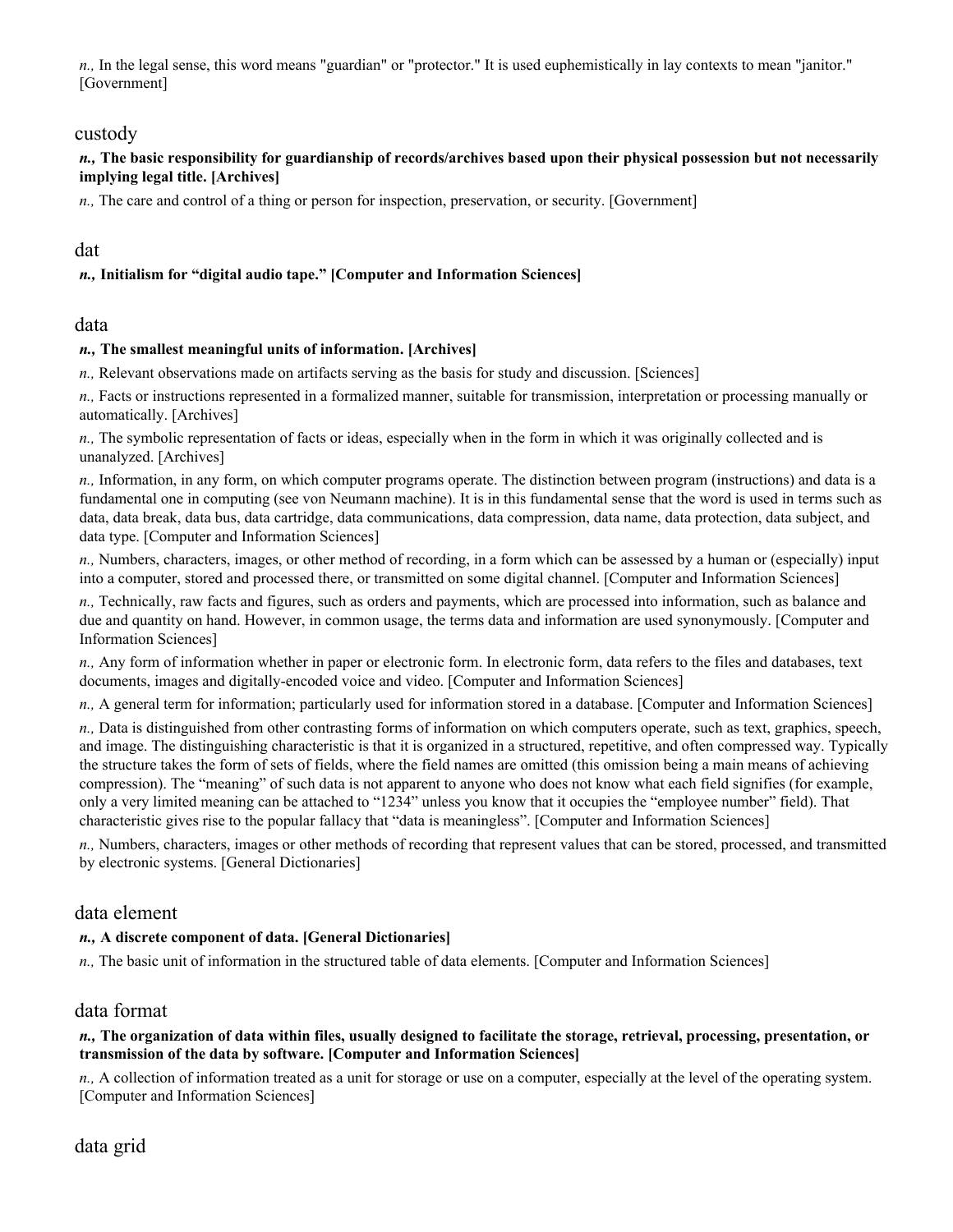*n.,* In the legal sense, this word means "guardian" or "protector." It is used euphemistically in lay contexts to mean "janitor." [Government]

## custody

***n.,* The basic responsibility for guardianship of records/archives based upon their physical possession but not necessarily implying legal title. [Archives]**

*n.,* The care and control of a thing or person for inspection, preservation, or security. [Government]

## dat

***n.,* Initialism for "digital audio tape." [Computer and Information Sciences]**

## data

***n.,* The smallest meaningful units of information. [Archives]**

*n.,* Relevant observations made on artifacts serving as the basis for study and discussion. [Sciences]

*n.,* Facts or instructions represented in a formalized manner, suitable for transmission, interpretation or processing manually or automatically. [Archives]

*n.,* The symbolic representation of facts or ideas, especially when in the form in which it was originally collected and is unanalyzed. [Archives]

*n.,* Information, in any form, on which computer programs operate. The distinction between program (instructions) and data is a fundamental one in computing (see von Neumann machine). It is in this fundamental sense that the word is used in terms such as data, data break, data bus, data cartridge, data communications, data compression, data name, data protection, data subject, and data type. [Computer and Information Sciences]

*n.,* Numbers, characters, images, or other method of recording, in a form which can be assessed by a human or (especially) input into a computer, stored and processed there, or transmitted on some digital channel. [Computer and Information Sciences]

*n.,* Technically, raw facts and figures, such as orders and payments, which are processed into information, such as balance and due and quantity on hand. However, in common usage, the terms data and information are used synonymously. [Computer and Information Sciences]

*n.,* Any form of information whether in paper or electronic form. In electronic form, data refers to the files and databases, text documents, images and digitally-encoded voice and video. [Computer and Information Sciences]

*n.,* A general term for information; particularly used for information stored in a database. [Computer and Information Sciences]

*n.,* Data is distinguished from other contrasting forms of information on which computers operate, such as text, graphics, speech, and image. The distinguishing characteristic is that it is organized in a structured, repetitive, and often compressed way. Typically the structure takes the form of sets of fields, where the field names are omitted (this omission being a main means of achieving compression). The "meaning" of such data is not apparent to anyone who does not know what each field signifies (for example, only a very limited meaning can be attached to "1234" unless you know that it occupies the "employee number" field). That characteristic gives rise to the popular fallacy that "data is meaningless". [Computer and Information Sciences]

*n.,* Numbers, characters, images or other methods of recording that represent values that can be stored, processed, and transmitted by electronic systems. [General Dictionaries]

## data element

***n.,* A discrete component of data. [General Dictionaries]**

*n.,* The basic unit of information in the structured table of data elements. [Computer and Information Sciences]

## data format

***n.,* The organization of data within files, usually designed to facilitate the storage, retrieval, processing, presentation, or transmission of the data by software. [Computer and Information Sciences]**

*n.,* A collection of information treated as a unit for storage or use on a computer, especially at the level of the operating system. [Computer and Information Sciences]

## data grid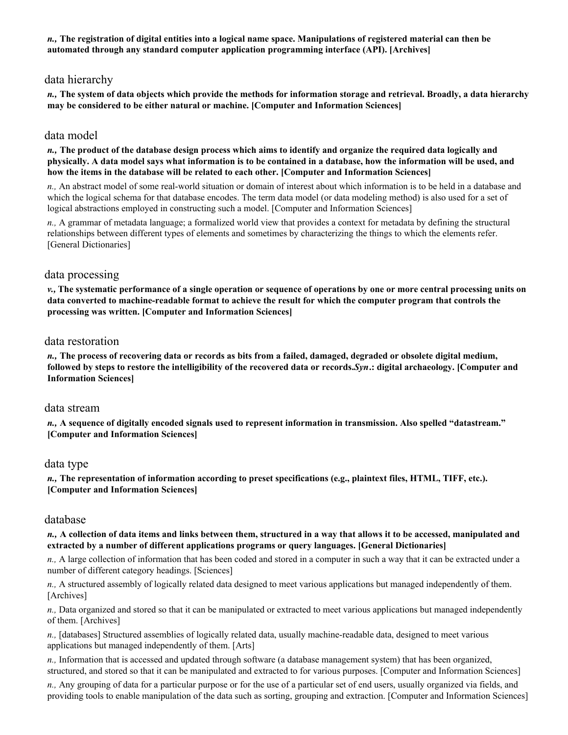***n.*, The registration of digital entities into a logical name space. Manipulations of registered material can then be automated through any standard computer application programming interface (API). [Archives]**

## data hierarchy

***n.*, The system of data objects which provide the methods for information storage and retrieval. Broadly, a data hierarchy may be considered to be either natural or machine. [Computer and Information Sciences]**

## data model

***n.*, The product of the database design process which aims to identify and organize the required data logically and physically. A data model says what information is to be contained in a database, how the information will be used, and how the items in the database will be related to each other. [Computer and Information Sciences]**

*n.,* An abstract model of some real-world situation or domain of interest about which information is to be held in a database and which the logical schema for that database encodes. The term data model (or data modeling method) is also used for a set of logical abstractions employed in constructing such a model. [Computer and Information Sciences]

*n.,* A grammar of metadata language; a formalized world view that provides a context for metadata by defining the structural relationships between different types of elements and sometimes by characterizing the things to which the elements refer. [General Dictionaries]

## data processing

***v.*, The systematic performance of a single operation or sequence of operations by one or more central processing units on data converted to machine-readable format to achieve the result for which the computer program that controls the processing was written. [Computer and Information Sciences]**

## data restoration

***n.*, The process of recovering data or records as bits from a failed, damaged, degraded or obsolete digital medium, followed by steps to restore the intelligibility of the recovered data or records.*Syn*.: digital archaeology. [Computer and Information Sciences]**

## data stream

***n.*, A sequence of digitally encoded signals used to represent information in transmission. Also spelled "datastream." [Computer and Information Sciences]**

## data type

***n.*, The representation of information according to preset specifications (e.g., plaintext files, HTML, TIFF, etc.). [Computer and Information Sciences]**

## database

***n.*, A collection of data items and links between them, structured in a way that allows it to be accessed, manipulated and extracted by a number of different applications programs or query languages. [General Dictionaries]**

*n.,* A large collection of information that has been coded and stored in a computer in such a way that it can be extracted under a number of different category headings. [Sciences]

*n.,* A structured assembly of logically related data designed to meet various applications but managed independently of them. [Archives]

*n.,* Data organized and stored so that it can be manipulated or extracted to meet various applications but managed independently of them. [Archives]

*n.,* [databases] Structured assemblies of logically related data, usually machine-readable data, designed to meet various applications but managed independently of them. [Arts]

*n.,* Information that is accessed and updated through software (a database management system) that has been organized, structured, and stored so that it can be manipulated and extracted to for various purposes. [Computer and Information Sciences]

*n.,* Any grouping of data for a particular purpose or for the use of a particular set of end users, usually organized via fields, and providing tools to enable manipulation of the data such as sorting, grouping and extraction. [Computer and Information Sciences]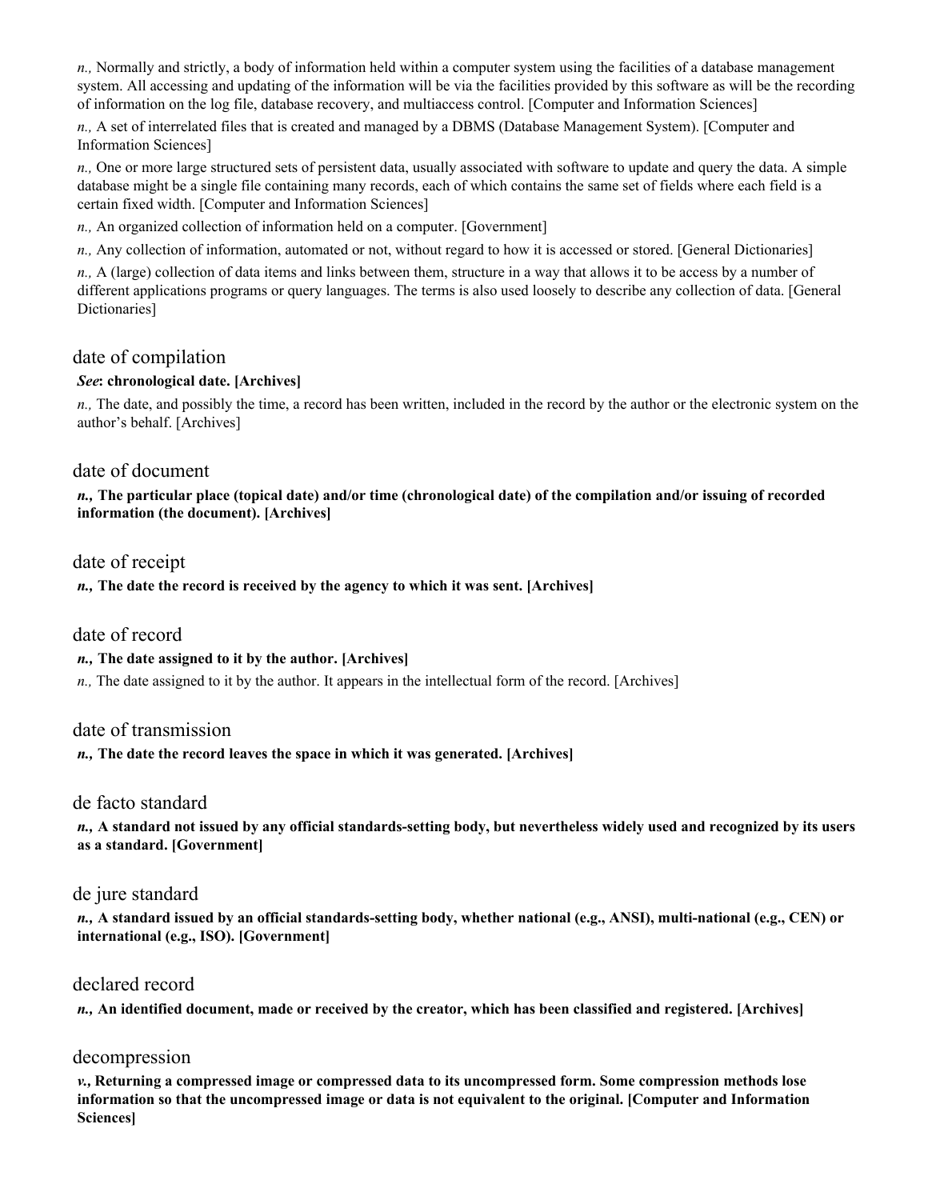*n.,* Normally and strictly, a body of information held within a computer system using the facilities of a database management system. All accessing and updating of the information will be via the facilities provided by this software as will be the recording of information on the log file, database recovery, and multiaccess control. [Computer and Information Sciences]

*n.,* A set of interrelated files that is created and managed by a DBMS (Database Management System). [Computer and Information Sciences]

*n.,* One or more large structured sets of persistent data, usually associated with software to update and query the data. A simple database might be a single file containing many records, each of which contains the same set of fields where each field is a certain fixed width. [Computer and Information Sciences]

*n.,* An organized collection of information held on a computer. [Government]

*n.,* Any collection of information, automated or not, without regard to how it is accessed or stored. [General Dictionaries]

*n.,* A (large) collection of data items and links between them, structure in a way that allows it to be access by a number of different applications programs or query languages. The terms is also used loosely to describe any collection of data. [General Dictionaries]

## date of compilation

***See*: chronological date. [Archives]**

*n.,* The date, and possibly the time, a record has been written, included in the record by the author or the electronic system on the author's behalf. [Archives]

## date of document

***n.,* The particular place (topical date) and/or time (chronological date) of the compilation and/or issuing of recorded information (the document). [Archives]**

## date of receipt

***n.,* The date the record is received by the agency to which it was sent. [Archives]**

## date of record

***n.,* The date assigned to it by the author. [Archives]**

*n.,* The date assigned to it by the author. It appears in the intellectual form of the record. [Archives]

## date of transmission

***n.,* The date the record leaves the space in which it was generated. [Archives]**

## de facto standard

***n.,* A standard not issued by any official standards-setting body, but nevertheless widely used and recognized by its users as a standard. [Government]**

## de jure standard

***n.,* A standard issued by an official standards-setting body, whether national (e.g., ANSI), multi-national (e.g., CEN) or international (e.g., ISO). [Government]**

## declared record

***n.,* An identified document, made or received by the creator, which has been classified and registered. [Archives]**

## decompression

***v.,* Returning a compressed image or compressed data to its uncompressed form. Some compression methods lose information so that the uncompressed image or data is not equivalent to the original. [Computer and Information Sciences]**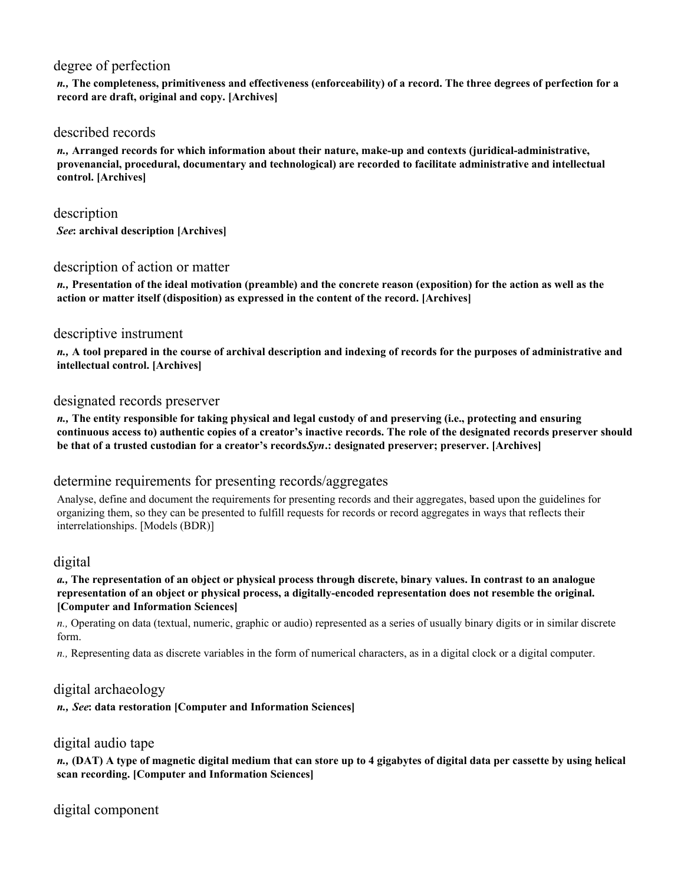### degree of perfection

***n.,*** **The completeness, primitiveness and effectiveness (enforceability) of a record. The three degrees of perfection for a record are draft, original and copy. [Archives]**

### described records

***n.,*** **Arranged records for which information about their nature, make-up and contexts (juridical-administrative, provenancial, procedural, documentary and technological) are recorded to facilitate administrative and intellectual control. [Archives]**

### description

***See*****: archival description [Archives]**

### description of action or matter

***n.,*** **Presentation of the ideal motivation (preamble) and the concrete reason (exposition) for the action as well as the action or matter itself (disposition) as expressed in the content of the record. [Archives]**

### descriptive instrument

***n.,*** **A tool prepared in the course of archival description and indexing of records for the purposes of administrative and intellectual control. [Archives]**

### designated records preserver

***n.,*** **The entity responsible for taking physical and legal custody of and preserving (i.e., protecting and ensuring continuous access to) authentic copies of a creator's inactive records. The role of the designated records preserver should be that of a trusted custodian for a creator's records*****Syn*****.: designated preserver; preserver. [Archives]**

### determine requirements for presenting records/aggregates

Analyse, define and document the requirements for presenting records and their aggregates, based upon the guidelines for organizing them, so they can be presented to fulfill requests for records or record aggregates in ways that reflects their interrelationships. [Models (BDR)]

### digital

***a.,*** **The representation of an object or physical process through discrete, binary values. In contrast to an analogue representation of an object or physical process, a digitally-encoded representation does not resemble the original. [Computer and Information Sciences]**

*n.,* Operating on data (textual, numeric, graphic or audio) represented as a series of usually binary digits or in similar discrete form.

*n.,* Representing data as discrete variables in the form of numerical characters, as in a digital clock or a digital computer.

### digital archaeology

***n.,*** ***See*****: data restoration [Computer and Information Sciences]**

### digital audio tape

***n.,*** **(DAT) A type of magnetic digital medium that can store up to 4 gigabytes of digital data per cassette by using helical scan recording. [Computer and Information Sciences]**

### digital component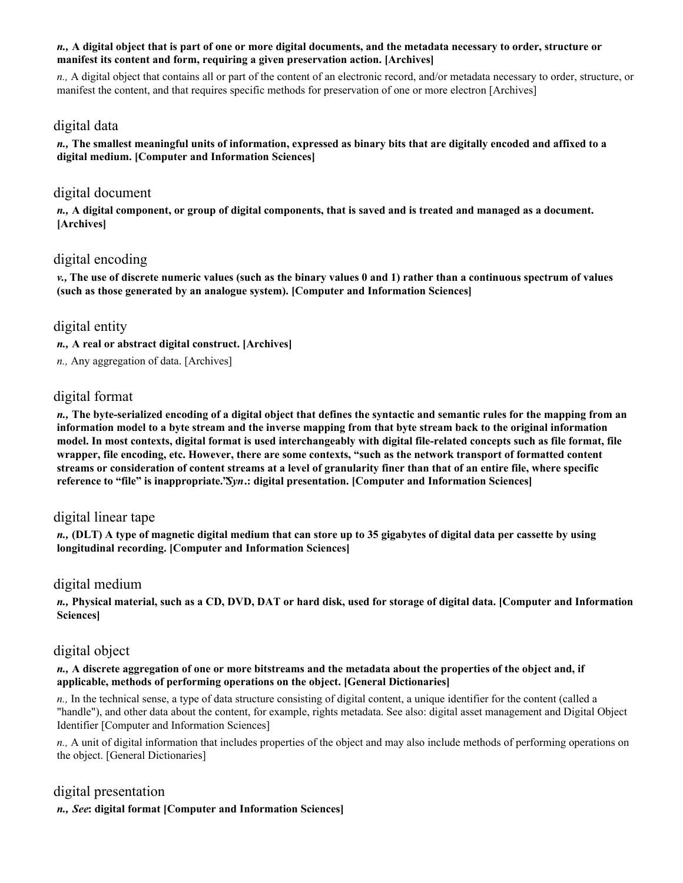***n.,* A digital object that is part of one or more digital documents, and the metadata necessary to order, structure or manifest its content and form, requiring a given preservation action. [Archives]**

*n.,* A digital object that contains all or part of the content of an electronic record, and/or metadata necessary to order, structure, or manifest the content, and that requires specific methods for preservation of one or more electron [Archives]

## digital data

***n.,* The smallest meaningful units of information, expressed as binary bits that are digitally encoded and affixed to a digital medium. [Computer and Information Sciences]**

## digital document

***n.,* A digital component, or group of digital components, that is saved and is treated and managed as a document. [Archives]**

## digital encoding

***v.,* The use of discrete numeric values (such as the binary values 0 and 1) rather than a continuous spectrum of values (such as those generated by an analogue system). [Computer and Information Sciences]**

## digital entity

***n.,* A real or abstract digital construct. [Archives]**

*n.,* Any aggregation of data. [Archives]

## digital format

***n.,* The byte-serialized encoding of a digital object that defines the syntactic and semantic rules for the mapping from an information model to a byte stream and the inverse mapping from that byte stream back to the original information model. In most contexts, digital format is used interchangeably with digital file-related concepts such as file format, file wrapper, file encoding, etc. However, there are some contexts, "such as the network transport of formatted content streams or consideration of content streams at a level of granularity finer than that of an entire file, where specific reference to "file" is inappropriate."*Syn*.: digital presentation. [Computer and Information Sciences]**

## digital linear tape

***n.,* (DLT) A type of magnetic digital medium that can store up to 35 gigabytes of digital data per cassette by using longitudinal recording. [Computer and Information Sciences]**

## digital medium

***n.,* Physical material, such as a CD, DVD, DAT or hard disk, used for storage of digital data. [Computer and Information Sciences]**

## digital object

***n.,* A discrete aggregation of one or more bitstreams and the metadata about the properties of the object and, if applicable, methods of performing operations on the object. [General Dictionaries]**

*n.,* In the technical sense, a type of data structure consisting of digital content, a unique identifier for the content (called a "handle"), and other data about the content, for example, rights metadata. See also: digital asset management and Digital Object Identifier [Computer and Information Sciences]

*n.,* A unit of digital information that includes properties of the object and may also include methods of performing operations on the object. [General Dictionaries]

## digital presentation

***n.,* *See*: digital format [Computer and Information Sciences]**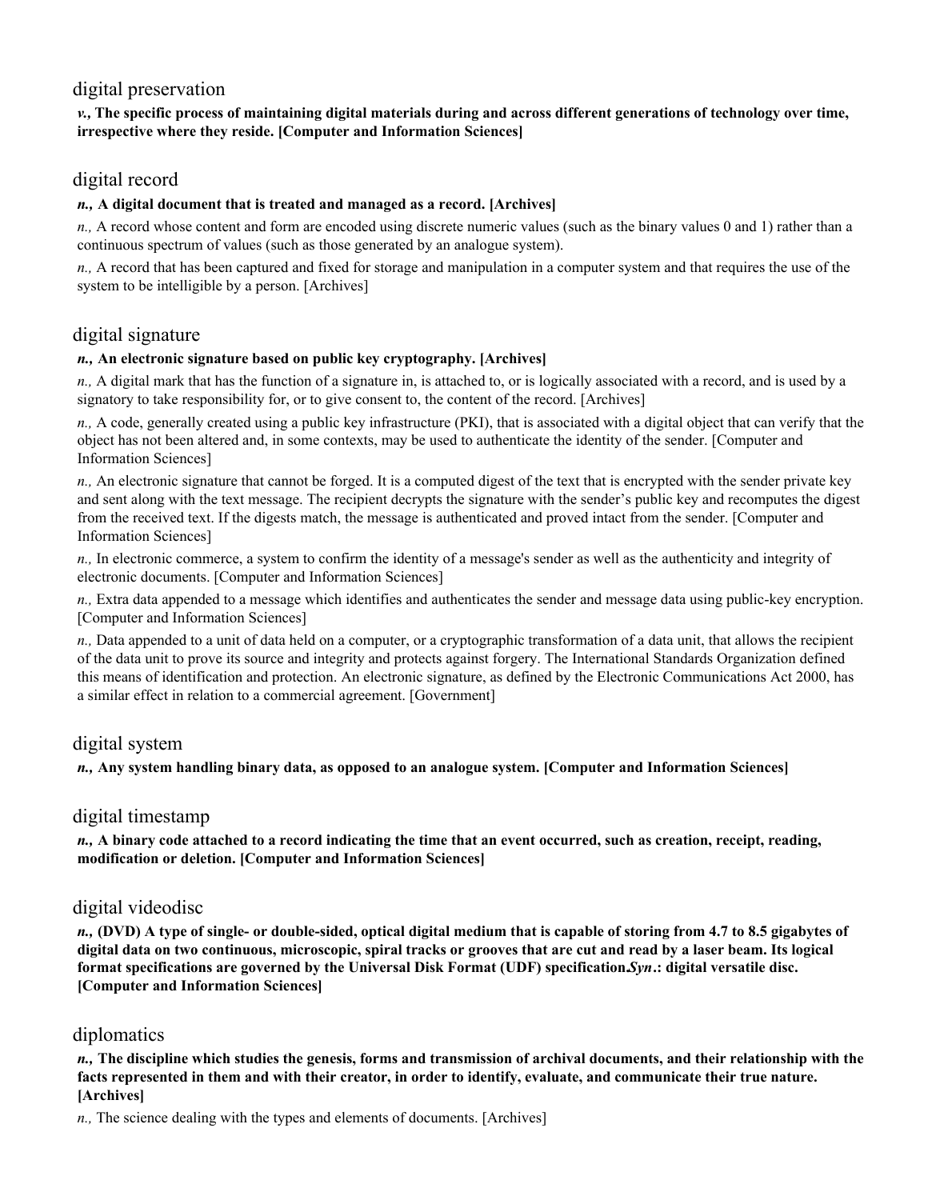## digital preservation

***v.,* The specific process of maintaining digital materials during and across different generations of technology over time, irrespective where they reside. [Computer and Information Sciences]**

## digital record

***n.,* A digital document that is treated and managed as a record. [Archives]**

*n.,* A record whose content and form are encoded using discrete numeric values (such as the binary values 0 and 1) rather than a continuous spectrum of values (such as those generated by an analogue system).

*n.,* A record that has been captured and fixed for storage and manipulation in a computer system and that requires the use of the system to be intelligible by a person. [Archives]

## digital signature

***n.,* An electronic signature based on public key cryptography. [Archives]**

*n.,* A digital mark that has the function of a signature in, is attached to, or is logically associated with a record, and is used by a signatory to take responsibility for, or to give consent to, the content of the record. [Archives]

*n.,* A code, generally created using a public key infrastructure (PKI), that is associated with a digital object that can verify that the object has not been altered and, in some contexts, may be used to authenticate the identity of the sender. [Computer and Information Sciences]

*n.,* An electronic signature that cannot be forged. It is a computed digest of the text that is encrypted with the sender private key and sent along with the text message. The recipient decrypts the signature with the sender's public key and recomputes the digest from the received text. If the digests match, the message is authenticated and proved intact from the sender. [Computer and Information Sciences]

*n.,* In electronic commerce, a system to confirm the identity of a message's sender as well as the authenticity and integrity of electronic documents. [Computer and Information Sciences]

*n.,* Extra data appended to a message which identifies and authenticates the sender and message data using public-key encryption. [Computer and Information Sciences]

*n.,* Data appended to a unit of data held on a computer, or a cryptographic transformation of a data unit, that allows the recipient of the data unit to prove its source and integrity and protects against forgery. The International Standards Organization defined this means of identification and protection. An electronic signature, as defined by the Electronic Communications Act 2000, has a similar effect in relation to a commercial agreement. [Government]

## digital system

***n.,* Any system handling binary data, as opposed to an analogue system. [Computer and Information Sciences]**

## digital timestamp

***n.,* A binary code attached to a record indicating the time that an event occurred, such as creation, receipt, reading, modification or deletion. [Computer and Information Sciences]**

## digital videodisc

***n.,* (DVD) A type of single- or double-sided, optical digital medium that is capable of storing from 4.7 to 8.5 gigabytes of digital data on two continuous, microscopic, spiral tracks or grooves that are cut and read by a laser beam. Its logical format specifications are governed by the Universal Disk Format (UDF) specification*Syn*.: digital versatile disc. [Computer and Information Sciences]**

## diplomatics

***n.,* The discipline which studies the genesis, forms and transmission of archival documents, and their relationship with the facts represented in them and with their creator, in order to identify, evaluate, and communicate their true nature. [Archives]**

*n.,* The science dealing with the types and elements of documents. [Archives]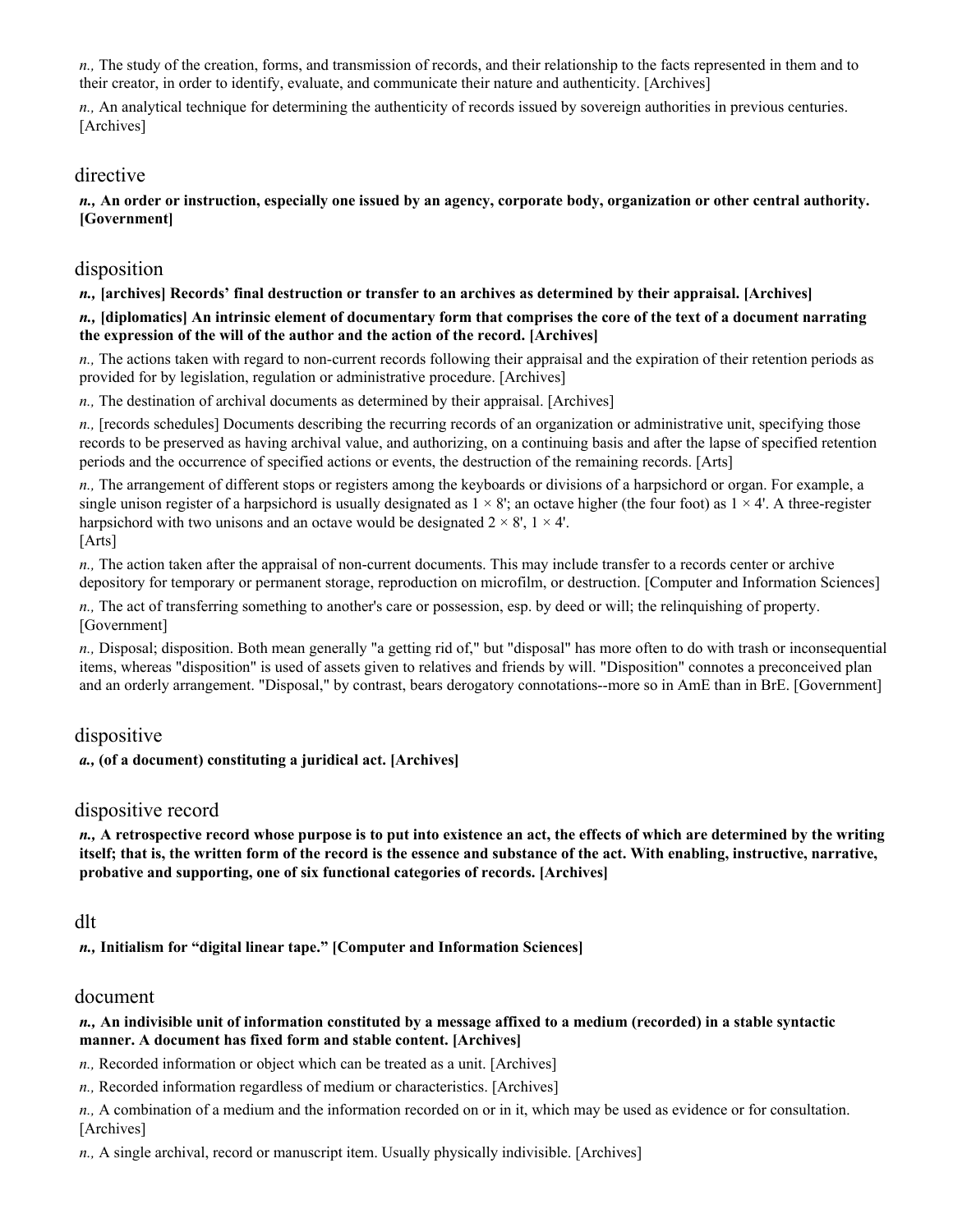*n.,* The study of the creation, forms, and transmission of records, and their relationship to the facts represented in them and to their creator, in order to identify, evaluate, and communicate their nature and authenticity. [Archives]

*n.,* An analytical technique for determining the authenticity of records issued by sovereign authorities in previous centuries. [Archives]

## directive

***n.,* An order or instruction, especially one issued by an agency, corporate body, organization or other central authority. [Government]**

## disposition

***n.,* [archives] Records' final destruction or transfer to an archives as determined by their appraisal. [Archives]**

***n.,* [diplomatics] An intrinsic element of documentary form that comprises the core of the text of a document narrating the expression of the will of the author and the action of the record. [Archives]**

*n.,* The actions taken with regard to non-current records following their appraisal and the expiration of their retention periods as provided for by legislation, regulation or administrative procedure. [Archives]

*n.,* The destination of archival documents as determined by their appraisal. [Archives]

*n.,* [records schedules] Documents describing the recurring records of an organization or administrative unit, specifying those records to be preserved as having archival value, and authorizing, on a continuing basis and after the lapse of specified retention periods and the occurrence of specified actions or events, the destruction of the remaining records. [Arts]

*n.,* The arrangement of different stops or registers among the keyboards or divisions of a harpsichord or organ. For example, a single unison register of a harpsichord is usually designated as 1 × 8'; an octave higher (the four foot) as 1 × 4'. A three-register harpsichord with two unisons and an octave would be designated 2 × 8', 1 × 4'.
[Arts]

*n.,* The action taken after the appraisal of non-current documents. This may include transfer to a records center or archive depository for temporary or permanent storage, reproduction on microfilm, or destruction. [Computer and Information Sciences]

*n.,* The act of transferring something to another's care or possession, esp. by deed or will; the relinquishing of property. [Government]

*n.,* Disposal; disposition. Both mean generally "a getting rid of," but "disposal" has more often to do with trash or inconsequential items, whereas "disposition" is used of assets given to relatives and friends by will. "Disposition" connotes a preconceived plan and an orderly arrangement. "Disposal," by contrast, bears derogatory connotations--more so in AmE than in BrE. [Government]

## dispositive

***a.,* (of a document) constituting a juridical act. [Archives]**

## dispositive record

***n.,* A retrospective record whose purpose is to put into existence an act, the effects of which are determined by the writing itself; that is, the written form of the record is the essence and substance of the act. With enabling, instructive, narrative, probative and supporting, one of six functional categories of records. [Archives]**

## dlt

***n.,* Initialism for "digital linear tape." [Computer and Information Sciences]**

## document

***n.,* An indivisible unit of information constituted by a message affixed to a medium (recorded) in a stable syntactic manner. A document has fixed form and stable content. [Archives]**

*n.,* Recorded information or object which can be treated as a unit. [Archives]

*n.,* Recorded information regardless of medium or characteristics. [Archives]

*n.,* A combination of a medium and the information recorded on or in it, which may be used as evidence or for consultation. [Archives]

*n.,* A single archival, record or manuscript item. Usually physically indivisible. [Archives]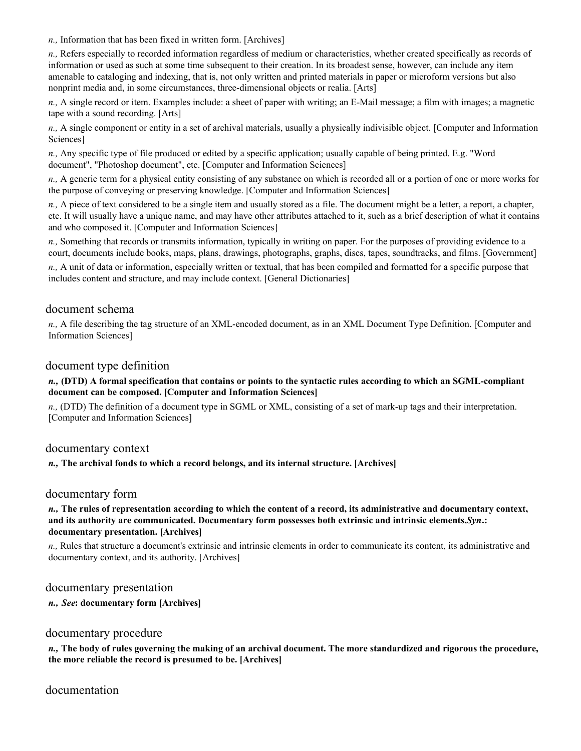*n.,* Information that has been fixed in written form. [Archives]

*n.,* Refers especially to recorded information regardless of medium or characteristics, whether created specifically as records of information or used as such at some time subsequent to their creation. In its broadest sense, however, can include any item amenable to cataloging and indexing, that is, not only written and printed materials in paper or microform versions but also nonprint media and, in some circumstances, three-dimensional objects or realia. [Arts]

*n.,* A single record or item. Examples include: a sheet of paper with writing; an E-Mail message; a film with images; a magnetic tape with a sound recording. [Arts]

*n.,* A single component or entity in a set of archival materials, usually a physically indivisible object. [Computer and Information Sciences]

*n.,* Any specific type of file produced or edited by a specific application; usually capable of being printed. E.g. "Word document", "Photoshop document", etc. [Computer and Information Sciences]

*n.,* A generic term for a physical entity consisting of any substance on which is recorded all or a portion of one or more works for the purpose of conveying or preserving knowledge. [Computer and Information Sciences]

*n.,* A piece of text considered to be a single item and usually stored as a file. The document might be a letter, a report, a chapter, etc. It will usually have a unique name, and may have other attributes attached to it, such as a brief description of what it contains and who composed it. [Computer and Information Sciences]

*n.,* Something that records or transmits information, typically in writing on paper. For the purposes of providing evidence to a court, documents include books, maps, plans, drawings, photographs, graphs, discs, tapes, soundtracks, and films. [Government]

*n.,* A unit of data or information, especially written or textual, that has been compiled and formatted for a specific purpose that includes content and structure, and may include context. [General Dictionaries]

## document schema

*n.,* A file describing the tag structure of an XML-encoded document, as in an XML Document Type Definition. [Computer and Information Sciences]

## document type definition

***n.,* (DTD) A formal specification that contains or points to the syntactic rules according to which an SGML-compliant document can be composed. [Computer and Information Sciences]**

*n.,* (DTD) The definition of a document type in SGML or XML, consisting of a set of mark-up tags and their interpretation. [Computer and Information Sciences]

## documentary context

***n.,* The archival fonds to which a record belongs, and its internal structure. [Archives]**

## documentary form

***n.,* The rules of representation according to which the content of a record, its administrative and documentary context, and its authority are communicated. Documentary form possesses both extrinsic and intrinsic elements.*Syn*.: documentary presentation. [Archives]**

*n.,* Rules that structure a document's extrinsic and intrinsic elements in order to communicate its content, its administrative and documentary context, and its authority. [Archives]

## documentary presentation

***n.,* *See*: documentary form [Archives]**

## documentary procedure

***n.,* The body of rules governing the making of an archival document. The more standardized and rigorous the procedure, the more reliable the record is presumed to be. [Archives]**

## documentation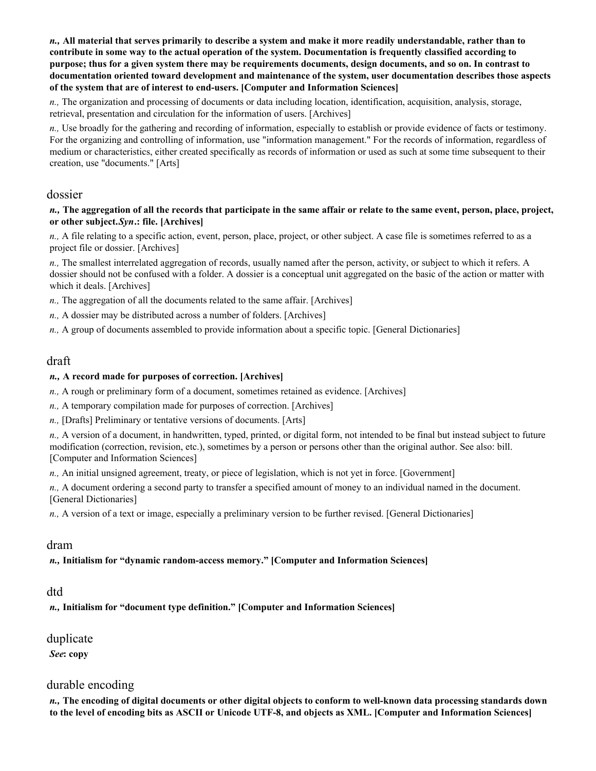***n.,* All material that serves primarily to describe a system and make it more readily understandable, rather than to contribute in some way to the actual operation of the system. Documentation is frequently classified according to purpose; thus for a given system there may be requirements documents, design documents, and so on. In contrast to documentation oriented toward development and maintenance of the system, user documentation describes those aspects of the system that are of interest to end-users. [Computer and Information Sciences]**

*n.,* The organization and processing of documents or data including location, identification, acquisition, analysis, storage, retrieval, presentation and circulation for the information of users. [Archives]

*n.,* Use broadly for the gathering and recording of information, especially to establish or provide evidence of facts or testimony. For the organizing and controlling of information, use "information management." For the records of information, regardless of medium or characteristics, either created specifically as records of information or used as such at some time subsequent to their creation, use "documents." [Arts]

## dossier

***n.,* The aggregation of all the records that participate in the same affair or relate to the same event, person, place, project, or other subject.*Syn*.: file. [Archives]**

*n.,* A file relating to a specific action, event, person, place, project, or other subject. A case file is sometimes referred to as a project file or dossier. [Archives]

*n.,* The smallest interrelated aggregation of records, usually named after the person, activity, or subject to which it refers. A dossier should not be confused with a folder. A dossier is a conceptual unit aggregated on the basic of the action or matter with which it deals. [Archives]

*n.,* The aggregation of all the documents related to the same affair. [Archives]

*n.,* A dossier may be distributed across a number of folders. [Archives]

*n.,* A group of documents assembled to provide information about a specific topic. [General Dictionaries]

## draft

***n.,* A record made for purposes of correction. [Archives]**

*n.,* A rough or preliminary form of a document, sometimes retained as evidence. [Archives]

*n.,* A temporary compilation made for purposes of correction. [Archives]

*n.,* [Drafts] Preliminary or tentative versions of documents. [Arts]

*n.,* A version of a document, in handwritten, typed, printed, or digital form, not intended to be final but instead subject to future modification (correction, revision, etc.), sometimes by a person or persons other than the original author. See also: bill. [Computer and Information Sciences]

*n.,* An initial unsigned agreement, treaty, or piece of legislation, which is not yet in force. [Government]

*n.,* A document ordering a second party to transfer a specified amount of money to an individual named in the document. [General Dictionaries]

*n.,* A version of a text or image, especially a preliminary version to be further revised. [General Dictionaries]

## dram

***n.,* Initialism for "dynamic random-access memory." [Computer and Information Sciences]**

## dtd

***n.,* Initialism for "document type definition." [Computer and Information Sciences]**

## duplicate

***See*: copy**

## durable encoding

***n.,* The encoding of digital documents or other digital objects to conform to well-known data processing standards down to the level of encoding bits as ASCII or Unicode UTF-8, and objects as XML. [Computer and Information Sciences]**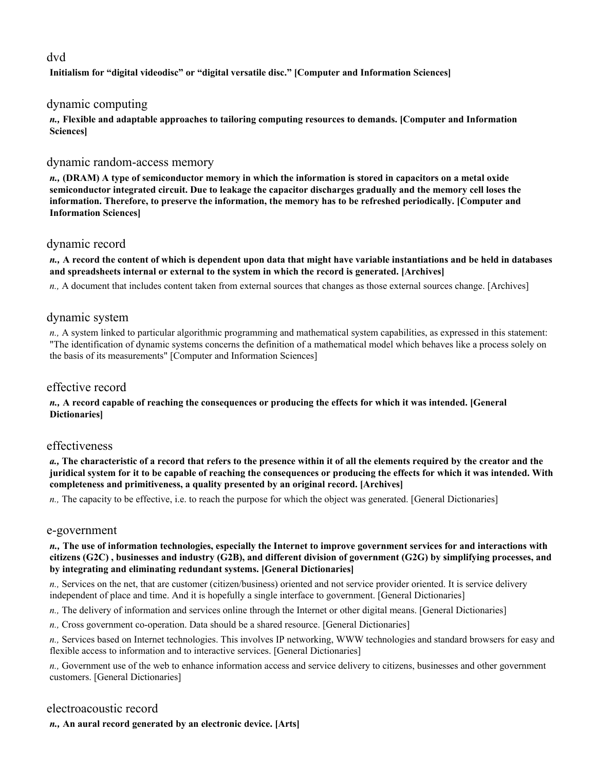## dvd

**Initialism for "digital videodisc" or "digital versatile disc." [Computer and Information Sciences]**

## dynamic computing

***n.,* Flexible and adaptable approaches to tailoring computing resources to demands. [Computer and Information Sciences]**

## dynamic random-access memory

***n.,* (DRAM) A type of semiconductor memory in which the information is stored in capacitors on a metal oxide semiconductor integrated circuit. Due to leakage the capacitor discharges gradually and the memory cell loses the information. Therefore, to preserve the information, the memory has to be refreshed periodically. [Computer and Information Sciences]**

## dynamic record

***n.,* A record the content of which is dependent upon data that might have variable instantiations and be held in databases and spreadsheets internal or external to the system in which the record is generated. [Archives]**

*n.,* A document that includes content taken from external sources that changes as those external sources change. [Archives]

## dynamic system

*n.,* A system linked to particular algorithmic programming and mathematical system capabilities, as expressed in this statement: "The identification of dynamic systems concerns the definition of a mathematical model which behaves like a process solely on the basis of its measurements" [Computer and Information Sciences]

## effective record

***n.,* A record capable of reaching the consequences or producing the effects for which it was intended. [General Dictionaries]**

## effectiveness

***a.,* The characteristic of a record that refers to the presence within it of all the elements required by the creator and the juridical system for it to be capable of reaching the consequences or producing the effects for which it was intended. With completeness and primitiveness, a quality presented by an original record. [Archives]**

*n.,* The capacity to be effective, i.e. to reach the purpose for which the object was generated. [General Dictionaries]

## e-government

***n.,* The use of information technologies, especially the Internet to improve government services for and interactions with citizens (G2C) , businesses and industry (G2B), and different division of government (G2G) by simplifying processes, and by integrating and eliminating redundant systems. [General Dictionaries]**

*n.,* Services on the net, that are customer (citizen/business) oriented and not service provider oriented. It is service delivery independent of place and time. And it is hopefully a single interface to government. [General Dictionaries]

*n.,* The delivery of information and services online through the Internet or other digital means. [General Dictionaries]

*n.,* Cross government co-operation. Data should be a shared resource. [General Dictionaries]

*n.,* Services based on Internet technologies. This involves IP networking, WWW technologies and standard browsers for easy and flexible access to information and to interactive services. [General Dictionaries]

*n.,* Government use of the web to enhance information access and service delivery to citizens, businesses and other government customers. [General Dictionaries]

## electroacoustic record

***n.,* An aural record generated by an electronic device. [Arts]**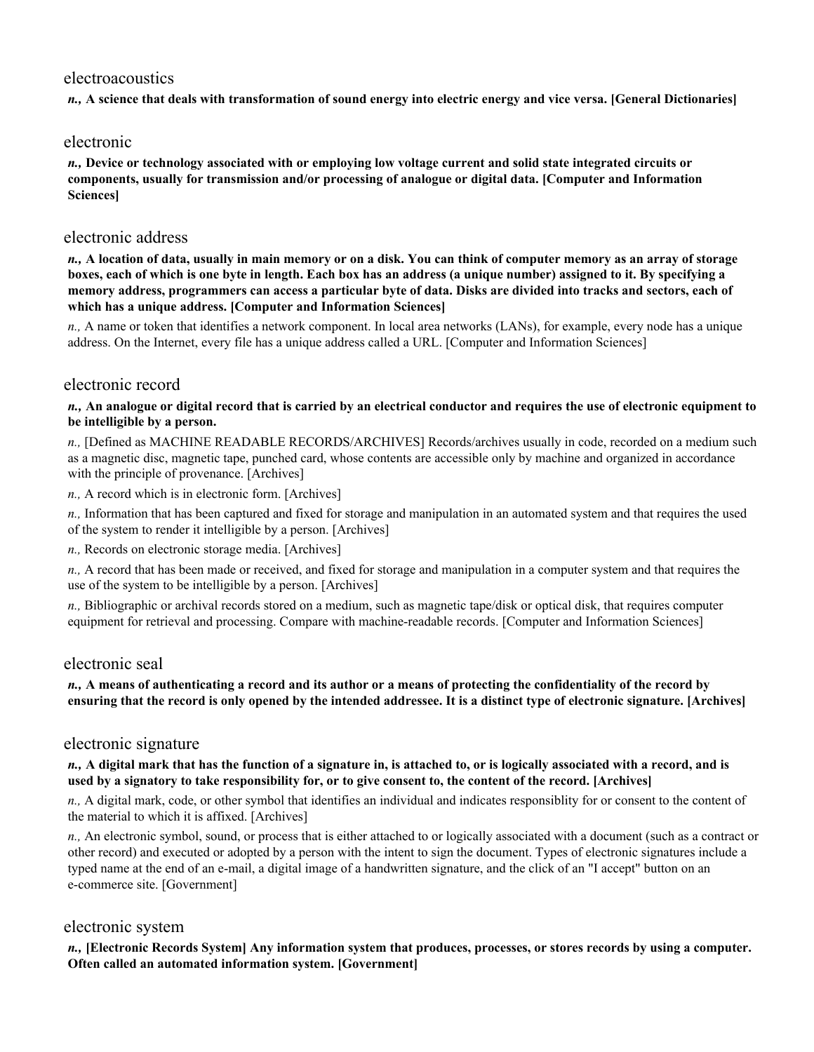## electroacoustics

***n.,* A science that deals with transformation of sound energy into electric energy and vice versa. [General Dictionaries]**

## electronic

***n.,* Device or technology associated with or employing low voltage current and solid state integrated circuits or components, usually for transmission and/or processing of analogue or digital data. [Computer and Information Sciences]**

## electronic address

***n.,* A location of data, usually in main memory or on a disk. You can think of computer memory as an array of storage boxes, each of which is one byte in length. Each box has an address (a unique number) assigned to it. By specifying a memory address, programmers can access a particular byte of data. Disks are divided into tracks and sectors, each of which has a unique address. [Computer and Information Sciences]**

*n.,* A name or token that identifies a network component. In local area networks (LANs), for example, every node has a unique address. On the Internet, every file has a unique address called a URL. [Computer and Information Sciences]

## electronic record

***n.,* An analogue or digital record that is carried by an electrical conductor and requires the use of electronic equipment to be intelligible by a person.**

*n.,* [Defined as MACHINE READABLE RECORDS/ARCHIVES] Records/archives usually in code, recorded on a medium such as a magnetic disc, magnetic tape, punched card, whose contents are accessible only by machine and organized in accordance with the principle of provenance. [Archives]

*n.,* A record which is in electronic form. [Archives]

*n.,* Information that has been captured and fixed for storage and manipulation in an automated system and that requires the used of the system to render it intelligible by a person. [Archives]

*n.,* Records on electronic storage media. [Archives]

*n.,* A record that has been made or received, and fixed for storage and manipulation in a computer system and that requires the use of the system to be intelligible by a person. [Archives]

*n.,* Bibliographic or archival records stored on a medium, such as magnetic tape/disk or optical disk, that requires computer equipment for retrieval and processing. Compare with machine-readable records. [Computer and Information Sciences]

## electronic seal

***n.,* A means of authenticating a record and its author or a means of protecting the confidentiality of the record by ensuring that the record is only opened by the intended addressee. It is a distinct type of electronic signature. [Archives]**

## electronic signature

***n.,* A digital mark that has the function of a signature in, is attached to, or is logically associated with a record, and is used by a signatory to take responsibility for, or to give consent to, the content of the record. [Archives]**

*n.,* A digital mark, code, or other symbol that identifies an individual and indicates responsiblity for or consent to the content of the material to which it is affixed. [Archives]

*n.,* An electronic symbol, sound, or process that is either attached to or logically associated with a document (such as a contract or other record) and executed or adopted by a person with the intent to sign the document. Types of electronic signatures include a typed name at the end of an e-mail, a digital image of a handwritten signature, and the click of an "I accept" button on an e-commerce site. [Government]

## electronic system

***n.,* [Electronic Records System] Any information system that produces, processes, or stores records by using a computer. Often called an automated information system. [Government]**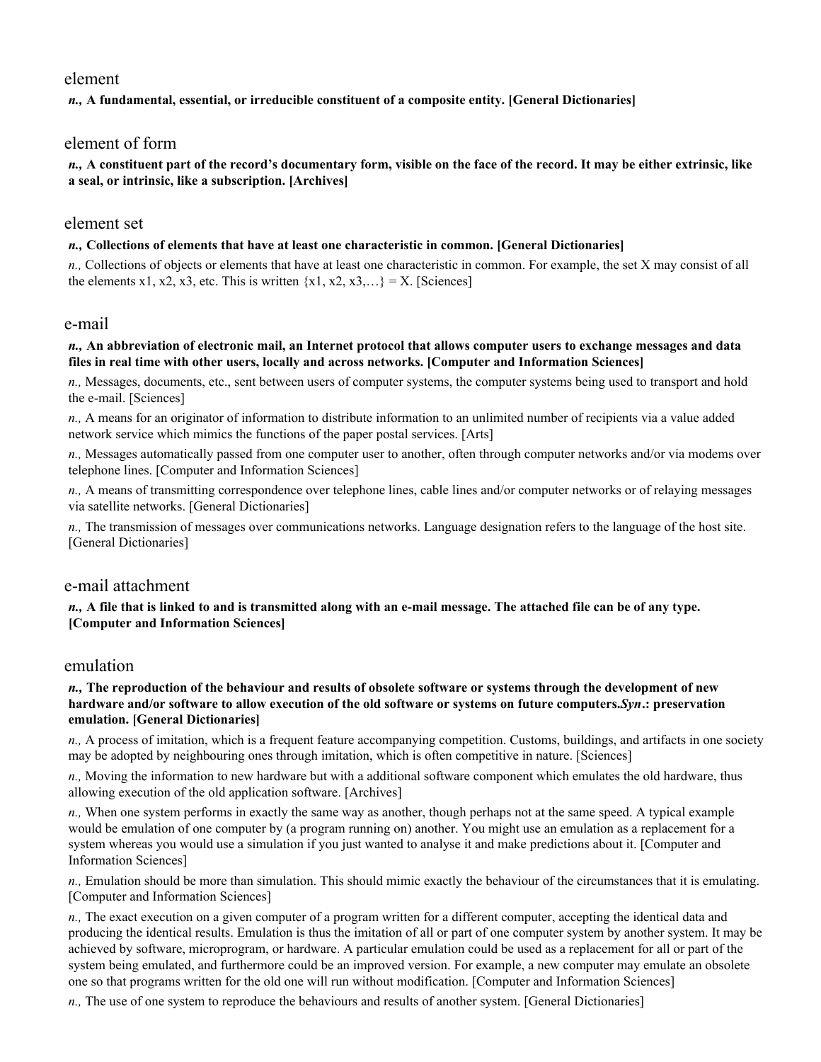## element

***n.,* A fundamental, essential, or irreducible constituent of a composite entity. [General Dictionaries]**

## element of form

***n.,* A constituent part of the record's documentary form, visible on the face of the record. It may be either extrinsic, like a seal, or intrinsic, like a subscription. [Archives]**

## element set

***n.,* Collections of elements that have at least one characteristic in common. [General Dictionaries]**

*n.,* Collections of objects or elements that have at least one characteristic in common. For example, the set X may consist of all the elements x1, x2, x3, etc. This is written {x1, x2, x3,…} = X. [Sciences]

## e-mail

***n.,* An abbreviation of electronic mail, an Internet protocol that allows computer users to exchange messages and data files in real time with other users, locally and across networks. [Computer and Information Sciences]**

*n.,* Messages, documents, etc., sent between users of computer systems, the computer systems being used to transport and hold the e-mail. [Sciences]

*n.,* A means for an originator of information to distribute information to an unlimited number of recipients via a value added network service which mimics the functions of the paper postal services. [Arts]

*n.,* Messages automatically passed from one computer user to another, often through computer networks and/or via modems over telephone lines. [Computer and Information Sciences]

*n.,* A means of transmitting correspondence over telephone lines, cable lines and/or computer networks or of relaying messages via satellite networks. [General Dictionaries]

*n.,* The transmission of messages over communications networks. Language designation refers to the language of the host site. [General Dictionaries]

## e-mail attachment

***n.,* A file that is linked to and is transmitted along with an e-mail message. The attached file can be of any type. [Computer and Information Sciences]**

## emulation

***n.,* The reproduction of the behaviour and results of obsolete software or systems through the development of new hardware and/or software to allow execution of the old software or systems on future computers.*Syn*.: preservation emulation. [General Dictionaries]**

*n.,* A process of imitation, which is a frequent feature accompanying competition. Customs, buildings, and artifacts in one society may be adopted by neighbouring ones through imitation, which is often competitive in nature. [Sciences]

*n.,* Moving the information to new hardware but with a additional software component which emulates the old hardware, thus allowing execution of the old application software. [Archives]

*n.,* When one system performs in exactly the same way as another, though perhaps not at the same speed. A typical example would be emulation of one computer by (a program running on) another. You might use an emulation as a replacement for a system whereas you would use a simulation if you just wanted to analyse it and make predictions about it. [Computer and Information Sciences]

*n.,* Emulation should be more than simulation. This should mimic exactly the behaviour of the circumstances that it is emulating. [Computer and Information Sciences]

*n.,* The exact execution on a given computer of a program written for a different computer, accepting the identical data and producing the identical results. Emulation is thus the imitation of all or part of one computer system by another system. It may be achieved by software, microprogram, or hardware. A particular emulation could be used as a replacement for all or part of the system being emulated, and furthermore could be an improved version. For example, a new computer may emulate an obsolete one so that programs written for the old one will run without modification. [Computer and Information Sciences]

*n.,* The use of one system to reproduce the behaviours and results of another system. [General Dictionaries]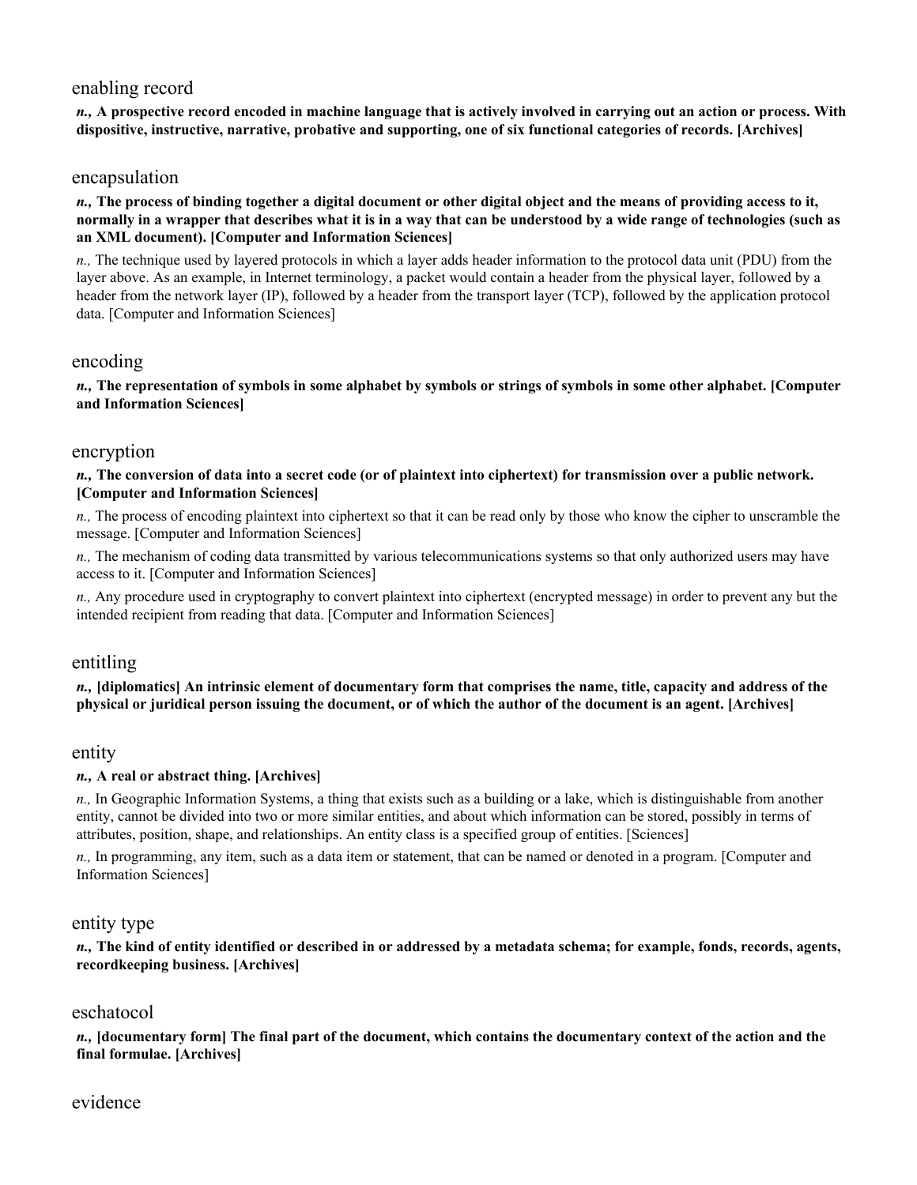## enabling record

***n.,*** **A prospective record encoded in machine language that is actively involved in carrying out an action or process. With dispositive, instructive, narrative, probative and supporting, one of six functional categories of records. [Archives]**

## encapsulation

***n.,*** **The process of binding together a digital document or other digital object and the means of providing access to it, normally in a wrapper that describes what it is in a way that can be understood by a wide range of technologies (such as an XML document). [Computer and Information Sciences]**

*n.,* The technique used by layered protocols in which a layer adds header information to the protocol data unit (PDU) from the layer above. As an example, in Internet terminology, a packet would contain a header from the physical layer, followed by a header from the network layer (IP), followed by a header from the transport layer (TCP), followed by the application protocol data. [Computer and Information Sciences]

## encoding

***n.,*** **The representation of symbols in some alphabet by symbols or strings of symbols in some other alphabet. [Computer and Information Sciences]**

## encryption

***n.,*** **The conversion of data into a secret code (or of plaintext into ciphertext) for transmission over a public network. [Computer and Information Sciences]**

*n.,* The process of encoding plaintext into ciphertext so that it can be read only by those who know the cipher to unscramble the message. [Computer and Information Sciences]

*n.,* The mechanism of coding data transmitted by various telecommunications systems so that only authorized users may have access to it. [Computer and Information Sciences]

*n.,* Any procedure used in cryptography to convert plaintext into ciphertext (encrypted message) in order to prevent any but the intended recipient from reading that data. [Computer and Information Sciences]

## entitling

***n.,*** **[diplomatics] An intrinsic element of documentary form that comprises the name, title, capacity and address of the physical or juridical person issuing the document, or of which the author of the document is an agent. [Archives]**

## entity

***n.,*** **A real or abstract thing. [Archives]**

*n.,* In Geographic Information Systems, a thing that exists such as a building or a lake, which is distinguishable from another entity, cannot be divided into two or more similar entities, and about which information can be stored, possibly in terms of attributes, position, shape, and relationships. An entity class is a specified group of entities. [Sciences]

*n.,* In programming, any item, such as a data item or statement, that can be named or denoted in a program. [Computer and Information Sciences]

## entity type

***n.,*** **The kind of entity identified or described in or addressed by a metadata schema; for example, fonds, records, agents, recordkeeping business. [Archives]**

## eschatocol

***n.,*** **[documentary form] The final part of the document, which contains the documentary context of the action and the final formulae. [Archives]**

## evidence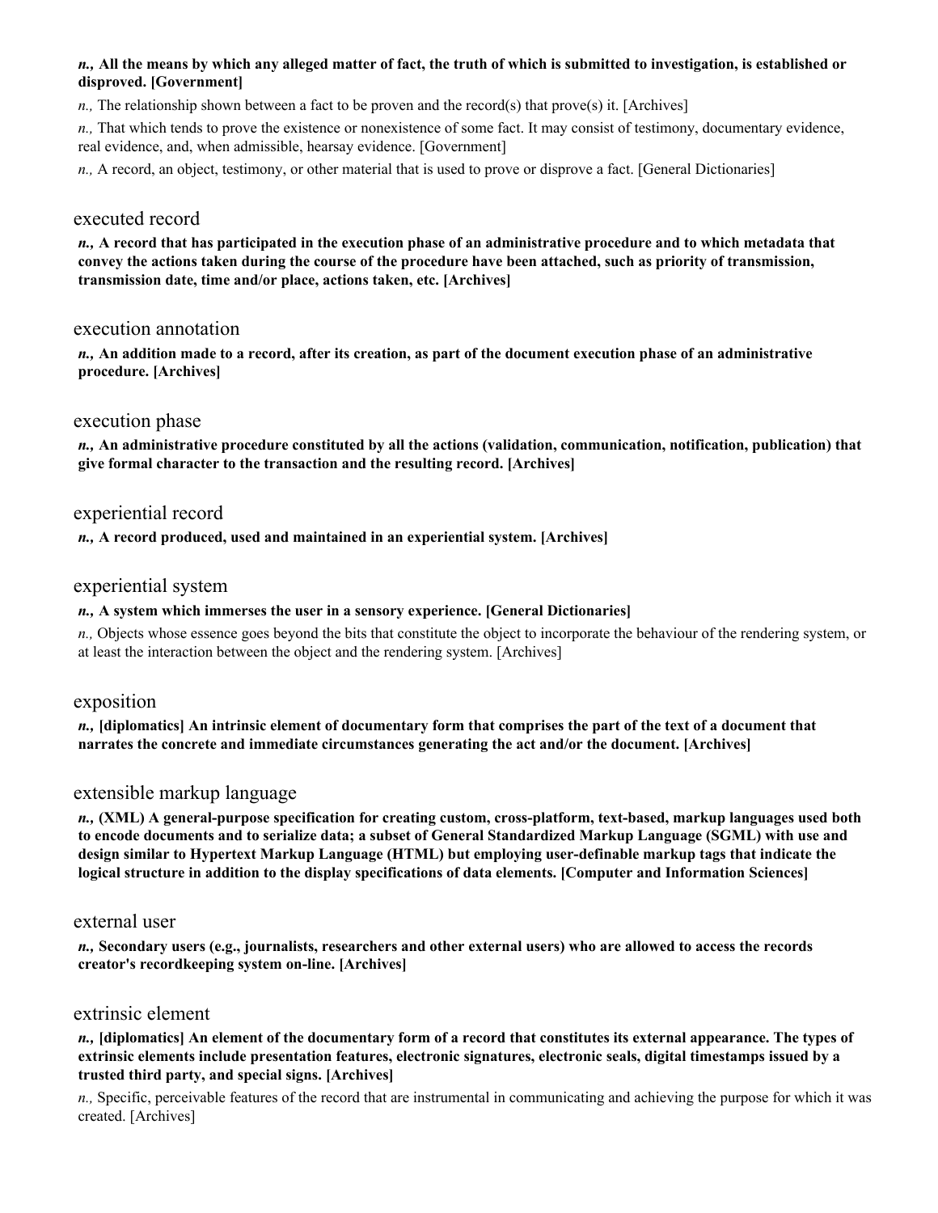***n.,* All the means by which any alleged matter of fact, the truth of which is submitted to investigation, is established or disproved. [Government]**

*n.,* The relationship shown between a fact to be proven and the record(s) that prove(s) it. [Archives]

*n.,* That which tends to prove the existence or nonexistence of some fact. It may consist of testimony, documentary evidence, real evidence, and, when admissible, hearsay evidence. [Government]

*n.,* A record, an object, testimony, or other material that is used to prove or disprove a fact. [General Dictionaries]

## executed record

***n.,* A record that has participated in the execution phase of an administrative procedure and to which metadata that convey the actions taken during the course of the procedure have been attached, such as priority of transmission, transmission date, time and/or place, actions taken, etc. [Archives]**

## execution annotation

***n.,* An addition made to a record, after its creation, as part of the document execution phase of an administrative procedure. [Archives]**

## execution phase

***n.,* An administrative procedure constituted by all the actions (validation, communication, notification, publication) that give formal character to the transaction and the resulting record. [Archives]**

## experiential record

***n.,* A record produced, used and maintained in an experiential system. [Archives]**

## experiential system

***n.,* A system which immerses the user in a sensory experience. [General Dictionaries]**

*n.,* Objects whose essence goes beyond the bits that constitute the object to incorporate the behaviour of the rendering system, or at least the interaction between the object and the rendering system. [Archives]

## exposition

***n.,* [diplomatics] An intrinsic element of documentary form that comprises the part of the text of a document that narrates the concrete and immediate circumstances generating the act and/or the document. [Archives]**

## extensible markup language

***n.,* (XML) A general-purpose specification for creating custom, cross-platform, text-based, markup languages used both to encode documents and to serialize data; a subset of General Standardized Markup Language (SGML) with use and design similar to Hypertext Markup Language (HTML) but employing user-definable markup tags that indicate the logical structure in addition to the display specifications of data elements. [Computer and Information Sciences]**

## external user

***n.,* Secondary users (e.g., journalists, researchers and other external users) who are allowed to access the records creator's recordkeeping system on-line. [Archives]**

## extrinsic element

***n.,* [diplomatics] An element of the documentary form of a record that constitutes its external appearance. The types of extrinsic elements include presentation features, electronic signatures, electronic seals, digital timestamps issued by a trusted third party, and special signs. [Archives]**

*n.,* Specific, perceivable features of the record that are instrumental in communicating and achieving the purpose for which it was created. [Archives]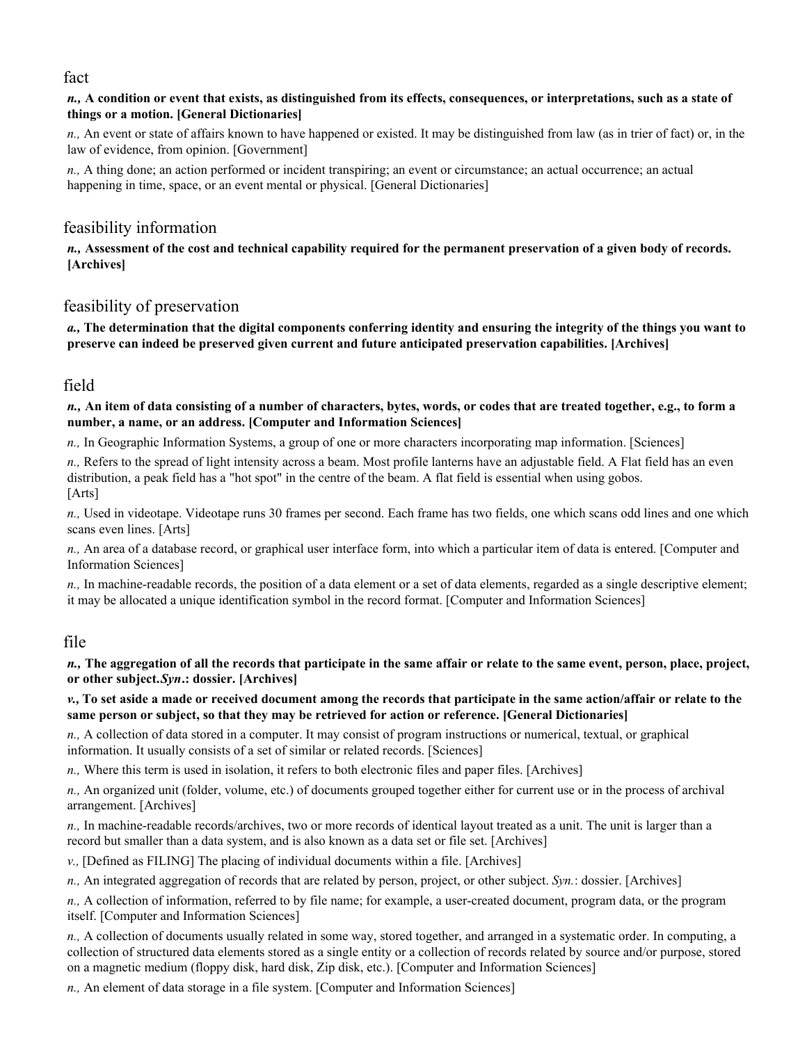## fact

***n.,* A condition or event that exists, as distinguished from its effects, consequences, or interpretations, such as a state of things or a motion. [General Dictionaries]**

*n.,* An event or state of affairs known to have happened or existed. It may be distinguished from law (as in trier of fact) or, in the law of evidence, from opinion. [Government]

*n.,* A thing done; an action performed or incident transpiring; an event or circumstance; an actual occurrence; an actual happening in time, space, or an event mental or physical. [General Dictionaries]

## feasibility information

***n.,* Assessment of the cost and technical capability required for the permanent preservation of a given body of records. [Archives]**

## feasibility of preservation

***a.,* The determination that the digital components conferring identity and ensuring the integrity of the things you want to preserve can indeed be preserved given current and future anticipated preservation capabilities. [Archives]**

## field

***n.,* An item of data consisting of a number of characters, bytes, words, or codes that are treated together, e.g., to form a number, a name, or an address. [Computer and Information Sciences]**

*n.,* In Geographic Information Systems, a group of one or more characters incorporating map information. [Sciences]

*n.,* Refers to the spread of light intensity across a beam. Most profile lanterns have an adjustable field. A Flat field has an even distribution, a peak field has a "hot spot" in the centre of the beam. A flat field is essential when using gobos. [Arts]

*n.,* Used in videotape. Videotape runs 30 frames per second. Each frame has two fields, one which scans odd lines and one which scans even lines. [Arts]

*n.,* An area of a database record, or graphical user interface form, into which a particular item of data is entered. [Computer and Information Sciences]

*n.,* In machine-readable records, the position of a data element or a set of data elements, regarded as a single descriptive element; it may be allocated a unique identification symbol in the record format. [Computer and Information Sciences]

## file

***n.,* The aggregation of all the records that participate in the same affair or relate to the same event, person, place, project, or other subject.*Syn*.: dossier. [Archives]**

***v.,* To set aside a made or received document among the records that participate in the same action/affair or relate to the same person or subject, so that they may be retrieved for action or reference. [General Dictionaries]**

*n.,* A collection of data stored in a computer. It may consist of program instructions or numerical, textual, or graphical information. It usually consists of a set of similar or related records. [Sciences]

*n.,* Where this term is used in isolation, it refers to both electronic files and paper files. [Archives]

*n.,* An organized unit (folder, volume, etc.) of documents grouped together either for current use or in the process of archival arrangement. [Archives]

*n.,* In machine-readable records/archives, two or more records of identical layout treated as a unit. The unit is larger than a record but smaller than a data system, and is also known as a data set or file set. [Archives]

*v.,* [Defined as FILING] The placing of individual documents within a file. [Archives]

*n.,* An integrated aggregation of records that are related by person, project, or other subject. *Syn.*: dossier. [Archives]

*n.,* A collection of information, referred to by file name; for example, a user-created document, program data, or the program itself. [Computer and Information Sciences]

*n.,* A collection of documents usually related in some way, stored together, and arranged in a systematic order. In computing, a collection of structured data elements stored as a single entity or a collection of records related by source and/or purpose, stored on a magnetic medium (floppy disk, hard disk, Zip disk, etc.). [Computer and Information Sciences]

*n.,* An element of data storage in a file system. [Computer and Information Sciences]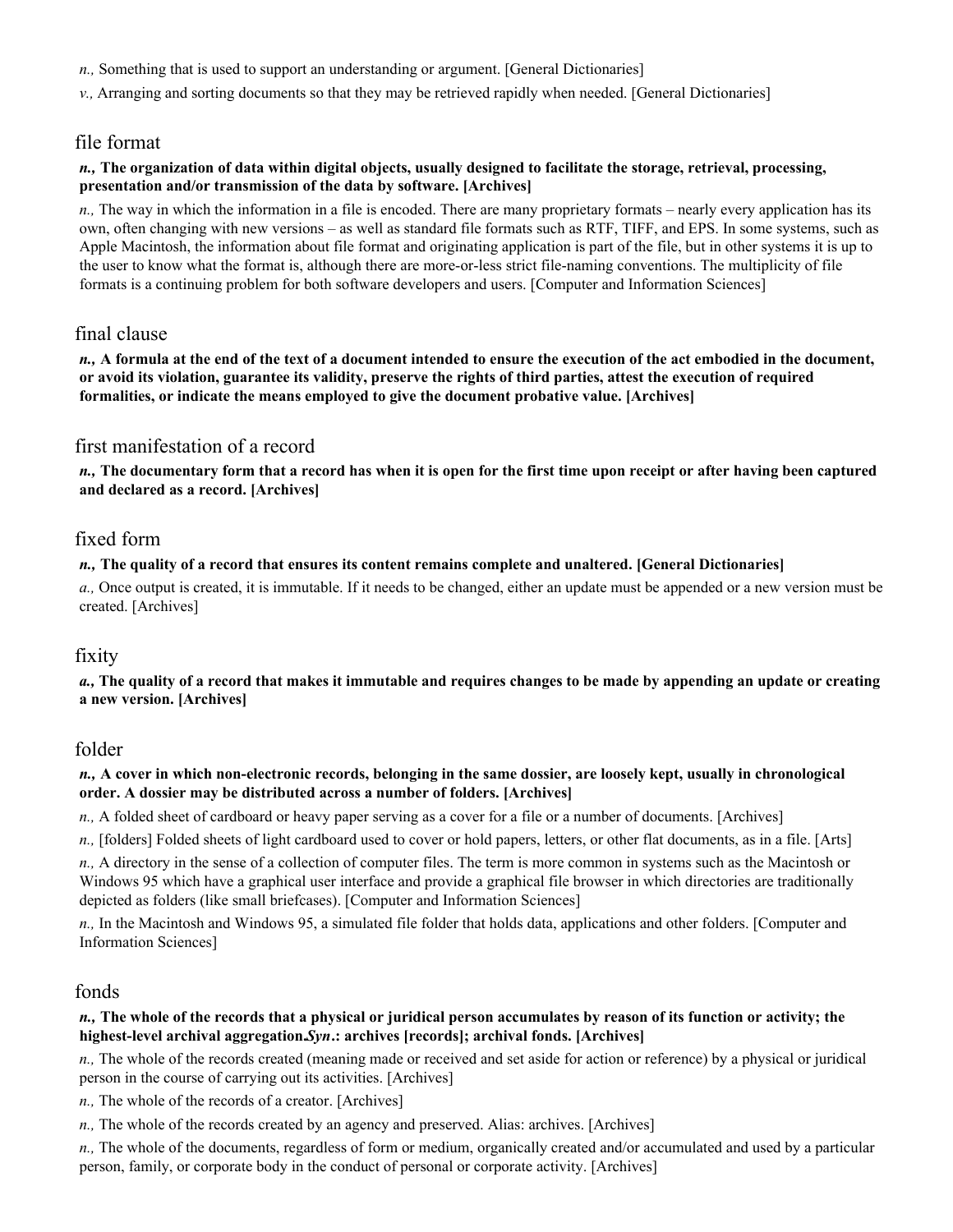*n.,* Something that is used to support an understanding or argument. [General Dictionaries]

*v.,* Arranging and sorting documents so that they may be retrieved rapidly when needed. [General Dictionaries]

## file format

***n.,* The organization of data within digital objects, usually designed to facilitate the storage, retrieval, processing, presentation and/or transmission of the data by software. [Archives]**

*n.,* The way in which the information in a file is encoded. There are many proprietary formats – nearly every application has its own, often changing with new versions – as well as standard file formats such as RTF, TIFF, and EPS. In some systems, such as Apple Macintosh, the information about file format and originating application is part of the file, but in other systems it is up to the user to know what the format is, although there are more-or-less strict file-naming conventions. The multiplicity of file formats is a continuing problem for both software developers and users. [Computer and Information Sciences]

## final clause

***n.,* A formula at the end of the text of a document intended to ensure the execution of the act embodied in the document, or avoid its violation, guarantee its validity, preserve the rights of third parties, attest the execution of required formalities, or indicate the means employed to give the document probative value. [Archives]**

## first manifestation of a record

***n.,* The documentary form that a record has when it is open for the first time upon receipt or after having been captured and declared as a record. [Archives]**

## fixed form

***n.,* The quality of a record that ensures its content remains complete and unaltered. [General Dictionaries]**

*a.,* Once output is created, it is immutable. If it needs to be changed, either an update must be appended or a new version must be created. [Archives]

## fixity

***a.,* The quality of a record that makes it immutable and requires changes to be made by appending an update or creating a new version. [Archives]**

## folder

***n.,* A cover in which non-electronic records, belonging in the same dossier, are loosely kept, usually in chronological order. A dossier may be distributed across a number of folders. [Archives]**

*n.,* A folded sheet of cardboard or heavy paper serving as a cover for a file or a number of documents. [Archives]

*n.,* [folders] Folded sheets of light cardboard used to cover or hold papers, letters, or other flat documents, as in a file. [Arts]

*n.,* A directory in the sense of a collection of computer files. The term is more common in systems such as the Macintosh or Windows 95 which have a graphical user interface and provide a graphical file browser in which directories are traditionally depicted as folders (like small briefcases). [Computer and Information Sciences]

*n.,* In the Macintosh and Windows 95, a simulated file folder that holds data, applications and other folders. [Computer and Information Sciences]

## fonds

***n.,* The whole of the records that a physical or juridical person accumulates by reason of its function or activity; the highest-level archival aggregation.*Syn*.: archives [records]; archival fonds. [Archives]**

*n.,* The whole of the records created (meaning made or received and set aside for action or reference) by a physical or juridical person in the course of carrying out its activities. [Archives]

*n.,* The whole of the records of a creator. [Archives]

*n.,* The whole of the records created by an agency and preserved. Alias: archives. [Archives]

*n.,* The whole of the documents, regardless of form or medium, organically created and/or accumulated and used by a particular person, family, or corporate body in the conduct of personal or corporate activity. [Archives]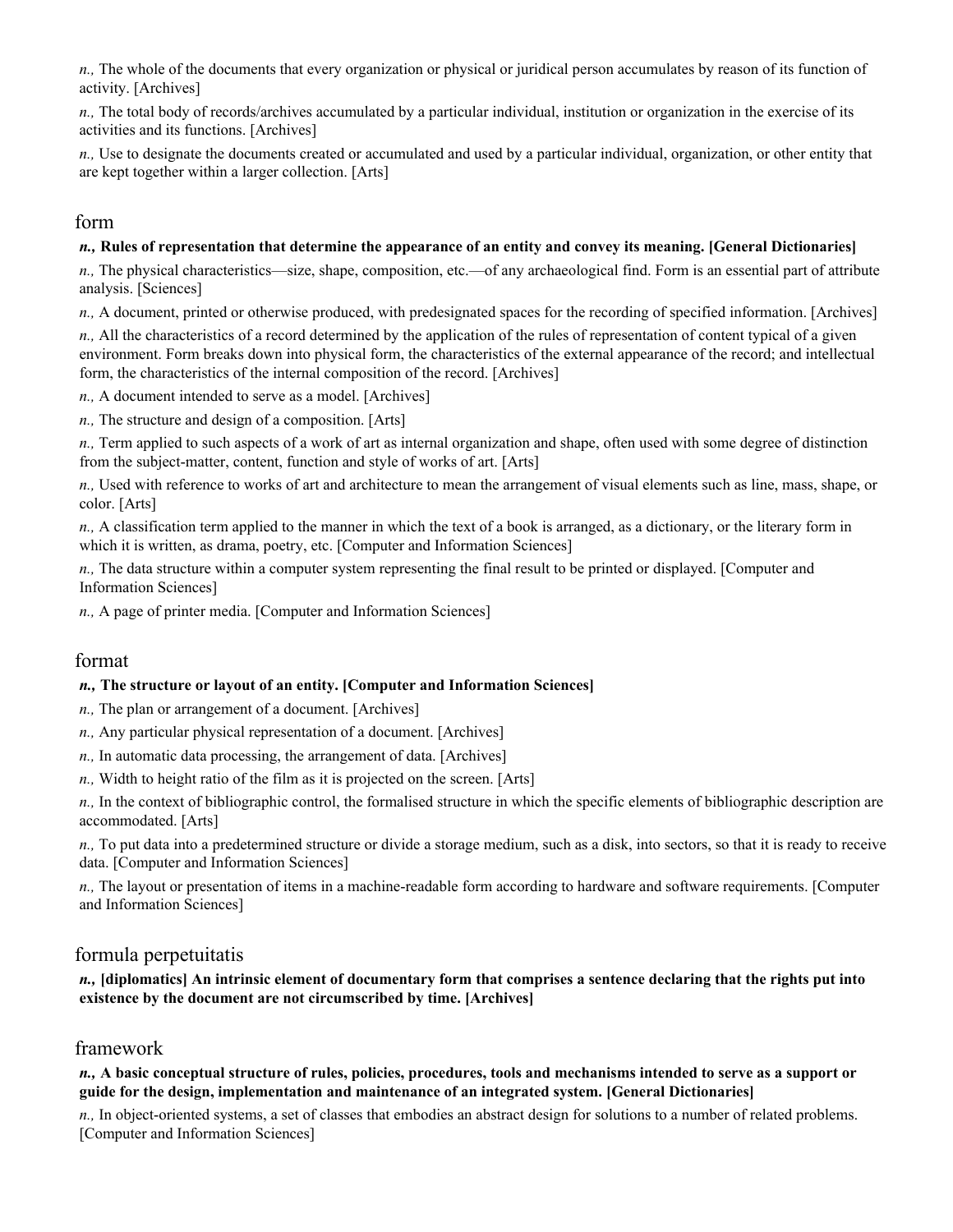*n.,* The whole of the documents that every organization or physical or juridical person accumulates by reason of its function of activity. [Archives]

*n.,* The total body of records/archives accumulated by a particular individual, institution or organization in the exercise of its activities and its functions. [Archives]

*n.,* Use to designate the documents created or accumulated and used by a particular individual, organization, or other entity that are kept together within a larger collection. [Arts]

## form

***n.,* Rules of representation that determine the appearance of an entity and convey its meaning. [General Dictionaries]**

*n.,* The physical characteristics—size, shape, composition, etc.—of any archaeological find. Form is an essential part of attribute analysis. [Sciences]

*n.,* A document, printed or otherwise produced, with predesignated spaces for the recording of specified information. [Archives]

*n.,* All the characteristics of a record determined by the application of the rules of representation of content typical of a given environment. Form breaks down into physical form, the characteristics of the external appearance of the record; and intellectual form, the characteristics of the internal composition of the record. [Archives]

*n.,* A document intended to serve as a model. [Archives]

*n.,* The structure and design of a composition. [Arts]

*n.,* Term applied to such aspects of a work of art as internal organization and shape, often used with some degree of distinction from the subject-matter, content, function and style of works of art. [Arts]

*n.,* Used with reference to works of art and architecture to mean the arrangement of visual elements such as line, mass, shape, or color. [Arts]

*n.,* A classification term applied to the manner in which the text of a book is arranged, as a dictionary, or the literary form in which it is written, as drama, poetry, etc. [Computer and Information Sciences]

*n.,* The data structure within a computer system representing the final result to be printed or displayed. [Computer and Information Sciences]

*n.,* A page of printer media. [Computer and Information Sciences]

## format

***n.,* The structure or layout of an entity. [Computer and Information Sciences]**

*n.,* The plan or arrangement of a document. [Archives]

*n.,* Any particular physical representation of a document. [Archives]

*n.,* In automatic data processing, the arrangement of data. [Archives]

*n.,* Width to height ratio of the film as it is projected on the screen. [Arts]

*n.,* In the context of bibliographic control, the formalised structure in which the specific elements of bibliographic description are accommodated. [Arts]

*n.,* To put data into a predetermined structure or divide a storage medium, such as a disk, into sectors, so that it is ready to receive data. [Computer and Information Sciences]

*n.,* The layout or presentation of items in a machine-readable form according to hardware and software requirements. [Computer and Information Sciences]

## formula perpetuitatis

***n.,* [diplomatics] An intrinsic element of documentary form that comprises a sentence declaring that the rights put into existence by the document are not circumscribed by time. [Archives]**

## framework

***n.,* A basic conceptual structure of rules, policies, procedures, tools and mechanisms intended to serve as a support or guide for the design, implementation and maintenance of an integrated system. [General Dictionaries]**

*n.,* In object-oriented systems, a set of classes that embodies an abstract design for solutions to a number of related problems. [Computer and Information Sciences]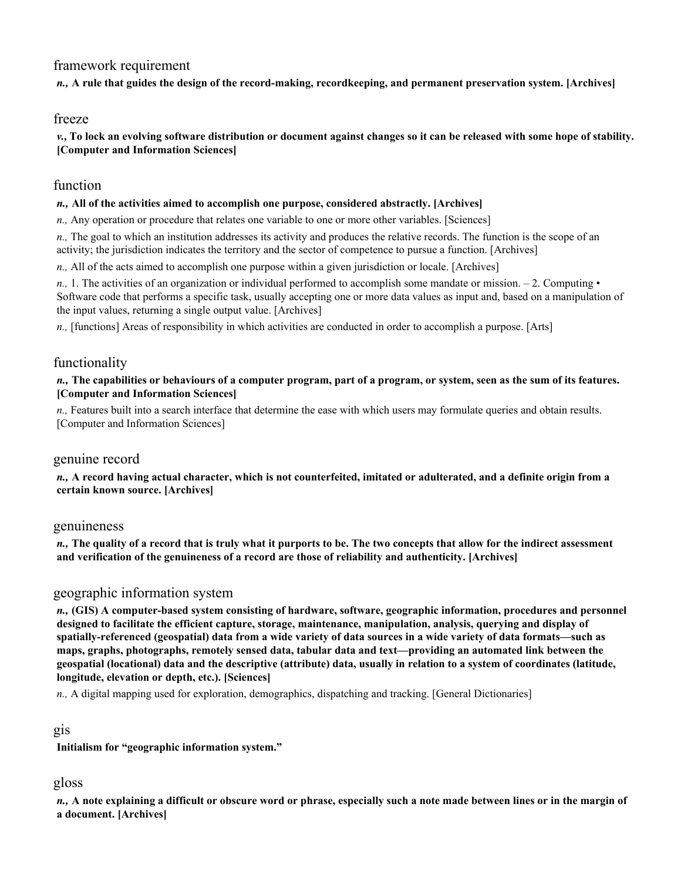## framework requirement

***n.,* A rule that guides the design of the record-making, recordkeeping, and permanent preservation system. [Archives]**

## freeze

***v.,* To lock an evolving software distribution or document against changes so it can be released with some hope of stability. [Computer and Information Sciences]**

## function

***n.,* All of the activities aimed to accomplish one purpose, considered abstractly. [Archives]**

*n.,* Any operation or procedure that relates one variable to one or more other variables. [Sciences]

*n.,* The goal to which an institution addresses its activity and produces the relative records. The function is the scope of an activity; the jurisdiction indicates the territory and the sector of competence to pursue a function. [Archives]

*n.,* All of the acts aimed to accomplish one purpose within a given jurisdiction or locale. [Archives]

*n.,* 1. The activities of an organization or individual performed to accomplish some mandate or mission. – 2. Computing • Software code that performs a specific task, usually accepting one or more data values as input and, based on a manipulation of the input values, returning a single output value. [Archives]

*n.,* [functions] Areas of responsibility in which activities are conducted in order to accomplish a purpose. [Arts]

## functionality

***n.,* The capabilities or behaviours of a computer program, part of a program, or system, seen as the sum of its features. [Computer and Information Sciences]**

*n.,* Features built into a search interface that determine the ease with which users may formulate queries and obtain results. [Computer and Information Sciences]

## genuine record

***n.,* A record having actual character, which is not counterfeited, imitated or adulterated, and a definite origin from a certain known source. [Archives]**

## genuineness

***n.,* The quality of a record that is truly what it purports to be. The two concepts that allow for the indirect assessment and verification of the genuineness of a record are those of reliability and authenticity. [Archives]**

## geographic information system

***n.,* (GIS) A computer-based system consisting of hardware, software, geographic information, procedures and personnel designed to facilitate the efficient capture, storage, maintenance, manipulation, analysis, querying and display of spatially-referenced (geospatial) data from a wide variety of data sources in a wide variety of data formats—such as maps, graphs, photographs, remotely sensed data, tabular data and text—providing an automated link between the geospatial (locational) data and the descriptive (attribute) data, usually in relation to a system of coordinates (latitude, longitude, elevation or depth, etc.). [Sciences]**

*n.,* A digital mapping used for exploration, demographics, dispatching and tracking. [General Dictionaries]

## gis

**Initialism for "geographic information system."**

## gloss

***n.,* A note explaining a difficult or obscure word or phrase, especially such a note made between lines or in the margin of a document. [Archives]**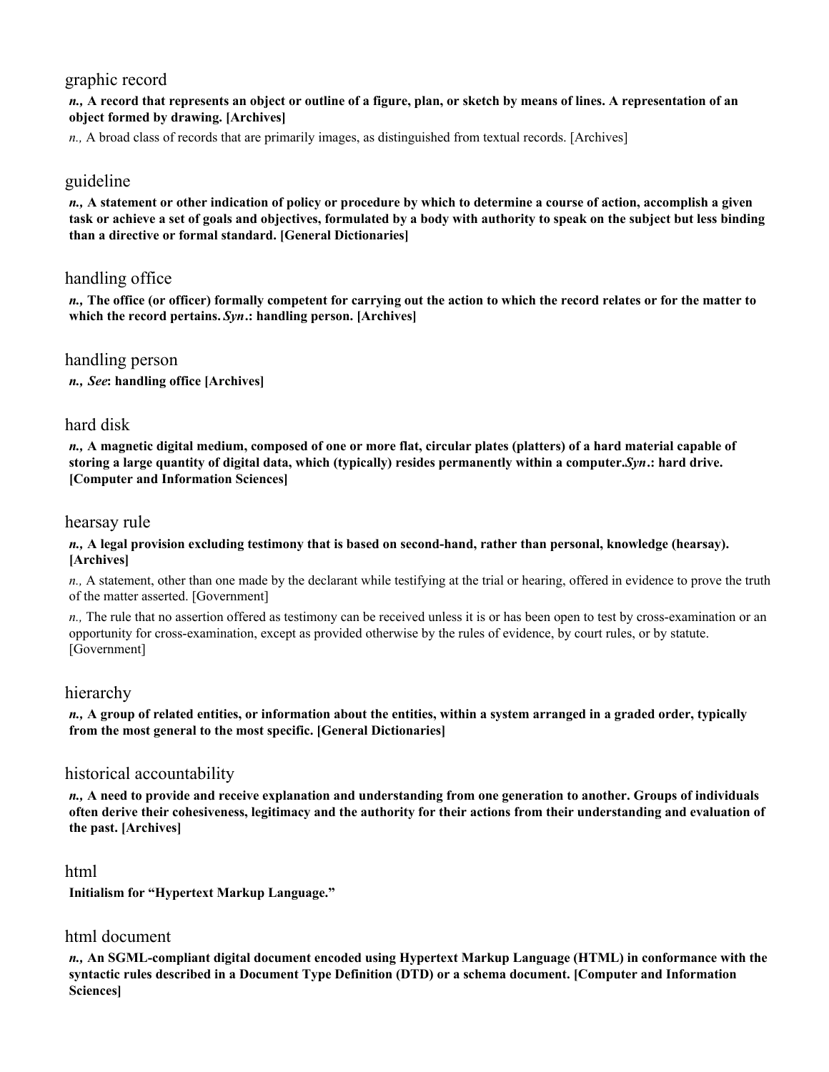## graphic record

***n.,*** **A record that represents an object or outline of a figure, plan, or sketch by means of lines. A representation of an object formed by drawing. [Archives]**

*n.,* A broad class of records that are primarily images, as distinguished from textual records. [Archives]

## guideline

***n.,*** **A statement or other indication of policy or procedure by which to determine a course of action, accomplish a given task or achieve a set of goals and objectives, formulated by a body with authority to speak on the subject but less binding than a directive or formal standard. [General Dictionaries]**

## handling office

***n.,*** **The office (or officer) formally competent for carrying out the action to which the record relates or for the matter to which the record pertains.** ***Syn*.: handling person. [Archives]**

## handling person

***n.,*** ***See*: handling office [Archives]**

## hard disk

***n.,*** **A magnetic digital medium, composed of one or more flat, circular plates (platters) of a hard material capable of storing a large quantity of digital data, which (typically) resides permanently within a computer.** ***Syn*.: hard drive. [Computer and Information Sciences]**

## hearsay rule

***n.,*** **A legal provision excluding testimony that is based on second-hand, rather than personal, knowledge (hearsay). [Archives]**

*n.,* A statement, other than one made by the declarant while testifying at the trial or hearing, offered in evidence to prove the truth of the matter asserted. [Government]

*n.,* The rule that no assertion offered as testimony can be received unless it is or has been open to test by cross-examination or an opportunity for cross-examination, except as provided otherwise by the rules of evidence, by court rules, or by statute. [Government]

## hierarchy

***n.,*** **A group of related entities, or information about the entities, within a system arranged in a graded order, typically from the most general to the most specific. [General Dictionaries]**

## historical accountability

***n.,*** **A need to provide and receive explanation and understanding from one generation to another. Groups of individuals often derive their cohesiveness, legitimacy and the authority for their actions from their understanding and evaluation of the past. [Archives]**

## html

**Initialism for "Hypertext Markup Language."**

## html document

***n.,*** **An SGML-compliant digital document encoded using Hypertext Markup Language (HTML) in conformance with the syntactic rules described in a Document Type Definition (DTD) or a schema document. [Computer and Information Sciences]**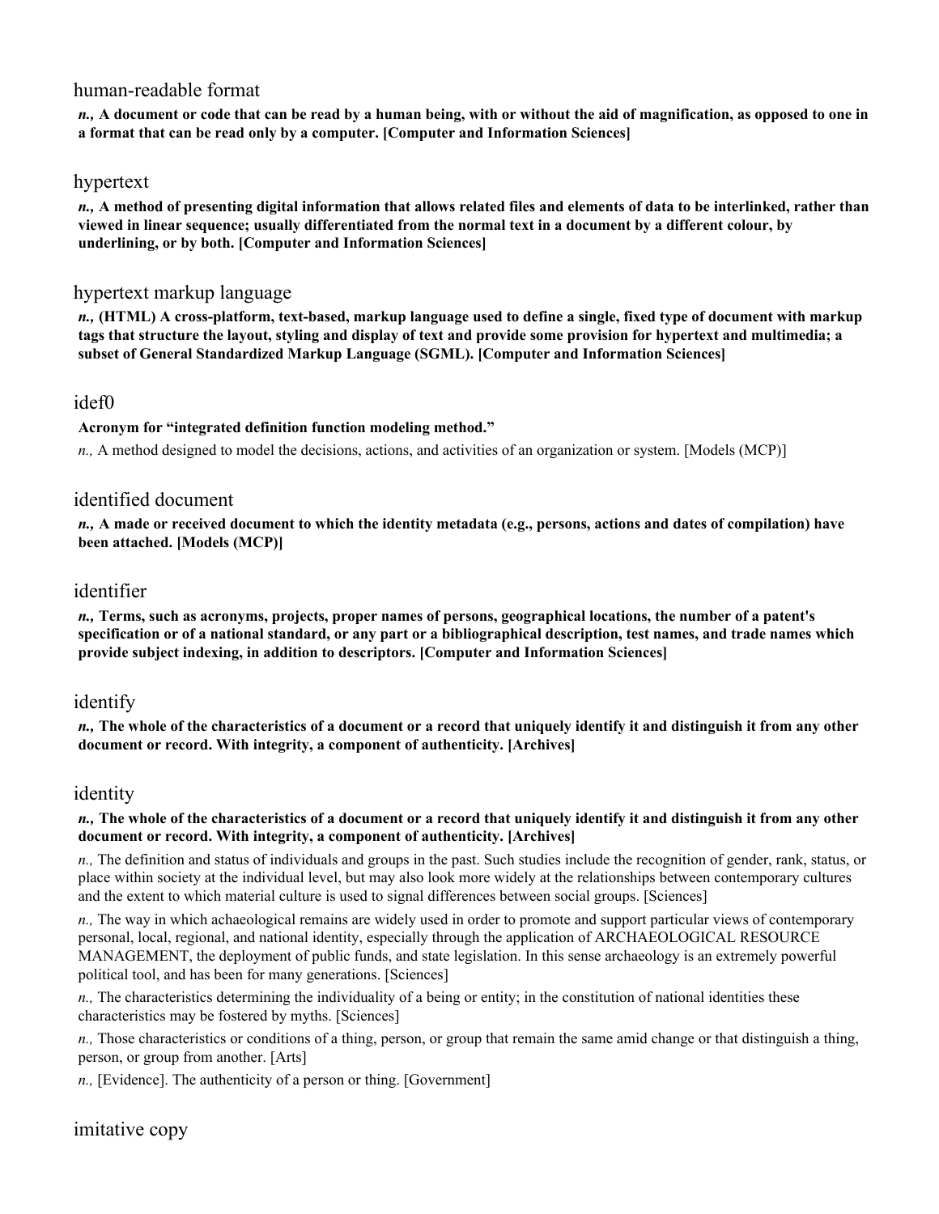## human-readable format

***n.,*** **A document or code that can be read by a human being, with or without the aid of magnification, as opposed to one in a format that can be read only by a computer. [Computer and Information Sciences]**

## hypertext

***n.,*** **A method of presenting digital information that allows related files and elements of data to be interlinked, rather than viewed in linear sequence; usually differentiated from the normal text in a document by a different colour, by underlining, or by both. [Computer and Information Sciences]**

## hypertext markup language

***n.,*** **(HTML) A cross-platform, text-based, markup language used to define a single, fixed type of document with markup tags that structure the layout, styling and display of text and provide some provision for hypertext and multimedia; a subset of General Standardized Markup Language (SGML). [Computer and Information Sciences]**

## idef0

**Acronym for "integrated definition function modeling method."**

*n.,* A method designed to model the decisions, actions, and activities of an organization or system. [Models (MCP)]

## identified document

***n.,*** **A made or received document to which the identity metadata (e.g., persons, actions and dates of compilation) have been attached. [Models (MCP)]**

## identifier

***n.,*** **Terms, such as acronyms, projects, proper names of persons, geographical locations, the number of a patent's specification or of a national standard, or any part or a bibliographical description, test names, and trade names which provide subject indexing, in addition to descriptors. [Computer and Information Sciences]**

## identify

***n.,*** **The whole of the characteristics of a document or a record that uniquely identify it and distinguish it from any other document or record. With integrity, a component of authenticity. [Archives]**

## identity

***n.,*** **The whole of the characteristics of a document or a record that uniquely identify it and distinguish it from any other document or record. With integrity, a component of authenticity. [Archives]**

*n.,* The definition and status of individuals and groups in the past. Such studies include the recognition of gender, rank, status, or place within society at the individual level, but may also look more widely at the relationships between contemporary cultures and the extent to which material culture is used to signal differences between social groups. [Sciences]

*n.,* The way in which achaeological remains are widely used in order to promote and support particular views of contemporary personal, local, regional, and national identity, especially through the application of ARCHAEOLOGICAL RESOURCE MANAGEMENT, the deployment of public funds, and state legislation. In this sense archaeology is an extremely powerful political tool, and has been for many generations. [Sciences]

*n.,* The characteristics determining the individuality of a being or entity; in the constitution of national identities these characteristics may be fostered by myths. [Sciences]

*n.,* Those characteristics or conditions of a thing, person, or group that remain the same amid change or that distinguish a thing, person, or group from another. [Arts]

*n.,* [Evidence]. The authenticity of a person or thing. [Government]

## imitative copy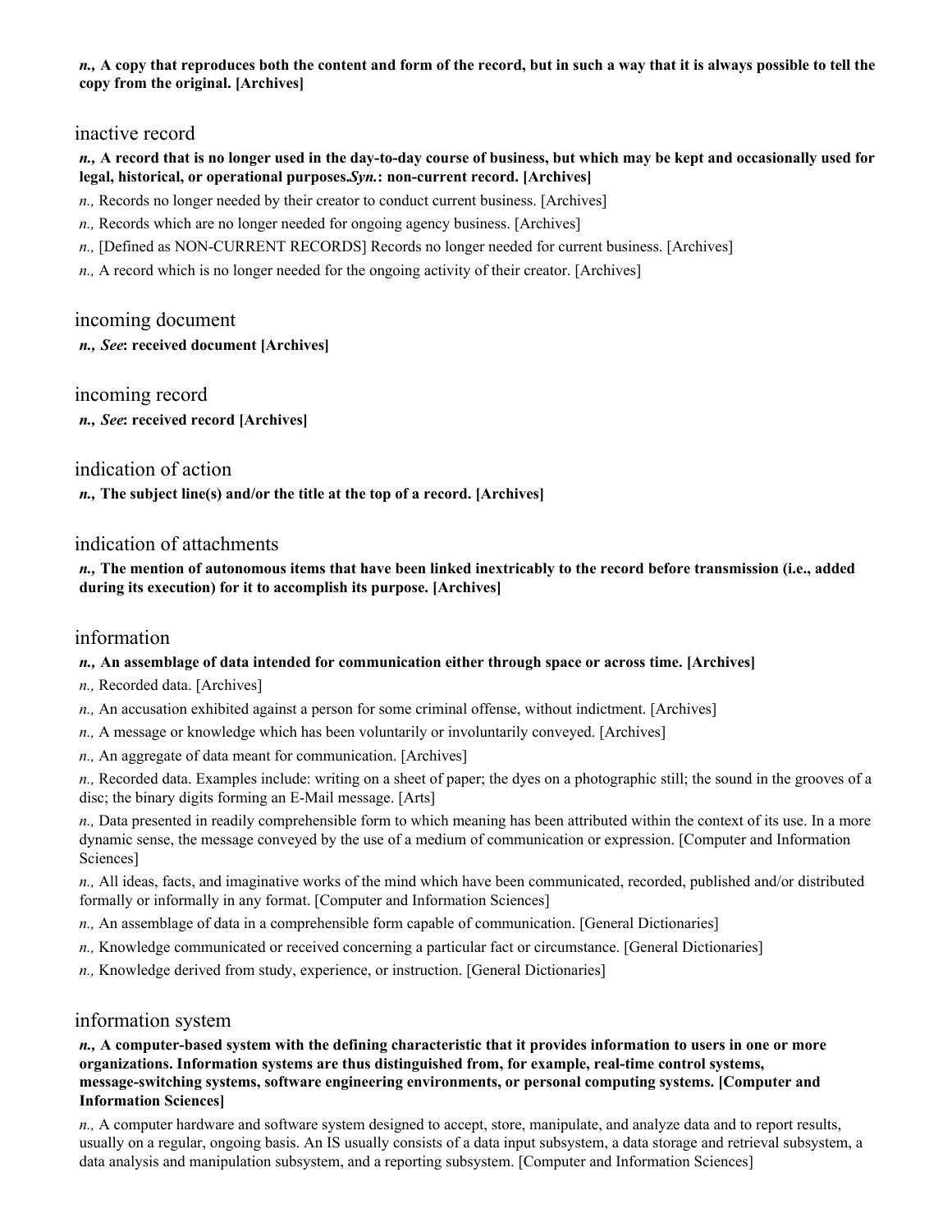***n.*, A copy that reproduces both the content and form of the record, but in such a way that it is always possible to tell the copy from the original. [Archives]**

## inactive record

***n.*, A record that is no longer used in the day-to-day course of business, but which may be kept and occasionally used for legal, historical, or operational purposes.*Syn.*: non-current record. [Archives]**

*n.,* Records no longer needed by their creator to conduct current business. [Archives]

*n.,* Records which are no longer needed for ongoing agency business. [Archives]

*n.,* [Defined as NON-CURRENT RECORDS] Records no longer needed for current business. [Archives]

*n.,* A record which is no longer needed for the ongoing activity of their creator. [Archives]

## incoming document

***n.*, *See*: received document [Archives]**

## incoming record

***n.*, *See*: received record [Archives]**

## indication of action

***n.*, The subject line(s) and/or the title at the top of a record. [Archives]**

## indication of attachments

***n.*, The mention of autonomous items that have been linked inextricably to the record before transmission (i.e., added during its execution) for it to accomplish its purpose. [Archives]**

## information

***n.*, An assemblage of data intended for communication either through space or across time. [Archives]**

*n.,* Recorded data. [Archives]

*n.,* An accusation exhibited against a person for some criminal offense, without indictment. [Archives]

*n.,* A message or knowledge which has been voluntarily or involuntarily conveyed. [Archives]

*n.,* An aggregate of data meant for communication. [Archives]

*n.,* Recorded data. Examples include: writing on a sheet of paper; the dyes on a photographic still; the sound in the grooves of a disc; the binary digits forming an E-Mail message. [Arts]

*n.,* Data presented in readily comprehensible form to which meaning has been attributed within the context of its use. In a more dynamic sense, the message conveyed by the use of a medium of communication or expression. [Computer and Information Sciences]

*n.,* All ideas, facts, and imaginative works of the mind which have been communicated, recorded, published and/or distributed formally or informally in any format. [Computer and Information Sciences]

*n.,* An assemblage of data in a comprehensible form capable of communication. [General Dictionaries]

*n.,* Knowledge communicated or received concerning a particular fact or circumstance. [General Dictionaries]

*n.,* Knowledge derived from study, experience, or instruction. [General Dictionaries]

## information system

***n.*, A computer-based system with the defining characteristic that it provides information to users in one or more organizations. Information systems are thus distinguished from, for example, real-time control systems, message-switching systems, software engineering environments, or personal computing systems. [Computer and Information Sciences]**

*n.,* A computer hardware and software system designed to accept, store, manipulate, and analyze data and to report results, usually on a regular, ongoing basis. An IS usually consists of a data input subsystem, a data storage and retrieval subsystem, a data analysis and manipulation subsystem, and a reporting subsystem. [Computer and Information Sciences]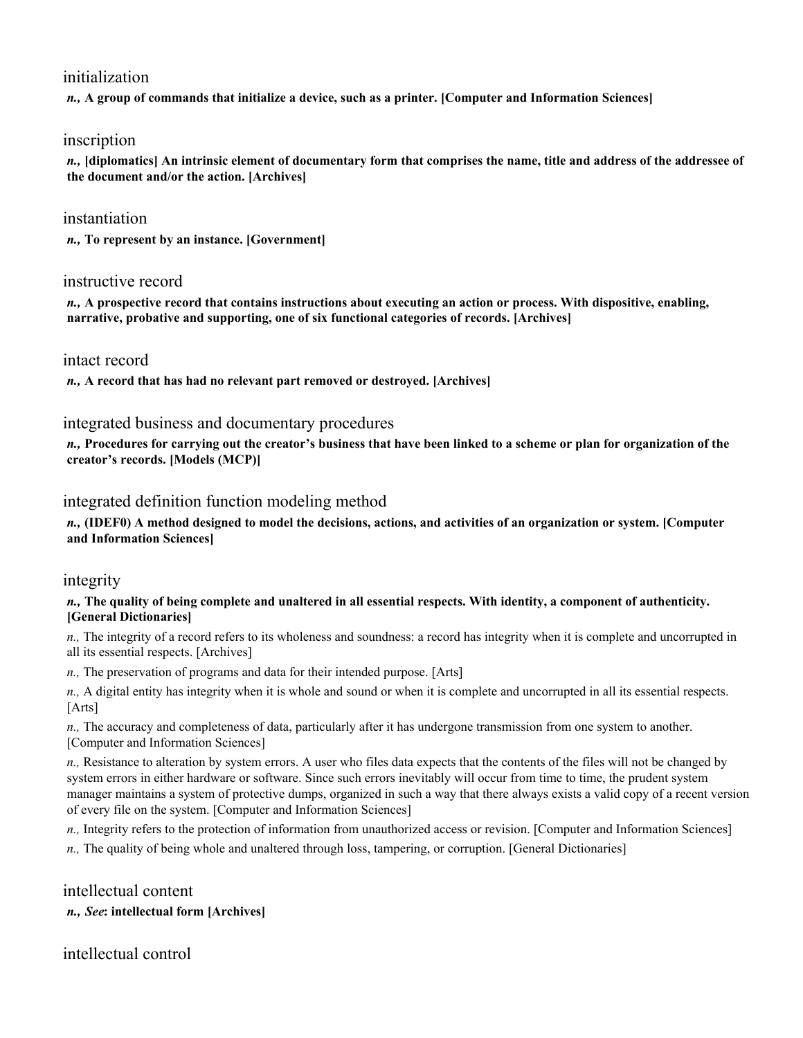initialization

***n.,*** **A group of commands that initialize a device, such as a printer. [Computer and Information Sciences]**

inscription

***n.,*** **[diplomatics] An intrinsic element of documentary form that comprises the name, title and address of the addressee of the document and/or the action. [Archives]**

instantiation

***n.,*** **To represent by an instance. [Government]**

instructive record

***n.,*** **A prospective record that contains instructions about executing an action or process. With dispositive, enabling, narrative, probative and supporting, one of six functional categories of records. [Archives]**

intact record

***n.,*** **A record that has had no relevant part removed or destroyed. [Archives]**

integrated business and documentary procedures

***n.,*** **Procedures for carrying out the creator's business that have been linked to a scheme or plan for organization of the creator's records. [Models (MCP)]**

integrated definition function modeling method

***n.,*** **(IDEF0) A method designed to model the decisions, actions, and activities of an organization or system. [Computer and Information Sciences]**

integrity

***n.,*** **The quality of being complete and unaltered in all essential respects. With identity, a component of authenticity. [General Dictionaries]**

*n.,* The integrity of a record refers to its wholeness and soundness: a record has integrity when it is complete and uncorrupted in all its essential respects. [Archives]

*n.,* The preservation of programs and data for their intended purpose. [Arts]

*n.,* A digital entity has integrity when it is whole and sound or when it is complete and uncorrupted in all its essential respects. [Arts]

*n.,* The accuracy and completeness of data, particularly after it has undergone transmission from one system to another. [Computer and Information Sciences]

*n.,* Resistance to alteration by system errors. A user who files data expects that the contents of the files will not be changed by system errors in either hardware or software. Since such errors inevitably will occur from time to time, the prudent system manager maintains a system of protective dumps, organized in such a way that there always exists a valid copy of a recent version of every file on the system. [Computer and Information Sciences]

*n.,* Integrity refers to the protection of information from unauthorized access or revision. [Computer and Information Sciences]

*n.,* The quality of being whole and unaltered through loss, tampering, or corruption. [General Dictionaries]

intellectual content

***n.,*** ***See*****: intellectual form [Archives]**

intellectual control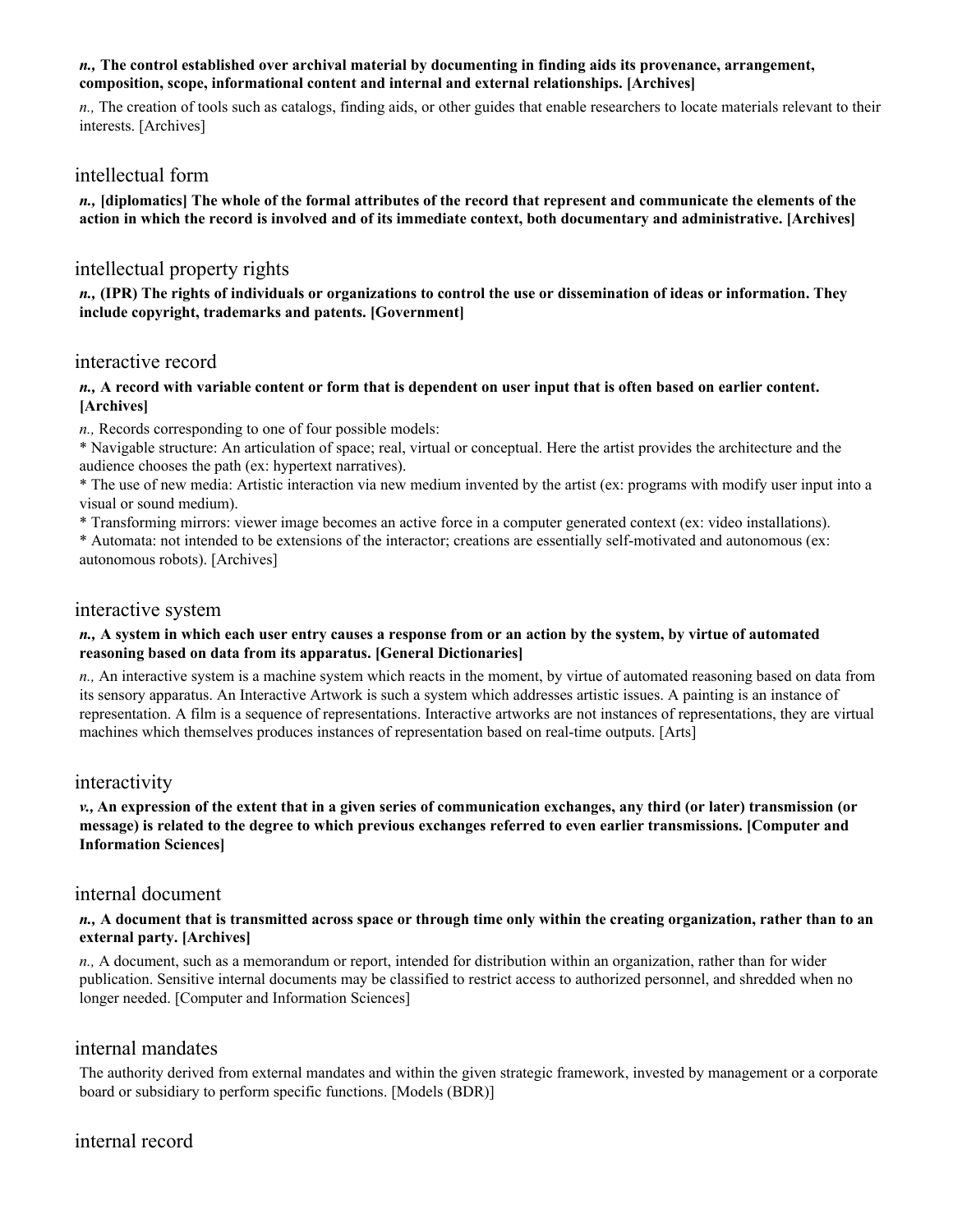***n.,* The control established over archival material by documenting in finding aids its provenance, arrangement, composition, scope, informational content and internal and external relationships. [Archives]**

*n.,* The creation of tools such as catalogs, finding aids, or other guides that enable researchers to locate materials relevant to their interests. [Archives]

## intellectual form

***n.,* [diplomatics] The whole of the formal attributes of the record that represent and communicate the elements of the action in which the record is involved and of its immediate context, both documentary and administrative. [Archives]**

## intellectual property rights

***n.,* (IPR) The rights of individuals or organizations to control the use or dissemination of ideas or information. They include copyright, trademarks and patents. [Government]**

## interactive record

***n.,* A record with variable content or form that is dependent on user input that is often based on earlier content. [Archives]**

*n.,* Records corresponding to one of four possible models:
* Navigable structure: An articulation of space; real, virtual or conceptual. Here the artist provides the architecture and the audience chooses the path (ex: hypertext narratives).
* The use of new media: Artistic interaction via new medium invented by the artist (ex: programs with modify user input into a visual or sound medium).
* Transforming mirrors: viewer image becomes an active force in a computer generated context (ex: video installations).
* Automata: not intended to be extensions of the interactor; creations are essentially self-motivated and autonomous (ex: autonomous robots). [Archives]

## interactive system

***n.,* A system in which each user entry causes a response from or an action by the system, by virtue of automated reasoning based on data from its apparatus. [General Dictionaries]**

*n.,* An interactive system is a machine system which reacts in the moment, by virtue of automated reasoning based on data from its sensory apparatus. An Interactive Artwork is such a system which addresses artistic issues. A painting is an instance of representation. A film is a sequence of representations. Interactive artworks are not instances of representations, they are virtual machines which themselves produces instances of representation based on real-time outputs. [Arts]

## interactivity

***v.,* An expression of the extent that in a given series of communication exchanges, any third (or later) transmission (or message) is related to the degree to which previous exchanges referred to even earlier transmissions. [Computer and Information Sciences]**

## internal document

***n.,* A document that is transmitted across space or through time only within the creating organization, rather than to an external party. [Archives]**

*n.,* A document, such as a memorandum or report, intended for distribution within an organization, rather than for wider publication. Sensitive internal documents may be classified to restrict access to authorized personnel, and shredded when no longer needed. [Computer and Information Sciences]

## internal mandates

The authority derived from external mandates and within the given strategic framework, invested by management or a corporate board or subsidiary to perform specific functions. [Models (BDR)]

## internal record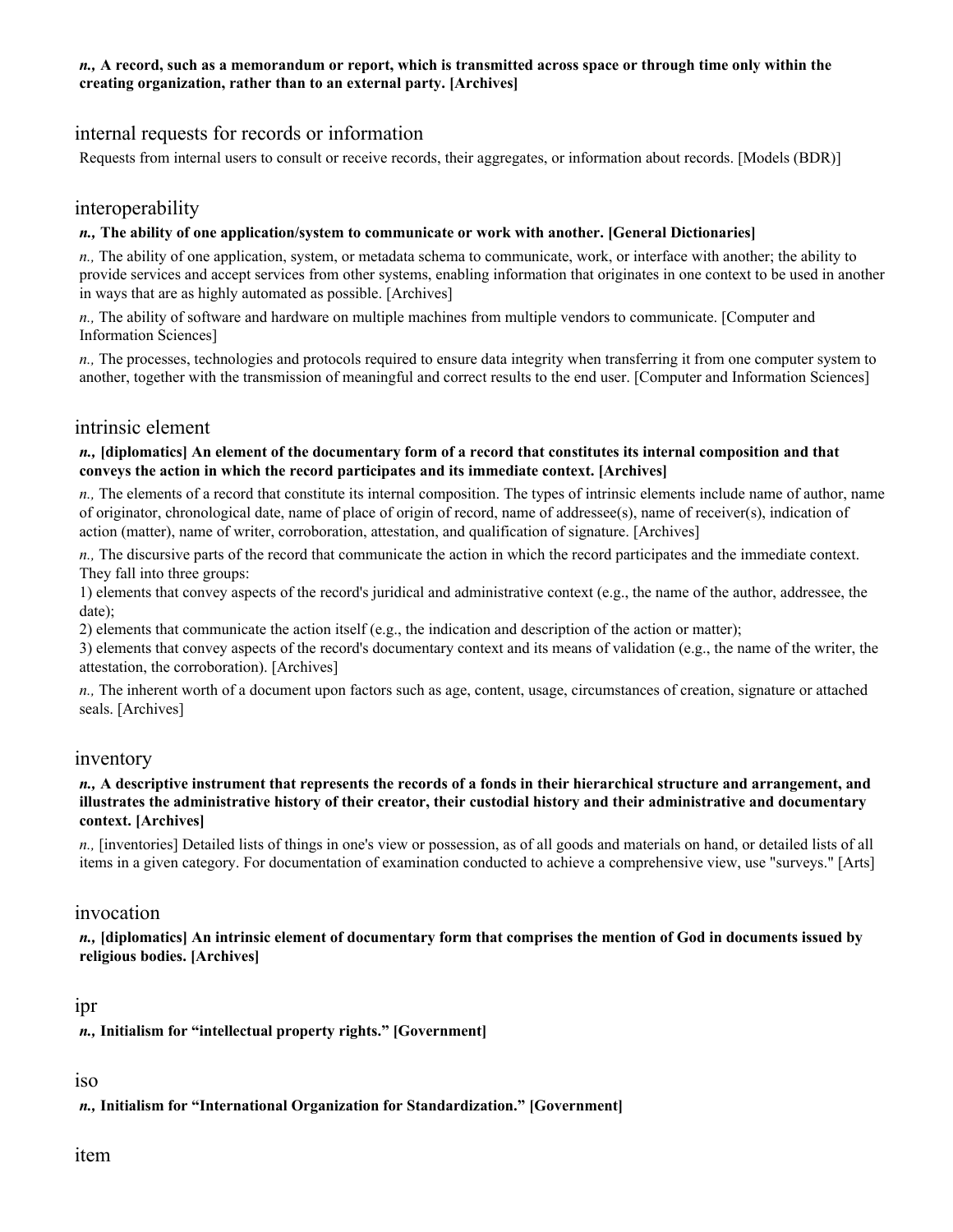***n.*, A record, such as a memorandum or report, which is transmitted across space or through time only within the creating organization, rather than to an external party. [Archives]**

## internal requests for records or information

Requests from internal users to consult or receive records, their aggregates, or information about records. [Models (BDR)]

## interoperability

***n.*, The ability of one application/system to communicate or work with another. [General Dictionaries]**

*n.,* The ability of one application, system, or metadata schema to communicate, work, or interface with another; the ability to provide services and accept services from other systems, enabling information that originates in one context to be used in another in ways that are as highly automated as possible. [Archives]

*n.,* The ability of software and hardware on multiple machines from multiple vendors to communicate. [Computer and Information Sciences]

*n.,* The processes, technologies and protocols required to ensure data integrity when transferring it from one computer system to another, together with the transmission of meaningful and correct results to the end user. [Computer and Information Sciences]

## intrinsic element

***n.*, [diplomatics] An element of the documentary form of a record that constitutes its internal composition and that conveys the action in which the record participates and its immediate context. [Archives]**

*n.,* The elements of a record that constitute its internal composition. The types of intrinsic elements include name of author, name of originator, chronological date, name of place of origin of record, name of addressee(s), name of receiver(s), indication of action (matter), name of writer, corroboration, attestation, and qualification of signature. [Archives]

*n.,* The discursive parts of the record that communicate the action in which the record participates and the immediate context. They fall into three groups:
1) elements that convey aspects of the record's juridical and administrative context (e.g., the name of the author, addressee, the date);
2) elements that communicate the action itself (e.g., the indication and description of the action or matter);
3) elements that convey aspects of the record's documentary context and its means of validation (e.g., the name of the writer, the attestation, the corroboration). [Archives]

*n.,* The inherent worth of a document upon factors such as age, content, usage, circumstances of creation, signature or attached seals. [Archives]

## inventory

***n.*, A descriptive instrument that represents the records of a fonds in their hierarchical structure and arrangement, and illustrates the administrative history of their creator, their custodial history and their administrative and documentary context. [Archives]**

*n.,* [inventories] Detailed lists of things in one's view or possession, as of all goods and materials on hand, or detailed lists of all items in a given category. For documentation of examination conducted to achieve a comprehensive view, use "surveys." [Arts]

## invocation

***n.*, [diplomatics] An intrinsic element of documentary form that comprises the mention of God in documents issued by religious bodies. [Archives]**

## ipr

***n.*, Initialism for "intellectual property rights." [Government]**

## iso

***n.*, Initialism for "International Organization for Standardization." [Government]**

## item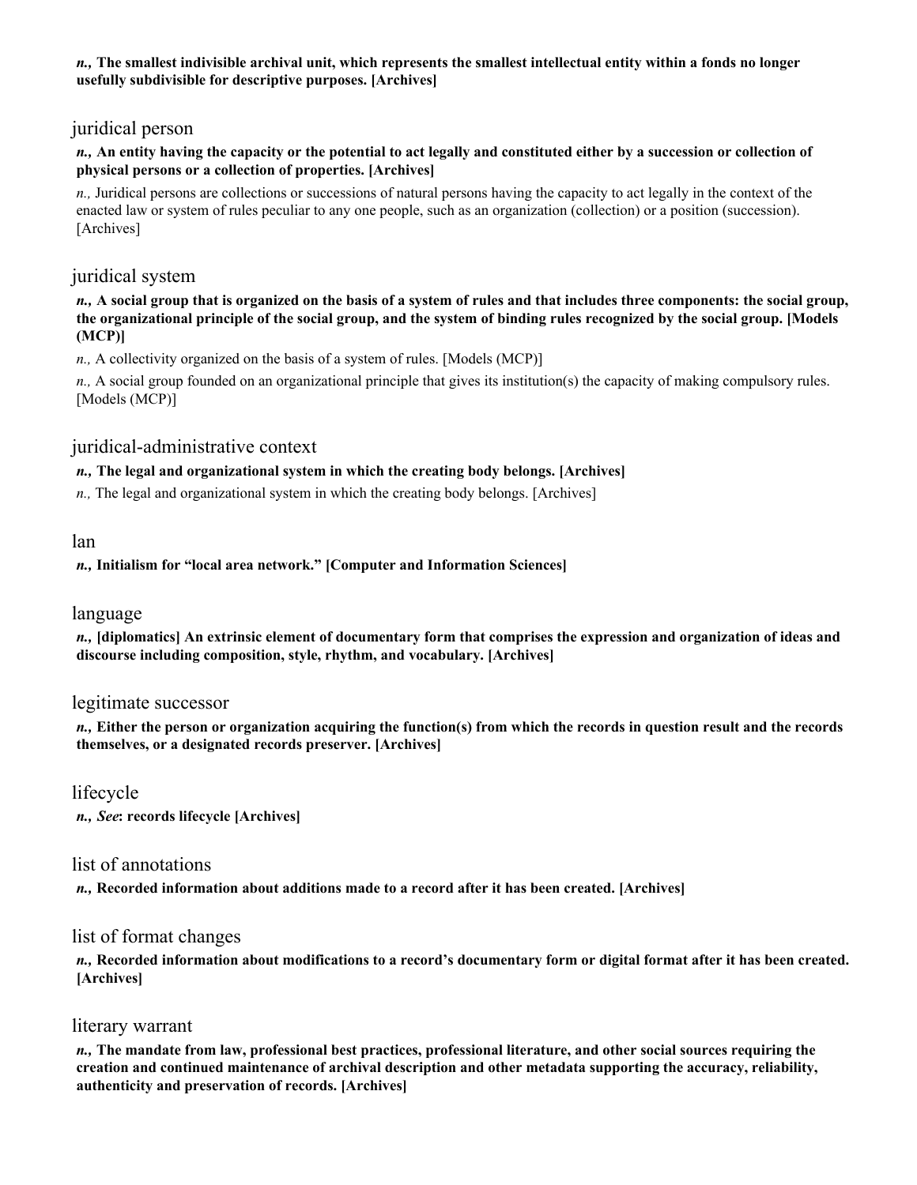***n.,* The smallest indivisible archival unit, which represents the smallest intellectual entity within a fonds no longer usefully subdivisible for descriptive purposes. [Archives]**

## juridical person

***n.,* An entity having the capacity or the potential to act legally and constituted either by a succession or collection of physical persons or a collection of properties. [Archives]**

*n.,* Juridical persons are collections or successions of natural persons having the capacity to act legally in the context of the enacted law or system of rules peculiar to any one people, such as an organization (collection) or a position (succession). [Archives]

## juridical system

***n.,* A social group that is organized on the basis of a system of rules and that includes three components: the social group, the organizational principle of the social group, and the system of binding rules recognized by the social group. [Models (MCP)]**

*n.,* A collectivity organized on the basis of a system of rules. [Models (MCP)]

*n.,* A social group founded on an organizational principle that gives its institution(s) the capacity of making compulsory rules. [Models (MCP)]

## juridical-administrative context

***n.,* The legal and organizational system in which the creating body belongs. [Archives]**

*n.,* The legal and organizational system in which the creating body belongs. [Archives]

## lan

***n.,* Initialism for "local area network." [Computer and Information Sciences]**

## language

***n.,* [diplomatics] An extrinsic element of documentary form that comprises the expression and organization of ideas and discourse including composition, style, rhythm, and vocabulary. [Archives]**

## legitimate successor

***n.,* Either the person or organization acquiring the function(s) from which the records in question result and the records themselves, or a designated records preserver. [Archives]**

## lifecycle

***n.,* *See*: records lifecycle [Archives]**

## list of annotations

***n.,* Recorded information about additions made to a record after it has been created. [Archives]**

## list of format changes

***n.,* Recorded information about modifications to a record's documentary form or digital format after it has been created. [Archives]**

## literary warrant

***n.,* The mandate from law, professional best practices, professional literature, and other social sources requiring the creation and continued maintenance of archival description and other metadata supporting the accuracy, reliability, authenticity and preservation of records. [Archives]**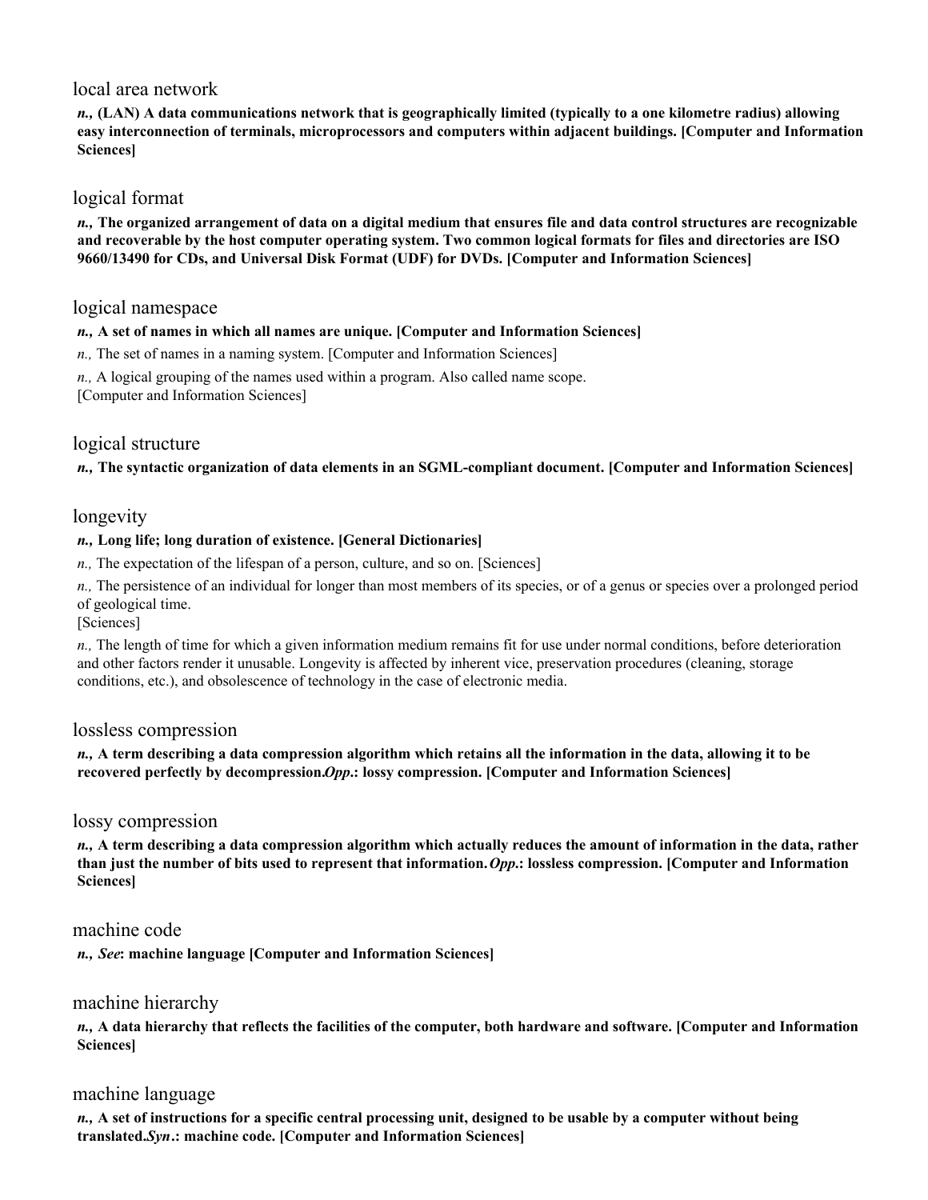## local area network

***n.*, (LAN) A data communications network that is geographically limited (typically to a one kilometre radius) allowing easy interconnection of terminals, microprocessors and computers within adjacent buildings. [Computer and Information Sciences]**

## logical format

***n.*, The organized arrangement of data on a digital medium that ensures file and data control structures are recognizable and recoverable by the host computer operating system. Two common logical formats for files and directories are ISO 9660/13490 for CDs, and Universal Disk Format (UDF) for DVDs. [Computer and Information Sciences]**

## logical namespace

***n.*, A set of names in which all names are unique. [Computer and Information Sciences]**

*n.,* The set of names in a naming system. [Computer and Information Sciences]

*n.,* A logical grouping of the names used within a program. Also called name scope. [Computer and Information Sciences]

## logical structure

***n.*, The syntactic organization of data elements in an SGML-compliant document. [Computer and Information Sciences]**

## longevity

***n.*, Long life; long duration of existence. [General Dictionaries]**

*n.,* The expectation of the lifespan of a person, culture, and so on. [Sciences]

*n.,* The persistence of an individual for longer than most members of its species, or of a genus or species over a prolonged period of geological time. [Sciences]

*n.,* The length of time for which a given information medium remains fit for use under normal conditions, before deterioration and other factors render it unusable. Longevity is affected by inherent vice, preservation procedures (cleaning, storage conditions, etc.), and obsolescence of technology in the case of electronic media.

## lossless compression

***n.*, A term describing a data compression algorithm which retains all the information in the data, allowing it to be recovered perfectly by decompression.*Opp.*: lossy compression. [Computer and Information Sciences]**

## lossy compression

***n.*, A term describing a data compression algorithm which actually reduces the amount of information in the data, rather than just the number of bits used to represent that information.*Opp.*: lossless compression. [Computer and Information Sciences]**

## machine code

***n.*, *See*: machine language [Computer and Information Sciences]**

## machine hierarchy

***n.*, A data hierarchy that reflects the facilities of the computer, both hardware and software. [Computer and Information Sciences]**

## machine language

***n.*, A set of instructions for a specific central processing unit, designed to be usable by a computer without being translated.*Syn*.: machine code. [Computer and Information Sciences]**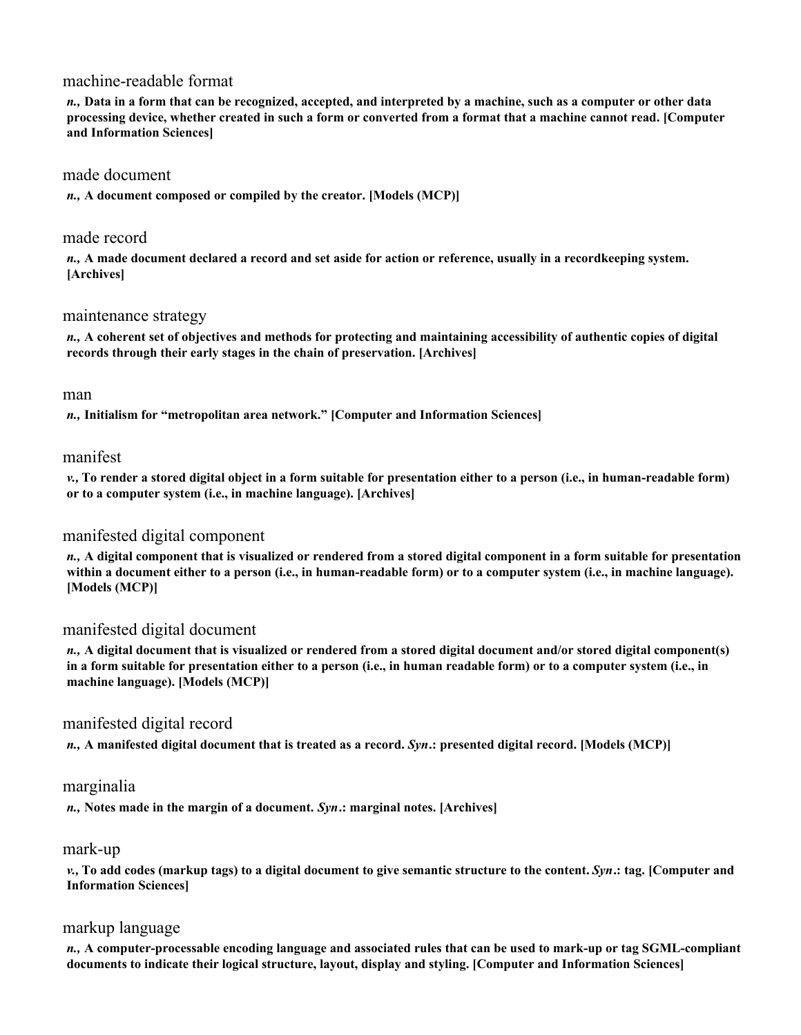machine-readable format

***n.,*** **Data in a form that can be recognized, accepted, and interpreted by a machine, such as a computer or other data processing device, whether created in such a form or converted from a format that a machine cannot read. [Computer and Information Sciences]**

made document

***n.,*** **A document composed or compiled by the creator. [Models (MCP)]**

made record

***n.,*** **A made document declared a record and set aside for action or reference, usually in a recordkeeping system. [Archives]**

maintenance strategy

***n.,*** **A coherent set of objectives and methods for protecting and maintaining accessibility of authentic copies of digital records through their early stages in the chain of preservation. [Archives]**

man

***n.,*** **Initialism for "metropolitan area network." [Computer and Information Sciences]**

manifest

***v.,*** **To render a stored digital object in a form suitable for presentation either to a person (i.e., in human-readable form) or to a computer system (i.e., in machine language). [Archives]**

manifested digital component

***n.,*** **A digital component that is visualized or rendered from a stored digital component in a form suitable for presentation within a document either to a person (i.e., in human-readable form) or to a computer system (i.e., in machine language). [Models (MCP)]**

manifested digital document

***n.,*** **A digital document that is visualized or rendered from a stored digital document and/or stored digital component(s) in a form suitable for presentation either to a person (i.e., in human readable form) or to a computer system (i.e., in machine language). [Models (MCP)]**

manifested digital record

***n.,*** **A manifested digital document that is treated as a record. *Syn*.: presented digital record. [Models (MCP)]**

marginalia

***n.,*** **Notes made in the margin of a document. *Syn*.: marginal notes. [Archives]**

mark-up

***v.,*** **To add codes (markup tags) to a digital document to give semantic structure to the content. *Syn*.: tag. [Computer and Information Sciences]**

markup language

***n.,*** **A computer-processable encoding language and associated rules that can be used to mark-up or tag SGML-compliant documents to indicate their logical structure, layout, display and styling. [Computer and Information Sciences]**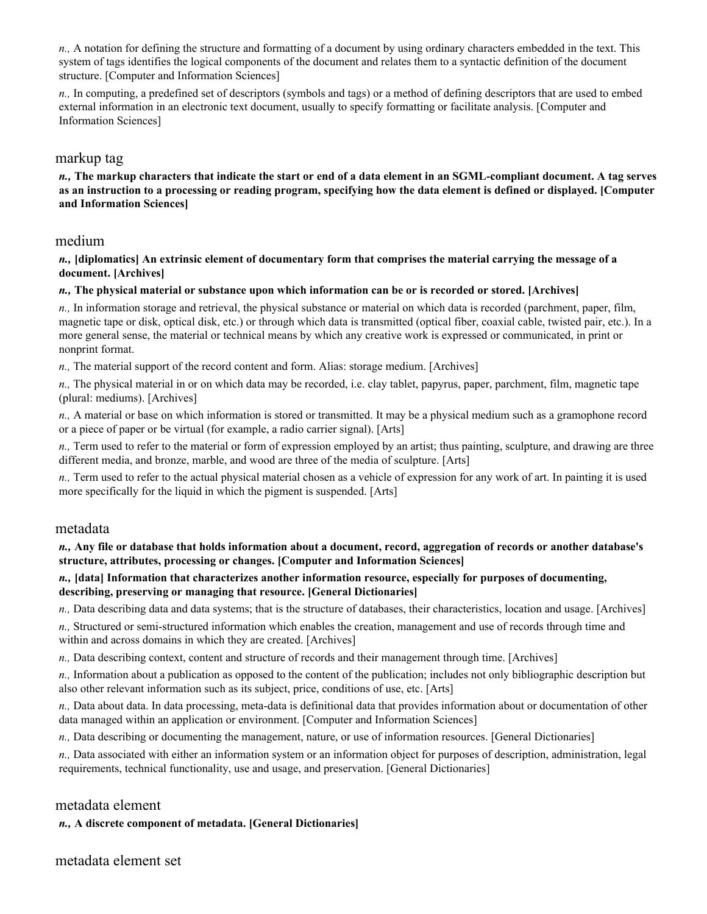*n.,* A notation for defining the structure and formatting of a document by using ordinary characters embedded in the text. This system of tags identifies the logical components of the document and relates them to a syntactic definition of the document structure. [Computer and Information Sciences]

*n.,* In computing, a predefined set of descriptors (symbols and tags) or a method of defining descriptors that are used to embed external information in an electronic text document, usually to specify formatting or facilitate analysis. [Computer and Information Sciences]

## markup tag

***n.,* The markup characters that indicate the start or end of a data element in an SGML-compliant document. A tag serves as an instruction to a processing or reading program, specifying how the data element is defined or displayed. [Computer and Information Sciences]**

## medium

***n.,* [diplomatics] An extrinsic element of documentary form that comprises the material carrying the message of a document. [Archives]**

***n.,* The physical material or substance upon which information can be or is recorded or stored. [Archives]**

*n.,* In information storage and retrieval, the physical substance or material on which data is recorded (parchment, paper, film, magnetic tape or disk, optical disk, etc.) or through which data is transmitted (optical fiber, coaxial cable, twisted pair, etc.). In a more general sense, the material or technical means by which any creative work is expressed or communicated, in print or nonprint format.

*n.,* The material support of the record content and form. Alias: storage medium. [Archives]

*n.,* The physical material in or on which data may be recorded, i.e. clay tablet, papyrus, paper, parchment, film, magnetic tape (plural: mediums). [Archives]

*n.,* A material or base on which information is stored or transmitted. It may be a physical medium such as a gramophone record or a piece of paper or be virtual (for example, a radio carrier signal). [Arts]

*n.,* Term used to refer to the material or form of expression employed by an artist; thus painting, sculpture, and drawing are three different media, and bronze, marble, and wood are three of the media of sculpture. [Arts]

*n.,* Term used to refer to the actual physical material chosen as a vehicle of expression for any work of art. In painting it is used more specifically for the liquid in which the pigment is suspended. [Arts]

## metadata

***n.,* Any file or database that holds information about a document, record, aggregation of records or another database's structure, attributes, processing or changes. [Computer and Information Sciences]**

***n.,* [data] Information that characterizes another information resource, especially for purposes of documenting, describing, preserving or managing that resource. [General Dictionaries]**

*n.,* Data describing data and data systems; that is the structure of databases, their characteristics, location and usage. [Archives]

*n.,* Structured or semi-structured information which enables the creation, management and use of records through time and within and across domains in which they are created. [Archives]

*n.,* Data describing context, content and structure of records and their management through time. [Archives]

*n.,* Information about a publication as opposed to the content of the publication; includes not only bibliographic description but also other relevant information such as its subject, price, conditions of use, etc. [Arts]

*n.,* Data about data. In data processing, meta-data is definitional data that provides information about or documentation of other data managed within an application or environment. [Computer and Information Sciences]

*n.,* Data describing or documenting the management, nature, or use of information resources. [General Dictionaries]

*n.,* Data associated with either an information system or an information object for purposes of description, administration, legal requirements, technical functionality, use and usage, and preservation. [General Dictionaries]

## metadata element

***n.,* A discrete component of metadata. [General Dictionaries]**

## metadata element set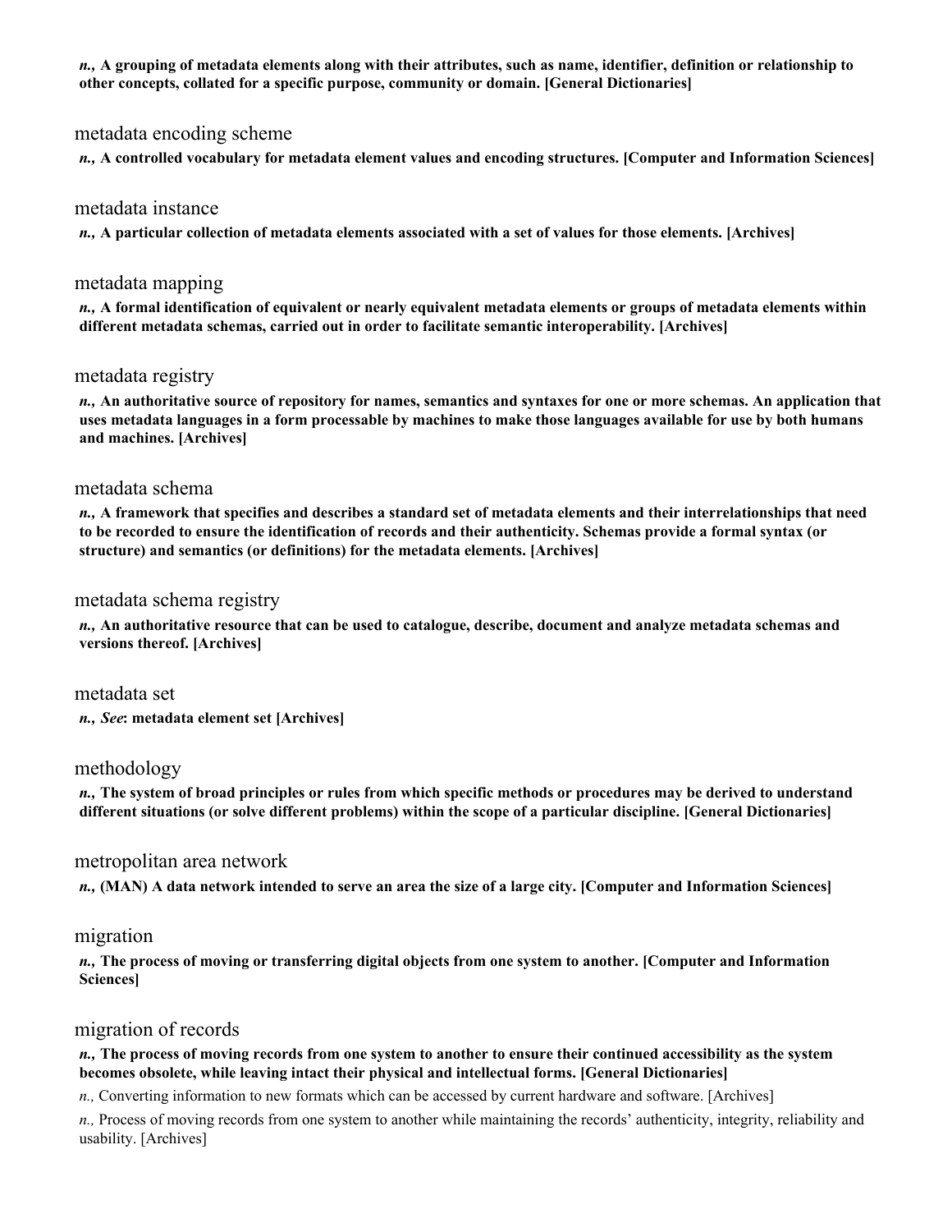***n.,*** **A grouping of metadata elements along with their attributes, such as name, identifier, definition or relationship to other concepts, collated for a specific purpose, community or domain. [General Dictionaries]**

### metadata encoding scheme

***n.,*** **A controlled vocabulary for metadata element values and encoding structures. [Computer and Information Sciences]**

### metadata instance

***n.,*** **A particular collection of metadata elements associated with a set of values for those elements. [Archives]**

### metadata mapping

***n.,*** **A formal identification of equivalent or nearly equivalent metadata elements or groups of metadata elements within different metadata schemas, carried out in order to facilitate semantic interoperability. [Archives]**

### metadata registry

***n.,*** **An authoritative source of repository for names, semantics and syntaxes for one or more schemas. An application that uses metadata languages in a form processable by machines to make those languages available for use by both humans and machines. [Archives]**

### metadata schema

***n.,*** **A framework that specifies and describes a standard set of metadata elements and their interrelationships that need to be recorded to ensure the identification of records and their authenticity. Schemas provide a formal syntax (or structure) and semantics (or definitions) for the metadata elements. [Archives]**

### metadata schema registry

***n.,*** **An authoritative resource that can be used to catalogue, describe, document and analyze metadata schemas and versions thereof. [Archives]**

### metadata set

***n., See*****: metadata element set [Archives]**

### methodology

***n.,*** **The system of broad principles or rules from which specific methods or procedures may be derived to understand different situations (or solve different problems) within the scope of a particular discipline. [General Dictionaries]**

### metropolitan area network

***n.,*** **(MAN) A data network intended to serve an area the size of a large city. [Computer and Information Sciences]**

### migration

***n.,*** **The process of moving or transferring digital objects from one system to another. [Computer and Information Sciences]**

### migration of records

***n.,*** **The process of moving records from one system to another to ensure their continued accessibility as the system becomes obsolete, while leaving intact their physical and intellectual forms. [General Dictionaries]**

*n.,* Converting information to new formats which can be accessed by current hardware and software. [Archives]

*n.,* Process of moving records from one system to another while maintaining the records' authenticity, integrity, reliability and usability. [Archives]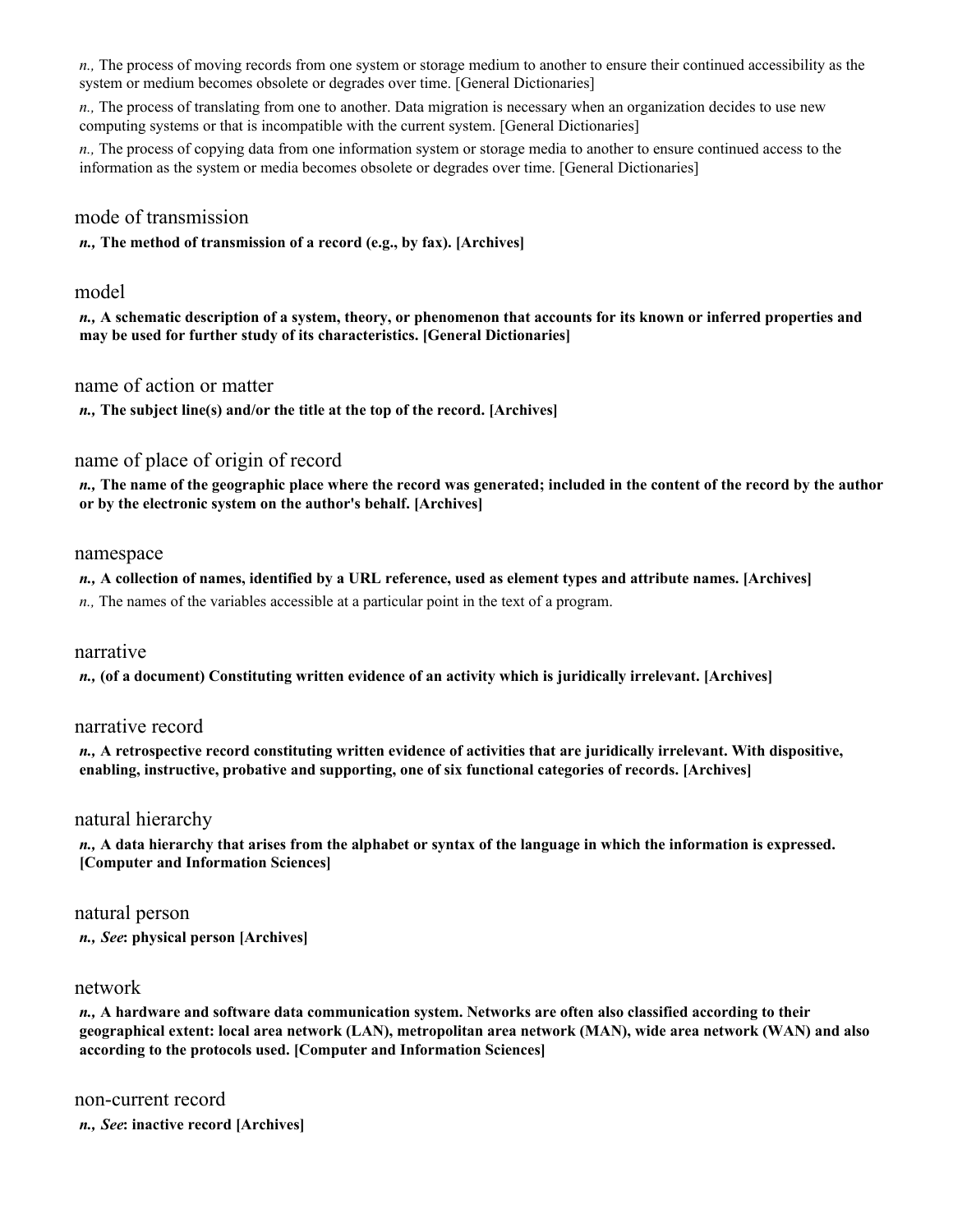*n.,* The process of moving records from one system or storage medium to another to ensure their continued accessibility as the system or medium becomes obsolete or degrades over time. [General Dictionaries]

*n.,* The process of translating from one to another. Data migration is necessary when an organization decides to use new computing systems or that is incompatible with the current system. [General Dictionaries]

*n.,* The process of copying data from one information system or storage media to another to ensure continued access to the information as the system or media becomes obsolete or degrades over time. [General Dictionaries]

### mode of transmission

***n.,* The method of transmission of a record (e.g., by fax). [Archives]**

### model

***n.,* A schematic description of a system, theory, or phenomenon that accounts for its known or inferred properties and may be used for further study of its characteristics. [General Dictionaries]**

### name of action or matter

***n.,* The subject line(s) and/or the title at the top of the record. [Archives]**

### name of place of origin of record

***n.,* The name of the geographic place where the record was generated; included in the content of the record by the author or by the electronic system on the author's behalf. [Archives]**

### namespace

***n.,* A collection of names, identified by a URL reference, used as element types and attribute names. [Archives]**

*n.,* The names of the variables accessible at a particular point in the text of a program.

### narrative

***n.,* (of a document) Constituting written evidence of an activity which is juridically irrelevant. [Archives]**

### narrative record

***n.,* A retrospective record constituting written evidence of activities that are juridically irrelevant. With dispositive, enabling, instructive, probative and supporting, one of six functional categories of records. [Archives]**

### natural hierarchy

***n.,* A data hierarchy that arises from the alphabet or syntax of the language in which the information is expressed. [Computer and Information Sciences]**

### natural person

***n.,* *See*: physical person [Archives]**

### network

***n.,* A hardware and software data communication system. Networks are often also classified according to their geographical extent: local area network (LAN), metropolitan area network (MAN), wide area network (WAN) and also according to the protocols used. [Computer and Information Sciences]**

### non-current record

***n.,* *See*: inactive record [Archives]**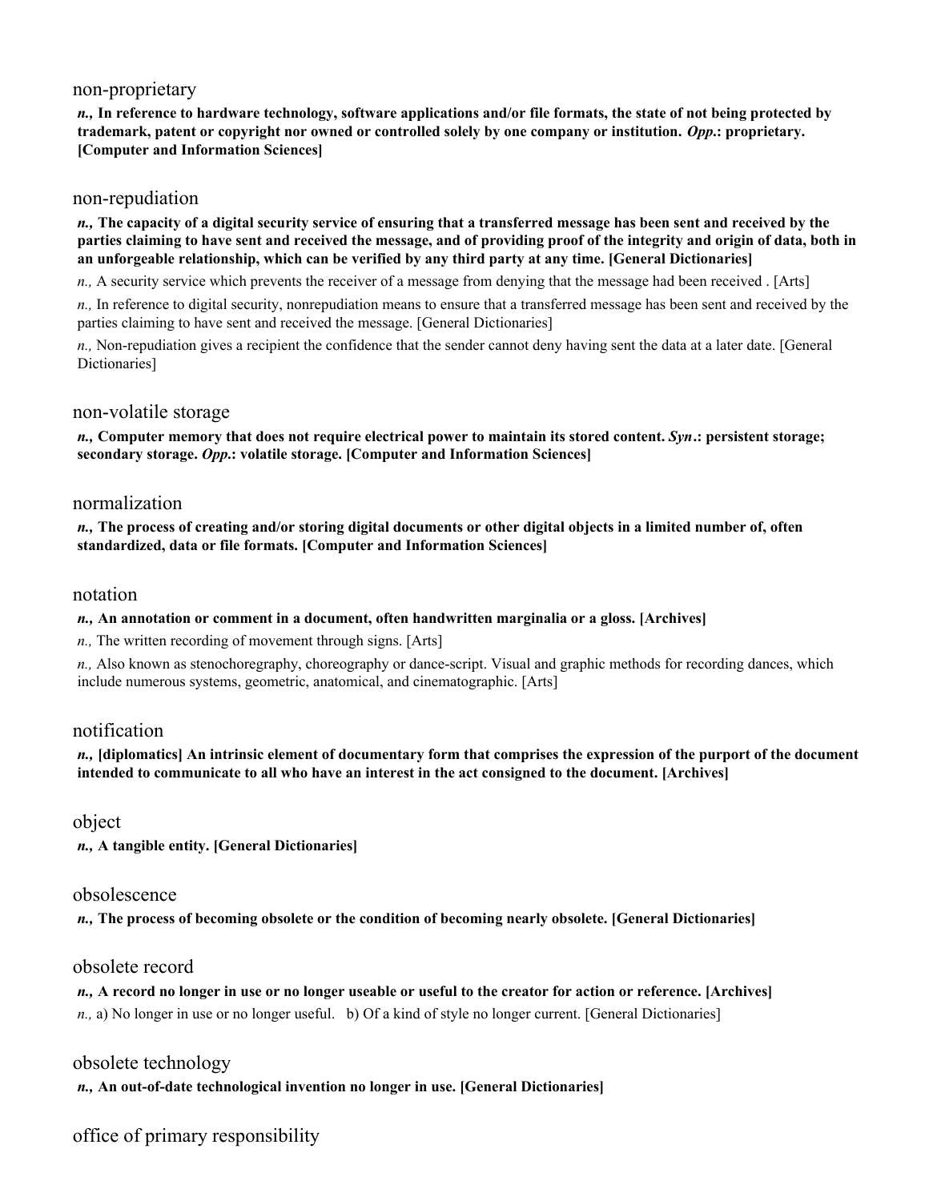## non-proprietary

***n.,* In reference to hardware technology, software applications and/or file formats, the state of not being protected by trademark, patent or copyright nor owned or controlled solely by one company or institution. *Opp.*: proprietary. [Computer and Information Sciences]**

## non-repudiation

***n.,* The capacity of a digital security service of ensuring that a transferred message has been sent and received by the parties claiming to have sent and received the message, and of providing proof of the integrity and origin of data, both in an unforgeable relationship, which can be verified by any third party at any time. [General Dictionaries]**

*n.,* A security service which prevents the receiver of a message from denying that the message had been received . [Arts]

*n.,* In reference to digital security, nonrepudiation means to ensure that a transferred message has been sent and received by the parties claiming to have sent and received the message. [General Dictionaries]

*n.,* Non-repudiation gives a recipient the confidence that the sender cannot deny having sent the data at a later date. [General Dictionaries]

## non-volatile storage

***n.,* Computer memory that does not require electrical power to maintain its stored content. *Syn*.: persistent storage; secondary storage. *Opp.*: volatile storage. [Computer and Information Sciences]**

## normalization

***n.,* The process of creating and/or storing digital documents or other digital objects in a limited number of, often standardized, data or file formats. [Computer and Information Sciences]**

## notation

***n.,* An annotation or comment in a document, often handwritten marginalia or a gloss. [Archives]**

*n.,* The written recording of movement through signs. [Arts]

*n.,* Also known as stenochoregraphy, choreography or dance-script. Visual and graphic methods for recording dances, which include numerous systems, geometric, anatomical, and cinematographic. [Arts]

## notification

***n.,* [diplomatics] An intrinsic element of documentary form that comprises the expression of the purport of the document intended to communicate to all who have an interest in the act consigned to the document. [Archives]**

## object

***n.,* A tangible entity. [General Dictionaries]**

## obsolescence

***n.,* The process of becoming obsolete or the condition of becoming nearly obsolete. [General Dictionaries]**

## obsolete record

***n.,* A record no longer in use or no longer useable or useful to the creator for action or reference. [Archives]**

*n.,* a) No longer in use or no longer useful. b) Of a kind of style no longer current. [General Dictionaries]

## obsolete technology

***n.,* An out-of-date technological invention no longer in use. [General Dictionaries]**

## office of primary responsibility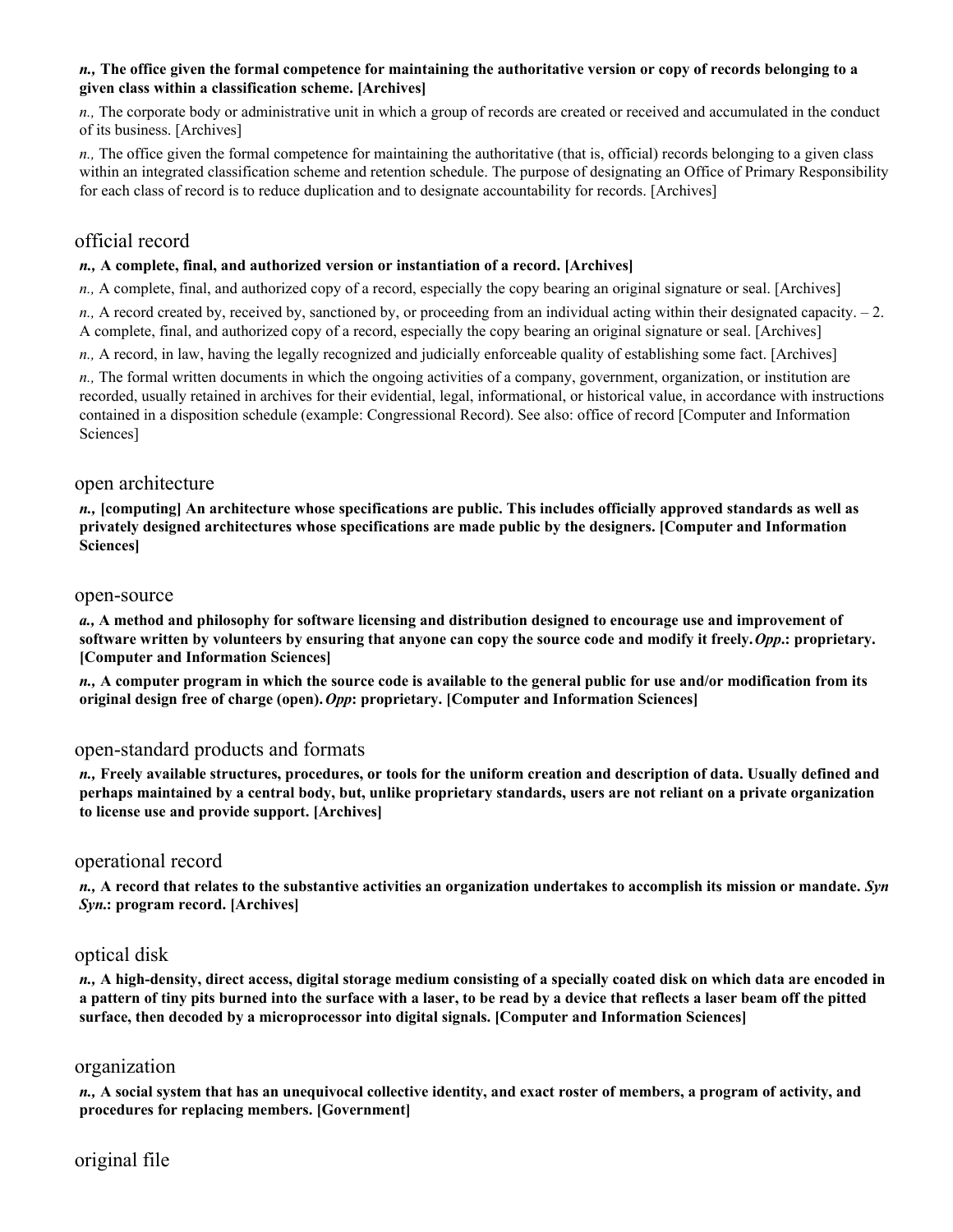***n.,* The office given the formal competence for maintaining the authoritative version or copy of records belonging to a given class within a classification scheme. [Archives]**

*n.,* The corporate body or administrative unit in which a group of records are created or received and accumulated in the conduct of its business. [Archives]

*n.,* The office given the formal competence for maintaining the authoritative (that is, official) records belonging to a given class within an integrated classification scheme and retention schedule. The purpose of designating an Office of Primary Responsibility for each class of record is to reduce duplication and to designate accountability for records. [Archives]

## official record

***n.,* A complete, final, and authorized version or instantiation of a record. [Archives]**

*n.,* A complete, final, and authorized copy of a record, especially the copy bearing an original signature or seal. [Archives]

*n.,* A record created by, received by, sanctioned by, or proceeding from an individual acting within their designated capacity. – 2. A complete, final, and authorized copy of a record, especially the copy bearing an original signature or seal. [Archives]

*n.,* A record, in law, having the legally recognized and judicially enforceable quality of establishing some fact. [Archives]

*n.,* The formal written documents in which the ongoing activities of a company, government, organization, or institution are recorded, usually retained in archives for their evidential, legal, informational, or historical value, in accordance with instructions contained in a disposition schedule (example: Congressional Record). See also: office of record [Computer and Information Sciences]

## open architecture

***n.,* [computing] An architecture whose specifications are public. This includes officially approved standards as well as privately designed architectures whose specifications are made public by the designers. [Computer and Information Sciences]**

## open-source

***a.,* A method and philosophy for software licensing and distribution designed to encourage use and improvement of software written by volunteers by ensuring that anyone can copy the source code and modify it freely. *Opp*.: proprietary. [Computer and Information Sciences]**

***n.,* A computer program in which the source code is available to the general public for use and/or modification from its original design free of charge (open). *Opp*: proprietary. [Computer and Information Sciences]**

## open-standard products and formats

***n.,* Freely available structures, procedures, or tools for the uniform creation and description of data. Usually defined and perhaps maintained by a central body, but, unlike proprietary standards, users are not reliant on a private organization to license use and provide support. [Archives]**

## operational record

***n.,* A record that relates to the substantive activities an organization undertakes to accomplish its mission or mandate. *Syn Syn*.: program record. [Archives]**

## optical disk

***n.,* A high-density, direct access, digital storage medium consisting of a specially coated disk on which data are encoded in a pattern of tiny pits burned into the surface with a laser, to be read by a device that reflects a laser beam off the pitted surface, then decoded by a microprocessor into digital signals. [Computer and Information Sciences]**

## organization

***n.,* A social system that has an unequivocal collective identity, and exact roster of members, a program of activity, and procedures for replacing members. [Government]**

## original file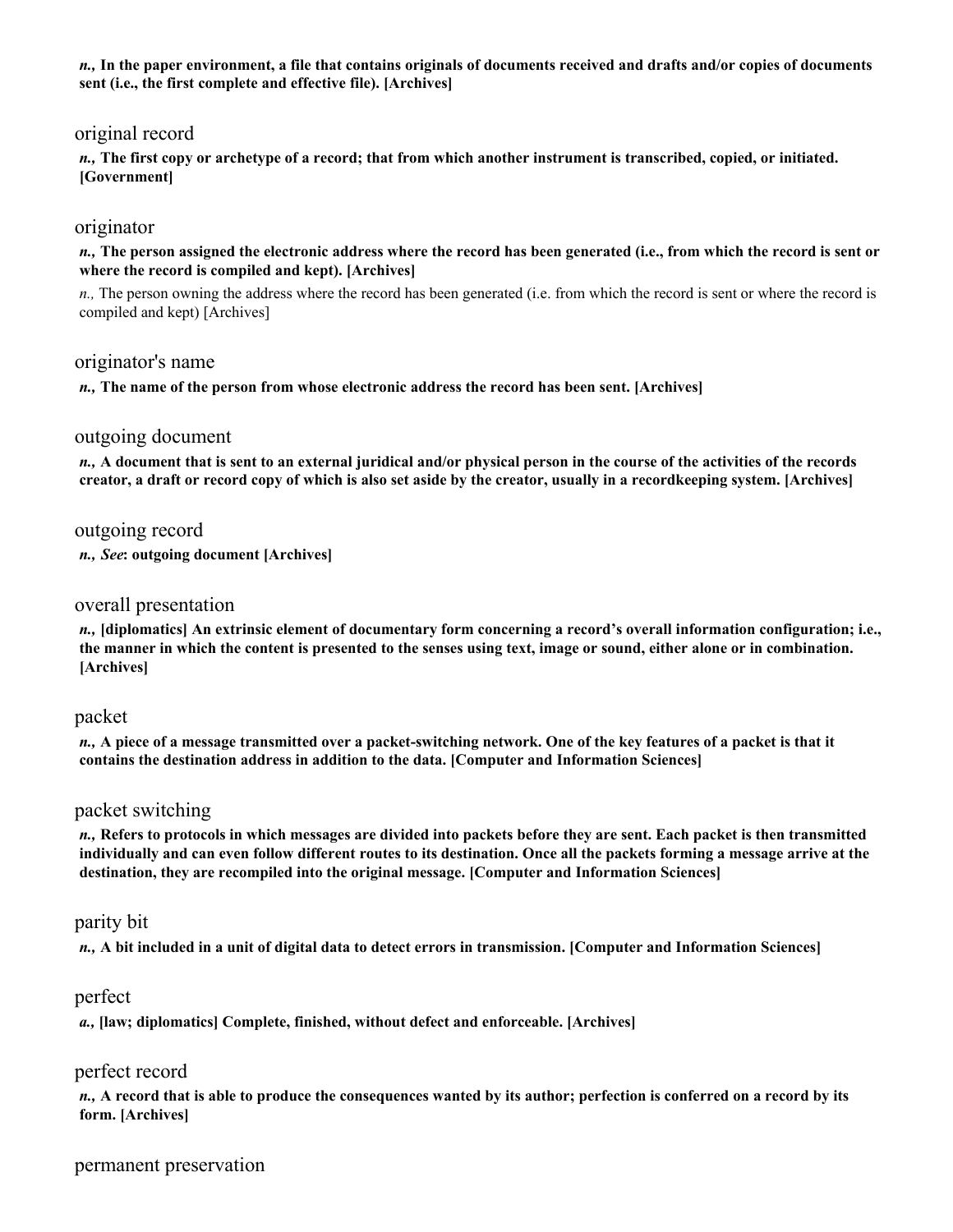***n.,* In the paper environment, a file that contains originals of documents received and drafts and/or copies of documents sent (i.e., the first complete and effective file). [Archives]**

### original record

***n.,* The first copy or archetype of a record; that from which another instrument is transcribed, copied, or initiated. [Government]**

### originator

***n.,* The person assigned the electronic address where the record has been generated (i.e., from which the record is sent or where the record is compiled and kept). [Archives]**

*n.,* The person owning the address where the record has been generated (i.e. from which the record is sent or where the record is compiled and kept) [Archives]

### originator's name

***n.,* The name of the person from whose electronic address the record has been sent. [Archives]**

### outgoing document

***n.,* A document that is sent to an external juridical and/or physical person in the course of the activities of the records creator, a draft or record copy of which is also set aside by the creator, usually in a recordkeeping system. [Archives]**

### outgoing record

***n., See*: outgoing document [Archives]**

### overall presentation

***n.,* [diplomatics] An extrinsic element of documentary form concerning a record's overall information configuration; i.e., the manner in which the content is presented to the senses using text, image or sound, either alone or in combination. [Archives]**

### packet

***n.,* A piece of a message transmitted over a packet-switching network. One of the key features of a packet is that it contains the destination address in addition to the data. [Computer and Information Sciences]**

### packet switching

***n.,* Refers to protocols in which messages are divided into packets before they are sent. Each packet is then transmitted individually and can even follow different routes to its destination. Once all the packets forming a message arrive at the destination, they are recompiled into the original message. [Computer and Information Sciences]**

### parity bit

***n.,* A bit included in a unit of digital data to detect errors in transmission. [Computer and Information Sciences]**

### perfect

***a.,* [law; diplomatics] Complete, finished, without defect and enforceable. [Archives]**

### perfect record

***n.,* A record that is able to produce the consequences wanted by its author; perfection is conferred on a record by its form. [Archives]**

### permanent preservation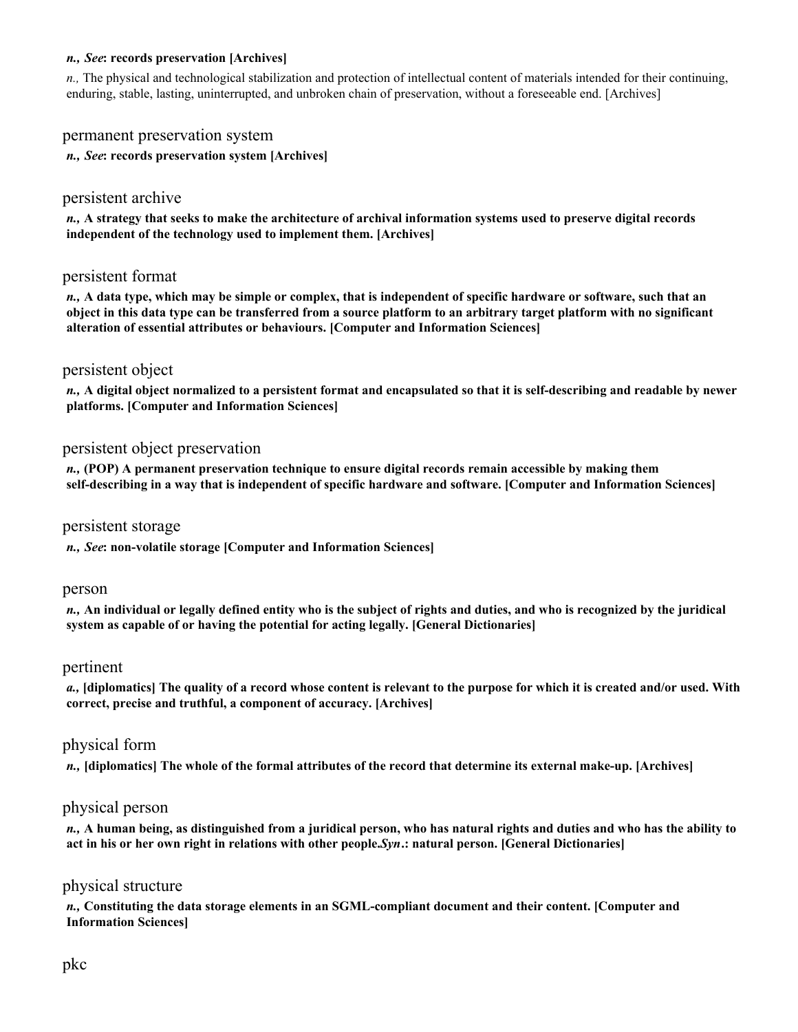***n., See*: records preservation [Archives]**

*n.,* The physical and technological stabilization and protection of intellectual content of materials intended for their continuing, enduring, stable, lasting, uninterrupted, and unbroken chain of preservation, without a foreseeable end. [Archives]

### permanent preservation system

***n., See*: records preservation system [Archives]**

### persistent archive

***n.,* A strategy that seeks to make the architecture of archival information systems used to preserve digital records independent of the technology used to implement them. [Archives]**

### persistent format

***n.,* A data type, which may be simple or complex, that is independent of specific hardware or software, such that an object in this data type can be transferred from a source platform to an arbitrary target platform with no significant alteration of essential attributes or behaviours. [Computer and Information Sciences]**

### persistent object

***n.,* A digital object normalized to a persistent format and encapsulated so that it is self-describing and readable by newer platforms. [Computer and Information Sciences]**

### persistent object preservation

***n.,* (POP) A permanent preservation technique to ensure digital records remain accessible by making them self-describing in a way that is independent of specific hardware and software. [Computer and Information Sciences]**

### persistent storage

***n., See*: non-volatile storage [Computer and Information Sciences]**

### person

***n.,* An individual or legally defined entity who is the subject of rights and duties, and who is recognized by the juridical system as capable of or having the potential for acting legally. [General Dictionaries]**

### pertinent

***a.,* [diplomatics] The quality of a record whose content is relevant to the purpose for which it is created and/or used. With correct, precise and truthful, a component of accuracy. [Archives]**

### physical form

***n.,* [diplomatics] The whole of the formal attributes of the record that determine its external make-up. [Archives]**

### physical person

***n.,* A human being, as distinguished from a juridical person, who has natural rights and duties and who has the ability to act in his or her own right in relations with other people.*Syn*.: natural person. [General Dictionaries]**

### physical structure

***n.,* Constituting the data storage elements in an SGML-compliant document and their content. [Computer and Information Sciences]**

### pkc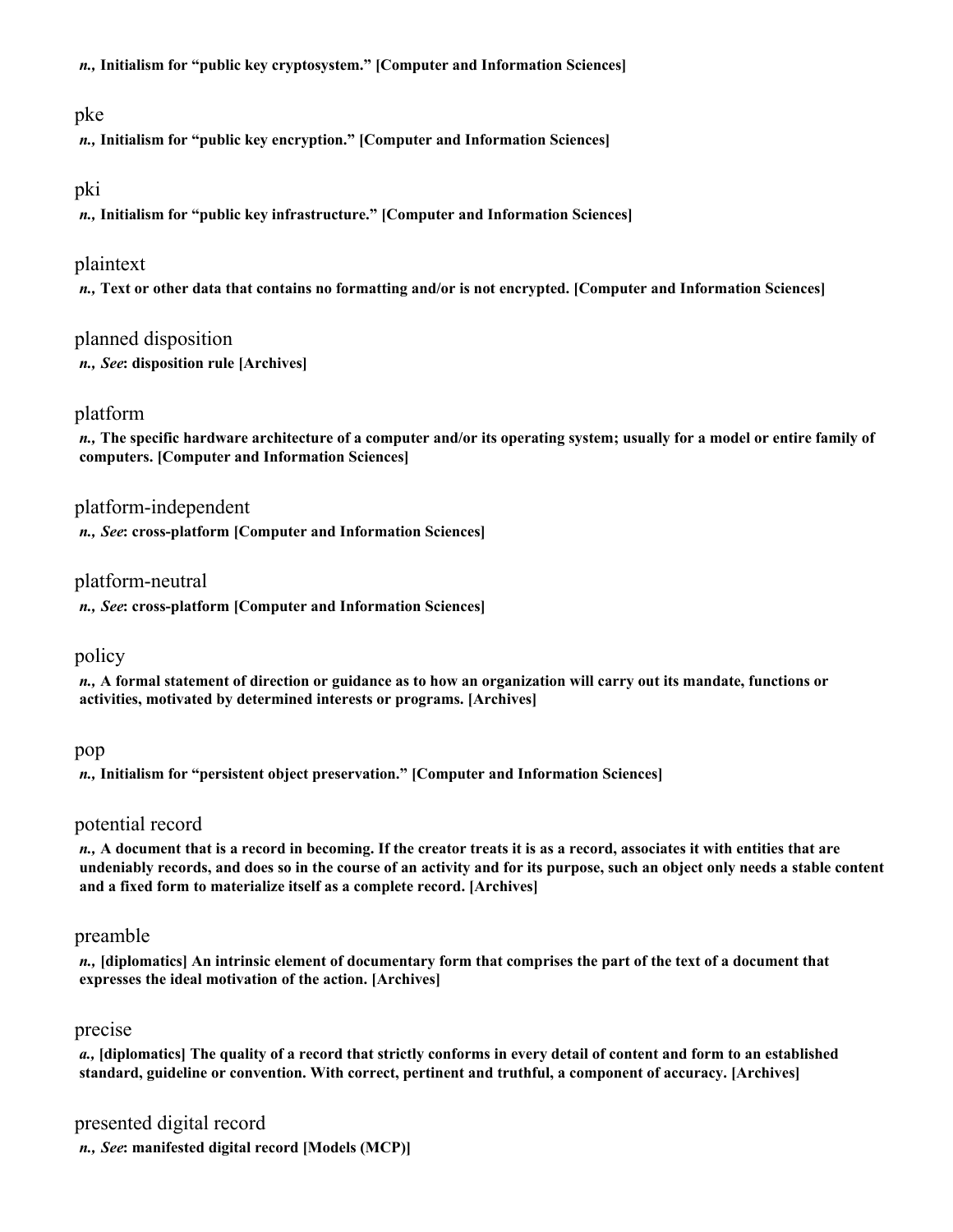***n.,* Initialism for "public key cryptosystem." [Computer and Information Sciences]**

pke

***n.,* Initialism for "public key encryption." [Computer and Information Sciences]**

pki

***n.,* Initialism for "public key infrastructure." [Computer and Information Sciences]**

plaintext

***n.,* Text or other data that contains no formatting and/or is not encrypted. [Computer and Information Sciences]**

planned disposition

***n., See*: disposition rule [Archives]**

platform

***n.,* The specific hardware architecture of a computer and/or its operating system; usually for a model or entire family of computers. [Computer and Information Sciences]**

platform-independent

***n., See*: cross-platform [Computer and Information Sciences]**

platform-neutral

***n., See*: cross-platform [Computer and Information Sciences]**

policy

***n.,* A formal statement of direction or guidance as to how an organization will carry out its mandate, functions or activities, motivated by determined interests or programs. [Archives]**

pop

***n.,* Initialism for "persistent object preservation." [Computer and Information Sciences]**

potential record

***n.,* A document that is a record in becoming. If the creator treats it is as a record, associates it with entities that are undeniably records, and does so in the course of an activity and for its purpose, such an object only needs a stable content and a fixed form to materialize itself as a complete record. [Archives]**

preamble

***n.,* [diplomatics] An intrinsic element of documentary form that comprises the part of the text of a document that expresses the ideal motivation of the action. [Archives]**

precise

***a.,* [diplomatics] The quality of a record that strictly conforms in every detail of content and form to an established standard, guideline or convention. With correct, pertinent and truthful, a component of accuracy. [Archives]**

presented digital record

***n., See*: manifested digital record [Models (MCP)]**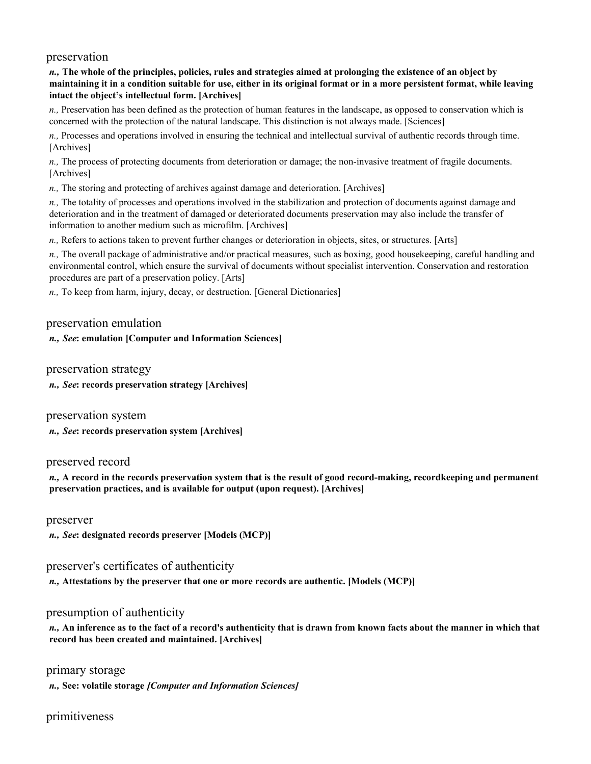## preservation

***n.,* The whole of the principles, policies, rules and strategies aimed at prolonging the existence of an object by maintaining it in a condition suitable for use, either in its original format or in a more persistent format, while leaving intact the object's intellectual form. [Archives]**

*n.,* Preservation has been defined as the protection of human features in the landscape, as opposed to conservation which is concerned with the protection of the natural landscape. This distinction is not always made. [Sciences]

*n.,* Processes and operations involved in ensuring the technical and intellectual survival of authentic records through time. [Archives]

*n.,* The process of protecting documents from deterioration or damage; the non-invasive treatment of fragile documents. [Archives]

*n.,* The storing and protecting of archives against damage and deterioration. [Archives]

*n.,* The totality of processes and operations involved in the stabilization and protection of documents against damage and deterioration and in the treatment of damaged or deteriorated documents preservation may also include the transfer of information to another medium such as microfilm. [Archives]

*n.,* Refers to actions taken to prevent further changes or deterioration in objects, sites, or structures. [Arts]

*n.,* The overall package of administrative and/or practical measures, such as boxing, good housekeeping, careful handling and environmental control, which ensure the survival of documents without specialist intervention. Conservation and restoration procedures are part of a preservation policy. [Arts]

*n.,* To keep from harm, injury, decay, or destruction. [General Dictionaries]

## preservation emulation

***n., See*: emulation [Computer and Information Sciences]**

## preservation strategy

***n., See*: records preservation strategy [Archives]**

## preservation system

***n., See*: records preservation system [Archives]**

## preserved record

***n.,* A record in the records preservation system that is the result of good record-making, recordkeeping and permanent preservation practices, and is available for output (upon request). [Archives]**

## preserver

***n., See*: designated records preserver [Models (MCP)]**

## preserver's certificates of authenticity

***n.,* Attestations by the preserver that one or more records are authentic. [Models (MCP)]**

## presumption of authenticity

***n.,* An inference as to the fact of a record's authenticity that is drawn from known facts about the manner in which that record has been created and maintained. [Archives]**

## primary storage

***n.,* See: volatile storage *[Computer and Information Sciences]***

## primitiveness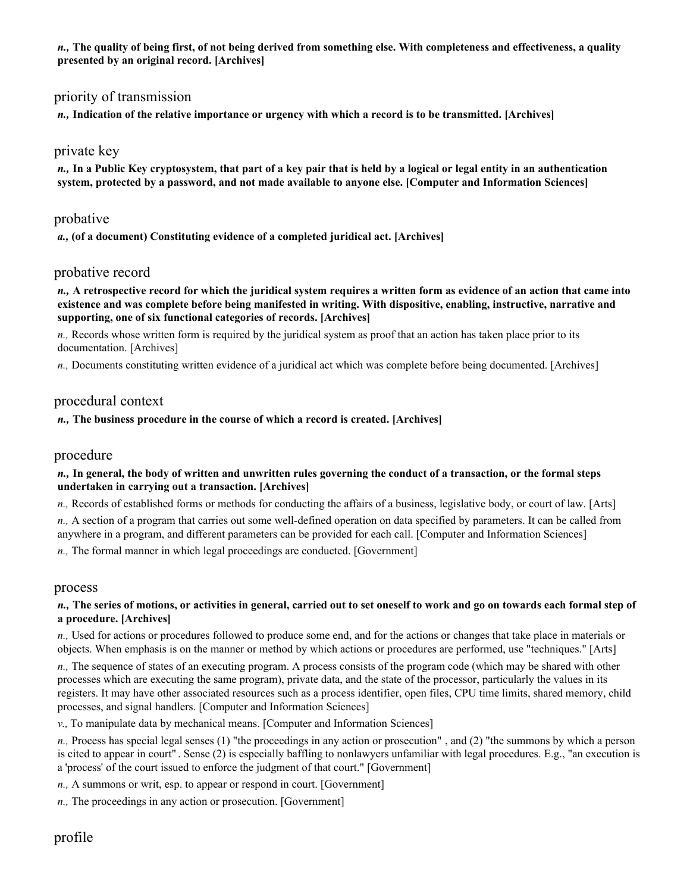***n.,* The quality of being first, of not being derived from something else. With completeness and effectiveness, a quality presented by an original record. [Archives]**

## priority of transmission

***n.,* Indication of the relative importance or urgency with which a record is to be transmitted. [Archives]**

## private key

***n.,* In a Public Key cryptosystem, that part of a key pair that is held by a logical or legal entity in an authentication system, protected by a password, and not made available to anyone else. [Computer and Information Sciences]**

## probative

***a.,* (of a document) Constituting evidence of a completed juridical act. [Archives]**

## probative record

***n.,* A retrospective record for which the juridical system requires a written form as evidence of an action that came into existence and was complete before being manifested in writing. With dispositive, enabling, instructive, narrative and supporting, one of six functional categories of records. [Archives]**

*n.,* Records whose written form is required by the juridical system as proof that an action has taken place prior to its documentation. [Archives]

*n.,* Documents constituting written evidence of a juridical act which was complete before being documented. [Archives]

## procedural context

***n.,* The business procedure in the course of which a record is created. [Archives]**

## procedure

***n.,* In general, the body of written and unwritten rules governing the conduct of a transaction, or the formal steps undertaken in carrying out a transaction. [Archives]**

*n.,* Records of established forms or methods for conducting the affairs of a business, legislative body, or court of law. [Arts]

*n.,* A section of a program that carries out some well-defined operation on data specified by parameters. It can be called from anywhere in a program, and different parameters can be provided for each call. [Computer and Information Sciences]

*n.,* The formal manner in which legal proceedings are conducted. [Government]

## process

***n.,* The series of motions, or activities in general, carried out to set oneself to work and go on towards each formal step of a procedure. [Archives]**

*n.,* Used for actions or procedures followed to produce some end, and for the actions or changes that take place in materials or objects. When emphasis is on the manner or method by which actions or procedures are performed, use "techniques." [Arts]

*n.,* The sequence of states of an executing program. A process consists of the program code (which may be shared with other processes which are executing the same program), private data, and the state of the processor, particularly the values in its registers. It may have other associated resources such as a process identifier, open files, CPU time limits, shared memory, child processes, and signal handlers. [Computer and Information Sciences]

*v.,* To manipulate data by mechanical means. [Computer and Information Sciences]

*n.,* Process has special legal senses (1) "the proceedings in any action or prosecution" , and (2) "the summons by which a person is cited to appear in court" . Sense (2) is especially baffling to nonlawyers unfamiliar with legal procedures. E.g., "an execution is a 'process' of the court issued to enforce the judgment of that court." [Government]

*n.,* A summons or writ, esp. to appear or respond in court. [Government]

*n.,* The proceedings in any action or prosecution. [Government]

## profile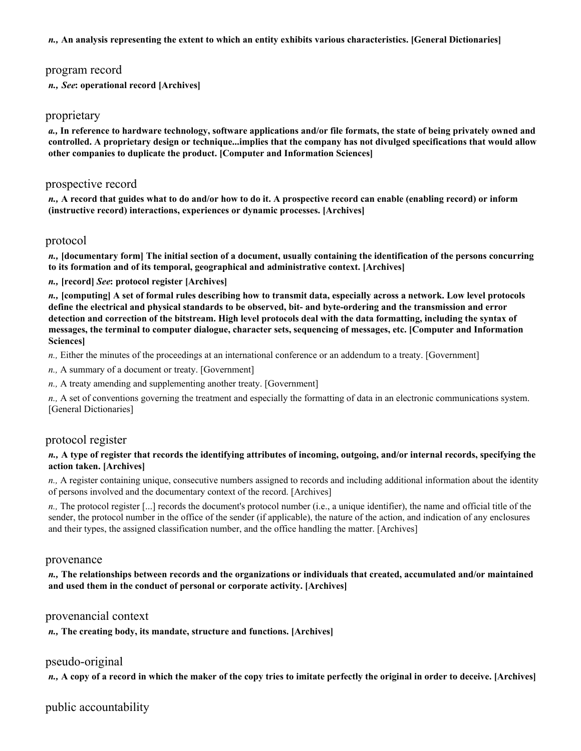***n.,* An analysis representing the extent to which an entity exhibits various characteristics. [General Dictionaries]**

## program record

***n.,* *See*: operational record [Archives]**

## proprietary

***a.,* In reference to hardware technology, software applications and/or file formats, the state of being privately owned and controlled. A proprietary design or technique...implies that the company has not divulged specifications that would allow other companies to duplicate the product. [Computer and Information Sciences]**

## prospective record

***n.,* A record that guides what to do and/or how to do it. A prospective record can enable (enabling record) or inform (instructive record) interactions, experiences or dynamic processes. [Archives]**

## protocol

***n.,* [documentary form] The initial section of a document, usually containing the identification of the persons concurring to its formation and of its temporal, geographical and administrative context. [Archives]**

***n.,* [record] *See*: protocol register [Archives]**

***n.,* [computing] A set of formal rules describing how to transmit data, especially across a network. Low level protocols define the electrical and physical standards to be observed, bit- and byte-ordering and the transmission and error detection and correction of the bitstream. High level protocols deal with the data formatting, including the syntax of messages, the terminal to computer dialogue, character sets, sequencing of messages, etc. [Computer and Information Sciences]**

*n.,* Either the minutes of the proceedings at an international conference or an addendum to a treaty. [Government]

*n.,* A summary of a document or treaty. [Government]

*n.,* A treaty amending and supplementing another treaty. [Government]

*n.,* A set of conventions governing the treatment and especially the formatting of data in an electronic communications system. [General Dictionaries]

## protocol register

***n.,* A type of register that records the identifying attributes of incoming, outgoing, and/or internal records, specifying the action taken. [Archives]**

*n.,* A register containing unique, consecutive numbers assigned to records and including additional information about the identity of persons involved and the documentary context of the record. [Archives]

*n.,* The protocol register [...] records the document's protocol number (i.e., a unique identifier), the name and official title of the sender, the protocol number in the office of the sender (if applicable), the nature of the action, and indication of any enclosures and their types, the assigned classification number, and the office handling the matter. [Archives]

## provenance

***n.,* The relationships between records and the organizations or individuals that created, accumulated and/or maintained and used them in the conduct of personal or corporate activity. [Archives]**

## provenancial context

***n.,* The creating body, its mandate, structure and functions. [Archives]**

## pseudo-original

***n.,* A copy of a record in which the maker of the copy tries to imitate perfectly the original in order to deceive. [Archives]**

## public accountability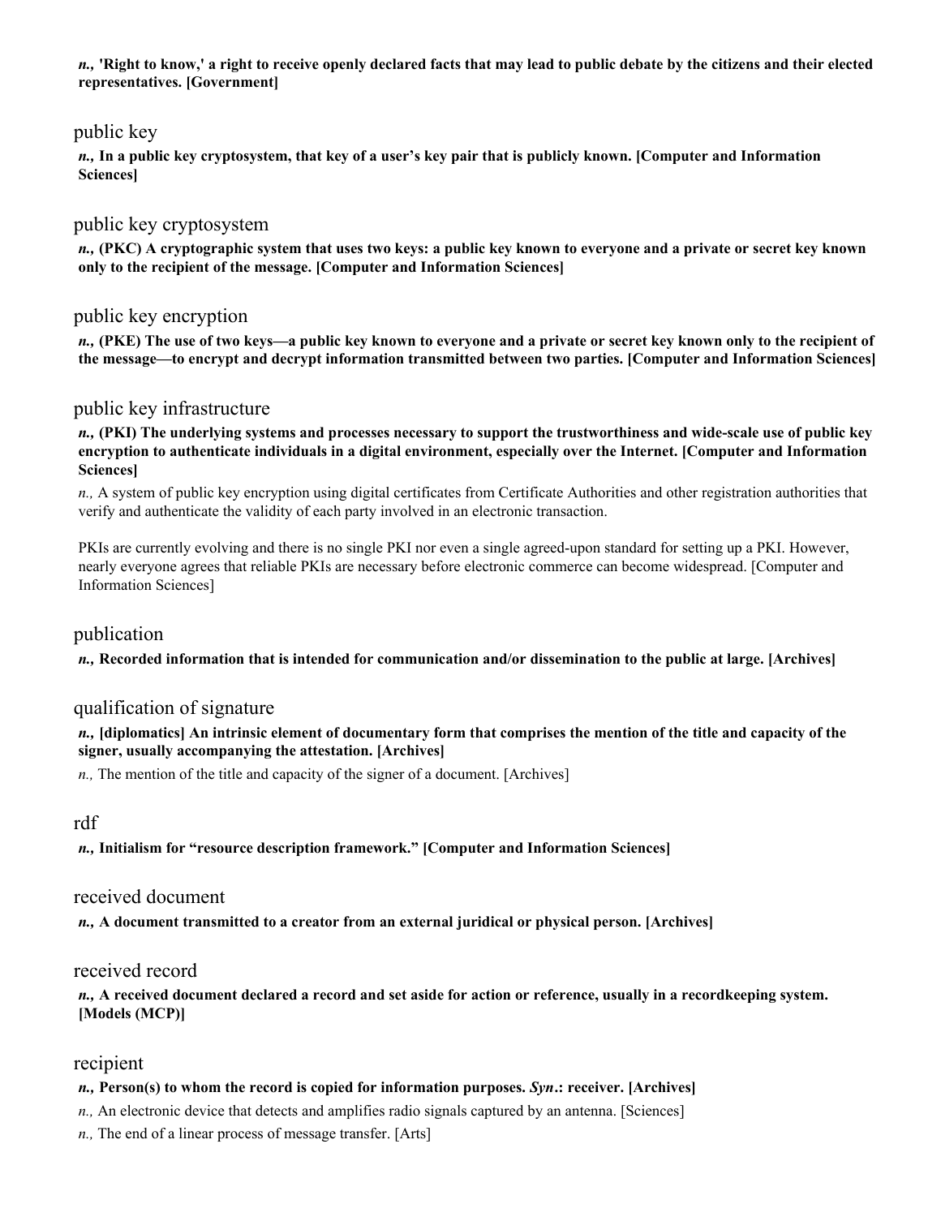***n.*, 'Right to know,' a right to receive openly declared facts that may lead to public debate by the citizens and their elected representatives. [Government]**

## public key

***n.*, In a public key cryptosystem, that key of a user's key pair that is publicly known. [Computer and Information Sciences]**

## public key cryptosystem

***n.*, (PKC) A cryptographic system that uses two keys: a public key known to everyone and a private or secret key known only to the recipient of the message. [Computer and Information Sciences]**

## public key encryption

***n.*, (PKE) The use of two keys—a public key known to everyone and a private or secret key known only to the recipient of the message—to encrypt and decrypt information transmitted between two parties. [Computer and Information Sciences]**

## public key infrastructure

***n.*, (PKI) The underlying systems and processes necessary to support the trustworthiness and wide-scale use of public key encryption to authenticate individuals in a digital environment, especially over the Internet. [Computer and Information Sciences]**

*n.,* A system of public key encryption using digital certificates from Certificate Authorities and other registration authorities that verify and authenticate the validity of each party involved in an electronic transaction.

PKIs are currently evolving and there is no single PKI nor even a single agreed-upon standard for setting up a PKI. However, nearly everyone agrees that reliable PKIs are necessary before electronic commerce can become widespread. [Computer and Information Sciences]

## publication

***n.*, Recorded information that is intended for communication and/or dissemination to the public at large. [Archives]**

## qualification of signature

***n.*, [diplomatics] An intrinsic element of documentary form that comprises the mention of the title and capacity of the signer, usually accompanying the attestation. [Archives]**

*n.,* The mention of the title and capacity of the signer of a document. [Archives]

## rdf

***n.*, Initialism for "resource description framework." [Computer and Information Sciences]**

## received document

***n.*, A document transmitted to a creator from an external juridical or physical person. [Archives]**

## received record

***n.*, A received document declared a record and set aside for action or reference, usually in a recordkeeping system. [Models (MCP)]**

## recipient

***n.*, Person(s) to whom the record is copied for information purposes. *Syn*.: receiver. [Archives]**

*n.,* An electronic device that detects and amplifies radio signals captured by an antenna. [Sciences]

*n.,* The end of a linear process of message transfer. [Arts]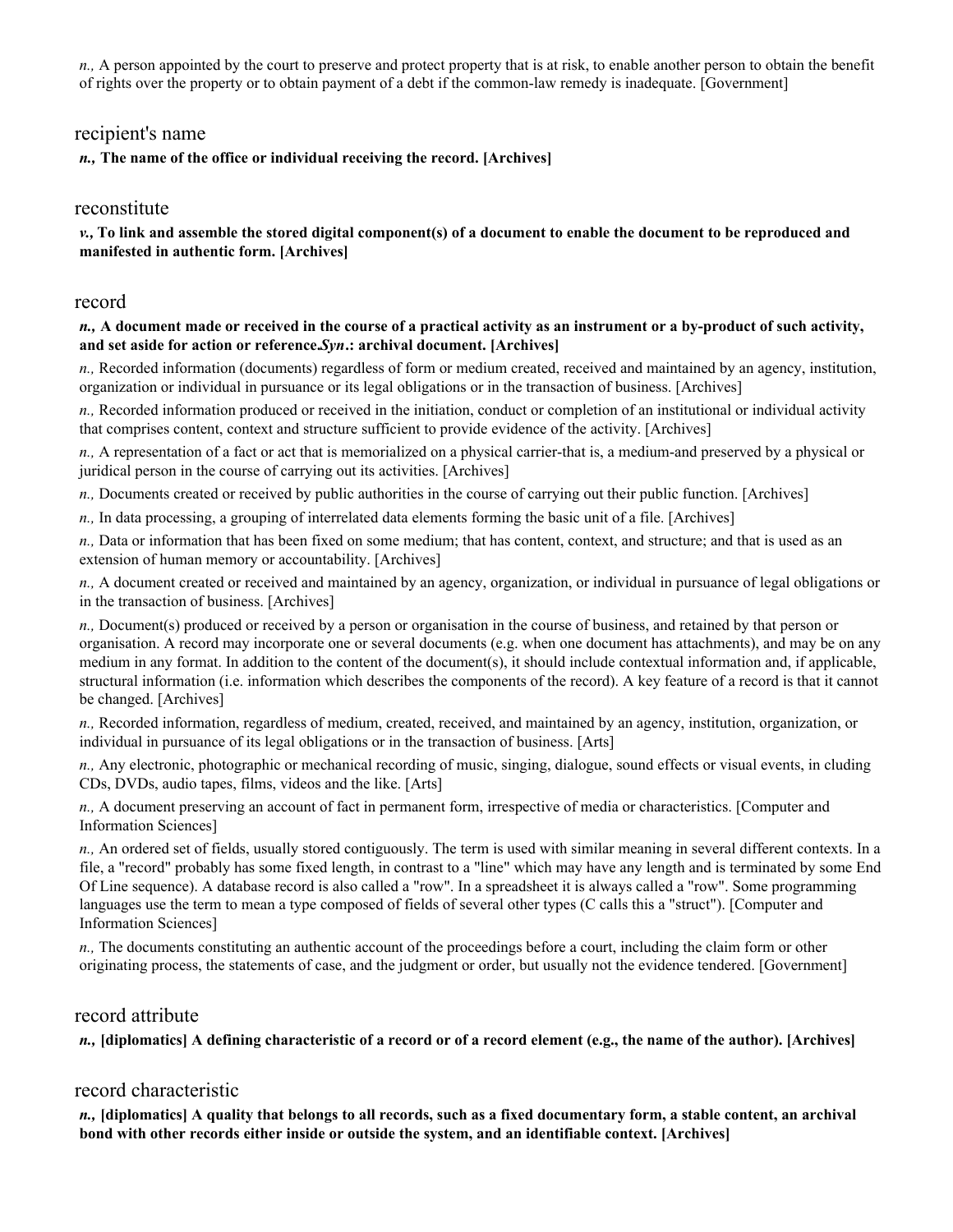*n.,* A person appointed by the court to preserve and protect property that is at risk, to enable another person to obtain the benefit of rights over the property or to obtain payment of a debt if the common-law remedy is inadequate. [Government]

## recipient's name

***n.,* The name of the office or individual receiving the record. [Archives]**

## reconstitute

***v.,* To link and assemble the stored digital component(s) of a document to enable the document to be reproduced and manifested in authentic form. [Archives]**

## record

***n.,* A document made or received in the course of a practical activity as an instrument or a by-product of such activity, and set aside for action or reference.*Syn*.: archival document. [Archives]**

*n.,* Recorded information (documents) regardless of form or medium created, received and maintained by an agency, institution, organization or individual in pursuance or its legal obligations or in the transaction of business. [Archives]

*n.,* Recorded information produced or received in the initiation, conduct or completion of an institutional or individual activity that comprises content, context and structure sufficient to provide evidence of the activity. [Archives]

*n.,* A representation of a fact or act that is memorialized on a physical carrier-that is, a medium-and preserved by a physical or juridical person in the course of carrying out its activities. [Archives]

*n.,* Documents created or received by public authorities in the course of carrying out their public function. [Archives]

*n.,* In data processing, a grouping of interrelated data elements forming the basic unit of a file. [Archives]

*n.,* Data or information that has been fixed on some medium; that has content, context, and structure; and that is used as an extension of human memory or accountability. [Archives]

*n.,* A document created or received and maintained by an agency, organization, or individual in pursuance of legal obligations or in the transaction of business. [Archives]

*n.,* Document(s) produced or received by a person or organisation in the course of business, and retained by that person or organisation. A record may incorporate one or several documents (e.g. when one document has attachments), and may be on any medium in any format. In addition to the content of the document(s), it should include contextual information and, if applicable, structural information (i.e. information which describes the components of the record). A key feature of a record is that it cannot be changed. [Archives]

*n.,* Recorded information, regardless of medium, created, received, and maintained by an agency, institution, organization, or individual in pursuance of its legal obligations or in the transaction of business. [Arts]

*n.,* Any electronic, photographic or mechanical recording of music, singing, dialogue, sound effects or visual events, in cluding CDs, DVDs, audio tapes, films, videos and the like. [Arts]

*n.,* A document preserving an account of fact in permanent form, irrespective of media or characteristics. [Computer and Information Sciences]

*n.,* An ordered set of fields, usually stored contiguously. The term is used with similar meaning in several different contexts. In a file, a "record" probably has some fixed length, in contrast to a "line" which may have any length and is terminated by some End Of Line sequence). A database record is also called a "row". In a spreadsheet it is always called a "row". Some programming languages use the term to mean a type composed of fields of several other types (C calls this a "struct"). [Computer and Information Sciences]

*n.,* The documents constituting an authentic account of the proceedings before a court, including the claim form or other originating process, the statements of case, and the judgment or order, but usually not the evidence tendered. [Government]

## record attribute

***n.,* [diplomatics] A defining characteristic of a record or of a record element (e.g., the name of the author). [Archives]**

## record characteristic

***n.,* [diplomatics] A quality that belongs to all records, such as a fixed documentary form, a stable content, an archival bond with other records either inside or outside the system, and an identifiable context. [Archives]**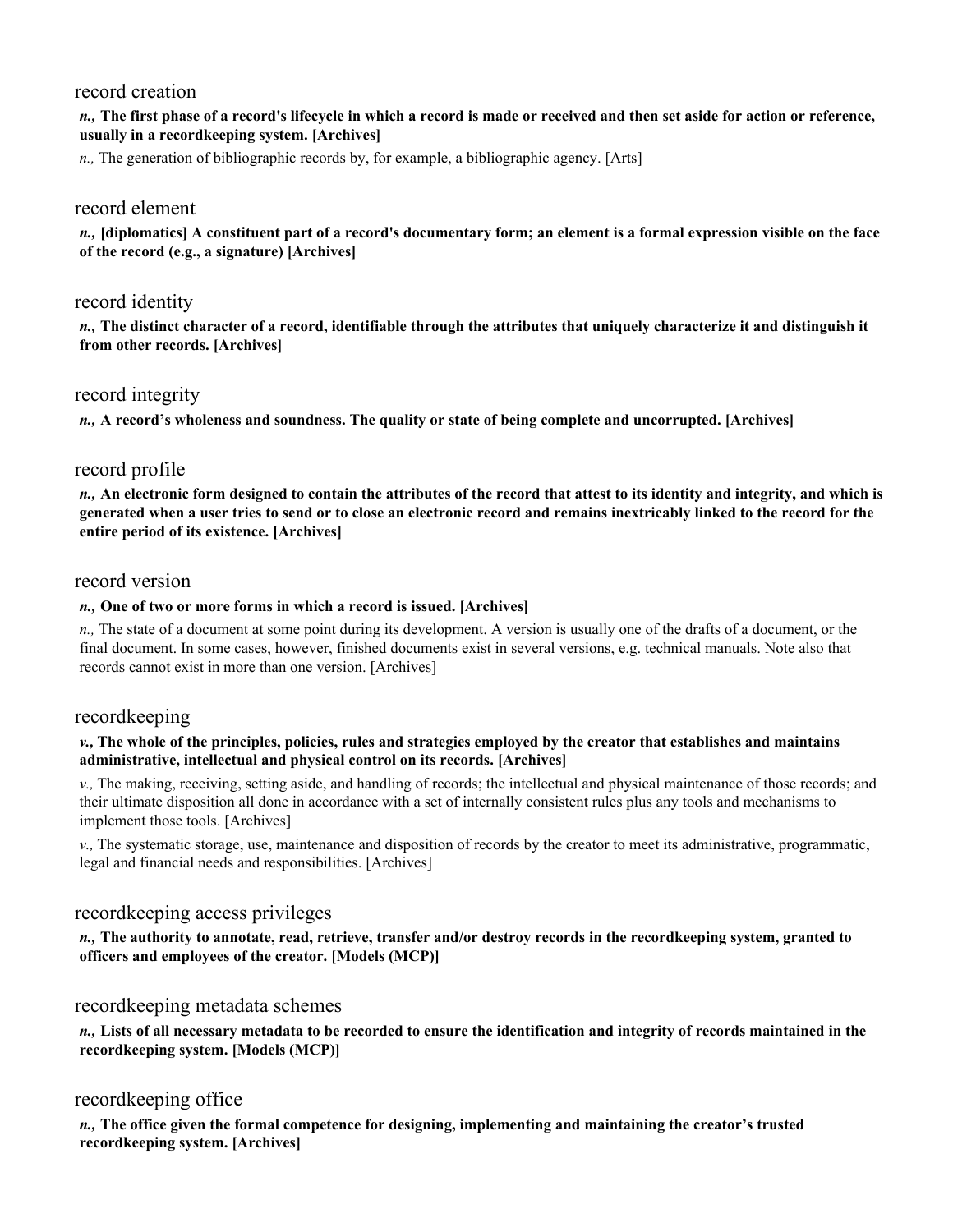## record creation

***n.,* The first phase of a record's lifecycle in which a record is made or received and then set aside for action or reference, usually in a recordkeeping system. [Archives]**

*n.,* The generation of bibliographic records by, for example, a bibliographic agency. [Arts]

## record element

***n.,* [diplomatics] A constituent part of a record's documentary form; an element is a formal expression visible on the face of the record (e.g., a signature) [Archives]**

## record identity

***n.,* The distinct character of a record, identifiable through the attributes that uniquely characterize it and distinguish it from other records. [Archives]**

## record integrity

***n.,* A record's wholeness and soundness. The quality or state of being complete and uncorrupted. [Archives]**

## record profile

***n.,* An electronic form designed to contain the attributes of the record that attest to its identity and integrity, and which is generated when a user tries to send or to close an electronic record and remains inextricably linked to the record for the entire period of its existence. [Archives]**

## record version

***n.,* One of two or more forms in which a record is issued. [Archives]**

*n.,* The state of a document at some point during its development. A version is usually one of the drafts of a document, or the final document. In some cases, however, finished documents exist in several versions, e.g. technical manuals. Note also that records cannot exist in more than one version. [Archives]

## recordkeeping

***v.,* The whole of the principles, policies, rules and strategies employed by the creator that establishes and maintains administrative, intellectual and physical control on its records. [Archives]**

*v.,* The making, receiving, setting aside, and handling of records; the intellectual and physical maintenance of those records; and their ultimate disposition all done in accordance with a set of internally consistent rules plus any tools and mechanisms to implement those tools. [Archives]

*v.,* The systematic storage, use, maintenance and disposition of records by the creator to meet its administrative, programmatic, legal and financial needs and responsibilities. [Archives]

## recordkeeping access privileges

***n.,* The authority to annotate, read, retrieve, transfer and/or destroy records in the recordkeeping system, granted to officers and employees of the creator. [Models (MCP)]**

## recordkeeping metadata schemes

***n.,* Lists of all necessary metadata to be recorded to ensure the identification and integrity of records maintained in the recordkeeping system. [Models (MCP)]**

## recordkeeping office

***n.,* The office given the formal competence for designing, implementing and maintaining the creator's trusted recordkeeping system. [Archives]**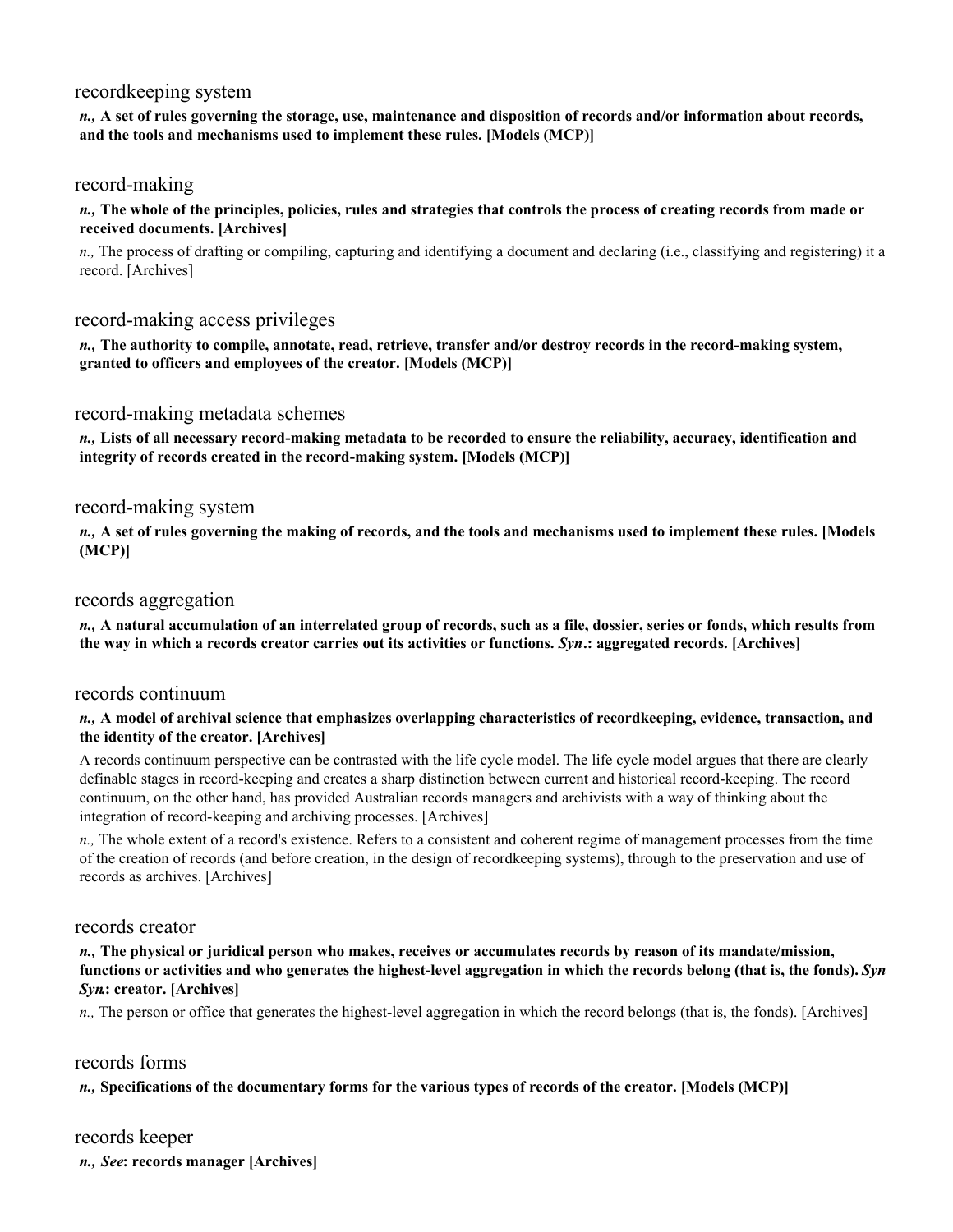### recordkeeping system

***n.,*** **A set of rules governing the storage, use, maintenance and disposition of records and/or information about records, and the tools and mechanisms used to implement these rules. [Models (MCP)]**

### record-making

***n.,*** **The whole of the principles, policies, rules and strategies that controls the process of creating records from made or received documents. [Archives]**

*n.,* The process of drafting or compiling, capturing and identifying a document and declaring (i.e., classifying and registering) it a record. [Archives]

### record-making access privileges

***n.,*** **The authority to compile, annotate, read, retrieve, transfer and/or destroy records in the record-making system, granted to officers and employees of the creator. [Models (MCP)]**

### record-making metadata schemes

***n.,*** **Lists of all necessary record-making metadata to be recorded to ensure the reliability, accuracy, identification and integrity of records created in the record-making system. [Models (MCP)]**

### record-making system

***n.,*** **A set of rules governing the making of records, and the tools and mechanisms used to implement these rules. [Models (MCP)]**

### records aggregation

***n.,*** **A natural accumulation of an interrelated group of records, such as a file, dossier, series or fonds, which results from the way in which a records creator carries out its activities or functions. *Syn*.: aggregated records. [Archives]**

### records continuum

***n.,*** **A model of archival science that emphasizes overlapping characteristics of recordkeeping, evidence, transaction, and the identity of the creator. [Archives]**

A records continuum perspective can be contrasted with the life cycle model. The life cycle model argues that there are clearly definable stages in record-keeping and creates a sharp distinction between current and historical record-keeping. The record continuum, on the other hand, has provided Australian records managers and archivists with a way of thinking about the integration of record-keeping and archiving processes. [Archives]

*n.,* The whole extent of a record's existence. Refers to a consistent and coherent regime of management processes from the time of the creation of records (and before creation, in the design of recordkeeping systems), through to the preservation and use of records as archives. [Archives]

### records creator

***n.,*** **The physical or juridical person who makes, receives or accumulates records by reason of its mandate/mission, functions or activities and who generates the highest-level aggregation in which the records belong (that is, the fonds). *Syn Syn*: creator. [Archives]**

*n.,* The person or office that generates the highest-level aggregation in which the record belongs (that is, the fonds). [Archives]

### records forms

***n.,*** **Specifications of the documentary forms for the various types of records of the creator. [Models (MCP)]**

### records keeper

***n.,* *See*: records manager [Archives]**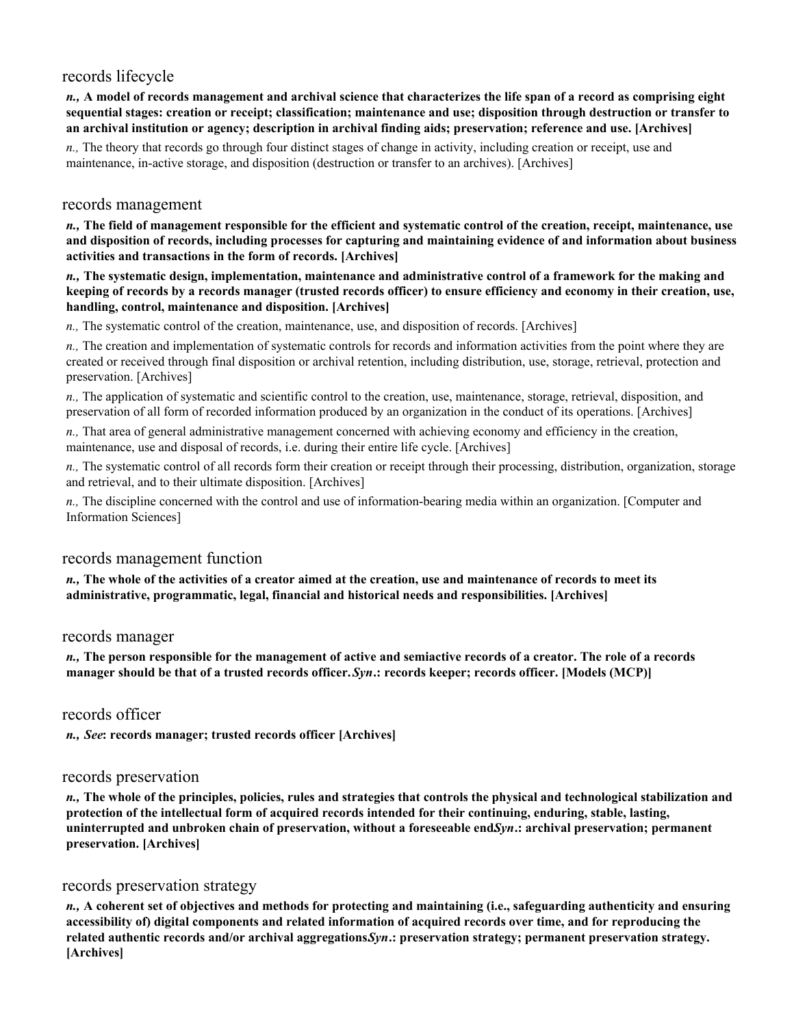## records lifecycle

***n.,* A model of records management and archival science that characterizes the life span of a record as comprising eight sequential stages: creation or receipt; classification; maintenance and use; disposition through destruction or transfer to an archival institution or agency; description in archival finding aids; preservation; reference and use. [Archives]**

*n.,* The theory that records go through four distinct stages of change in activity, including creation or receipt, use and maintenance, in-active storage, and disposition (destruction or transfer to an archives). [Archives]

## records management

***n.,* The field of management responsible for the efficient and systematic control of the creation, receipt, maintenance, use and disposition of records, including processes for capturing and maintaining evidence of and information about business activities and transactions in the form of records. [Archives]**

***n.,* The systematic design, implementation, maintenance and administrative control of a framework for the making and keeping of records by a records manager (trusted records officer) to ensure efficiency and economy in their creation, use, handling, control, maintenance and disposition. [Archives]**

*n.,* The systematic control of the creation, maintenance, use, and disposition of records. [Archives]

*n.,* The creation and implementation of systematic controls for records and information activities from the point where they are created or received through final disposition or archival retention, including distribution, use, storage, retrieval, protection and preservation. [Archives]

*n.,* The application of systematic and scientific control to the creation, use, maintenance, storage, retrieval, disposition, and preservation of all form of recorded information produced by an organization in the conduct of its operations. [Archives]

*n.,* That area of general administrative management concerned with achieving economy and efficiency in the creation, maintenance, use and disposal of records, i.e. during their entire life cycle. [Archives]

*n.,* The systematic control of all records form their creation or receipt through their processing, distribution, organization, storage and retrieval, and to their ultimate disposition. [Archives]

*n.,* The discipline concerned with the control and use of information-bearing media within an organization. [Computer and Information Sciences]

## records management function

***n.,* The whole of the activities of a creator aimed at the creation, use and maintenance of records to meet its administrative, programmatic, legal, financial and historical needs and responsibilities. [Archives]**

## records manager

***n.,* The person responsible for the management of active and semiactive records of a creator. The role of a records manager should be that of a trusted records officer. *Syn*.: records keeper; records officer. [Models (MCP)]**

## records officer

***n.,* *See*: records manager; trusted records officer [Archives]**

## records preservation

***n.,* The whole of the principles, policies, rules and strategies that controls the physical and technological stabilization and protection of the intellectual form of acquired records intended for their continuing, enduring, stable, lasting, uninterrupted and unbroken chain of preservation, without a foreseeable end*Syn*.: archival preservation; permanent preservation. [Archives]**

## records preservation strategy

***n.,* A coherent set of objectives and methods for protecting and maintaining (i.e., safeguarding authenticity and ensuring accessibility of) digital components and related information of acquired records over time, and for reproducing the related authentic records and/or archival aggregations*Syn*.: preservation strategy; permanent preservation strategy. [Archives]**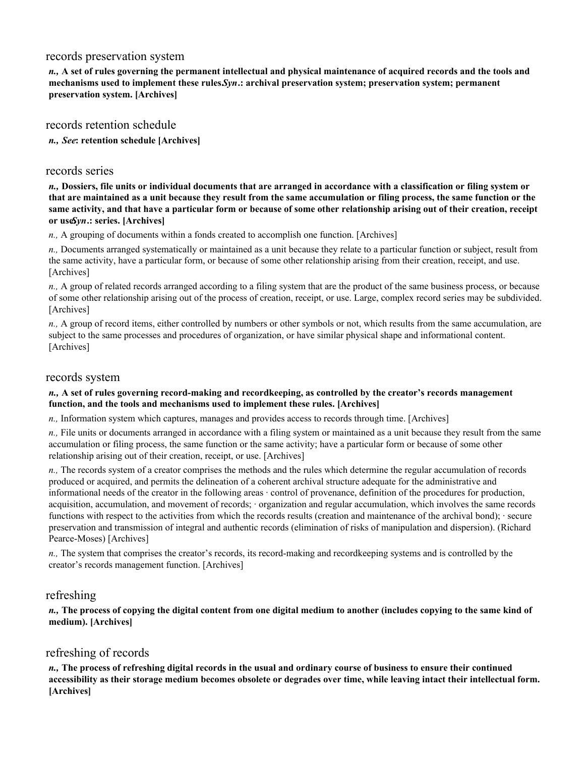## records preservation system

***n.*, A set of rules governing the permanent intellectual and physical maintenance of acquired records and the tools and mechanisms used to implement these rules.*Syn.*: archival preservation system; preservation system; permanent preservation system. [Archives]**

## records retention schedule

***n.*, *See*: retention schedule [Archives]**

## records series

***n.*, Dossiers, file units or individual documents that are arranged in accordance with a classification or filing system or that are maintained as a unit because they result from the same accumulation or filing process, the same function or the same activity, and that have a particular form or because of some other relationship arising out of their creation, receipt or use.*Syn.*: series. [Archives]**

*n.,* A grouping of documents within a fonds created to accomplish one function. [Archives]

*n.,* Documents arranged systematically or maintained as a unit because they relate to a particular function or subject, result from the same activity, have a particular form, or because of some other relationship arising from their creation, receipt, and use. [Archives]

*n.,* A group of related records arranged according to a filing system that are the product of the same business process, or because of some other relationship arising out of the process of creation, receipt, or use. Large, complex record series may be subdivided. [Archives]

*n.,* A group of record items, either controlled by numbers or other symbols or not, which results from the same accumulation, are subject to the same processes and procedures of organization, or have similar physical shape and informational content. [Archives]

## records system

***n.*, A set of rules governing record-making and recordkeeping, as controlled by the creator's records management function, and the tools and mechanisms used to implement these rules. [Archives]**

*n.,* Information system which captures, manages and provides access to records through time. [Archives]

*n.,* File units or documents arranged in accordance with a filing system or maintained as a unit because they result from the same accumulation or filing process, the same function or the same activity; have a particular form or because of some other relationship arising out of their creation, receipt, or use. [Archives]

*n.,* The records system of a creator comprises the methods and the rules which determine the regular accumulation of records produced or acquired, and permits the delineation of a coherent archival structure adequate for the administrative and informational needs of the creator in the following areas · control of provenance, definition of the procedures for production, acquisition, accumulation, and movement of records; · organization and regular accumulation, which involves the same records functions with respect to the activities from which the records results (creation and maintenance of the archival bond); · secure preservation and transmission of integral and authentic records (elimination of risks of manipulation and dispersion). (Richard Pearce-Moses) [Archives]

*n.,* The system that comprises the creator's records, its record-making and recordkeeping systems and is controlled by the creator's records management function. [Archives]

## refreshing

***n.*, The process of copying the digital content from one digital medium to another (includes copying to the same kind of medium). [Archives]**

## refreshing of records

***n.*, The process of refreshing digital records in the usual and ordinary course of business to ensure their continued accessibility as their storage medium becomes obsolete or degrades over time, while leaving intact their intellectual form. [Archives]**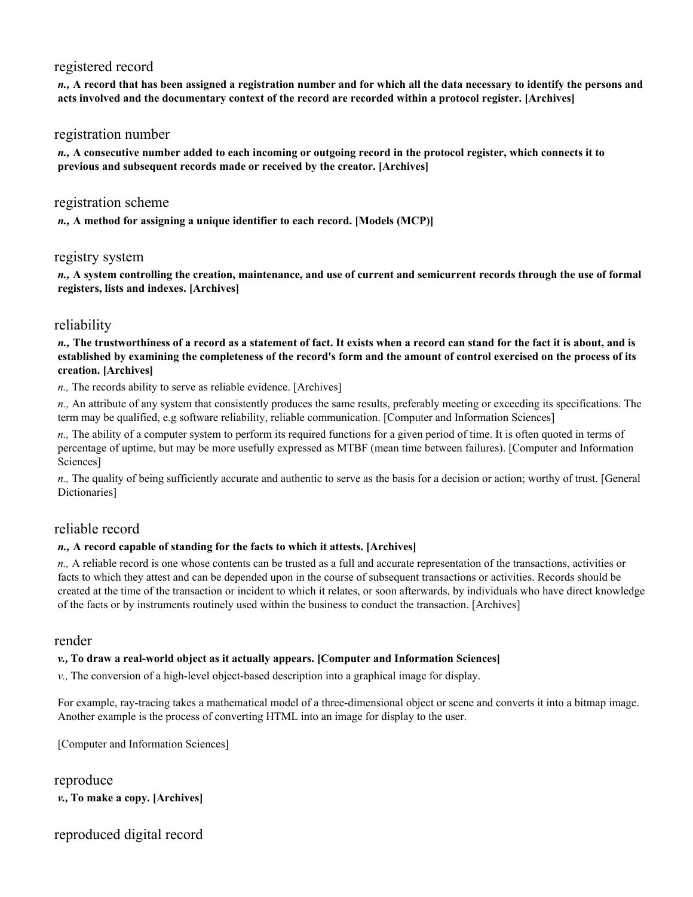## registered record

***n.,* A record that has been assigned a registration number and for which all the data necessary to identify the persons and acts involved and the documentary context of the record are recorded within a protocol register. [Archives]**

## registration number

***n.,* A consecutive number added to each incoming or outgoing record in the protocol register, which connects it to previous and subsequent records made or received by the creator. [Archives]**

## registration scheme

***n.,* A method for assigning a unique identifier to each record. [Models (MCP)]**

## registry system

***n.,* A system controlling the creation, maintenance, and use of current and semicurrent records through the use of formal registers, lists and indexes. [Archives]**

## reliability

***n.,* The trustworthiness of a record as a statement of fact. It exists when a record can stand for the fact it is about, and is established by examining the completeness of the record's form and the amount of control exercised on the process of its creation. [Archives]**

*n.,* The records ability to serve as reliable evidence. [Archives]

*n.,* An attribute of any system that consistently produces the same results, preferably meeting or exceeding its specifications. The term may be qualified, e.g software reliability, reliable communication. [Computer and Information Sciences]

*n.,* The ability of a computer system to perform its required functions for a given period of time. It is often quoted in terms of percentage of uptime, but may be more usefully expressed as MTBF (mean time between failures). [Computer and Information Sciences]

*n.,* The quality of being sufficiently accurate and authentic to serve as the basis for a decision or action; worthy of trust. [General Dictionaries]

## reliable record

***n.,* A record capable of standing for the facts to which it attests. [Archives]**

*n.,* A reliable record is one whose contents can be trusted as a full and accurate representation of the transactions, activities or facts to which they attest and can be depended upon in the course of subsequent transactions or activities. Records should be created at the time of the transaction or incident to which it relates, or soon afterwards, by individuals who have direct knowledge of the facts or by instruments routinely used within the business to conduct the transaction. [Archives]

## render

***v.,* To draw a real-world object as it actually appears. [Computer and Information Sciences]**

*v.,* The conversion of a high-level object-based description into a graphical image for display.

For example, ray-tracing takes a mathematical model of a three-dimensional object or scene and converts it into a bitmap image. Another example is the process of converting HTML into an image for display to the user.

[Computer and Information Sciences]

## reproduce

***v.,* To make a copy. [Archives]**

## reproduced digital record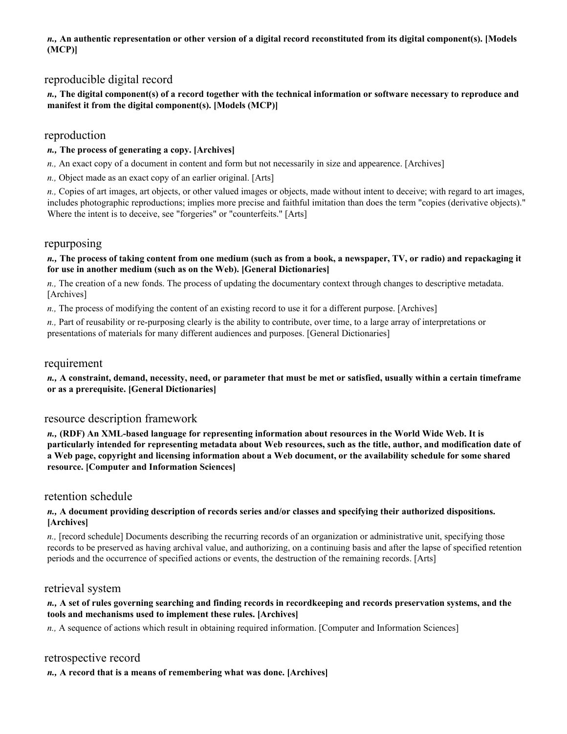***n.*, An authentic representation or other version of a digital record reconstituted from its digital component(s). [Models (MCP)]**

## reproducible digital record

***n.*, The digital component(s) of a record together with the technical information or software necessary to reproduce and manifest it from the digital component(s). [Models (MCP)]**

## reproduction

***n.*, The process of generating a copy. [Archives]**

*n.,* An exact copy of a document in content and form but not necessarily in size and appearence. [Archives]

*n.,* Object made as an exact copy of an earlier original. [Arts]

*n.,* Copies of art images, art objects, or other valued images or objects, made without intent to deceive; with regard to art images, includes photographic reproductions; implies more precise and faithful imitation than does the term "copies (derivative objects)." Where the intent is to deceive, see "forgeries" or "counterfeits." [Arts]

## repurposing

***n.*, The process of taking content from one medium (such as from a book, a newspaper, TV, or radio) and repackaging it for use in another medium (such as on the Web). [General Dictionaries]**

*n.,* The creation of a new fonds. The process of updating the documentary context through changes to descriptive metadata. [Archives]

*n.,* The process of modifying the content of an existing record to use it for a different purpose. [Archives]

*n.,* Part of reusability or re-purposing clearly is the ability to contribute, over time, to a large array of interpretations or presentations of materials for many different audiences and purposes. [General Dictionaries]

## requirement

***n.*, A constraint, demand, necessity, need, or parameter that must be met or satisfied, usually within a certain timeframe or as a prerequisite. [General Dictionaries]**

## resource description framework

***n.*, (RDF) An XML-based language for representing information about resources in the World Wide Web. It is particularly intended for representing metadata about Web resources, such as the title, author, and modification date of a Web page, copyright and licensing information about a Web document, or the availability schedule for some shared resource. [Computer and Information Sciences]**

## retention schedule

***n.*, A document providing description of records series and/or classes and specifying their authorized dispositions. [Archives]**

*n.,* [record schedule] Documents describing the recurring records of an organization or administrative unit, specifying those records to be preserved as having archival value, and authorizing, on a continuing basis and after the lapse of specified retention periods and the occurrence of specified actions or events, the destruction of the remaining records. [Arts]

## retrieval system

***n.*, A set of rules governing searching and finding records in recordkeeping and records preservation systems, and the tools and mechanisms used to implement these rules. [Archives]**

*n.,* A sequence of actions which result in obtaining required information. [Computer and Information Sciences]

## retrospective record

***n.*, A record that is a means of remembering what was done. [Archives]**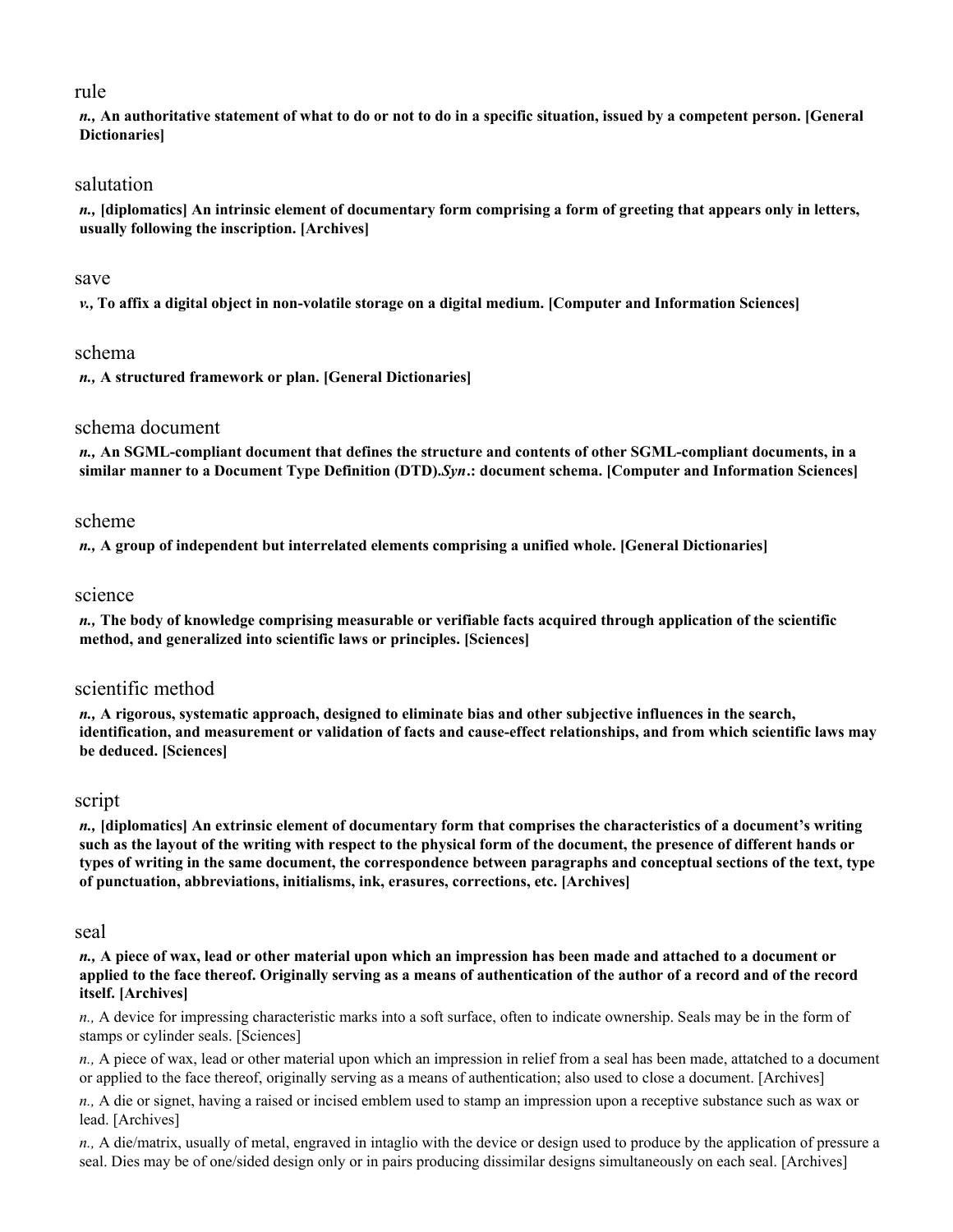rule

***n.,* An authoritative statement of what to do or not to do in a specific situation, issued by a competent person. [General Dictionaries]**

salutation

***n.,* [diplomatics] An intrinsic element of documentary form comprising a form of greeting that appears only in letters, usually following the inscription. [Archives]**

save

***v.,* To affix a digital object in non-volatile storage on a digital medium. [Computer and Information Sciences]**

schema

***n.,* A structured framework or plan. [General Dictionaries]**

schema document

***n.,* An SGML-compliant document that defines the structure and contents of other SGML-compliant documents, in a similar manner to a Document Type Definition (DTD).*Syn*.: document schema. [Computer and Information Sciences]**

scheme

***n.,* A group of independent but interrelated elements comprising a unified whole. [General Dictionaries]**

science

***n.,* The body of knowledge comprising measurable or verifiable facts acquired through application of the scientific method, and generalized into scientific laws or principles. [Sciences]**

scientific method

***n.,* A rigorous, systematic approach, designed to eliminate bias and other subjective influences in the search, identification, and measurement or validation of facts and cause-effect relationships, and from which scientific laws may be deduced. [Sciences]**

script

***n.,* [diplomatics] An extrinsic element of documentary form that comprises the characteristics of a document's writing such as the layout of the writing with respect to the physical form of the document, the presence of different hands or types of writing in the same document, the correspondence between paragraphs and conceptual sections of the text, type of punctuation, abbreviations, initialisms, ink, erasures, corrections, etc. [Archives]**

seal

***n.,* A piece of wax, lead or other material upon which an impression has been made and attached to a document or applied to the face thereof. Originally serving as a means of authentication of the author of a record and of the record itself. [Archives]**

*n.,* A device for impressing characteristic marks into a soft surface, often to indicate ownership. Seals may be in the form of stamps or cylinder seals. [Sciences]

*n.,* A piece of wax, lead or other material upon which an impression in relief from a seal has been made, attatched to a document or applied to the face thereof, originally serving as a means of authentication; also used to close a document. [Archives]

*n.,* A die or signet, having a raised or incised emblem used to stamp an impression upon a receptive substance such as wax or lead. [Archives]

*n.,* A die/matrix, usually of metal, engraved in intaglio with the device or design used to produce by the application of pressure a seal. Dies may be of one/sided design only or in pairs producing dissimilar designs simultaneously on each seal. [Archives]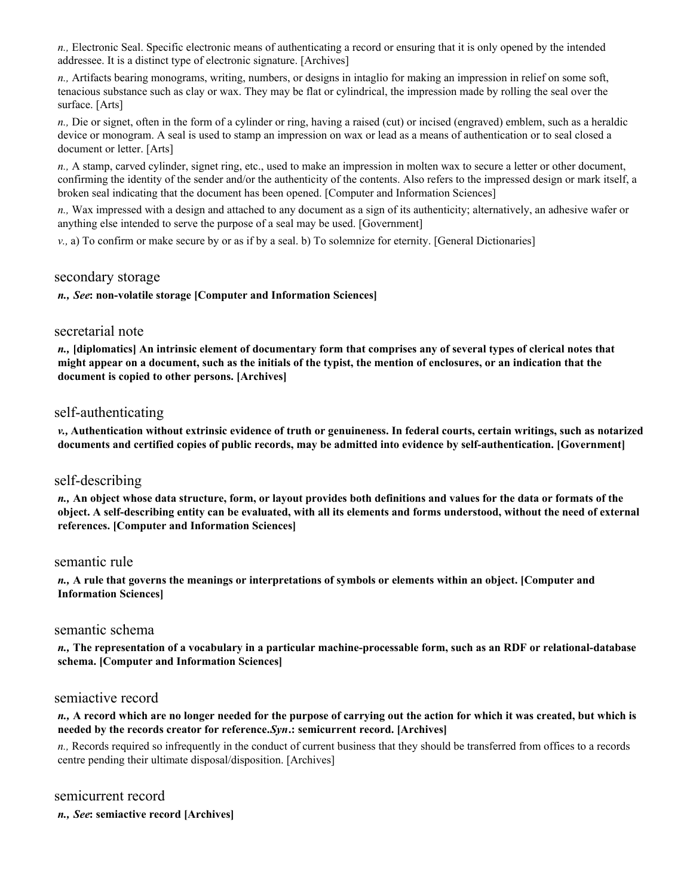*n.,* Electronic Seal. Specific electronic means of authenticating a record or ensuring that it is only opened by the intended addressee. It is a distinct type of electronic signature. [Archives]

*n.,* Artifacts bearing monograms, writing, numbers, or designs in intaglio for making an impression in relief on some soft, tenacious substance such as clay or wax. They may be flat or cylindrical, the impression made by rolling the seal over the surface. [Arts]

*n.,* Die or signet, often in the form of a cylinder or ring, having a raised (cut) or incised (engraved) emblem, such as a heraldic device or monogram. A seal is used to stamp an impression on wax or lead as a means of authentication or to seal closed a document or letter. [Arts]

*n.,* A stamp, carved cylinder, signet ring, etc., used to make an impression in molten wax to secure a letter or other document, confirming the identity of the sender and/or the authenticity of the contents. Also refers to the impressed design or mark itself, a broken seal indicating that the document has been opened. [Computer and Information Sciences]

*n.,* Wax impressed with a design and attached to any document as a sign of its authenticity; alternatively, an adhesive wafer or anything else intended to serve the purpose of a seal may be used. [Government]

*v.,* a) To confirm or make secure by or as if by a seal. b) To solemnize for eternity. [General Dictionaries]

## secondary storage

***n., See*: non-volatile storage [Computer and Information Sciences]**

## secretarial note

***n.,* [diplomatics] An intrinsic element of documentary form that comprises any of several types of clerical notes that might appear on a document, such as the initials of the typist, the mention of enclosures, or an indication that the document is copied to other persons. [Archives]**

## self-authenticating

***v.,* Authentication without extrinsic evidence of truth or genuineness. In federal courts, certain writings, such as notarized documents and certified copies of public records, may be admitted into evidence by self-authentication. [Government]**

## self-describing

***n.,* An object whose data structure, form, or layout provides both definitions and values for the data or formats of the object. A self-describing entity can be evaluated, with all its elements and forms understood, without the need of external references. [Computer and Information Sciences]**

## semantic rule

***n.,* A rule that governs the meanings or interpretations of symbols or elements within an object. [Computer and Information Sciences]**

## semantic schema

***n.,* The representation of a vocabulary in a particular machine-processable form, such as an RDF or relational-database schema. [Computer and Information Sciences]**

## semiactive record

***n.,* A record which are no longer needed for the purpose of carrying out the action for which it was created, but which is needed by the records creator for reference.*Syn*.: semicurrent record. [Archives]**

*n.,* Records required so infrequently in the conduct of current business that they should be transferred from offices to a records centre pending their ultimate disposal/disposition. [Archives]

## semicurrent record

***n., See*: semiactive record [Archives]**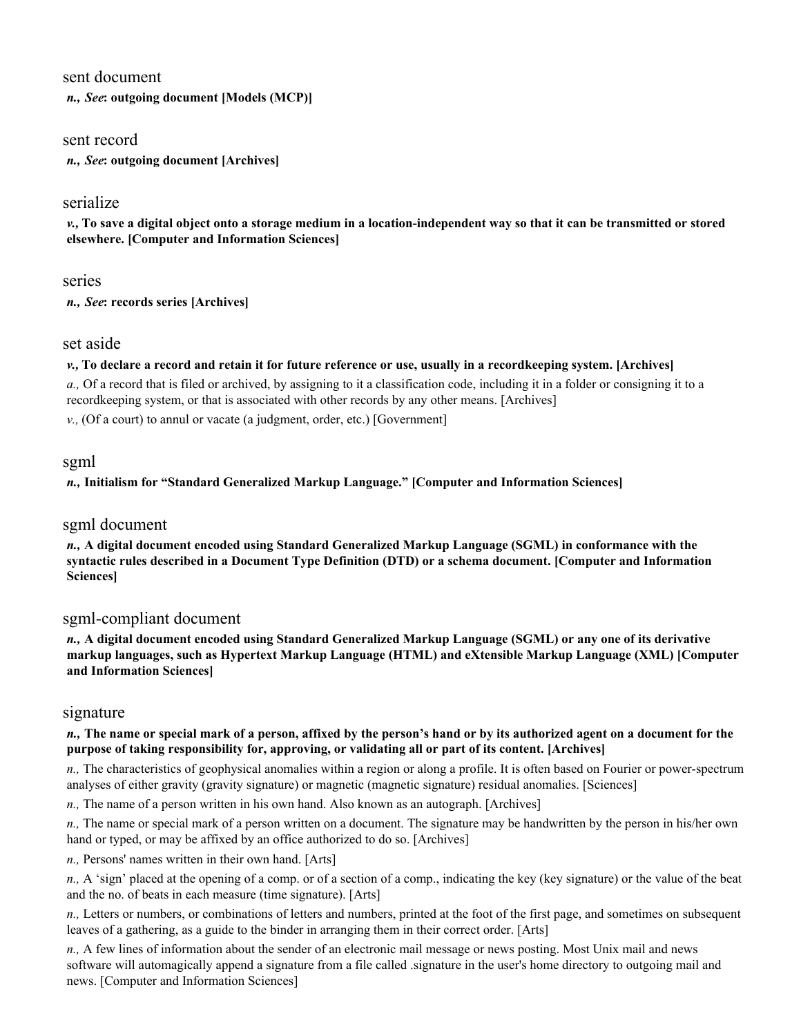## sent document

***n., See*: outgoing document [Models (MCP)]**

## sent record

***n., See*: outgoing document [Archives]**

## serialize

***v.,* To save a digital object onto a storage medium in a location-independent way so that it can be transmitted or stored elsewhere. [Computer and Information Sciences]**

## series

***n., See*: records series [Archives]**

## set aside

***v.,* To declare a record and retain it for future reference or use, usually in a recordkeeping system. [Archives]**

*a.,* Of a record that is filed or archived, by assigning to it a classification code, including it in a folder or consigning it to a recordkeeping system, or that is associated with other records by any other means. [Archives]

*v.,* (Of a court) to annul or vacate (a judgment, order, etc.) [Government]

## sgml

***n.,* Initialism for "Standard Generalized Markup Language." [Computer and Information Sciences]**

## sgml document

***n.,* A digital document encoded using Standard Generalized Markup Language (SGML) in conformance with the syntactic rules described in a Document Type Definition (DTD) or a schema document. [Computer and Information Sciences]**

## sgml-compliant document

***n.,* A digital document encoded using Standard Generalized Markup Language (SGML) or any one of its derivative markup languages, such as Hypertext Markup Language (HTML) and eXtensible Markup Language (XML) [Computer and Information Sciences]**

## signature

***n.,* The name or special mark of a person, affixed by the person's hand or by its authorized agent on a document for the purpose of taking responsibility for, approving, or validating all or part of its content. [Archives]**

*n.,* The characteristics of geophysical anomalies within a region or along a profile. It is often based on Fourier or power-spectrum analyses of either gravity (gravity signature) or magnetic (magnetic signature) residual anomalies. [Sciences]

*n.,* The name of a person written in his own hand. Also known as an autograph. [Archives]

*n.,* The name or special mark of a person written on a document. The signature may be handwritten by the person in his/her own hand or typed, or may be affixed by an office authorized to do so. [Archives]

*n.,* Persons' names written in their own hand. [Arts]

*n.,* A 'sign' placed at the opening of a comp. or of a section of a comp., indicating the key (key signature) or the value of the beat and the no. of beats in each measure (time signature). [Arts]

*n.,* Letters or numbers, or combinations of letters and numbers, printed at the foot of the first page, and sometimes on subsequent leaves of a gathering, as a guide to the binder in arranging them in their correct order. [Arts]

*n.,* A few lines of information about the sender of an electronic mail message or news posting. Most Unix mail and news software will automagically append a signature from a file called .signature in the user's home directory to outgoing mail and news. [Computer and Information Sciences]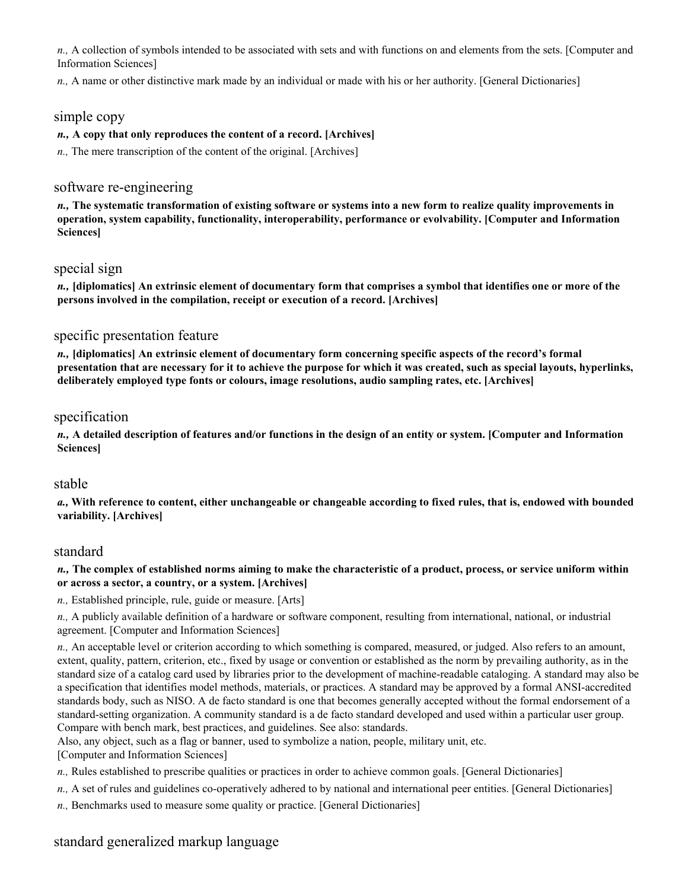*n.,* A collection of symbols intended to be associated with sets and with functions on and elements from the sets. [Computer and Information Sciences]

*n.,* A name or other distinctive mark made by an individual or made with his or her authority. [General Dictionaries]

## simple copy

***n.,* A copy that only reproduces the content of a record. [Archives]**

*n.,* The mere transcription of the content of the original. [Archives]

## software re-engineering

***n.,* The systematic transformation of existing software or systems into a new form to realize quality improvements in operation, system capability, functionality, interoperability, performance or evolvability. [Computer and Information Sciences]**

## special sign

***n.,* [diplomatics] An extrinsic element of documentary form that comprises a symbol that identifies one or more of the persons involved in the compilation, receipt or execution of a record. [Archives]**

## specific presentation feature

***n.,* [diplomatics] An extrinsic element of documentary form concerning specific aspects of the record's formal presentation that are necessary for it to achieve the purpose for which it was created, such as special layouts, hyperlinks, deliberately employed type fonts or colours, image resolutions, audio sampling rates, etc. [Archives]**

## specification

***n.,* A detailed description of features and/or functions in the design of an entity or system. [Computer and Information Sciences]**

## stable

***a.,* With reference to content, either unchangeable or changeable according to fixed rules, that is, endowed with bounded variability. [Archives]**

## standard

***n.,* The complex of established norms aiming to make the characteristic of a product, process, or service uniform within or across a sector, a country, or a system. [Archives]**

*n.,* Established principle, rule, guide or measure. [Arts]

*n.,* A publicly available definition of a hardware or software component, resulting from international, national, or industrial agreement. [Computer and Information Sciences]

*n.,* An acceptable level or criterion according to which something is compared, measured, or judged. Also refers to an amount, extent, quality, pattern, criterion, etc., fixed by usage or convention or established as the norm by prevailing authority, as in the standard size of a catalog card used by libraries prior to the development of machine-readable cataloging. A standard may also be a specification that identifies model methods, materials, or practices. A standard may be approved by a formal ANSI-accredited standards body, such as NISO. A de facto standard is one that becomes generally accepted without the formal endorsement of a standard-setting organization. A community standard is a de facto standard developed and used within a particular user group. Compare with bench mark, best practices, and guidelines. See also: standards.
Also, any object, such as a flag or banner, used to symbolize a nation, people, military unit, etc.
[Computer and Information Sciences]

*n.,* Rules established to prescribe qualities or practices in order to achieve common goals. [General Dictionaries]

*n.,* A set of rules and guidelines co-operatively adhered to by national and international peer entities. [General Dictionaries]

*n.,* Benchmarks used to measure some quality or practice. [General Dictionaries]

## standard generalized markup language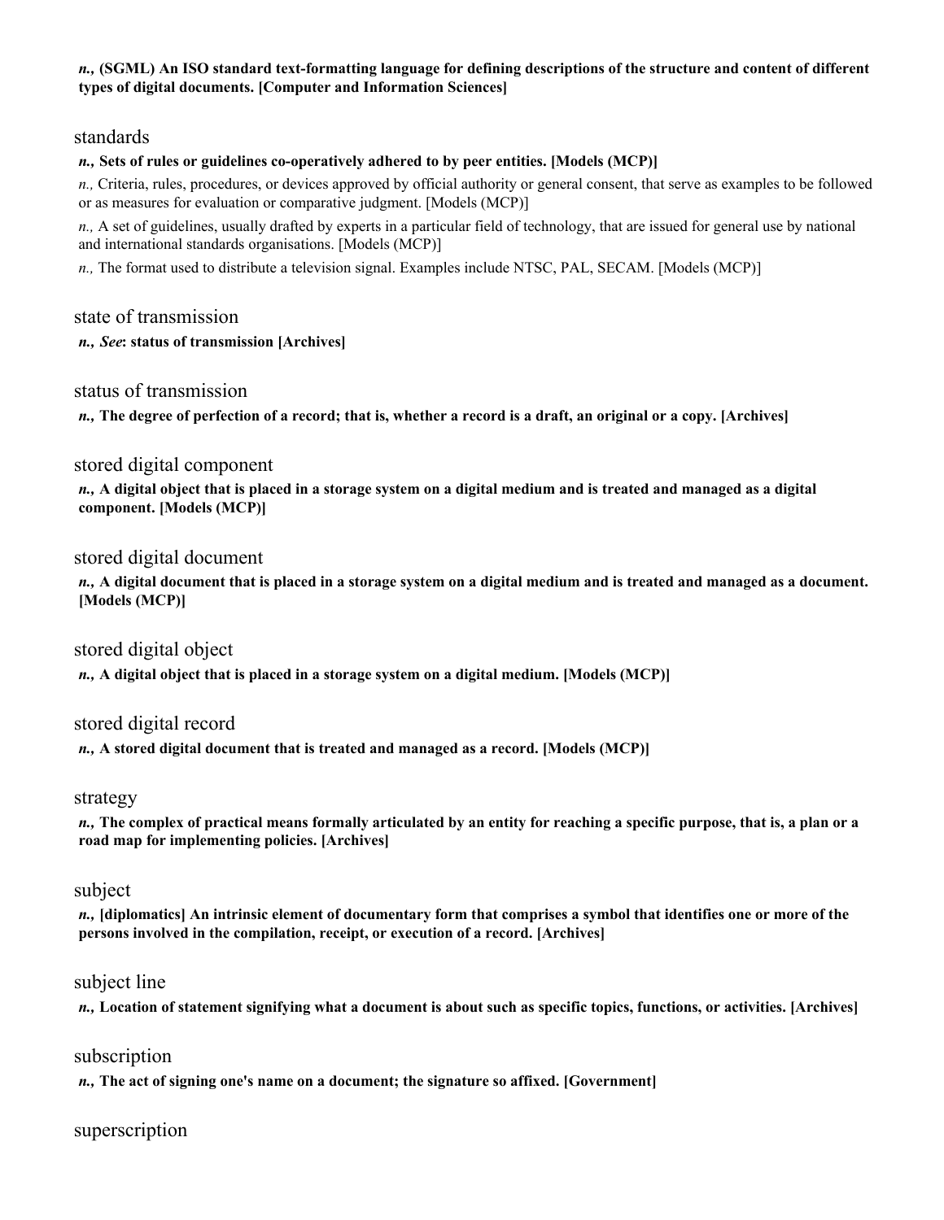***n.,*** **(SGML) An ISO standard text-formatting language for defining descriptions of the structure and content of different types of digital documents. [Computer and Information Sciences]**

## standards

***n.,*** **Sets of rules or guidelines co-operatively adhered to by peer entities. [Models (MCP)]**

*n.,* Criteria, rules, procedures, or devices approved by official authority or general consent, that serve as examples to be followed or as measures for evaluation or comparative judgment. [Models (MCP)]

*n.,* A set of guidelines, usually drafted by experts in a particular field of technology, that are issued for general use by national and international standards organisations. [Models (MCP)]

*n.,* The format used to distribute a television signal. Examples include NTSC, PAL, SECAM. [Models (MCP)]

## state of transmission

***n., See*****: status of transmission [Archives]**

## status of transmission

***n.,*** **The degree of perfection of a record; that is, whether a record is a draft, an original or a copy. [Archives]**

## stored digital component

***n.,*** **A digital object that is placed in a storage system on a digital medium and is treated and managed as a digital component. [Models (MCP)]**

## stored digital document

***n.,*** **A digital document that is placed in a storage system on a digital medium and is treated and managed as a document. [Models (MCP)]**

## stored digital object

***n.,*** **A digital object that is placed in a storage system on a digital medium. [Models (MCP)]**

## stored digital record

***n.,*** **A stored digital document that is treated and managed as a record. [Models (MCP)]**

## strategy

***n.,*** **The complex of practical means formally articulated by an entity for reaching a specific purpose, that is, a plan or a road map for implementing policies. [Archives]**

## subject

***n.,*** **[diplomatics] An intrinsic element of documentary form that comprises a symbol that identifies one or more of the persons involved in the compilation, receipt, or execution of a record. [Archives]**

## subject line

***n.,*** **Location of statement signifying what a document is about such as specific topics, functions, or activities. [Archives]**

## subscription

***n.,*** **The act of signing one's name on a document; the signature so affixed. [Government]**

## superscription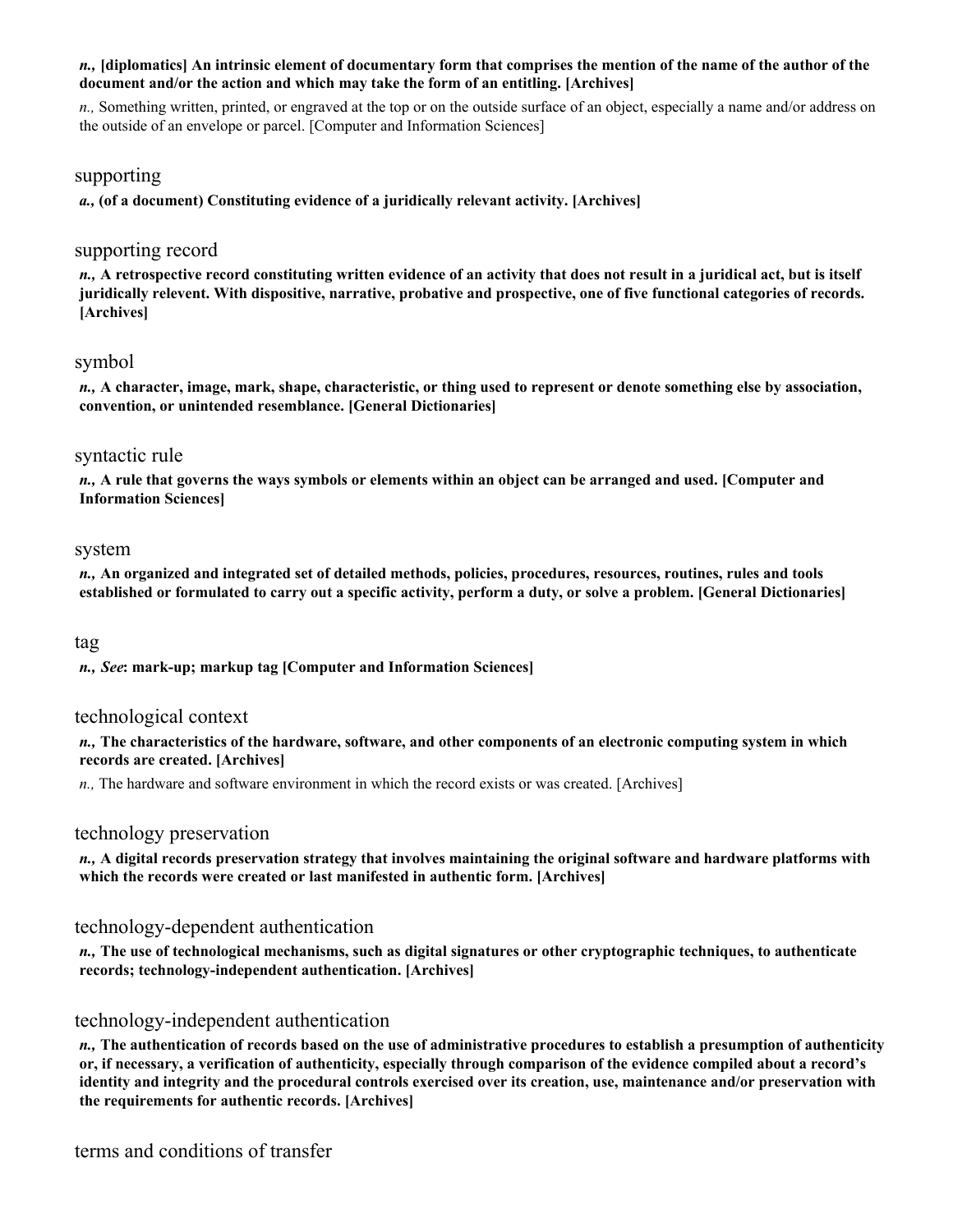***n.,*** **[diplomatics] An intrinsic element of documentary form that comprises the mention of the name of the author of the document and/or the action and which may take the form of an entitling. [Archives]**

*n.,* Something written, printed, or engraved at the top or on the outside surface of an object, especially a name and/or address on the outside of an envelope or parcel. [Computer and Information Sciences]

## supporting

***a.,*** **(of a document) Constituting evidence of a juridically relevant activity. [Archives]**

## supporting record

***n.,*** **A retrospective record constituting written evidence of an activity that does not result in a juridical act, but is itself juridically relevent. With dispositive, narrative, probative and prospective, one of five functional categories of records. [Archives]**

## symbol

***n.,*** **A character, image, mark, shape, characteristic, or thing used to represent or denote something else by association, convention, or unintended resemblance. [General Dictionaries]**

## syntactic rule

***n.,*** **A rule that governs the ways symbols or elements within an object can be arranged and used. [Computer and Information Sciences]**

## system

***n.,*** **An organized and integrated set of detailed methods, policies, procedures, resources, routines, rules and tools established or formulated to carry out a specific activity, perform a duty, or solve a problem. [General Dictionaries]**

## tag

***n., See*****: mark-up; markup tag [Computer and Information Sciences]**

## technological context

***n.,*** **The characteristics of the hardware, software, and other components of an electronic computing system in which records are created. [Archives]**

*n.,* The hardware and software environment in which the record exists or was created. [Archives]

## technology preservation

***n.,*** **A digital records preservation strategy that involves maintaining the original software and hardware platforms with which the records were created or last manifested in authentic form. [Archives]**

## technology-dependent authentication

***n.,*** **The use of technological mechanisms, such as digital signatures or other cryptographic techniques, to authenticate records; technology-independent authentication. [Archives]**

## technology-independent authentication

***n.,*** **The authentication of records based on the use of administrative procedures to establish a presumption of authenticity or, if necessary, a verification of authenticity, especially through comparison of the evidence compiled about a record's identity and integrity and the procedural controls exercised over its creation, use, maintenance and/or preservation with the requirements for authentic records. [Archives]**

## terms and conditions of transfer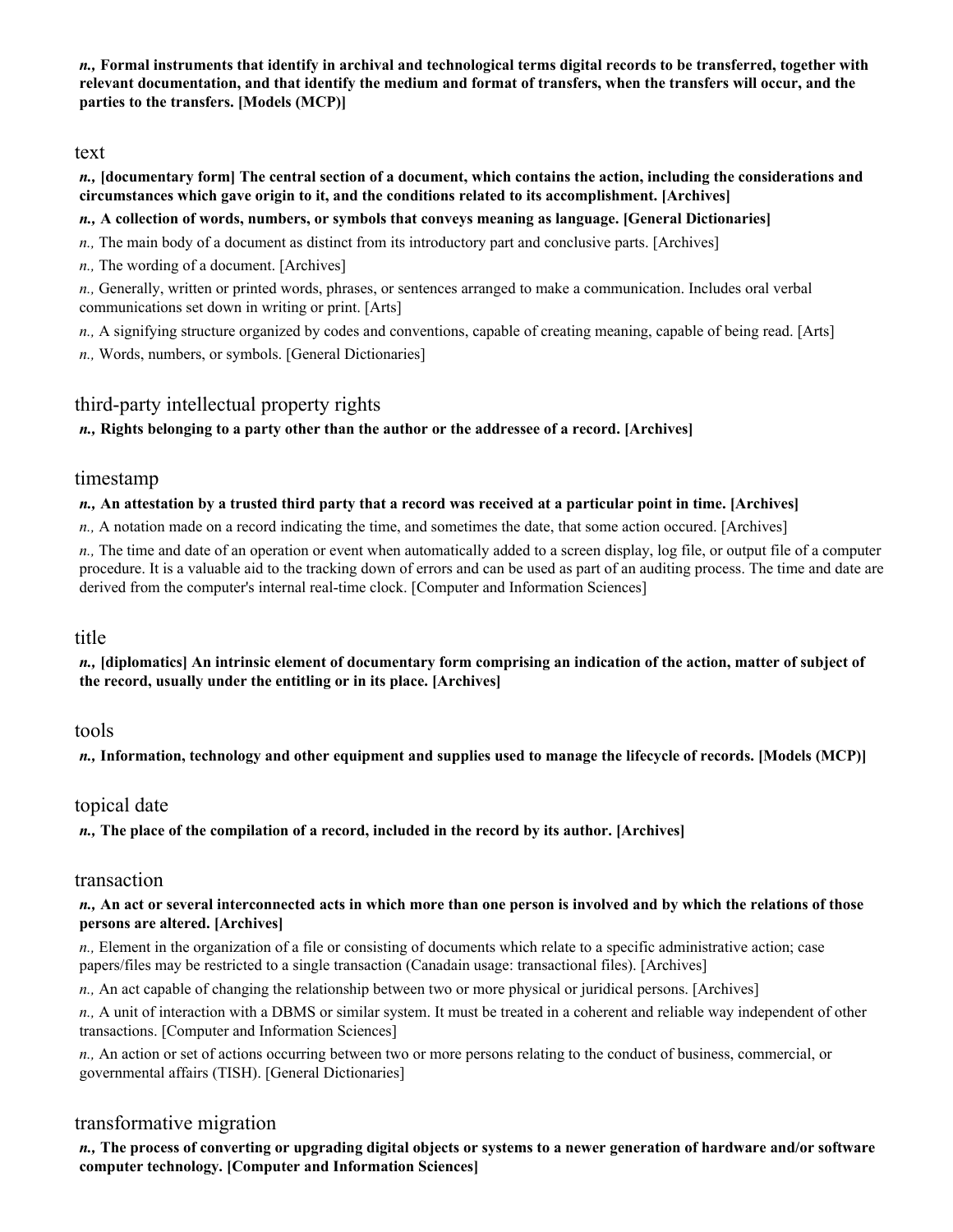***n.,* Formal instruments that identify in archival and technological terms digital records to be transferred, together with relevant documentation, and that identify the medium and format of transfers, when the transfers will occur, and the parties to the transfers. [Models (MCP)]**

## text

***n.,* [documentary form] The central section of a document, which contains the action, including the considerations and circumstances which gave origin to it, and the conditions related to its accomplishment. [Archives]**

***n.,* A collection of words, numbers, or symbols that conveys meaning as language. [General Dictionaries]**

*n.,* The main body of a document as distinct from its introductory part and conclusive parts. [Archives]

*n.,* The wording of a document. [Archives]

*n.,* Generally, written or printed words, phrases, or sentences arranged to make a communication. Includes oral verbal communications set down in writing or print. [Arts]

*n.,* A signifying structure organized by codes and conventions, capable of creating meaning, capable of being read. [Arts]

*n.,* Words, numbers, or symbols. [General Dictionaries]

## third-party intellectual property rights

***n.,* Rights belonging to a party other than the author or the addressee of a record. [Archives]**

## timestamp

***n.,* An attestation by a trusted third party that a record was received at a particular point in time. [Archives]**

*n.,* A notation made on a record indicating the time, and sometimes the date, that some action occured. [Archives]

*n.,* The time and date of an operation or event when automatically added to a screen display, log file, or output file of a computer procedure. It is a valuable aid to the tracking down of errors and can be used as part of an auditing process. The time and date are derived from the computer's internal real-time clock. [Computer and Information Sciences]

## title

***n.,* [diplomatics] An intrinsic element of documentary form comprising an indication of the action, matter of subject of the record, usually under the entitling or in its place. [Archives]**

## tools

***n.,* Information, technology and other equipment and supplies used to manage the lifecycle of records. [Models (MCP)]**

## topical date

***n.,* The place of the compilation of a record, included in the record by its author. [Archives]**

## transaction

***n.,* An act or several interconnected acts in which more than one person is involved and by which the relations of those persons are altered. [Archives]**

*n.,* Element in the organization of a file or consisting of documents which relate to a specific administrative action; case papers/files may be restricted to a single transaction (Canadain usage: transactional files). [Archives]

*n.,* An act capable of changing the relationship between two or more physical or juridical persons. [Archives]

*n.,* A unit of interaction with a DBMS or similar system. It must be treated in a coherent and reliable way independent of other transactions. [Computer and Information Sciences]

*n.,* An action or set of actions occurring between two or more persons relating to the conduct of business, commercial, or governmental affairs (TISH). [General Dictionaries]

## transformative migration

***n.,* The process of converting or upgrading digital objects or systems to a newer generation of hardware and/or software computer technology. [Computer and Information Sciences]**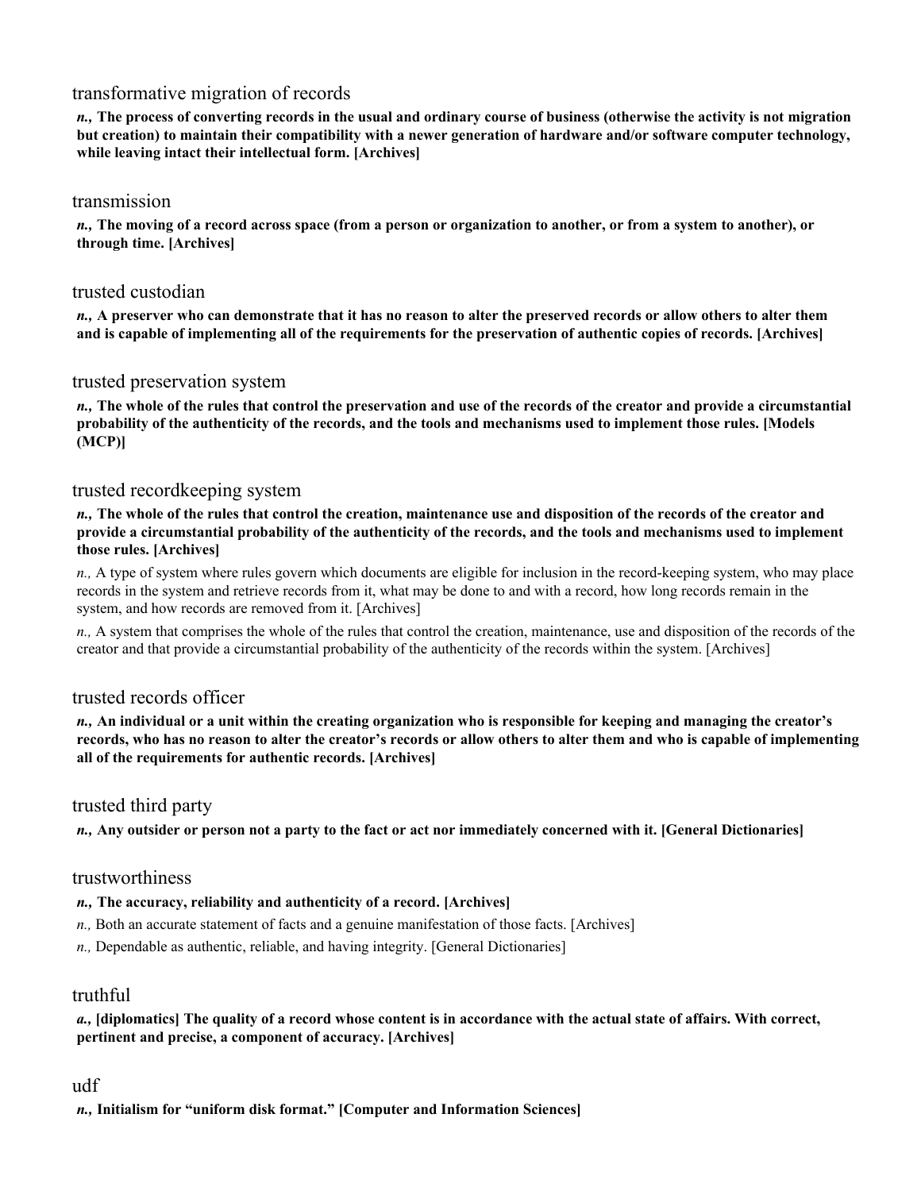### transformative migration of records

***n.,* The process of converting records in the usual and ordinary course of business (otherwise the activity is not migration but creation) to maintain their compatibility with a newer generation of hardware and/or software computer technology, while leaving intact their intellectual form. [Archives]**

### transmission

***n.,* The moving of a record across space (from a person or organization to another, or from a system to another), or through time. [Archives]**

### trusted custodian

***n.,* A preserver who can demonstrate that it has no reason to alter the preserved records or allow others to alter them and is capable of implementing all of the requirements for the preservation of authentic copies of records. [Archives]**

### trusted preservation system

***n.,* The whole of the rules that control the preservation and use of the records of the creator and provide a circumstantial probability of the authenticity of the records, and the tools and mechanisms used to implement those rules. [Models (MCP)]**

### trusted recordkeeping system

***n.,* The whole of the rules that control the creation, maintenance use and disposition of the records of the creator and provide a circumstantial probability of the authenticity of the records, and the tools and mechanisms used to implement those rules. [Archives]**

*n.,* A type of system where rules govern which documents are eligible for inclusion in the record-keeping system, who may place records in the system and retrieve records from it, what may be done to and with a record, how long records remain in the system, and how records are removed from it. [Archives]

*n.,* A system that comprises the whole of the rules that control the creation, maintenance, use and disposition of the records of the creator and that provide a circumstantial probability of the authenticity of the records within the system. [Archives]

### trusted records officer

***n.,* An individual or a unit within the creating organization who is responsible for keeping and managing the creator's records, who has no reason to alter the creator's records or allow others to alter them and who is capable of implementing all of the requirements for authentic records. [Archives]**

### trusted third party

***n.,* Any outsider or person not a party to the fact or act nor immediately concerned with it. [General Dictionaries]**

### trustworthiness

***n.,* The accuracy, reliability and authenticity of a record. [Archives]**

*n.,* Both an accurate statement of facts and a genuine manifestation of those facts. [Archives]

*n.,* Dependable as authentic, reliable, and having integrity. [General Dictionaries]

### truthful

***a.,* [diplomatics] The quality of a record whose content is in accordance with the actual state of affairs. With correct, pertinent and precise, a component of accuracy. [Archives]**

### udf

***n.,* Initialism for "uniform disk format." [Computer and Information Sciences]**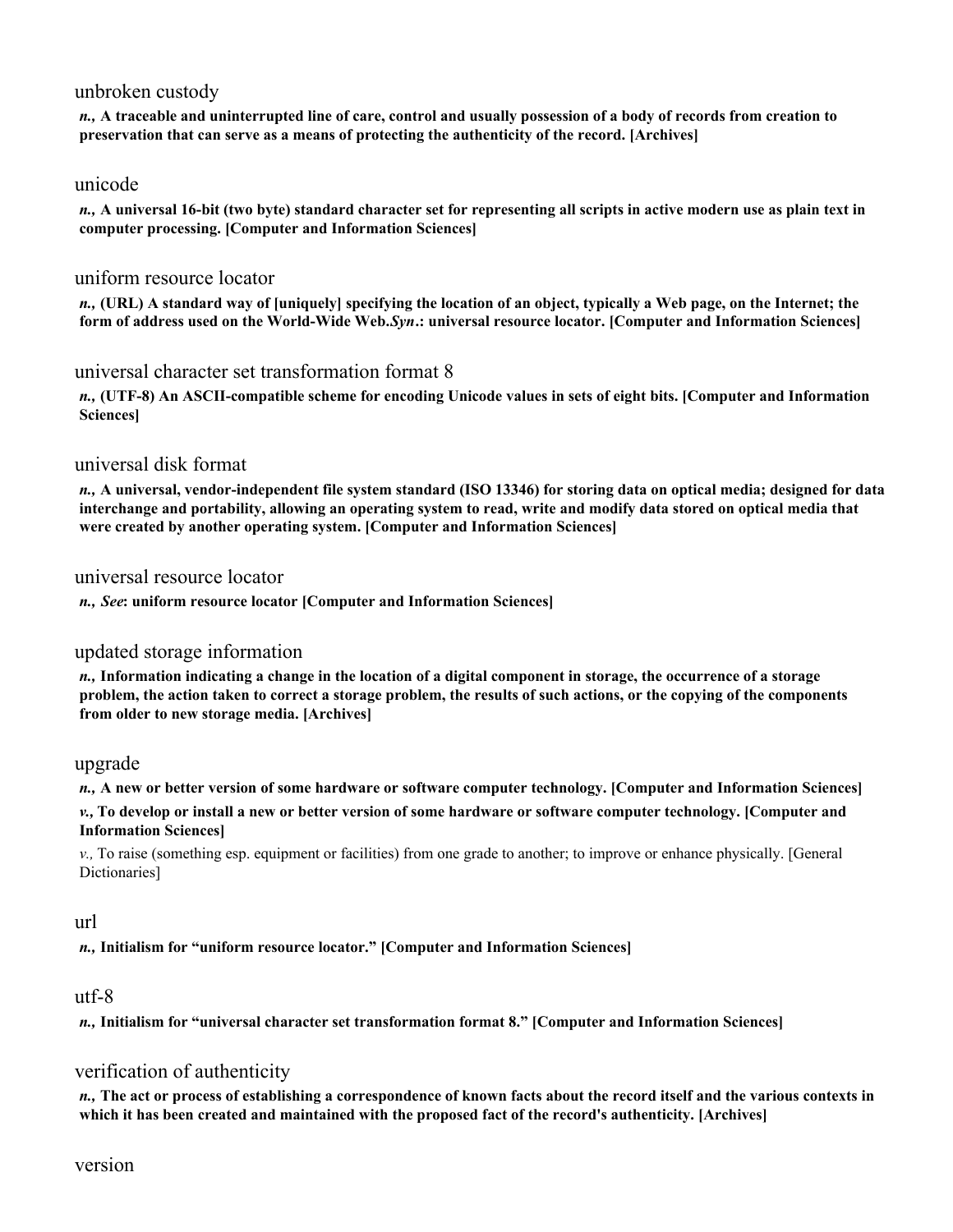unbroken custody

***n.,*** **A traceable and uninterrupted line of care, control and usually possession of a body of records from creation to preservation that can serve as a means of protecting the authenticity of the record. [Archives]**

unicode

***n.,*** **A universal 16-bit (two byte) standard character set for representing all scripts in active modern use as plain text in computer processing. [Computer and Information Sciences]**

uniform resource locator

***n.,*** **(URL) A standard way of [uniquely] specifying the location of an object, typically a Web page, on the Internet; the form of address used on the World-Wide Web.*Syn*.: universal resource locator. [Computer and Information Sciences]**

universal character set transformation format 8

***n.,*** **(UTF-8) An ASCII-compatible scheme for encoding Unicode values in sets of eight bits. [Computer and Information Sciences]**

universal disk format

***n.,*** **A universal, vendor-independent file system standard (ISO 13346) for storing data on optical media; designed for data interchange and portability, allowing an operating system to read, write and modify data stored on optical media that were created by another operating system. [Computer and Information Sciences]**

universal resource locator

***n.,*** ***See*****: uniform resource locator [Computer and Information Sciences]**

updated storage information

***n.,*** **Information indicating a change in the location of a digital component in storage, the occurrence of a storage problem, the action taken to correct a storage problem, the results of such actions, or the copying of the components from older to new storage media. [Archives]**

upgrade

***n.,*** **A new or better version of some hardware or software computer technology. [Computer and Information Sciences]**

***v.,*** **To develop or install a new or better version of some hardware or software computer technology. [Computer and Information Sciences]**

*v.,* To raise (something esp. equipment or facilities) from one grade to another; to improve or enhance physically. [General Dictionaries]

url

***n.,*** **Initialism for "uniform resource locator." [Computer and Information Sciences]**

utf-8

***n.,*** **Initialism for "universal character set transformation format 8." [Computer and Information Sciences]**

verification of authenticity

***n.,*** **The act or process of establishing a correspondence of known facts about the record itself and the various contexts in which it has been created and maintained with the proposed fact of the record's authenticity. [Archives]**

version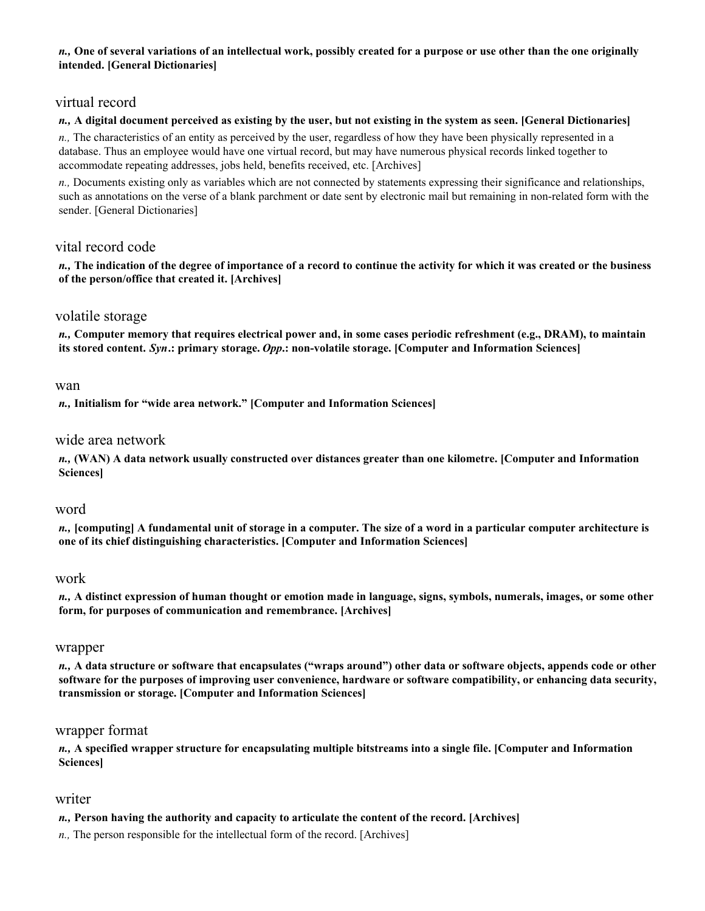***n.,* One of several variations of an intellectual work, possibly created for a purpose or use other than the one originally intended. [General Dictionaries]**

### virtual record

***n.,* A digital document perceived as existing by the user, but not existing in the system as seen. [General Dictionaries]**

*n.,* The characteristics of an entity as perceived by the user, regardless of how they have been physically represented in a database. Thus an employee would have one virtual record, but may have numerous physical records linked together to accommodate repeating addresses, jobs held, benefits received, etc. [Archives]

*n.,* Documents existing only as variables which are not connected by statements expressing their significance and relationships, such as annotations on the verse of a blank parchment or date sent by electronic mail but remaining in non-related form with the sender. [General Dictionaries]

### vital record code

***n.,* The indication of the degree of importance of a record to continue the activity for which it was created or the business of the person/office that created it. [Archives]**

### volatile storage

***n.,* Computer memory that requires electrical power and, in some cases periodic refreshment (e.g., DRAM), to maintain its stored content. *Syn*.: primary storage. *Opp*.: non-volatile storage. [Computer and Information Sciences]**

### wan

***n.,* Initialism for "wide area network." [Computer and Information Sciences]**

### wide area network

***n.,* (WAN) A data network usually constructed over distances greater than one kilometre. [Computer and Information Sciences]**

### word

***n.,* [computing] A fundamental unit of storage in a computer. The size of a word in a particular computer architecture is one of its chief distinguishing characteristics. [Computer and Information Sciences]**

### work

***n.,* A distinct expression of human thought or emotion made in language, signs, symbols, numerals, images, or some other form, for purposes of communication and remembrance. [Archives]**

### wrapper

***n.,* A data structure or software that encapsulates ("wraps around") other data or software objects, appends code or other software for the purposes of improving user convenience, hardware or software compatibility, or enhancing data security, transmission or storage. [Computer and Information Sciences]**

### wrapper format

***n.,* A specified wrapper structure for encapsulating multiple bitstreams into a single file. [Computer and Information Sciences]**

### writer

***n.,* Person having the authority and capacity to articulate the content of the record. [Archives]**

*n.,* The person responsible for the intellectual form of the record. [Archives]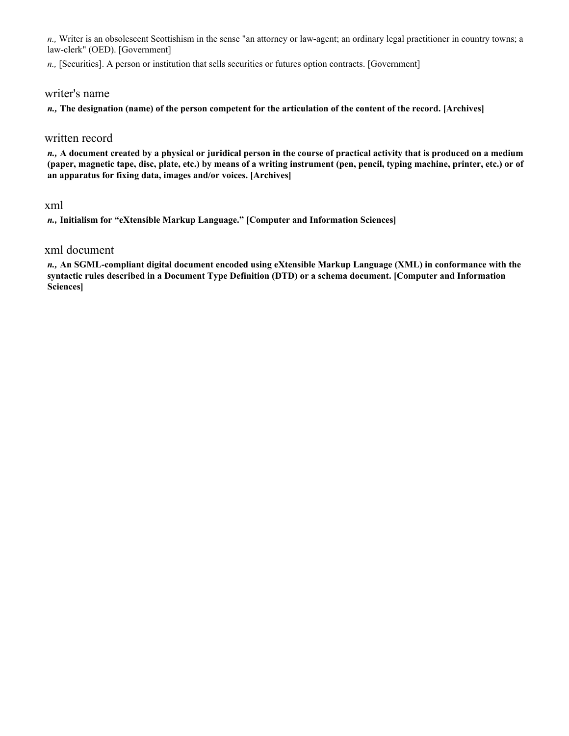*n.,* Writer is an obsolescent Scottishism in the sense "an attorney or law-agent; an ordinary legal practitioner in country towns; a law-clerk" (OED). [Government]

*n.,* [Securities]. A person or institution that sells securities or futures option contracts. [Government]

### writer's name

***n.,* The designation (name) of the person competent for the articulation of the content of the record. [Archives]**

### written record

***n.,* A document created by a physical or juridical person in the course of practical activity that is produced on a medium (paper, magnetic tape, disc, plate, etc.) by means of a writing instrument (pen, pencil, typing machine, printer, etc.) or of an apparatus for fixing data, images and/or voices. [Archives]**

### xml

***n.,* Initialism for "eXtensible Markup Language." [Computer and Information Sciences]**

### xml document

***n.,* An SGML-compliant digital document encoded using eXtensible Markup Language (XML) in conformance with the syntactic rules described in a Document Type Definition (DTD) or a schema document. [Computer and Information Sciences]**